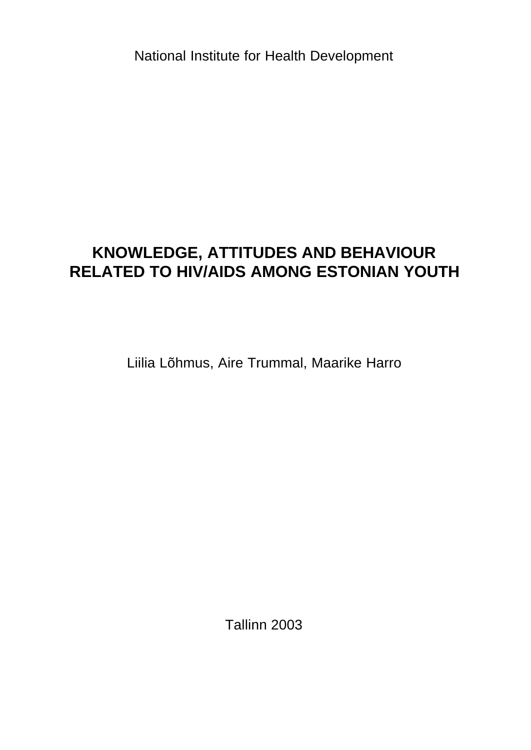National Institute for Health Development

# KNOWLEDGE, ATTITUDES AND BEHAVIOUR RELATED TO HIV/AIDS AMONG ESTONIAN YOUTH

Liilia Lõhmus, Aire Trummal, Maarike Harro

Tallinn 2003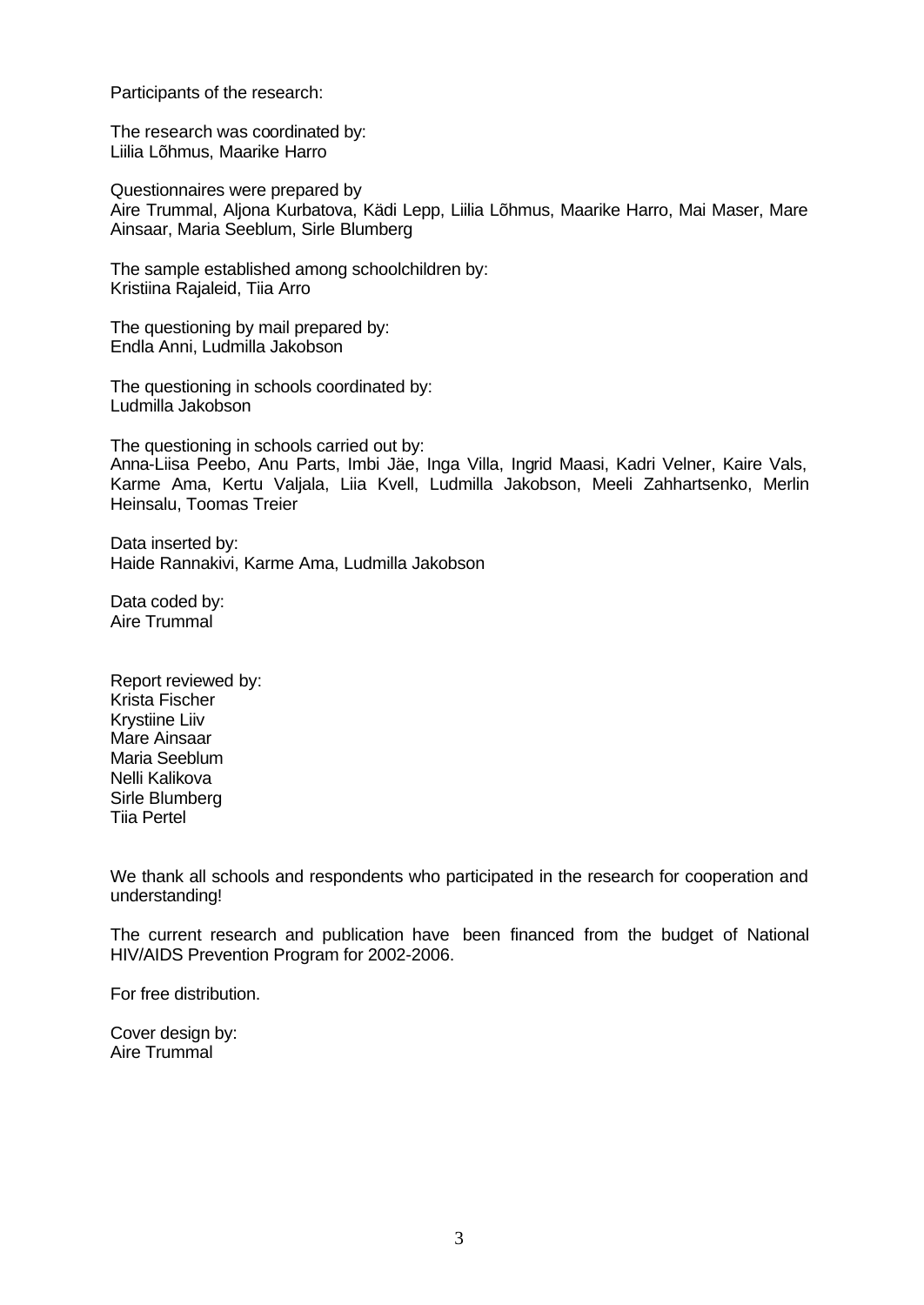Participants of the research:

The research was coordinated by:
Liilia Lõhmus, Maarike Harro

Questionnaires were prepared by
Aire Trummal, Aljona Kurbatova, Kädi Lepp, Liilia Lõhmus, Maarike Harro, Mai Maser, Mare Ainsaar, Maria Seeblum, Sirle Blumberg

The sample established among schoolchildren by:
Kristiina Rajaleid, Tiia Arro

The questioning by mail prepared by:
Endla Anni, Ludmilla Jakobson

The questioning in schools coordinated by:
Ludmilla Jakobson

The questioning in schools carried out by:
Anna-Liisa Peebo, Anu Parts, Imbi Jäe, Inga Villa, Ingrid Maasi, Kadri Velner, Kaire Vals, Karme Ama, Kertu Valjala, Liia Kvell, Ludmilla Jakobson, Meeli Zahhartsenko, Merlin Heinsalu, Toomas Treier

Data inserted by:
Haide Rannakivi, Karme Ama, Ludmilla Jakobson

Data coded by:
Aire Trummal

Report reviewed by:
Krista Fischer
Krystiine Liiv
Mare Ainsaar
Maria Seeblum
Nelli Kalikova
Sirle Blumberg
Tiia Pertel

We thank all schools and respondents who participated in the research for cooperation and understanding!

The current research and publication have been financed from the budget of National HIV/AIDS Prevention Program for 2002-2006.

For free distribution.

Cover design by:
Aire Trummal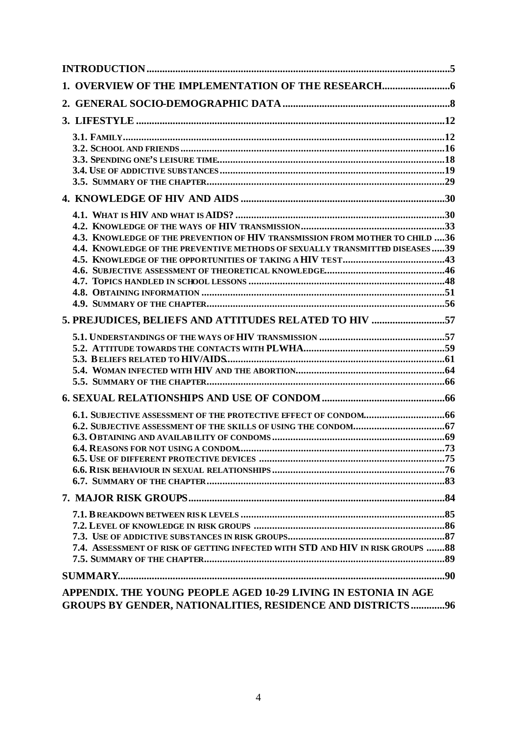INTRODUCTION .....5

1. OVERVIEW OF THE IMPLEMENTATION OF THE RESEARCH .....6

2. GENERAL SOCIO-DEMOGRAPHIC DATA .....8

3. LIFESTYLE .....12

- 3.1. FAMILY .....12
- 3.2. SCHOOL AND FRIENDS .....16
- 3.3. SPENDING ONE'S LEISURE TIME .....18
- 3.4. USE OF ADDICTIVE SUBSTANCES .....19
- 3.5. SUMMARY OF THE CHAPTER .....29

4. KNOWLEDGE OF HIV AND AIDS .....30

- 4.1. WHAT IS HIV AND WHAT IS AIDS? .....30
- 4.2. KNOWLEDGE OF THE WAYS OF HIV TRANSMISSION .....33
- 4.3. KNOWLEDGE OF THE PREVENTION OF HIV TRANSMISSION FROM MOTHER TO CHILD .....36
- 4.4. KNOWLEDGE OF THE PREVENTIVE METHODS OF SEXUALLY TRANSMITTED DISEASES .....39
- 4.5. KNOWLEDGE OF THE OPPORTUNITIES OF TAKING A HIV TEST .....43
- 4.6. SUBJECTIVE ASSESSMENT OF THEORETICAL KNOWLEDGE .....46
- 4.7. TOPICS HANDLED IN SCHOOL LESSONS .....48
- 4.8. OBTAINING INFORMATION .....51
- 4.9. SUMMARY OF THE CHAPTER .....56

5. PREJUDICES, BELIEFS AND ATTITUDES RELATED TO HIV .....57

- 5.1. UNDERSTANDINGS OF THE WAYS OF HIV TRANSMISSION .....57
- 5.2. ATTITUDE TOWARDS THE CONTACTS WITH PLWHA .....59
- 5.3. BELIEFS RELATED TO HIV/AIDS .....61
- 5.4. WOMAN INFECTED WITH HIV AND THE ABORTION .....64
- 5.5. SUMMARY OF THE CHAPTER .....66

6. SEXUAL RELATIONSHIPS AND USE OF CONDOM .....66

- 6.1. SUBJECTIVE ASSESSMENT OF THE PROTECTIVE EFFECT OF CONDOM .....66
- 6.2. SUBJECTIVE ASSESSMENT OF THE SKILLS OF USING THE CONDOM .....67
- 6.3. OBTAINING AND AVAILABILITY OF CONDOMS .....69
- 6.4. REASONS FOR NOT USING A CONDOM .....73
- 6.5. USE OF DIFFERENT PROTECTIVE DEVICES .....75
- 6.6. RISK BEHAVIOUR IN SEXUAL RELATIONSHIPS .....76
- 6.7. SUMMARY OF THE CHAPTER .....83

7. MAJOR RISK GROUPS .....84

- 7.1. BREAKDOWN BETWEEN RISK LEVELS .....85
- 7.2. LEVEL OF KNOWLEDGE IN RISK GROUPS .....86
- 7.3. USE OF ADDICTIVE SUBSTANCES IN RISK GROUPS .....87
- 7.4. ASSESSMENT OF RISK OF GETTING INFECTED WITH STD AND HIV IN RISK GROUPS .....88
- 7.5. SUMMARY OF THE CHAPTER .....89

SUMMARY .....90

APPENDIX. THE YOUNG PEOPLE AGED 10-29 LIVING IN ESTONIA IN AGE GROUPS BY GENDER, NATIONALITIES, RESIDENCE AND DISTRICTS .....96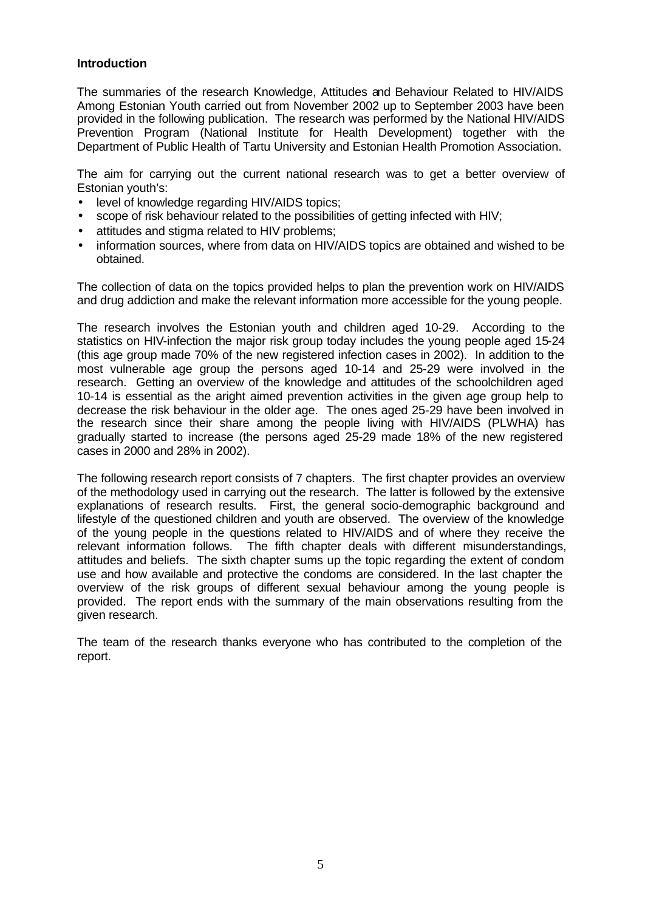## Introduction

The summaries of the research Knowledge, Attitudes and Behaviour Related to HIV/AIDS Among Estonian Youth carried out from November 2002 up to September 2003 have been provided in the following publication. The research was performed by the National HIV/AIDS Prevention Program (National Institute for Health Development) together with the Department of Public Health of Tartu University and Estonian Health Promotion Association.

The aim for carrying out the current national research was to get a better overview of Estonian youth's:

- level of knowledge regarding HIV/AIDS topics;
- scope of risk behaviour related to the possibilities of getting infected with HIV;
- attitudes and stigma related to HIV problems;
- information sources, where from data on HIV/AIDS topics are obtained and wished to be obtained.

The collection of data on the topics provided helps to plan the prevention work on HIV/AIDS and drug addiction and make the relevant information more accessible for the young people.

The research involves the Estonian youth and children aged 10-29. According to the statistics on HIV-infection the major risk group today includes the young people aged 15-24 (this age group made 70% of the new registered infection cases in 2002). In addition to the most vulnerable age group the persons aged 10-14 and 25-29 were involved in the research. Getting an overview of the knowledge and attitudes of the schoolchildren aged 10-14 is essential as the aright aimed prevention activities in the given age group help to decrease the risk behaviour in the older age. The ones aged 25-29 have been involved in the research since their share among the people living with HIV/AIDS (PLWHA) has gradually started to increase (the persons aged 25-29 made 18% of the new registered cases in 2000 and 28% in 2002).

The following research report consists of 7 chapters. The first chapter provides an overview of the methodology used in carrying out the research. The latter is followed by the extensive explanations of research results. First, the general socio-demographic background and lifestyle of the questioned children and youth are observed. The overview of the knowledge of the young people in the questions related to HIV/AIDS and of where they receive the relevant information follows. The fifth chapter deals with different misunderstandings, attitudes and beliefs. The sixth chapter sums up the topic regarding the extent of condom use and how available and protective the condoms are considered. In the last chapter the overview of the risk groups of different sexual behaviour among the young people is provided. The report ends with the summary of the main observations resulting from the given research.

The team of the research thanks everyone who has contributed to the completion of the report.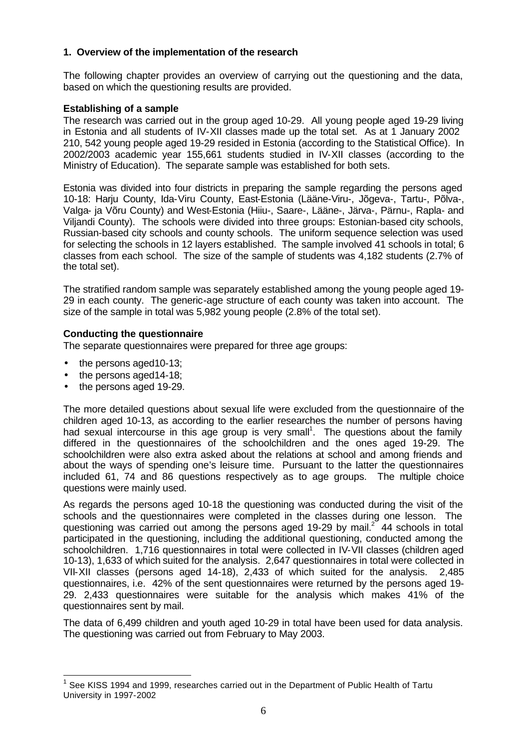## 1. Overview of the implementation of the research

The following chapter provides an overview of carrying out the questioning and the data, based on which the questioning results are provided.

### Establishing of a sample

The research was carried out in the group aged 10-29. All young people aged 19-29 living in Estonia and all students of IV-XII classes made up the total set. As at 1 January 2002 210, 542 young people aged 19-29 resided in Estonia (according to the Statistical Office). In 2002/2003 academic year 155,661 students studied in IV-XII classes (according to the Ministry of Education). The separate sample was established for both sets.

Estonia was divided into four districts in preparing the sample regarding the persons aged 10-18: Harju County, Ida-Viru County, East-Estonia (Lääne-Viru-, Jõgeva-, Tartu-, Põlva-, Valga- ja Võru County) and West-Estonia (Hiiu-, Saare-, Lääne-, Järva-, Pärnu-, Rapla- and Viljandi County). The schools were divided into three groups: Estonian-based city schools, Russian-based city schools and county schools. The uniform sequence selection was used for selecting the schools in 12 layers established. The sample involved 41 schools in total; 6 classes from each school. The size of the sample of students was 4,182 students (2.7% of the total set).

The stratified random sample was separately established among the young people aged 19-29 in each county. The generic-age structure of each county was taken into account. The size of the sample in total was 5,982 young people (2.8% of the total set).

### Conducting the questionnaire

The separate questionnaires were prepared for three age groups:

- the persons aged10-13;
- the persons aged14-18;
- the persons aged 19-29.

The more detailed questions about sexual life were excluded from the questionnaire of the children aged 10-13, as according to the earlier researches the number of persons having had sexual intercourse in this age group is very small[1]. The questions about the family differed in the questionnaires of the schoolchildren and the ones aged 19-29. The schoolchildren were also extra asked about the relations at school and among friends and about the ways of spending one's leisure time. Pursuant to the latter the questionnaires included 61, 74 and 86 questions respectively as to age groups. The multiple choice questions were mainly used.

As regards the persons aged 10-18 the questioning was conducted during the visit of the schools and the questionnaires were completed in the classes during one lesson. The questioning was carried out among the persons aged 19-29 by mail.[2] 44 schools in total participated in the questioning, including the additional questioning, conducted among the schoolchildren. 1,716 questionnaires in total were collected in IV-VII classes (children aged 10-13), 1,633 of which suited for the analysis. 2,647 questionnaires in total were collected in VII-XII classes (persons aged 14-18), 2,433 of which suited for the analysis. 2,485 questionnaires, i.e. 42% of the sent questionnaires were returned by the persons aged 19-29. 2,433 questionnaires were suitable for the analysis which makes 41% of the questionnaires sent by mail.

The data of 6,499 children and youth aged 10-29 in total have been used for data analysis. The questioning was carried out from February to May 2003.

---

[1] See KISS 1994 and 1999, researches carried out in the Department of Public Health of Tartu University in 1997-2002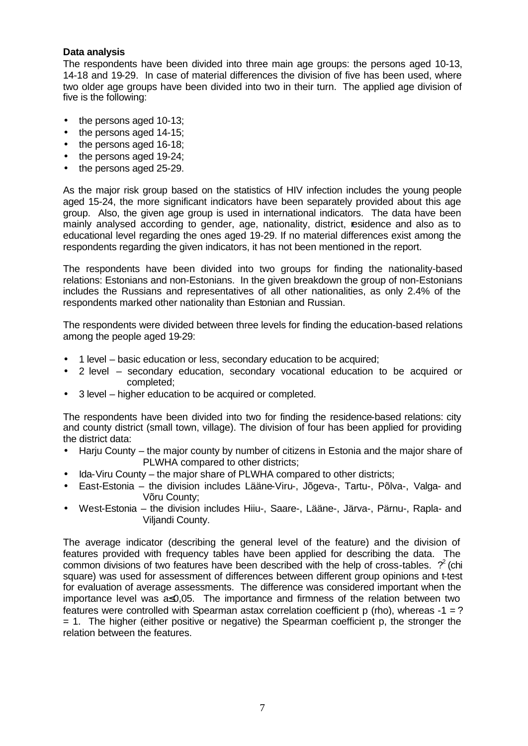**Data analysis**

The respondents have been divided into three main age groups: the persons aged 10-13, 14-18 and 19-29. In case of material differences the division of five has been used, where two older age groups have been divided into two in their turn. The applied age division of five is the following:

- the persons aged 10-13;
- the persons aged 14-15;
- the persons aged 16-18;
- the persons aged 19-24;
- the persons aged 25-29.

As the major risk group based on the statistics of HIV infection includes the young people aged 15-24, the more significant indicators have been separately provided about this age group. Also, the given age group is used in international indicators. The data have been mainly analysed according to gender, age, nationality, district, residence and also as to educational level regarding the ones aged 19-29. If no material differences exist among the respondents regarding the given indicators, it has not been mentioned in the report.

The respondents have been divided into two groups for finding the nationality-based relations: Estonians and non-Estonians. In the given breakdown the group of non-Estonians includes the Russians and representatives of all other nationalities, as only 2.4% of the respondents marked other nationality than Estonian and Russian.

The respondents were divided between three levels for finding the education-based relations among the people aged 19-29:

- 1 level – basic education or less, secondary education to be acquired;
- 2 level – secondary education, secondary vocational education to be acquired or completed;
- 3 level – higher education to be acquired or completed.

The respondents have been divided into two for finding the residence-based relations: city and county district (small town, village). The division of four has been applied for providing the district data:

- Harju County – the major county by number of citizens in Estonia and the major share of PLWHA compared to other districts;
- Ida-Viru County – the major share of PLWHA compared to other districts;
- East-Estonia – the division includes Lääne-Viru-, Jõgeva-, Tartu-, Põlva-, Valga- and Võru County;
- West-Estonia – the division includes Hiiu-, Saare-, Lääne-, Järva-, Pärnu-, Rapla- and Viljandi County.

The average indicator (describing the general level of the feature) and the division of features provided with frequency tables have been applied for describing the data. The common divisions of two features have been described with the help of cross-tables. $\chi^2$ (chi square) was used for assessment of differences between different group opinions and t-test for evaluation of average assessments. The difference was considered important when the importance level was $\alpha \leq 0{,}05$. The importance and firmness of the relation between two features were controlled with Spearman astax correlation coefficient p (rho), whereas $-1 = ? = 1$. The higher (either positive or negative) the Spearman coefficient p, the stronger the relation between the features.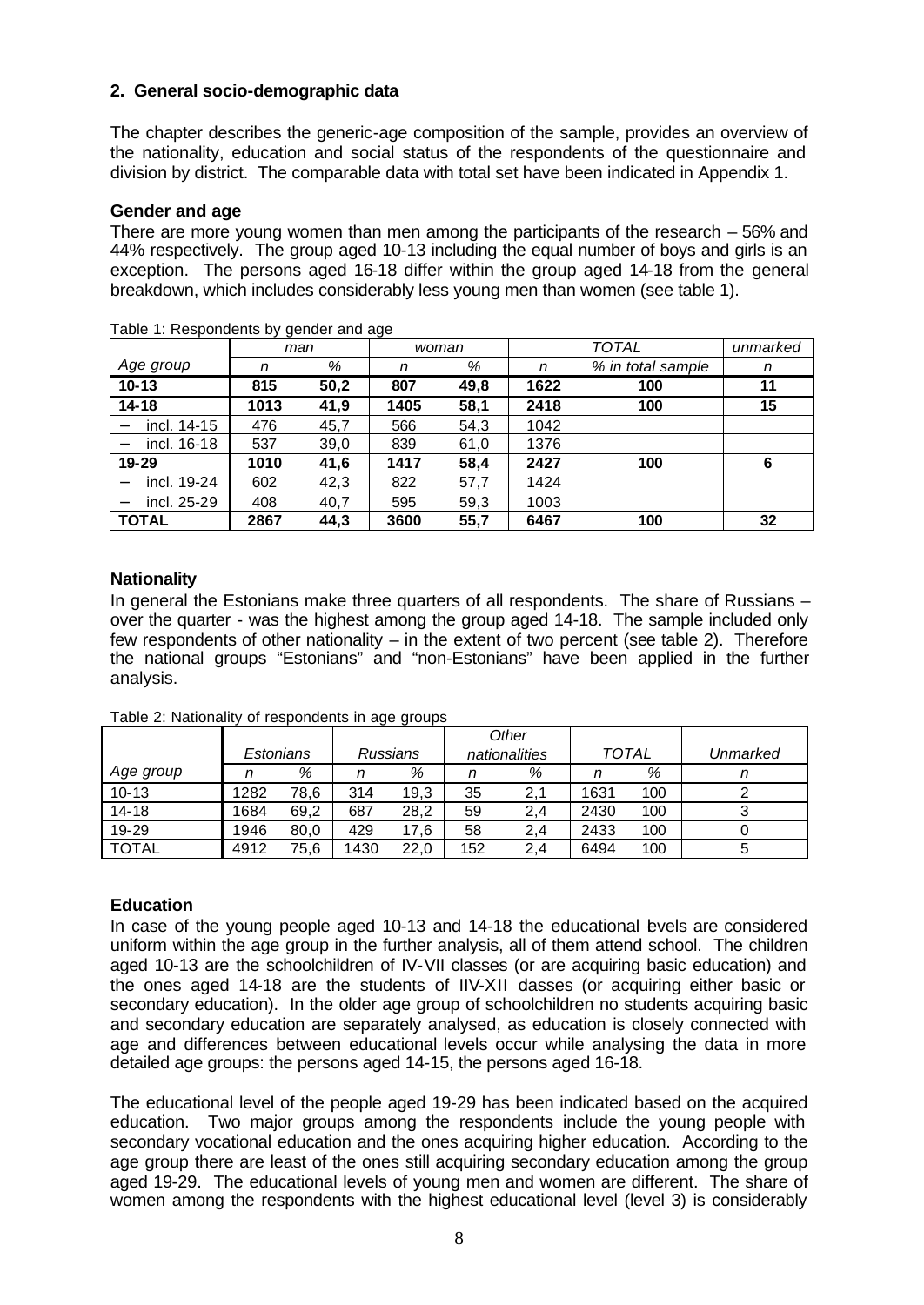### 2. General socio-demographic data

The chapter describes the generic-age composition of the sample, provides an overview of the nationality, education and social status of the respondents of the questionnaire and division by district. The comparable data with total set have been indicated in Appendix 1.

#### Gender and age

There are more young women than men among the participants of the research – 56% and 44% respectively. The group aged 10-13 including the equal number of boys and girls is an exception. The persons aged 16-18 differ within the group aged 14-18 from the general breakdown, which includes considerably less young men than women (see table 1).

Table 1: Respondents by gender and age

| | *man* | | *woman* | | *TOTAL* | | *unmarked* |
|---|---|---|---|---|---|---|---|
| *Age group* | *n* | *%* | *n* | *%* | *n* | *% in total sample* | *n* |
| **10-13** | **815** | **50,2** | **807** | **49,8** | **1622** | **100** | **11** |
| **14-18** | **1013** | **41,9** | **1405** | **58,1** | **2418** | **100** | **15** |
| – incl. 14-15 | 476 | 45,7 | 566 | 54,3 | 1042 | | |
| – incl. 16-18 | 537 | 39,0 | 839 | 61,0 | 1376 | | |
| **19-29** | **1010** | **41,6** | **1417** | **58,4** | **2427** | **100** | **6** |
| – incl. 19-24 | 602 | 42,3 | 822 | 57,7 | 1424 | | |
| – incl. 25-29 | 408 | 40,7 | 595 | 59,3 | 1003 | | |
| **TOTAL** | **2867** | **44,3** | **3600** | **55,7** | **6467** | **100** | **32** |

#### Nationality

In general the Estonians make three quarters of all respondents. The share of Russians – over the quarter - was the highest among the group aged 14-18. The sample included only few respondents of other nationality – in the extent of two percent (see table 2). Therefore the national groups "Estonians" and "non-Estonians" have been applied in the further analysis.

Table 2: Nationality of respondents in age groups

| | *Estonians* | | *Russians* | | *Other nationalities* | | *TOTAL* | | *Unmarked* |
|---|---|---|---|---|---|---|---|---|---|
| *Age group* | *n* | *%* | *n* | *%* | *n* | *%* | *n* | *%* | *n* |
| 10-13 | 1282 | 78,6 | 314 | 19,3 | 35 | 2,1 | 1631 | 100 | 2 |
| 14-18 | 1684 | 69,2 | 687 | 28,2 | 59 | 2,4 | 2430 | 100 | 3 |
| 19-29 | 1946 | 80,0 | 429 | 17,6 | 58 | 2,4 | 2433 | 100 | 0 |
| TOTAL | 4912 | 75,6 | 1430 | 22,0 | 152 | 2,4 | 6494 | 100 | 5 |

#### Education

In case of the young people aged 10-13 and 14-18 the educational levels are considered uniform within the age group in the further analysis, all of them attend school. The children aged 10-13 are the schoolchildren of IV-VII classes (or are acquiring basic education) and the ones aged 14-18 are the students of IIV-XII classes (or acquiring either basic or secondary education). In the older age group of schoolchildren no students acquiring basic and secondary education are separately analysed, as education is closely connected with age and differences between educational levels occur while analysing the data in more detailed age groups: the persons aged 14-15, the persons aged 16-18.

The educational level of the people aged 19-29 has been indicated based on the acquired education. Two major groups among the respondents include the young people with secondary vocational education and the ones acquiring higher education. According to the age group there are least of the ones still acquiring secondary education among the group aged 19-29. The educational levels of young men and women are different. The share of women among the respondents with the highest educational level (level 3) is considerably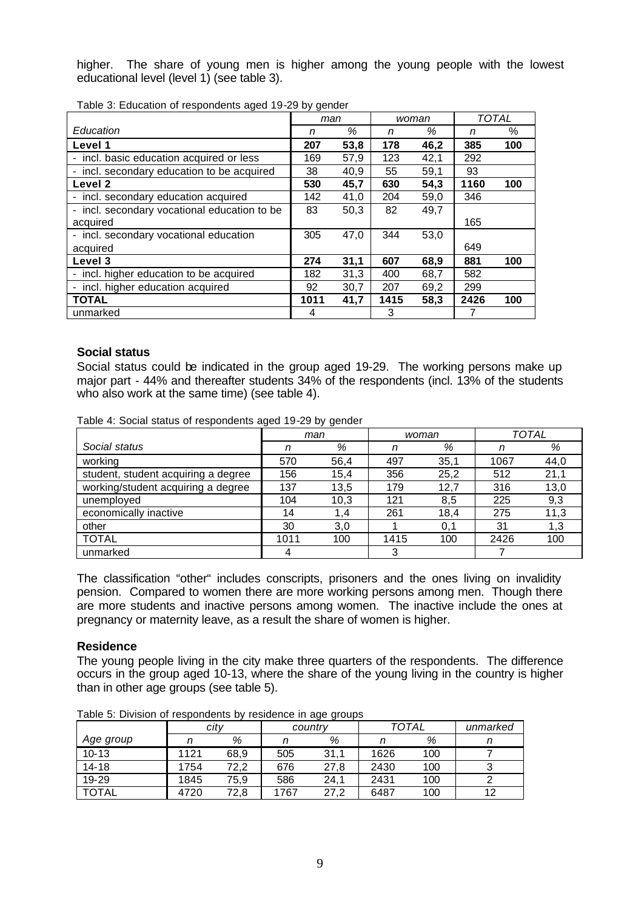higher. The share of young men is higher among the young people with the lowest educational level (level 1) (see table 3).

Table 3: Education of respondents aged 19-29 by gender

| | *man* | | *woman* | | *TOTAL* | |
|---|---|---|---|---|---|---|
| *Education* | *n* | *%* | *n* | *%* | *n* | *%* |
| **Level 1** | **207** | **53,8** | **178** | **46,2** | **385** | **100** |
| - incl. basic education acquired or less | 169 | 57,9 | 123 | 42,1 | 292 | |
| - incl. secondary education to be acquired | 38 | 40,9 | 55 | 59,1 | 93 | |
| **Level 2** | **530** | **45,7** | **630** | **54,3** | **1160** | **100** |
| - incl. secondary education acquired | 142 | 41,0 | 204 | 59,0 | 346 | |
| - incl. secondary vocational education to be acquired | 83 | 50,3 | 82 | 49,7 | 165 | |
| - incl. secondary vocational education acquired | 305 | 47,0 | 344 | 53,0 | 649 | |
| **Level 3** | **274** | **31,1** | **607** | **68,9** | **881** | **100** |
| - incl. higher education to be acquired | 182 | 31,3 | 400 | 68,7 | 582 | |
| - incl. higher education acquired | 92 | 30,7 | 207 | 69,2 | 299 | |
| **TOTAL** | **1011** | **41,7** | **1415** | **58,3** | **2426** | **100** |
| unmarked | 4 | | 3 | | 7 | |

### Social status

Social status could be indicated in the group aged 19-29. The working persons make up major part - 44% and thereafter students 34% of the respondents (incl. 13% of the students who also work at the same time) (see table 4).

Table 4: Social status of respondents aged 19-29 by gender

| | *man* | | *woman* | | *TOTAL* | |
|---|---|---|---|---|---|---|
| *Social status* | *n* | *%* | *n* | *%* | *n* | *%* |
| working | 570 | 56,4 | 497 | 35,1 | 1067 | 44,0 |
| student, student acquiring a degree | 156 | 15,4 | 356 | 25,2 | 512 | 21,1 |
| working/student acquiring a degree | 137 | 13,5 | 179 | 12,7 | 316 | 13,0 |
| unemployed | 104 | 10,3 | 121 | 8,5 | 225 | 9,3 |
| economically inactive | 14 | 1,4 | 261 | 18,4 | 275 | 11,3 |
| other | 30 | 3,0 | 1 | 0,1 | 31 | 1,3 |
| TOTAL | 1011 | 100 | 1415 | 100 | 2426 | 100 |
| unmarked | 4 | | 3 | | 7 | |

The classification "other" includes conscripts, prisoners and the ones living on invalidity pension. Compared to women there are more working persons among men. Though there are more students and inactive persons among women. The inactive include the ones at pregnancy or maternity leave, as a result the share of women is higher.

### Residence

The young people living in the city make three quarters of the respondents. The difference occurs in the group aged 10-13, where the share of the young living in the country is higher than in other age groups (see table 5).

Table 5: Division of respondents by residence in age groups

| | *city* | | *country* | | *TOTAL* | | *unmarked* |
|---|---|---|---|---|---|---|---|
| *Age group* | *n* | *%* | *n* | *%* | *n* | *%* | *n* |
| 10-13 | 1121 | 68,9 | 505 | 31,1 | 1626 | 100 | 7 |
| 14-18 | 1754 | 72,2 | 676 | 27,8 | 2430 | 100 | 3 |
| 19-29 | 1845 | 75,9 | 586 | 24,1 | 2431 | 100 | 2 |
| TOTAL | 4720 | 72,8 | 1767 | 27,2 | 6487 | 100 | 12 |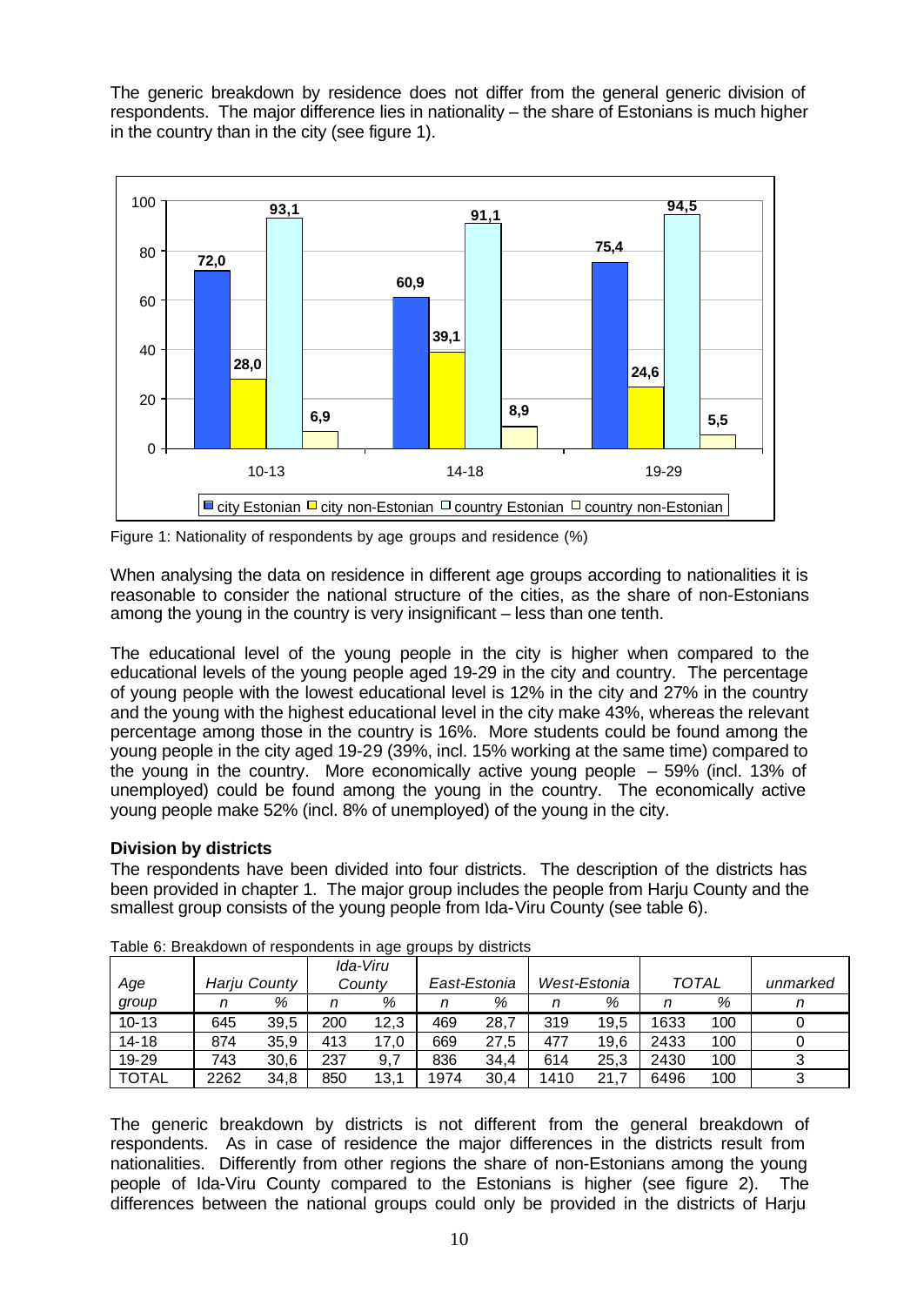The generic breakdown by residence does not differ from the general generic division of respondents. The major difference lies in nationality – the share of Estonians is much higher in the country than in the city (see figure 1).

Figure 1: Nationality of respondents by age groups and residence (%)

When analysing the data on residence in different age groups according to nationalities it is reasonable to consider the national structure of the cities, as the share of non-Estonians among the young in the country is very insignificant – less than one tenth.

The educational level of the young people in the city is higher when compared to the educational levels of the young people aged 19-29 in the city and country. The percentage of young people with the lowest educational level is 12% in the city and 27% in the country and the young with the highest educational level in the city make 43%, whereas the relevant percentage among those in the country is 16%. More students could be found among the young people in the city aged 19-29 (39%, incl. 15% working at the same time) compared to the young in the country. More economically active young people – 59% (incl. 13% of unemployed) could be found among the young in the country. The economically active young people make 52% (incl. 8% of unemployed) of the young in the city.

**Division by districts**

The respondents have been divided into four districts. The description of the districts has been provided in chapter 1. The major group includes the people from Harju County and the smallest group consists of the young people from Ida-Viru County (see table 6).

Table 6: Breakdown of respondents in age groups by districts

| *Age group* | *Harju County* | | *Ida-Viru County* | | *East-Estonia* | | *West-Estonia* | | *TOTAL* | | *unmarked* |
|---|---|---|---|---|---|---|---|---|---|---|---|
| | *n* | *%* | *n* | *%* | *n* | *%* | *n* | *%* | *n* | *%* | *n* |
| 10-13 | 645 | 39,5 | 200 | 12,3 | 469 | 28,7 | 319 | 19,5 | 1633 | 100 | 0 |
| 14-18 | 874 | 35,9 | 413 | 17,0 | 669 | 27,5 | 477 | 19,6 | 2433 | 100 | 0 |
| 19-29 | 743 | 30,6 | 237 | 9,7 | 836 | 34,4 | 614 | 25,3 | 2430 | 100 | 3 |
| TOTAL | 2262 | 34,8 | 850 | 13,1 | 1974 | 30,4 | 1410 | 21,7 | 6496 | 100 | 3 |

The generic breakdown by districts is not different from the general breakdown of respondents. As in case of residence the major differences in the districts result from nationalities. Differently from other regions the share of non-Estonians among the young people of Ida-Viru County compared to the Estonians is higher (see figure 2). The differences between the national groups could only be provided in the districts of Harju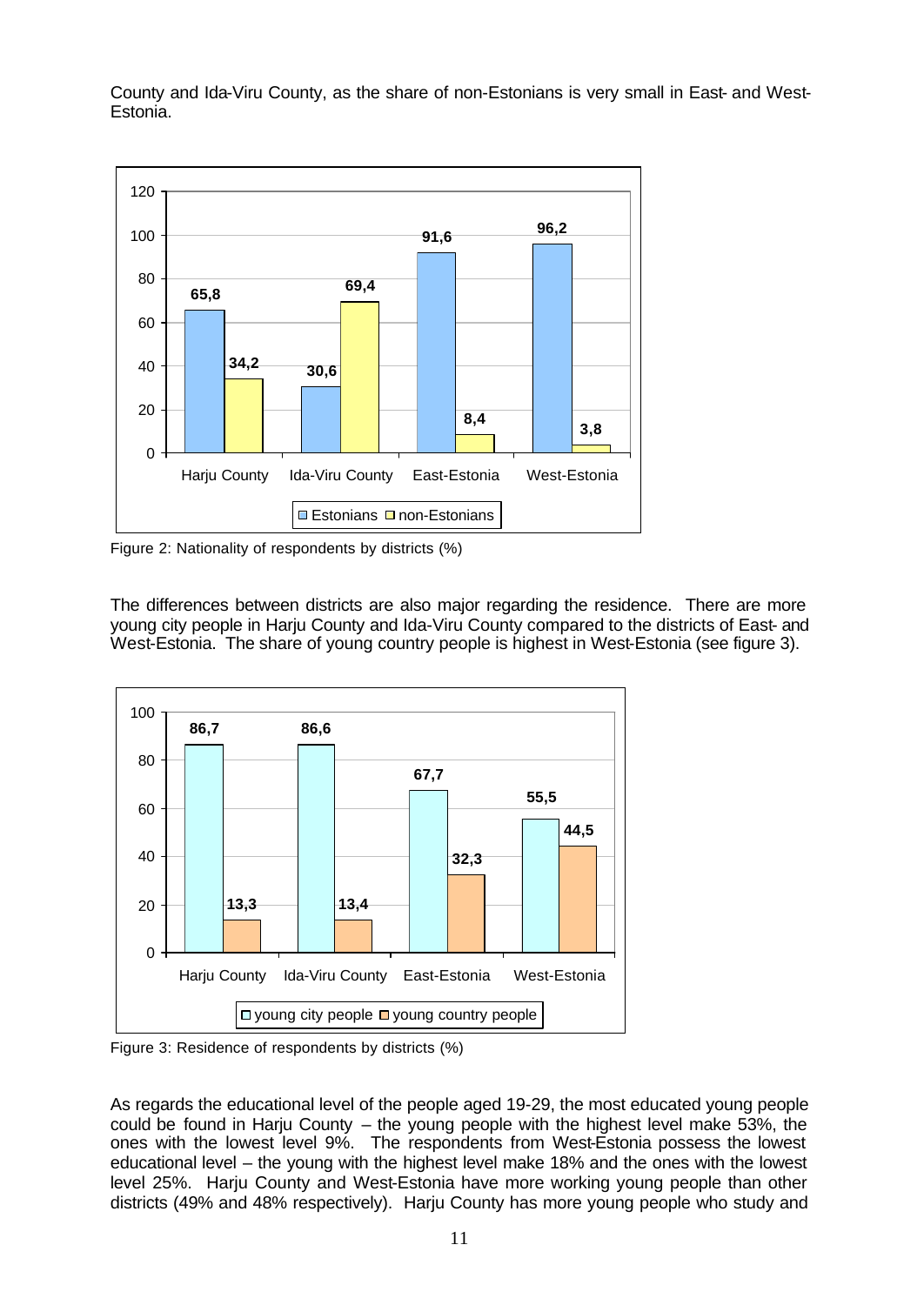County and Ida-Viru County, as the share of non-Estonians is very small in East- and West-Estonia.

Figure 2: Nationality of respondents by districts (%)

The differences between districts are also major regarding the residence. There are more young city people in Harju County and Ida-Viru County compared to the districts of East- and West-Estonia. The share of young country people is highest in West-Estonia (see figure 3).

Figure 3: Residence of respondents by districts (%)

As regards the educational level of the people aged 19-29, the most educated young people could be found in Harju County – the young people with the highest level make 53%, the ones with the lowest level 9%. The respondents from West-Estonia possess the lowest educational level – the young with the highest level make 18% and the ones with the lowest level 25%. Harju County and West-Estonia have more working young people than other districts (49% and 48% respectively). Harju County has more young people who study and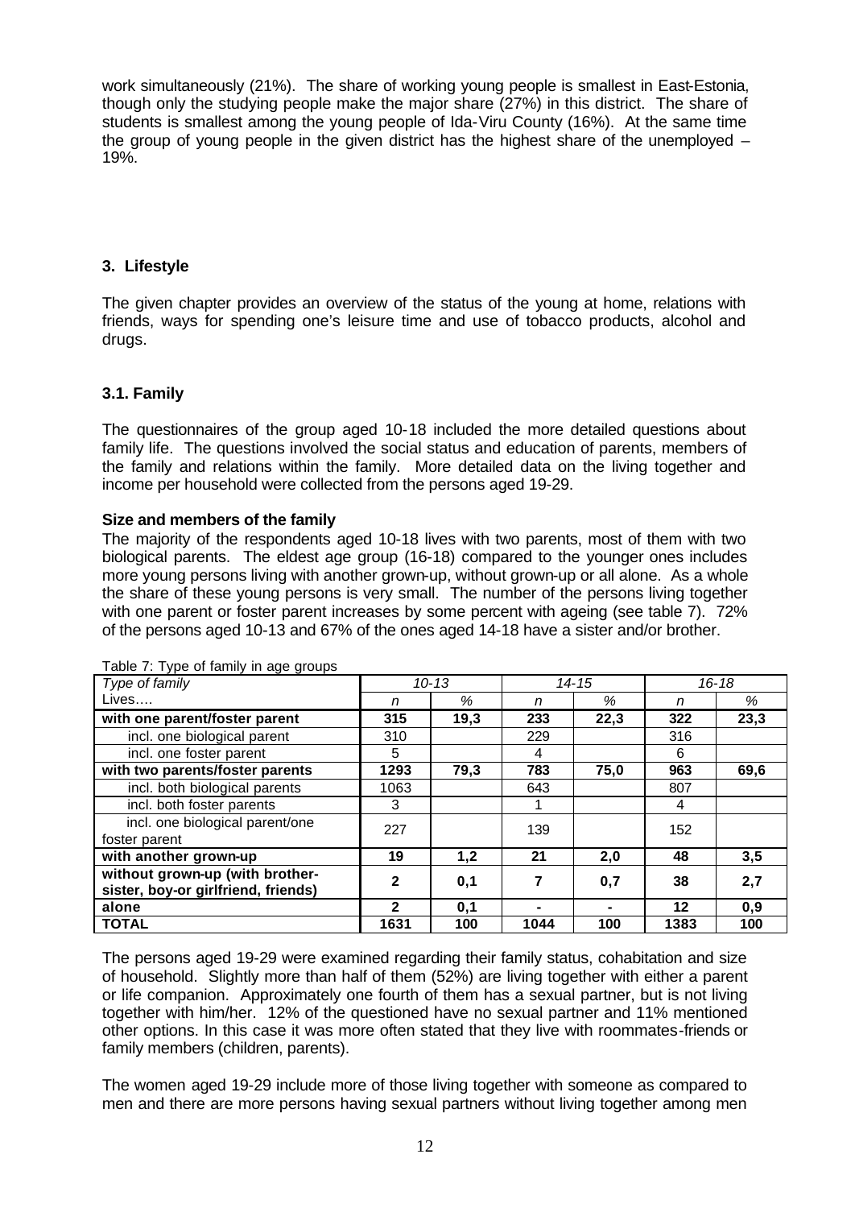work simultaneously (21%). The share of working young people is smallest in East-Estonia, though only the studying people make the major share (27%) in this district. The share of students is smallest among the young people of Ida-Viru County (16%). At the same time the group of young people in the given district has the highest share of the unemployed – 19%.

## 3. Lifestyle

The given chapter provides an overview of the status of the young at home, relations with friends, ways for spending one's leisure time and use of tobacco products, alcohol and drugs.

### 3.1. Family

The questionnaires of the group aged 10-18 included the more detailed questions about family life. The questions involved the social status and education of parents, members of the family and relations within the family. More detailed data on the living together and income per household were collected from the persons aged 19-29.

**Size and members of the family**

The majority of the respondents aged 10-18 lives with two parents, most of them with two biological parents. The eldest age group (16-18) compared to the younger ones includes more young persons living with another grown-up, without grown-up or all alone. As a whole the share of these young persons is very small. The number of the persons living together with one parent or foster parent increases by some percent with ageing (see table 7). 72% of the persons aged 10-13 and 67% of the ones aged 14-18 have a sister and/or brother.

Table 7: Type of family in age groups

| *Type of family* | *10-13* | | *14-15* | | *16-18* | |
|---|---|---|---|---|---|---|
| Lives…. | *n* | *%* | *n* | *%* | *n* | *%* |
| **with one parent/foster parent** | **315** | **19,3** | **233** | **22,3** | **322** | **23,3** |
| incl. one biological parent | 310 | | 229 | | 316 | |
| incl. one foster parent | 5 | | 4 | | 6 | |
| **with two parents/foster parents** | **1293** | **79,3** | **783** | **75,0** | **963** | **69,6** |
| incl. both biological parents | 1063 | | 643 | | 807 | |
| incl. both foster parents | 3 | | 1 | | 4 | |
| incl. one biological parent/one foster parent | 227 | | 139 | | 152 | |
| **with another grown-up** | **19** | **1,2** | **21** | **2,0** | **48** | **3,5** |
| **without grown-up (with brother-sister, boy-or girlfriend, friends)** | **2** | **0,1** | **7** | **0,7** | **38** | **2,7** |
| **alone** | **2** | **0,1** | **-** | **-** | **12** | **0,9** |
| **TOTAL** | **1631** | **100** | **1044** | **100** | **1383** | **100** |

The persons aged 19-29 were examined regarding their family status, cohabitation and size of household. Slightly more than half of them (52%) are living together with either a parent or life companion. Approximately one fourth of them has a sexual partner, but is not living together with him/her. 12% of the questioned have no sexual partner and 11% mentioned other options. In this case it was more often stated that they live with roommates-friends or family members (children, parents).

The women aged 19-29 include more of those living together with someone as compared to men and there are more persons having sexual partners without living together among men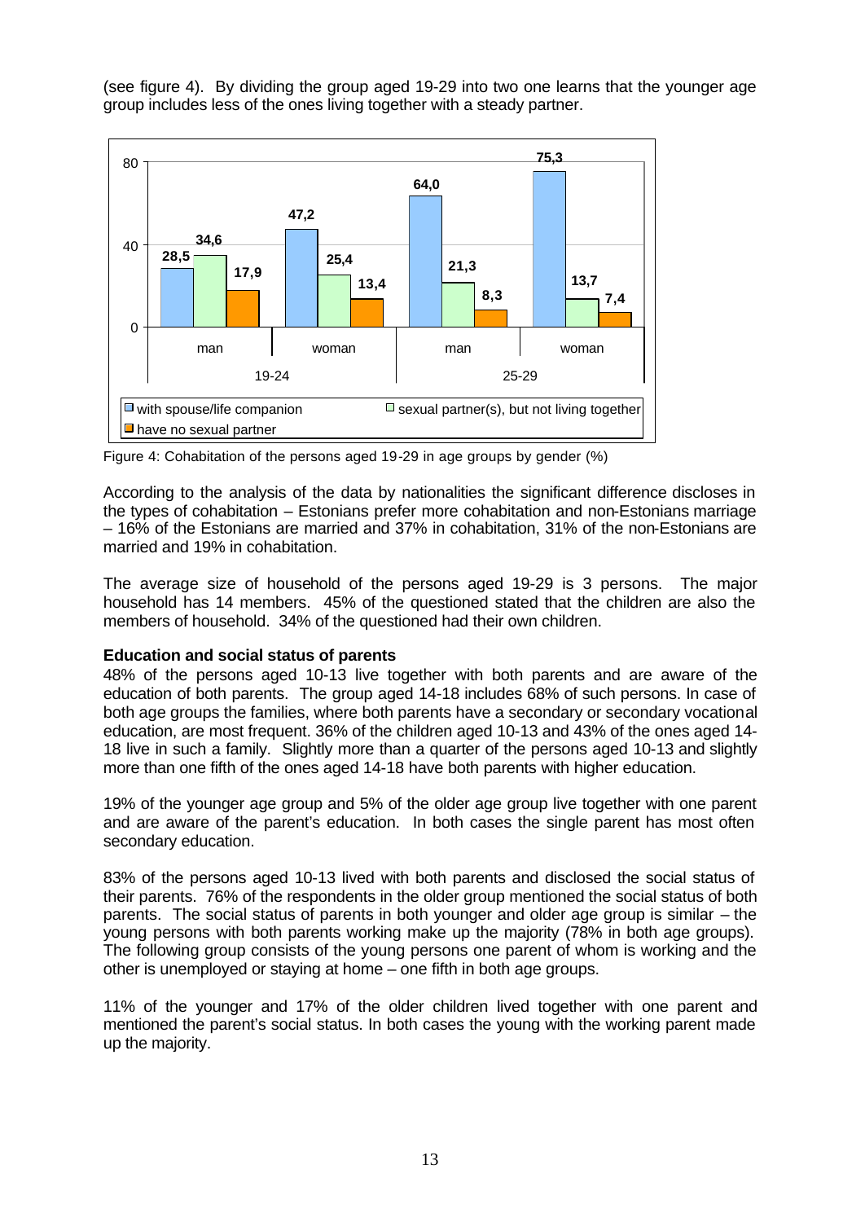(see figure 4). By dividing the group aged 19-29 into two one learns that the younger age group includes less of the ones living together with a steady partner.

| Age group | Gender | with spouse/life companion | sexual partner(s), but not living together | have no sexual partner |
|---|---|---|---|---|
| 19-24 | man | 28,5 | 34,6 | 17,9 |
| 19-24 | woman | 47,2 | 25,4 | 13,4 |
| 25-29 | man | 64,0 | 21,3 | 8,3 |
| 25-29 | woman | 75,3 | 13,7 | 7,4 |

Figure 4: Cohabitation of the persons aged 19-29 in age groups by gender (%)

According to the analysis of the data by nationalities the significant difference discloses in the types of cohabitation – Estonians prefer more cohabitation and non-Estonians marriage – 16% of the Estonians are married and 37% in cohabitation, 31% of the non-Estonians are married and 19% in cohabitation.

The average size of household of the persons aged 19-29 is 3 persons. The major household has 14 members. 45% of the questioned stated that the children are also the members of household. 34% of the questioned had their own children.

**Education and social status of parents**

48% of the persons aged 10-13 live together with both parents and are aware of the education of both parents. The group aged 14-18 includes 68% of such persons. In case of both age groups the families, where both parents have a secondary or secondary vocational education, are most frequent. 36% of the children aged 10-13 and 43% of the ones aged 14-18 live in such a family. Slightly more than a quarter of the persons aged 10-13 and slightly more than one fifth of the ones aged 14-18 have both parents with higher education.

19% of the younger age group and 5% of the older age group live together with one parent and are aware of the parent's education. In both cases the single parent has most often secondary education.

83% of the persons aged 10-13 lived with both parents and disclosed the social status of their parents. 76% of the respondents in the older group mentioned the social status of both parents. The social status of parents in both younger and older age group is similar – the young persons with both parents working make up the majority (78% in both age groups). The following group consists of the young persons one parent of whom is working and the other is unemployed or staying at home – one fifth in both age groups.

11% of the younger and 17% of the older children lived together with one parent and mentioned the parent's social status. In both cases the young with the working parent made up the majority.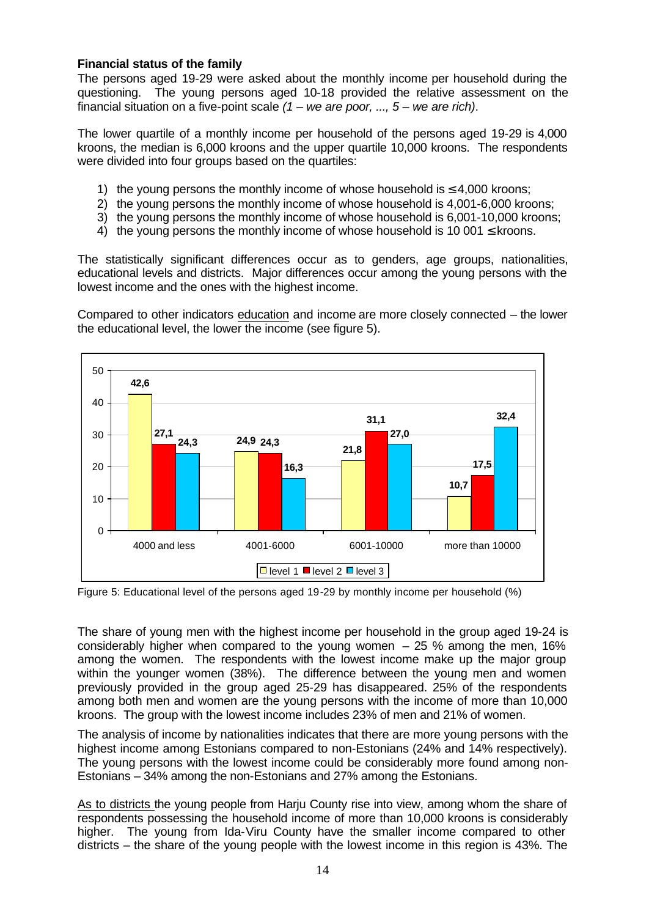**Financial status of the family**

The persons aged 19-29 were asked about the monthly income per household during the questioning. The young persons aged 10-18 provided the relative assessment on the financial situation on a five-point scale *(1 – we are poor, ..., 5 – we are rich)*.

The lower quartile of a monthly income per household of the persons aged 19-29 is 4,000 kroons, the median is 6,000 kroons and the upper quartile 10,000 kroons. The respondents were divided into four groups based on the quartiles:

1) the young persons the monthly income of whose household is ≤ 4,000 kroons;
2) the young persons the monthly income of whose household is 4,001-6,000 kroons;
3) the young persons the monthly income of whose household is 6,001-10,000 kroons;
4) the young persons the monthly income of whose household is 10 001 ≤ kroons.

The statistically significant differences occur as to genders, age groups, nationalities, educational levels and districts. Major differences occur among the young persons with the lowest income and the ones with the highest income.

Compared to other indicators education and income are more closely connected – the lower the educational level, the lower the income (see figure 5).

| | 4000 and less | 4001-6000 | 6001-10000 | more than 10000 |
|---|---|---|---|---|
| level 1 | 42,6 | 24,9 | 21,8 | 10,7 |
| level 2 | 27,1 | 24,3 | 31,1 | 17,5 |
| level 3 | 24,3 | 16,3 | 27,0 | 32,4 |

Figure 5: Educational level of the persons aged 19-29 by monthly income per household (%)

The share of young men with the highest income per household in the group aged 19-24 is considerably higher when compared to the young women – 25 % among the men, 16% among the women. The respondents with the lowest income make up the major group within the younger women (38%). The difference between the young men and women previously provided in the group aged 25-29 has disappeared. 25% of the respondents among both men and women are the young persons with the income of more than 10,000 kroons. The group with the lowest income includes 23% of men and 21% of women.

The analysis of income by nationalities indicates that there are more young persons with the highest income among Estonians compared to non-Estonians (24% and 14% respectively). The young persons with the lowest income could be considerably more found among non-Estonians – 34% among the non-Estonians and 27% among the Estonians.

As to districts the young people from Harju County rise into view, among whom the share of respondents possessing the household income of more than 10,000 kroons is considerably higher. The young from Ida-Viru County have the smaller income compared to other districts – the share of the young people with the lowest income in this region is 43%. The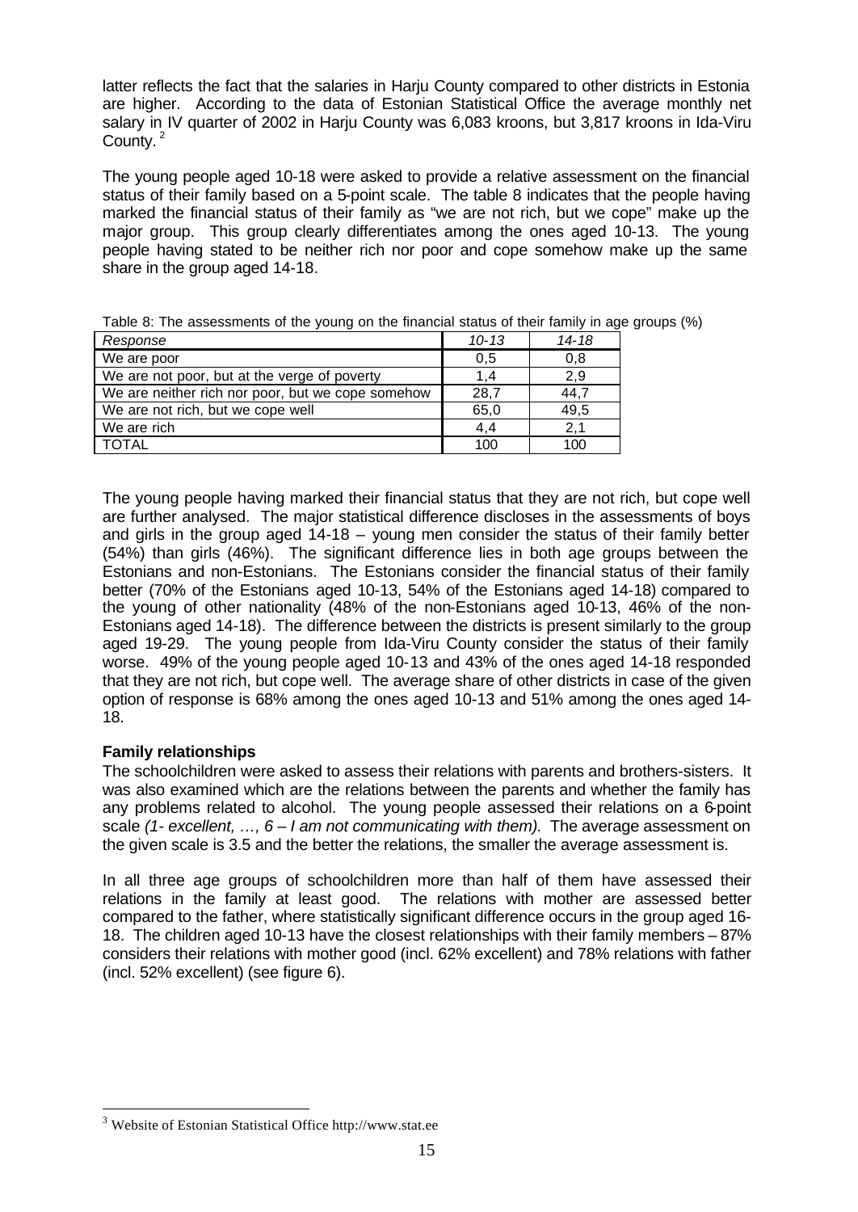latter reflects the fact that the salaries in Harju County compared to other districts in Estonia are higher. According to the data of Estonian Statistical Office the average monthly net salary in IV quarter of 2002 in Harju County was 6,083 kroons, but 3,817 kroons in Ida-Viru County. [2]

The young people aged 10-18 were asked to provide a relative assessment on the financial status of their family based on a 5-point scale. The table 8 indicates that the people having marked the financial status of their family as "we are not rich, but we cope" make up the major group. This group clearly differentiates among the ones aged 10-13. The young people having stated to be neither rich nor poor and cope somehow make up the same share in the group aged 14-18.

Table 8: The assessments of the young on the financial status of their family in age groups (%)

| *Response* | *10-13* | *14-18* |
|---|---|---|
| We are poor | 0,5 | 0,8 |
| We are not poor, but at the verge of poverty | 1,4 | 2,9 |
| We are neither rich nor poor, but we cope somehow | 28,7 | 44,7 |
| We are not rich, but we cope well | 65,0 | 49,5 |
| We are rich | 4,4 | 2,1 |
| TOTAL | 100 | 100 |

The young people having marked their financial status that they are not rich, but cope well are further analysed. The major statistical difference discloses in the assessments of boys and girls in the group aged 14-18 – young men consider the status of their family better (54%) than girls (46%). The significant difference lies in both age groups between the Estonians and non-Estonians. The Estonians consider the financial status of their family better (70% of the Estonians aged 10-13, 54% of the Estonians aged 14-18) compared to the young of other nationality (48% of the non-Estonians aged 10-13, 46% of the non-Estonians aged 14-18). The difference between the districts is present similarly to the group aged 19-29. The young people from Ida-Viru County consider the status of their family worse. 49% of the young people aged 10-13 and 43% of the ones aged 14-18 responded that they are not rich, but cope well. The average share of other districts in case of the given option of response is 68% among the ones aged 10-13 and 51% among the ones aged 14-18.

**Family relationships**

The schoolchildren were asked to assess their relations with parents and brothers-sisters. It was also examined which are the relations between the parents and whether the family has any problems related to alcohol. The young people assessed their relations on a 6-point scale *(1- excellent, …, 6 – I am not communicating with them).* The average assessment on the given scale is 3.5 and the better the relations, the smaller the average assessment is.

In all three age groups of schoolchildren more than half of them have assessed their relations in the family at least good. The relations with mother are assessed better compared to the father, where statistically significant difference occurs in the group aged 16-18. The children aged 10-13 have the closest relationships with their family members – 87% considers their relations with mother good (incl. 62% excellent) and 78% relations with father (incl. 52% excellent) (see figure 6).

[3] Website of Estonian Statistical Office http://www.stat.ee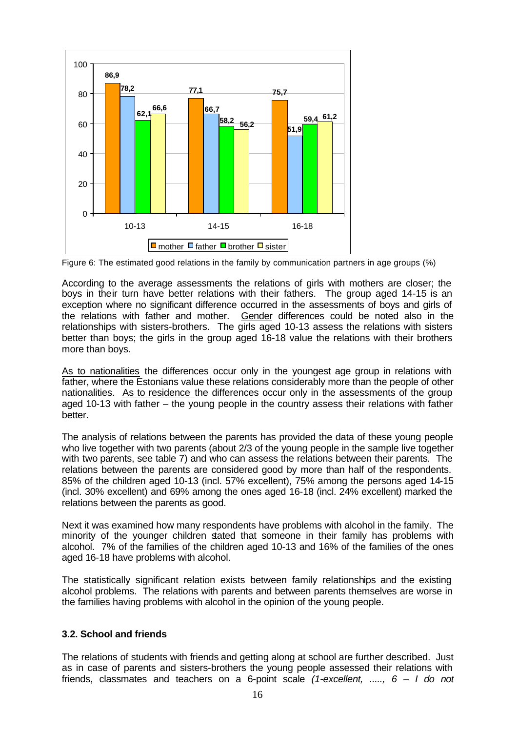| Age group | mother | father | brother | sister |
|---|---|---|---|---|
| 10-13 | 86,9 | 78,2 | 62,1 | 66,6 |
| 14-15 | 77,1 | 66,7 | 58,2 | 56,2 |
| 16-18 | 75,7 | 51,9 | 59,4 | 61,2 |

Figure 6: The estimated good relations in the family by communication partners in age groups (%)

According to the average assessments the relations of girls with mothers are closer; the boys in their turn have better relations with their fathers. The group aged 14-15 is an exception where no significant difference occurred in the assessments of boys and girls of the relations with father and mother. Gender differences could be noted also in the relationships with sisters-brothers. The girls aged 10-13 assess the relations with sisters better than boys; the girls in the group aged 16-18 value the relations with their brothers more than boys.

As to nationalities the differences occur only in the youngest age group in relations with father, where the Estonians value these relations considerably more than the people of other nationalities. As to residence the differences occur only in the assessments of the group aged 10-13 with father – the young people in the country assess their relations with father better.

The analysis of relations between the parents has provided the data of these young people who live together with two parents (about 2/3 of the young people in the sample live together with two parents, see table 7) and who can assess the relations between their parents. The relations between the parents are considered good by more than half of the respondents. 85% of the children aged 10-13 (incl. 57% excellent), 75% among the persons aged 14-15 (incl. 30% excellent) and 69% among the ones aged 16-18 (incl. 24% excellent) marked the relations between the parents as good.

Next it was examined how many respondents have problems with alcohol in the family. The minority of the younger children stated that someone in their family has problems with alcohol. 7% of the families of the children aged 10-13 and 16% of the families of the ones aged 16-18 have problems with alcohol.

The statistically significant relation exists between family relationships and the existing alcohol problems. The relations with parents and between parents themselves are worse in the families having problems with alcohol in the opinion of the young people.

### 3.2. School and friends

The relations of students with friends and getting along at school are further described. Just as in case of parents and sisters-brothers the young people assessed their relations with friends, classmates and teachers on a 6-point scale *(1-excellent, ....., 6 – I do not*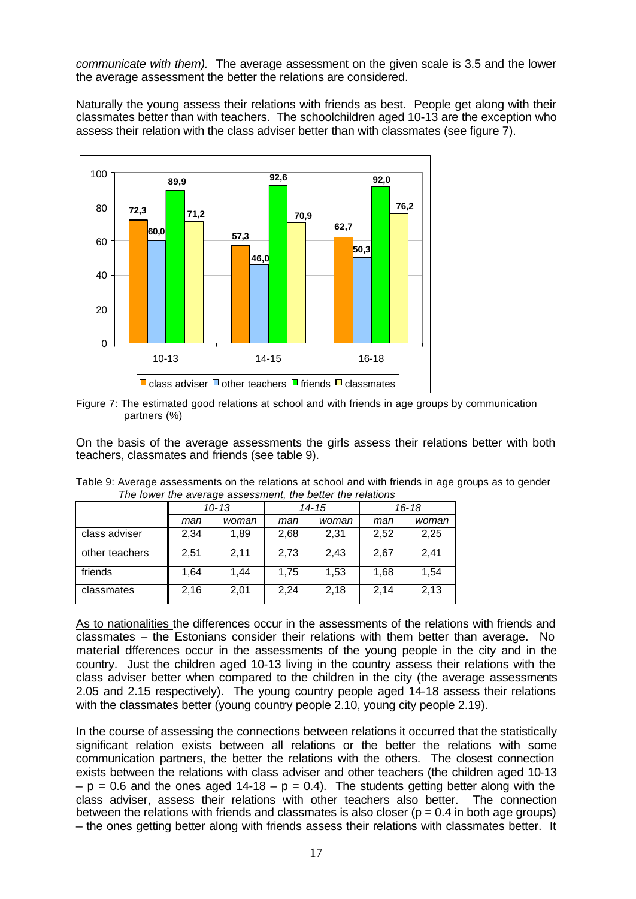*communicate with them).* The average assessment on the given scale is 3.5 and the lower the average assessment the better the relations are considered.

Naturally the young assess their relations with friends as best. People get along with their classmates better than with teachers. The schoolchildren aged 10-13 are the exception who assess their relation with the class adviser better than with classmates (see figure 7).

Figure 7: The estimated good relations at school and with friends in age groups by communication partners (%)

On the basis of the average assessments the girls assess their relations better with both teachers, classmates and friends (see table 9).

Table 9: Average assessments on the relations at school and with friends in age groups as to gender
*The lower the average assessment, the better the relations*

| | *10-13* | | *14-15* | | *16-18* | |
|---|---|---|---|---|---|---|
| | *man* | *woman* | *man* | *woman* | *man* | *woman* |
| class adviser | 2,34 | 1,89 | 2,68 | 2,31 | 2,52 | 2,25 |
| other teachers | 2,51 | 2,11 | 2,73 | 2,43 | 2,67 | 2,41 |
| friends | 1,64 | 1,44 | 1,75 | 1,53 | 1,68 | 1,54 |
| classmates | 2,16 | 2,01 | 2,24 | 2,18 | 2,14 | 2,13 |

As to nationalities the differences occur in the assessments of the relations with friends and classmates – the Estonians consider their relations with them better than average. No material differences occur in the assessments of the young people in the city and in the country. Just the children aged 10-13 living in the country assess their relations with the class adviser better when compared to the children in the city (the average assessments 2.05 and 2.15 respectively). The young country people aged 14-18 assess their relations with the classmates better (young country people 2.10, young city people 2.19).

In the course of assessing the connections between relations it occurred that the statistically significant relation exists between all relations or the better the relations with some communication partners, the better the relations with the others. The closest connection exists between the relations with class adviser and other teachers (the children aged 10-13 – $p = 0.6$ and the ones aged 14-18 – $p = 0.4$). The students getting better along with the class adviser, assess their relations with other teachers also better. The connection between the relations with friends and classmates is also closer ($p = 0.4$ in both age groups) – the ones getting better along with friends assess their relations with classmates better. It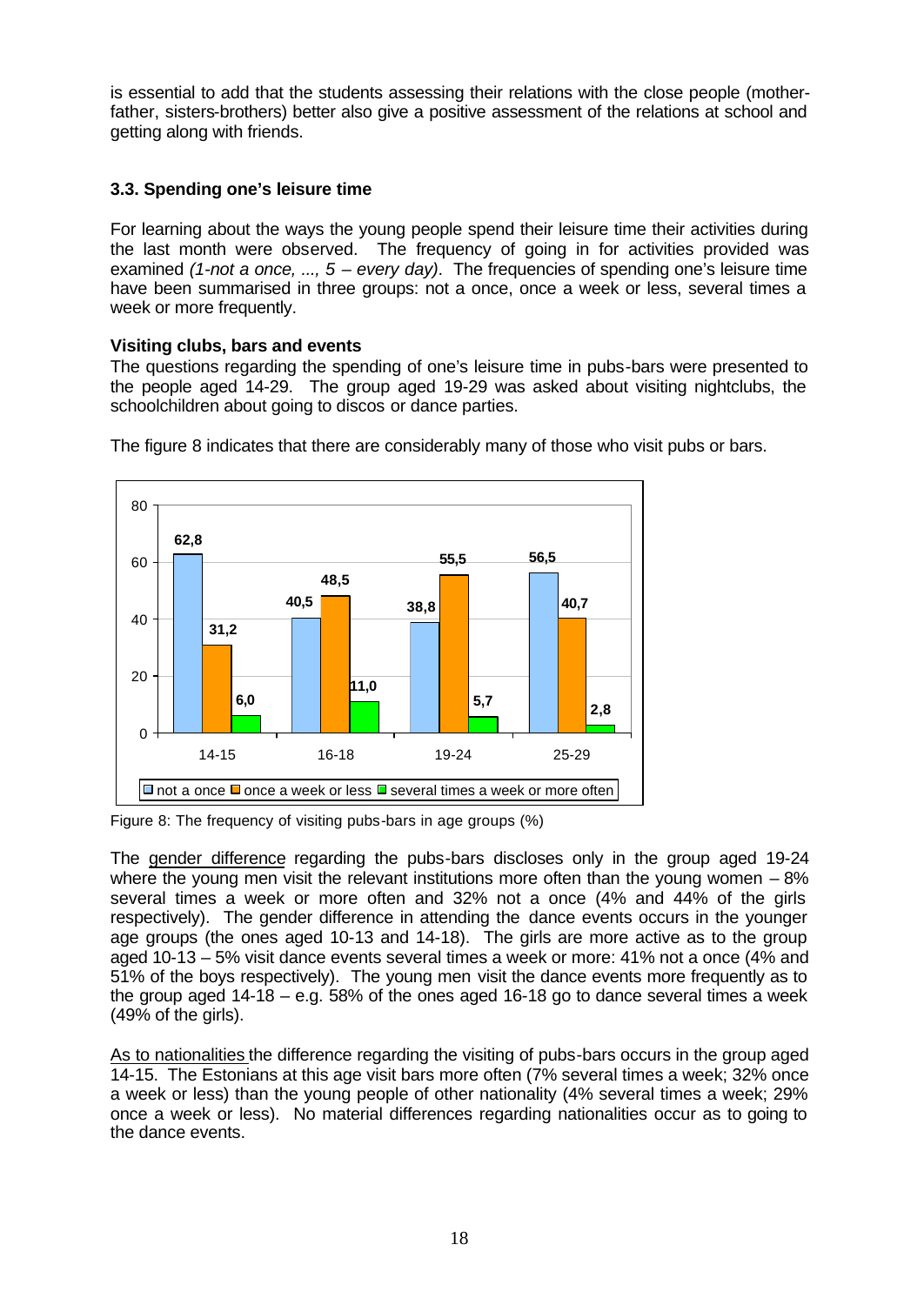is essential to add that the students assessing their relations with the close people (mother-father, sisters-brothers) better also give a positive assessment of the relations at school and getting along with friends.

### 3.3. Spending one's leisure time

For learning about the ways the young people spend their leisure time their activities during the last month were observed. The frequency of going in for activities provided was examined *(1-not a once, ..., 5 – every day)*. The frequencies of spending one's leisure time have been summarised in three groups: not a once, once a week or less, several times a week or more frequently.

**Visiting clubs, bars and events**

The questions regarding the spending of one's leisure time in pubs-bars were presented to the people aged 14-29. The group aged 19-29 was asked about visiting nightclubs, the schoolchildren about going to discos or dance parties.

The figure 8 indicates that there are considerably many of those who visit pubs or bars.

| | 14-15 | 16-18 | 19-24 | 25-29 |
|---|---|---|---|---|
| not a once | 62,8 | 40,5 | 38,8 | 56,5 |
| once a week or less | 31,2 | 48,5 | 55,5 | 40,7 |
| several times a week or more often | 6,0 | 11,0 | 5,7 | 2,8 |

Figure 8: The frequency of visiting pubs-bars in age groups (%)

The gender difference regarding the pubs-bars discloses only in the group aged 19-24 where the young men visit the relevant institutions more often than the young women – 8% several times a week or more often and 32% not a once (4% and 44% of the girls respectively). The gender difference in attending the dance events occurs in the younger age groups (the ones aged 10-13 and 14-18). The girls are more active as to the group aged 10-13 – 5% visit dance events several times a week or more: 41% not a once (4% and 51% of the boys respectively). The young men visit the dance events more frequently as to the group aged 14-18 – e.g. 58% of the ones aged 16-18 go to dance several times a week (49% of the girls).

As to nationalities the difference regarding the visiting of pubs-bars occurs in the group aged 14-15. The Estonians at this age visit bars more often (7% several times a week; 32% once a week or less) than the young people of other nationality (4% several times a week; 29% once a week or less). No material differences regarding nationalities occur as to going to the dance events.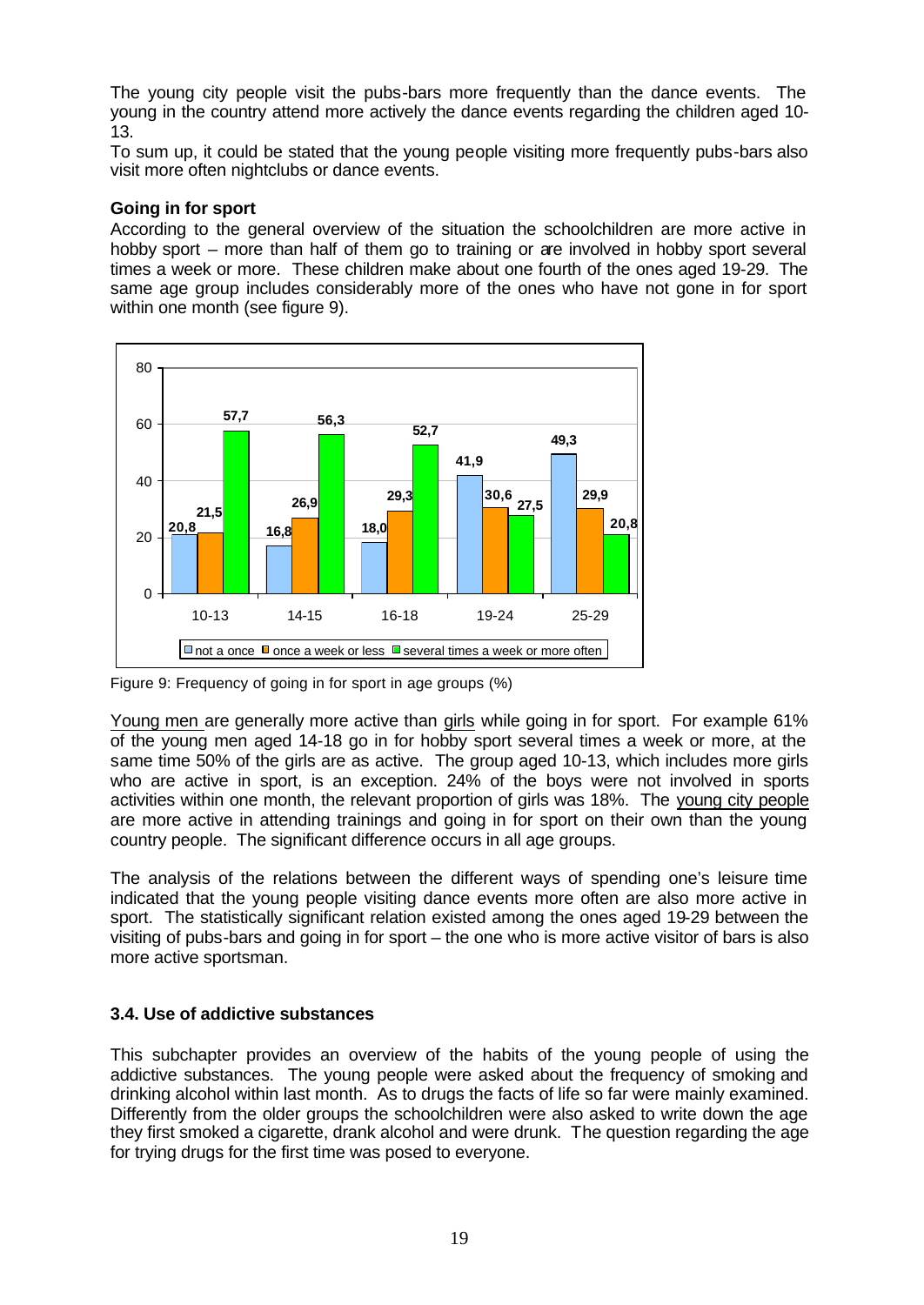The young city people visit the pubs-bars more frequently than the dance events. The young in the country attend more actively the dance events regarding the children aged 10-13.

To sum up, it could be stated that the young people visiting more frequently pubs-bars also visit more often nightclubs or dance events.

**Going in for sport**

According to the general overview of the situation the schoolchildren are more active in hobby sport – more than half of them go to training or are involved in hobby sport several times a week or more. These children make about one fourth of the ones aged 19-29. The same age group includes considerably more of the ones who have not gone in for sport within one month (see figure 9).

| | 10-13 | 14-15 | 16-18 | 19-24 | 25-29 |
|---|---|---|---|---|---|
| not a once | 20,8 | 16,8 | 18,0 | 41,9 | 49,3 |
| once a week or less | 21,5 | 26,9 | 29,3 | 30,6 | 29,9 |
| several times a week or more often | 57,7 | 56,3 | 52,7 | 27,5 | 20,8 |

Figure 9: Frequency of going in for sport in age groups (%)

Young men are generally more active than girls while going in for sport. For example 61% of the young men aged 14-18 go in for hobby sport several times a week or more, at the same time 50% of the girls are as active. The group aged 10-13, which includes more girls who are active in sport, is an exception. 24% of the boys were not involved in sports activities within one month, the relevant proportion of girls was 18%. The young city people are more active in attending trainings and going in for sport on their own than the young country people. The significant difference occurs in all age groups.

The analysis of the relations between the different ways of spending one's leisure time indicated that the young people visiting dance events more often are also more active in sport. The statistically significant relation existed among the ones aged 19-29 between the visiting of pubs-bars and going in for sport – the one who is more active visitor of bars is also more active sportsman.

### 3.4. Use of addictive substances

This subchapter provides an overview of the habits of the young people of using the addictive substances. The young people were asked about the frequency of smoking and drinking alcohol within last month. As to drugs the facts of life so far were mainly examined. Differently from the older groups the schoolchildren were also asked to write down the age they first smoked a cigarette, drank alcohol and were drunk. The question regarding the age for trying drugs for the first time was posed to everyone.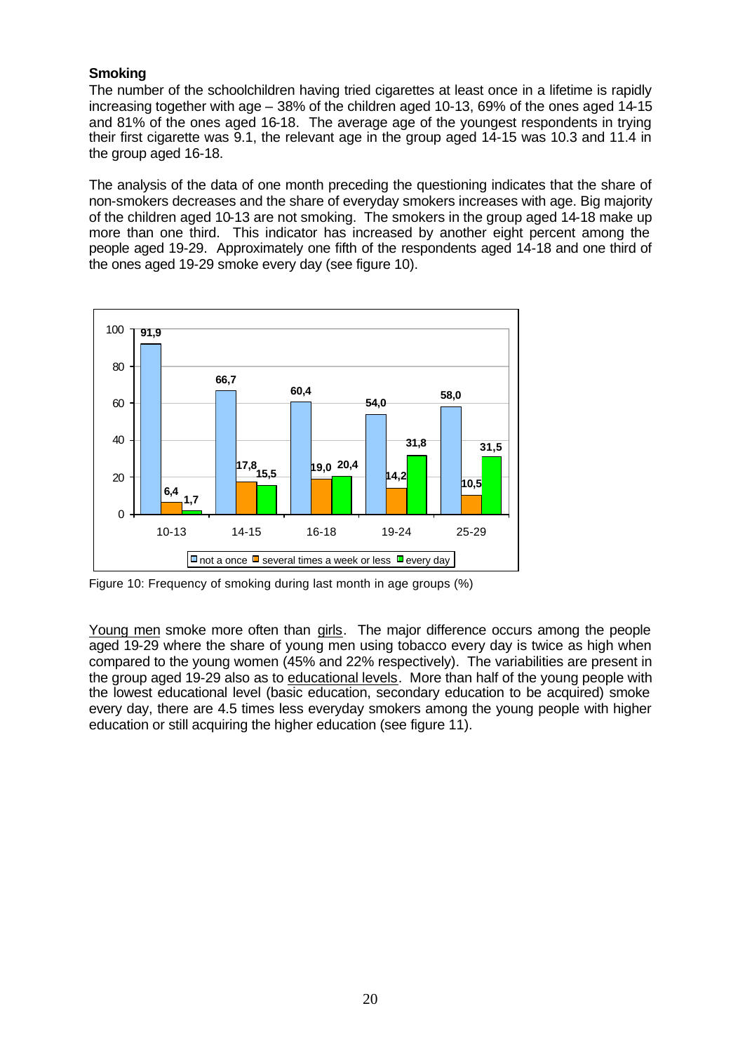**Smoking**

The number of the schoolchildren having tried cigarettes at least once in a lifetime is rapidly increasing together with age – 38% of the children aged 10-13, 69% of the ones aged 14-15 and 81% of the ones aged 16-18. The average age of the youngest respondents in trying their first cigarette was 9.1, the relevant age in the group aged 14-15 was 10.3 and 11.4 in the group aged 16-18.

The analysis of the data of one month preceding the questioning indicates that the share of non-smokers decreases and the share of everyday smokers increases with age. Big majority of the children aged 10-13 are not smoking. The smokers in the group aged 14-18 make up more than one third. This indicator has increased by another eight percent among the people aged 19-29. Approximately one fifth of the respondents aged 14-18 and one third of the ones aged 19-29 smoke every day (see figure 10).

| | 10-13 | 14-15 | 16-18 | 19-24 | 25-29 |
|---|---|---|---|---|---|
| not a once | 91,9 | 66,7 | 60,4 | 54,0 | 58,0 |
| several times a week or less | 6,4 | 17,8 | 19,0 | 14,2 | 10,5 |
| every day | 1,7 | 15,5 | 20,4 | 31,8 | 31,5 |

Figure 10: Frequency of smoking during last month in age groups (%)

Young men smoke more often than girls. The major difference occurs among the people aged 19-29 where the share of young men using tobacco every day is twice as high when compared to the young women (45% and 22% respectively). The variabilities are present in the group aged 19-29 also as to educational levels. More than half of the young people with the lowest educational level (basic education, secondary education to be acquired) smoke every day, there are 4.5 times less everyday smokers among the young people with higher education or still acquiring the higher education (see figure 11).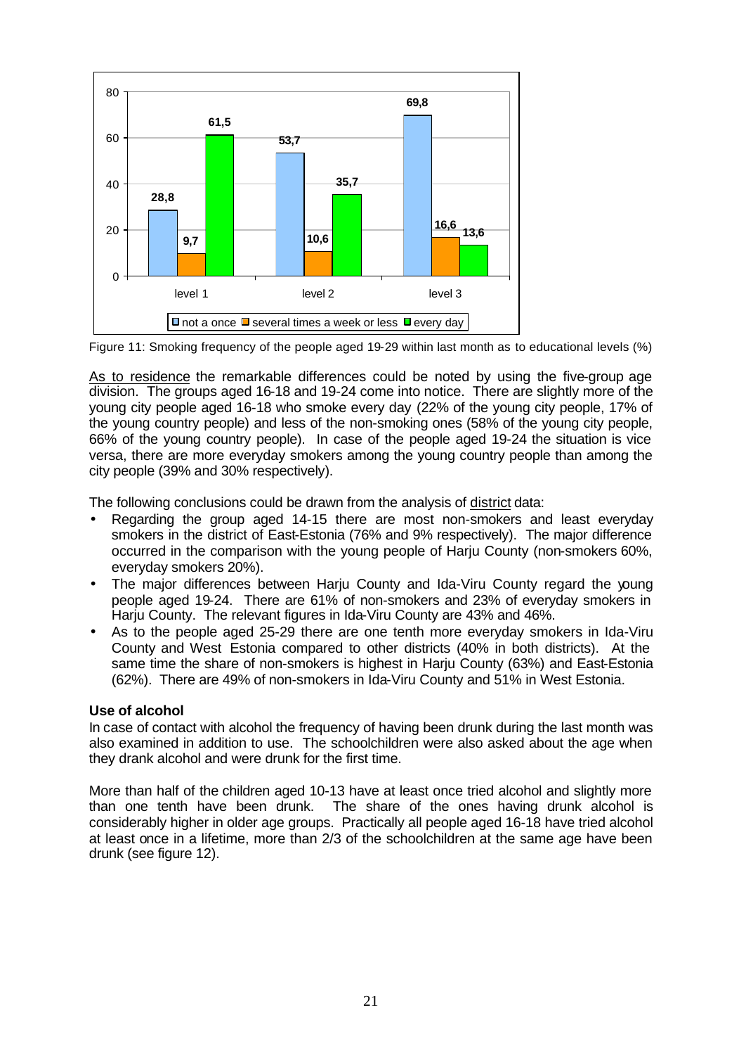| | not a once | several times a week or less | every day |
|---|---|---|---|
| level 1 | 28,8 | 9,7 | 61,5 |
| level 2 | 53,7 | 10,6 | 35,7 |
| level 3 | 69,8 | 16,6 | 13,6 |

Figure 11: Smoking frequency of the people aged 19-29 within last month as to educational levels (%)

As to residence the remarkable differences could be noted by using the five-group age division. The groups aged 16-18 and 19-24 come into notice. There are slightly more of the young city people aged 16-18 who smoke every day (22% of the young city people, 17% of the young country people) and less of the non-smoking ones (58% of the young city people, 66% of the young country people). In case of the people aged 19-24 the situation is vice versa, there are more everyday smokers among the young country people than among the city people (39% and 30% respectively).

The following conclusions could be drawn from the analysis of district data:

- Regarding the group aged 14-15 there are most non-smokers and least everyday smokers in the district of East-Estonia (76% and 9% respectively). The major difference occurred in the comparison with the young people of Harju County (non-smokers 60%, everyday smokers 20%).
- The major differences between Harju County and Ida-Viru County regard the young people aged 19-24. There are 61% of non-smokers and 23% of everyday smokers in Harju County. The relevant figures in Ida-Viru County are 43% and 46%.
- As to the people aged 25-29 there are one tenth more everyday smokers in Ida-Viru County and West Estonia compared to other districts (40% in both districts). At the same time the share of non-smokers is highest in Harju County (63%) and East-Estonia (62%). There are 49% of non-smokers in Ida-Viru County and 51% in West Estonia.

**Use of alcohol**

In case of contact with alcohol the frequency of having been drunk during the last month was also examined in addition to use. The schoolchildren were also asked about the age when they drank alcohol and were drunk for the first time.

More than half of the children aged 10-13 have at least once tried alcohol and slightly more than one tenth have been drunk. The share of the ones having drunk alcohol is considerably higher in older age groups. Practically all people aged 16-18 have tried alcohol at least once in a lifetime, more than 2/3 of the schoolchildren at the same age have been drunk (see figure 12).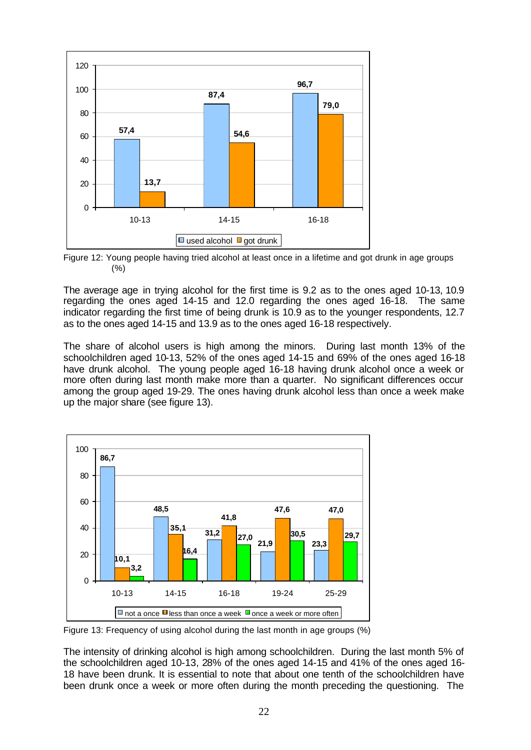Figure 12: Young people having tried alcohol at least once in a lifetime and got drunk in age groups (%)

The average age in trying alcohol for the first time is 9.2 as to the ones aged 10-13, 10.9 regarding the ones aged 14-15 and 12.0 regarding the ones aged 16-18. The same indicator regarding the first time of being drunk is 10.9 as to the younger respondents, 12.7 as to the ones aged 14-15 and 13.9 as to the ones aged 16-18 respectively.

The share of alcohol users is high among the minors. During last month 13% of the schoolchildren aged 10-13, 52% of the ones aged 14-15 and 69% of the ones aged 16-18 have drunk alcohol. The young people aged 16-18 having drunk alcohol once a week or more often during last month make more than a quarter. No significant differences occur among the group aged 19-29. The ones having drunk alcohol less than once a week make up the major share (see figure 13).

Figure 13: Frequency of using alcohol during the last month in age groups (%)

The intensity of drinking alcohol is high among schoolchildren. During the last month 5% of the schoolchildren aged 10-13, 28% of the ones aged 14-15 and 41% of the ones aged 16-18 have been drunk. It is essential to note that about one tenth of the schoolchildren have been drunk once a week or more often during the month preceding the questioning. The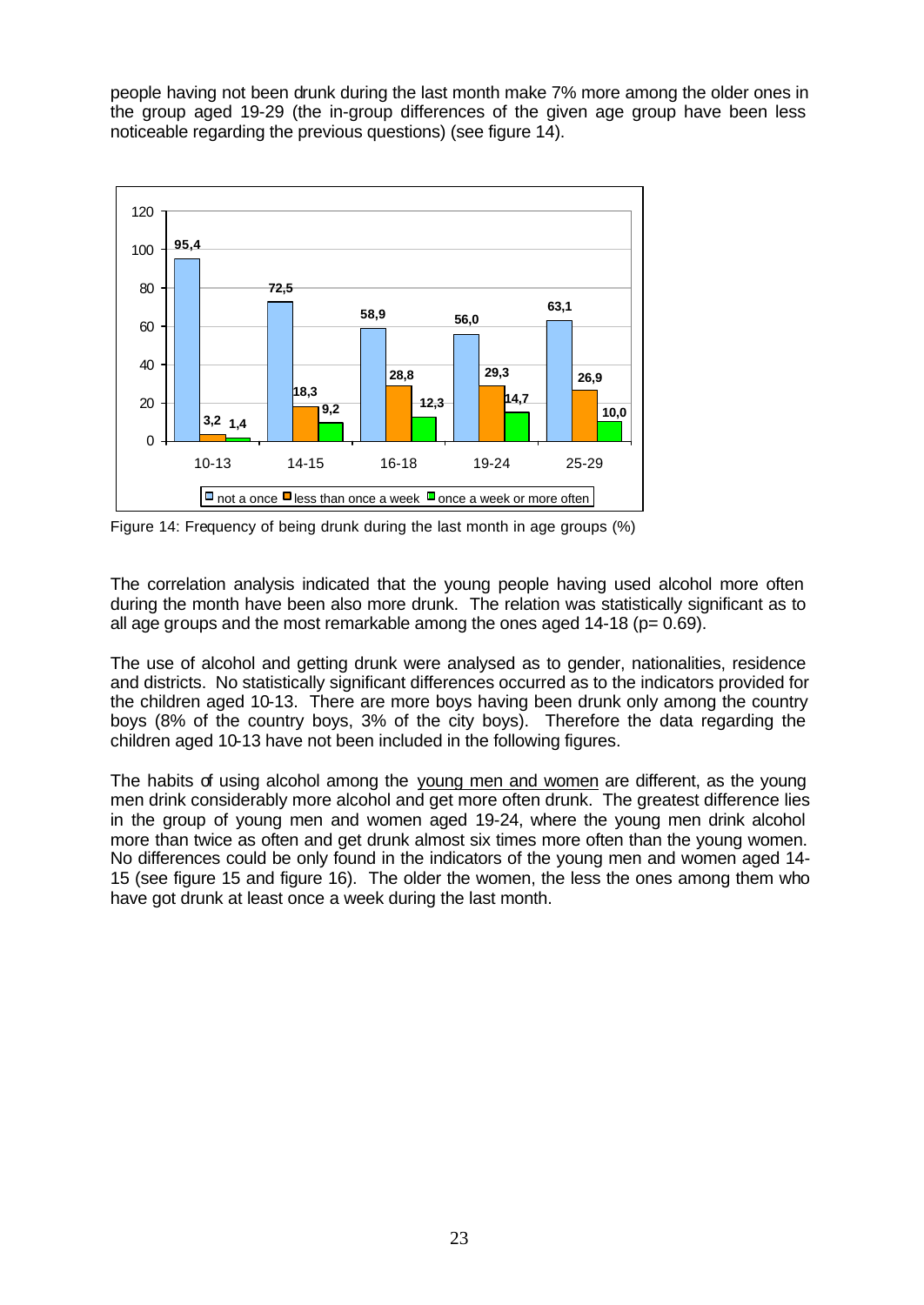people having not been drunk during the last month make 7% more among the older ones in the group aged 19-29 (the in-group differences of the given age group have been less noticeable regarding the previous questions) (see figure 14).

Figure 14: Frequency of being drunk during the last month in age groups (%)

The correlation analysis indicated that the young people having used alcohol more often during the month have been also more drunk. The relation was statistically significant as to all age groups and the most remarkable among the ones aged 14-18 (p= 0.69).

The use of alcohol and getting drunk were analysed as to gender, nationalities, residence and districts. No statistically significant differences occurred as to the indicators provided for the children aged 10-13. There are more boys having been drunk only among the country boys (8% of the country boys, 3% of the city boys). Therefore the data regarding the children aged 10-13 have not been included in the following figures.

The habits of using alcohol among the young men and women are different, as the young men drink considerably more alcohol and get more often drunk. The greatest difference lies in the group of young men and women aged 19-24, where the young men drink alcohol more than twice as often and get drunk almost six times more often than the young women. No differences could be only found in the indicators of the young men and women aged 14-15 (see figure 15 and figure 16). The older the women, the less the ones among them who have got drunk at least once a week during the last month.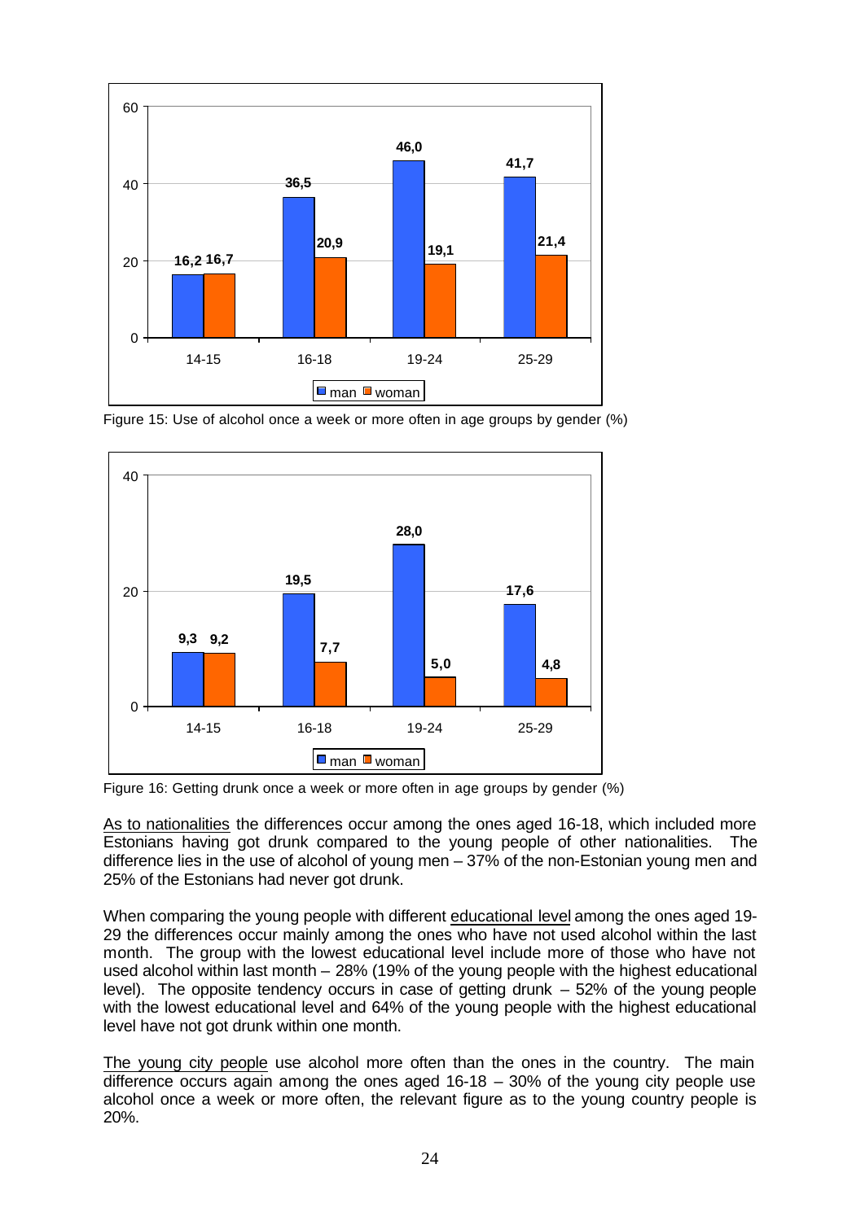| | man | woman |
|---|---|---|
| 14-15 | 16,2 | 16,7 |
| 16-18 | 36,5 | 20,9 |
| 19-24 | 46,0 | 19,1 |
| 25-29 | 41,7 | 21,4 |

Figure 15: Use of alcohol once a week or more often in age groups by gender (%)

| | man | woman |
|---|---|---|
| 14-15 | 9,3 | 9,2 |
| 16-18 | 19,5 | 7,7 |
| 19-24 | 28,0 | 5,0 |
| 25-29 | 17,6 | 4,8 |

Figure 16: Getting drunk once a week or more often in age groups by gender (%)

As to nationalities the differences occur among the ones aged 16-18, which included more Estonians having got drunk compared to the young people of other nationalities. The difference lies in the use of alcohol of young men – 37% of the non-Estonian young men and 25% of the Estonians had never got drunk.

When comparing the young people with different educational level among the ones aged 19-29 the differences occur mainly among the ones who have not used alcohol within the last month. The group with the lowest educational level include more of those who have not used alcohol within last month – 28% (19% of the young people with the highest educational level). The opposite tendency occurs in case of getting drunk – 52% of the young people with the lowest educational level and 64% of the young people with the highest educational level have not got drunk within one month.

The young city people use alcohol more often than the ones in the country. The main difference occurs again among the ones aged 16-18 – 30% of the young city people use alcohol once a week or more often, the relevant figure as to the young country people is 20%.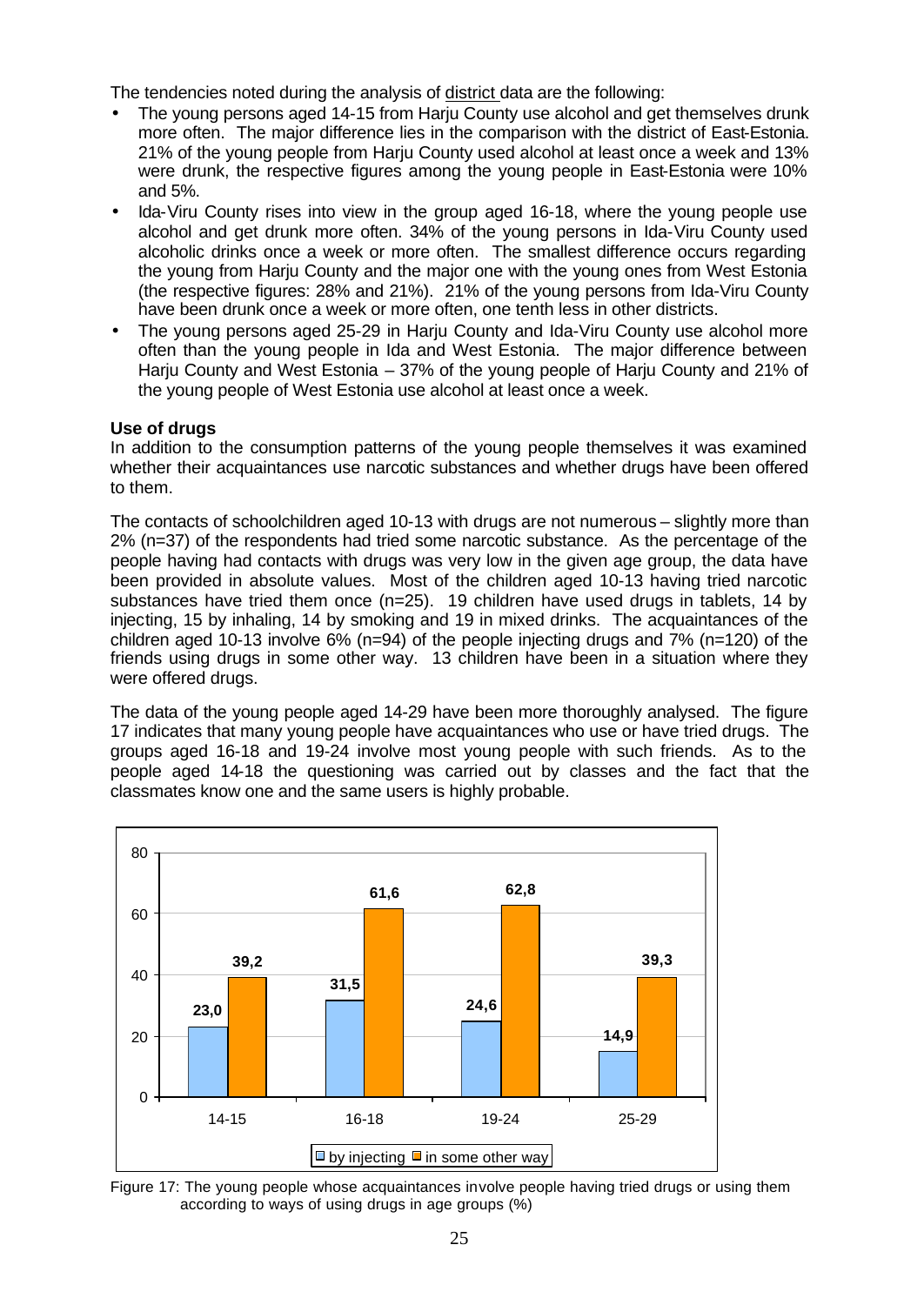The tendencies noted during the analysis of district data are the following:

- The young persons aged 14-15 from Harju County use alcohol and get themselves drunk more often. The major difference lies in the comparison with the district of East-Estonia. 21% of the young people from Harju County used alcohol at least once a week and 13% were drunk, the respective figures among the young people in East-Estonia were 10% and 5%.
- Ida-Viru County rises into view in the group aged 16-18, where the young people use alcohol and get drunk more often. 34% of the young persons in Ida-Viru County used alcoholic drinks once a week or more often. The smallest difference occurs regarding the young from Harju County and the major one with the young ones from West Estonia (the respective figures: 28% and 21%). 21% of the young persons from Ida-Viru County have been drunk once a week or more often, one tenth less in other districts.
- The young persons aged 25-29 in Harju County and Ida-Viru County use alcohol more often than the young people in Ida and West Estonia. The major difference between Harju County and West Estonia – 37% of the young people of Harju County and 21% of the young people of West Estonia use alcohol at least once a week.

**Use of drugs**

In addition to the consumption patterns of the young people themselves it was examined whether their acquaintances use narcotic substances and whether drugs have been offered to them.

The contacts of schoolchildren aged 10-13 with drugs are not numerous – slightly more than 2% (n=37) of the respondents had tried some narcotic substance. As the percentage of the people having had contacts with drugs was very low in the given age group, the data have been provided in absolute values. Most of the children aged 10-13 having tried narcotic substances have tried them once (n=25). 19 children have used drugs in tablets, 14 by injecting, 15 by inhaling, 14 by smoking and 19 in mixed drinks. The acquaintances of the children aged 10-13 involve 6% (n=94) of the people injecting drugs and 7% (n=120) of the friends using drugs in some other way. 13 children have been in a situation where they were offered drugs.

The data of the young people aged 14-29 have been more thoroughly analysed. The figure 17 indicates that many young people have acquaintances who use or have tried drugs. The groups aged 16-18 and 19-24 involve most young people with such friends. As to the people aged 14-18 the questioning was carried out by classes and the fact that the classmates know one and the same users is highly probable.

| Age group | by injecting | in some other way |
|---|---|---|
| 14-15 | 23,0 | 39,2 |
| 16-18 | 31,5 | 61,6 |
| 19-24 | 24,6 | 62,8 |
| 25-29 | 14,9 | 39,3 |

Figure 17: The young people whose acquaintances involve people having tried drugs or using them according to ways of using drugs in age groups (%)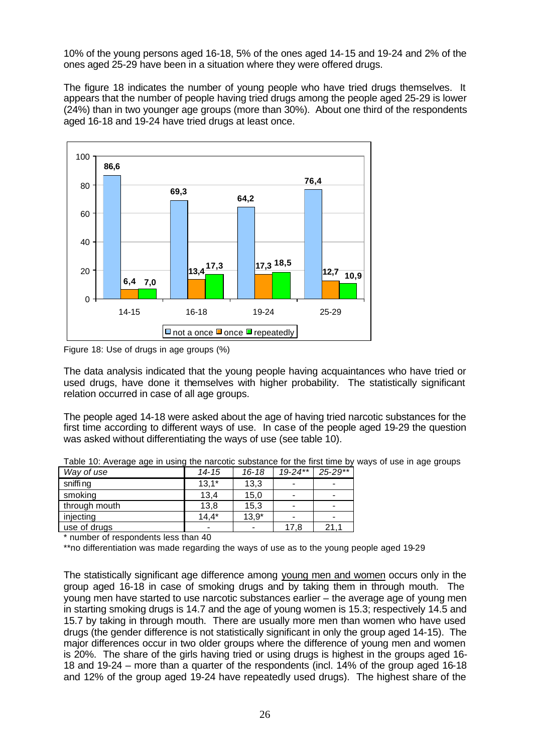10% of the young persons aged 16-18, 5% of the ones aged 14-15 and 19-24 and 2% of the ones aged 25-29 have been in a situation where they were offered drugs.

The figure 18 indicates the number of young people who have tried drugs themselves. It appears that the number of people having tried drugs among the people aged 25-29 is lower (24%) than in two younger age groups (more than 30%). About one third of the respondents aged 16-18 and 19-24 have tried drugs at least once.

Figure 18: Use of drugs in age groups (%)

The data analysis indicated that the young people having acquaintances who have tried or used drugs, have done it themselves with higher probability. The statistically significant relation occurred in case of all age groups.

The people aged 14-18 were asked about the age of having tried narcotic substances for the first time according to different ways of use. In case of the people aged 19-29 the question was asked without differentiating the ways of use (see table 10).

Table 10: Average age in using the narcotic substance for the first time by ways of use in age groups

| *Way of use* | *14-15* | *16-18* | *19-24*** | *25-29*** |
|---|---|---|---|---|
| sniffing | 13,1* | 13,3 | - | - |
| smoking | 13,4 | 15,0 | - | - |
| through mouth | 13,8 | 15,3 | - | - |
| injecting | 14,4* | 13,9* | - | - |
| use of drugs | - | - | 17,8 | 21,1 |

\* number of respondents less than 40

\*\*no differentiation was made regarding the ways of use as to the young people aged 19-29

The statistically significant age difference among young men and women occurs only in the group aged 16-18 in case of smoking drugs and by taking them in through mouth. The young men have started to use narcotic substances earlier – the average age of young men in starting smoking drugs is 14.7 and the age of young women is 15.3; respectively 14.5 and 15.7 by taking in through mouth. There are usually more men than women who have used drugs (the gender difference is not statistically significant in only the group aged 14-15). The major differences occur in two older groups where the difference of young men and women is 20%. The share of the girls having tried or using drugs is highest in the groups aged 16-18 and 19-24 – more than a quarter of the respondents (incl. 14% of the group aged 16-18 and 12% of the group aged 19-24 have repeatedly used drugs). The highest share of the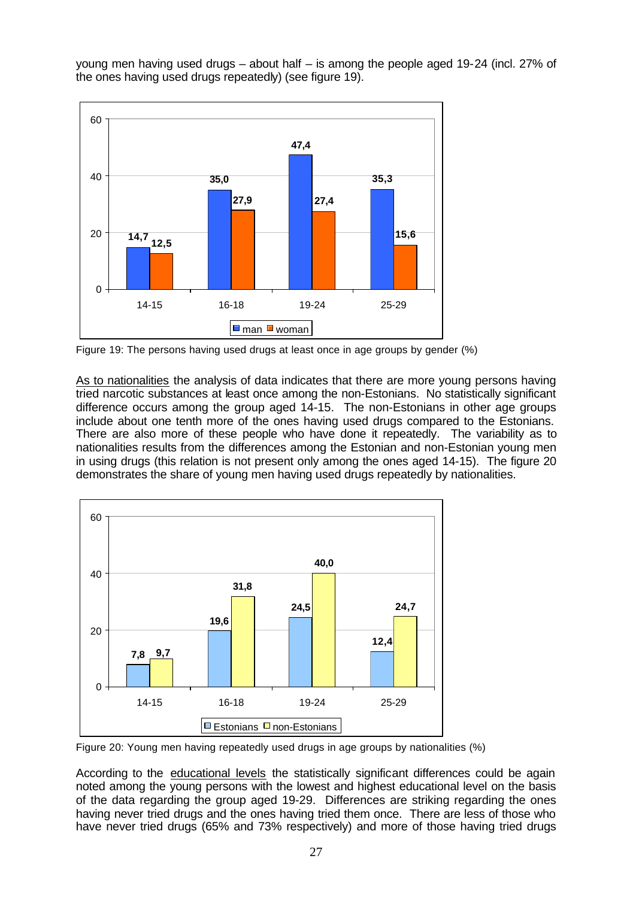young men having used drugs – about half – is among the people aged 19-24 (incl. 27% of the ones having used drugs repeatedly) (see figure 19).

| | 14-15 | 16-18 | 19-24 | 25-29 |
|---|---|---|---|---|
| man | 14,7 | 35,0 | 47,4 | 35,3 |
| woman | 12,5 | 27,9 | 27,4 | 15,6 |

Figure 19: The persons having used drugs at least once in age groups by gender (%)

As to nationalities the analysis of data indicates that there are more young persons having tried narcotic substances at least once among the non-Estonians. No statistically significant difference occurs among the group aged 14-15. The non-Estonians in other age groups include about one tenth more of the ones having used drugs compared to the Estonians. There are also more of these people who have done it repeatedly. The variability as to nationalities results from the differences among the Estonian and non-Estonian young men in using drugs (this relation is not present only among the ones aged 14-15). The figure 20 demonstrates the share of young men having used drugs repeatedly by nationalities.

| | 14-15 | 16-18 | 19-24 | 25-29 |
|---|---|---|---|---|
| Estonians | 7,8 | 19,6 | 24,5 | 12,4 |
| non-Estonians | 9,7 | 31,8 | 40,0 | 24,7 |

Figure 20: Young men having repeatedly used drugs in age groups by nationalities (%)

According to the educational levels the statistically significant differences could be again noted among the young persons with the lowest and highest educational level on the basis of the data regarding the group aged 19-29. Differences are striking regarding the ones having never tried drugs and the ones having tried them once. There are less of those who have never tried drugs (65% and 73% respectively) and more of those having tried drugs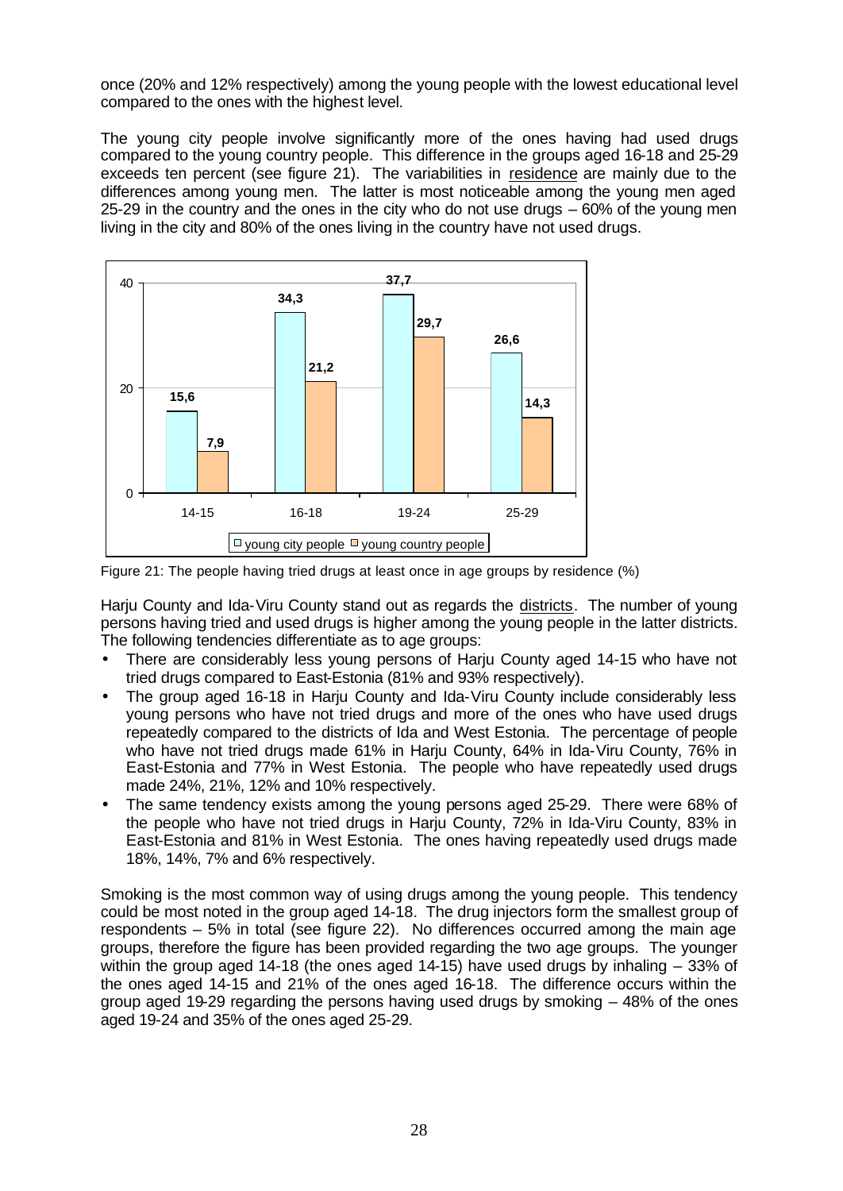once (20% and 12% respectively) among the young people with the lowest educational level compared to the ones with the highest level.

The young city people involve significantly more of the ones having had used drugs compared to the young country people. This difference in the groups aged 16-18 and 25-29 exceeds ten percent (see figure 21). The variabilities in residence are mainly due to the differences among young men. The latter is most noticeable among the young men aged 25-29 in the country and the ones in the city who do not use drugs – 60% of the young men living in the city and 80% of the ones living in the country have not used drugs.

| | 14-15 | 16-18 | 19-24 | 25-29 |
|---|---|---|---|---|
| young city people | 15,6 | 34,3 | 37,7 | 26,6 |
| young country people | 7,9 | 21,2 | 29,7 | 14,3 |

Figure 21: The people having tried drugs at least once in age groups by residence (%)

Harju County and Ida-Viru County stand out as regards the districts. The number of young persons having tried and used drugs is higher among the young people in the latter districts. The following tendencies differentiate as to age groups:

- There are considerably less young persons of Harju County aged 14-15 who have not tried drugs compared to East-Estonia (81% and 93% respectively).
- The group aged 16-18 in Harju County and Ida-Viru County include considerably less young persons who have not tried drugs and more of the ones who have used drugs repeatedly compared to the districts of Ida and West Estonia. The percentage of people who have not tried drugs made 61% in Harju County, 64% in Ida-Viru County, 76% in East-Estonia and 77% in West Estonia. The people who have repeatedly used drugs made 24%, 21%, 12% and 10% respectively.
- The same tendency exists among the young persons aged 25-29. There were 68% of the people who have not tried drugs in Harju County, 72% in Ida-Viru County, 83% in East-Estonia and 81% in West Estonia. The ones having repeatedly used drugs made 18%, 14%, 7% and 6% respectively.

Smoking is the most common way of using drugs among the young people. This tendency could be most noted in the group aged 14-18. The drug injectors form the smallest group of respondents – 5% in total (see figure 22). No differences occurred among the main age groups, therefore the figure has been provided regarding the two age groups. The younger within the group aged 14-18 (the ones aged 14-15) have used drugs by inhaling – 33% of the ones aged 14-15 and 21% of the ones aged 16-18. The difference occurs within the group aged 19-29 regarding the persons having used drugs by smoking – 48% of the ones aged 19-24 and 35% of the ones aged 25-29.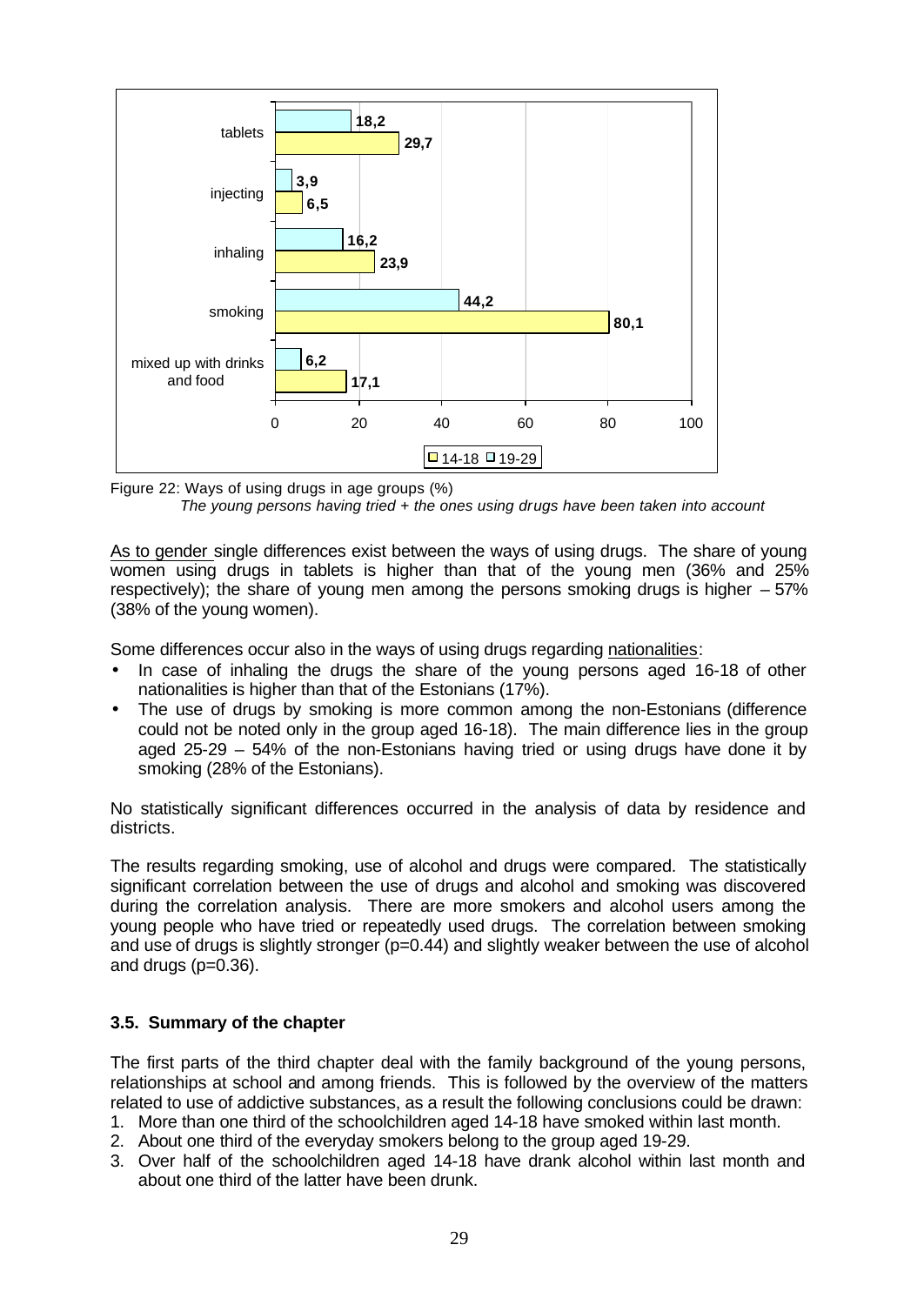| | 19-29 | 14-18 |
|---|---|---|
| tablets | 18,2 | 29,7 |
| injecting | 3,9 | 6,5 |
| inhaling | 16,2 | 23,9 |
| smoking | 44,2 | 80,1 |
| mixed up with drinks and food | 6,2 | 17,1 |

Figure 22: Ways of using drugs in age groups (%)

*The young persons having tried + the ones using drugs have been taken into account*

As to gender single differences exist between the ways of using drugs. The share of young women using drugs in tablets is higher than that of the young men (36% and 25% respectively); the share of young men among the persons smoking drugs is higher – 57% (38% of the young women).

Some differences occur also in the ways of using drugs regarding nationalities:

- In case of inhaling the drugs the share of the young persons aged 16-18 of other nationalities is higher than that of the Estonians (17%).
- The use of drugs by smoking is more common among the non-Estonians (difference could not be noted only in the group aged 16-18). The main difference lies in the group aged 25-29 – 54% of the non-Estonians having tried or using drugs have done it by smoking (28% of the Estonians).

No statistically significant differences occurred in the analysis of data by residence and districts.

The results regarding smoking, use of alcohol and drugs were compared. The statistically significant correlation between the use of drugs and alcohol and smoking was discovered during the correlation analysis. There are more smokers and alcohol users among the young people who have tried or repeatedly used drugs. The correlation between smoking and use of drugs is slightly stronger ($p=0.44$) and slightly weaker between the use of alcohol and drugs ($p=0.36$).

### 3.5. Summary of the chapter

The first parts of the third chapter deal with the family background of the young persons, relationships at school and among friends. This is followed by the overview of the matters related to use of addictive substances, as a result the following conclusions could be drawn:

1. More than one third of the schoolchildren aged 14-18 have smoked within last month.
2. About one third of the everyday smokers belong to the group aged 19-29.
3. Over half of the schoolchildren aged 14-18 have drank alcohol within last month and about one third of the latter have been drunk.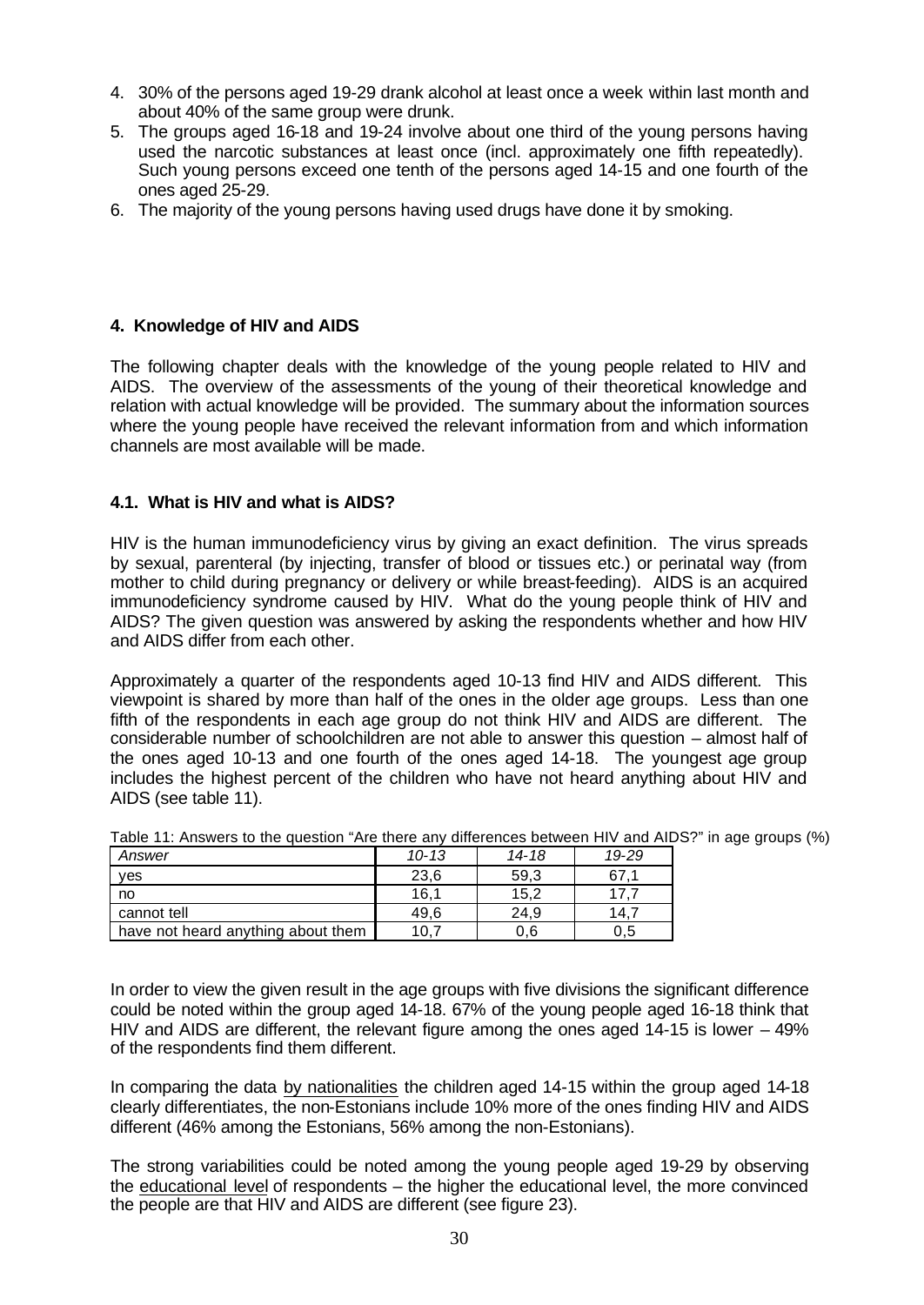4. 30% of the persons aged 19-29 drank alcohol at least once a week within last month and about 40% of the same group were drunk.
5. The groups aged 16-18 and 19-24 involve about one third of the young persons having used the narcotic substances at least once (incl. approximately one fifth repeatedly). Such young persons exceed one tenth of the persons aged 14-15 and one fourth of the ones aged 25-29.
6. The majority of the young persons having used drugs have done it by smoking.

## 4. Knowledge of HIV and AIDS

The following chapter deals with the knowledge of the young people related to HIV and AIDS. The overview of the assessments of the young of their theoretical knowledge and relation with actual knowledge will be provided. The summary about the information sources where the young people have received the relevant information from and which information channels are most available will be made.

### 4.1. What is HIV and what is AIDS?

HIV is the human immunodeficiency virus by giving an exact definition. The virus spreads by sexual, parenteral (by injecting, transfer of blood or tissues etc.) or perinatal way (from mother to child during pregnancy or delivery or while breast-feeding). AIDS is an acquired immunodeficiency syndrome caused by HIV. What do the young people think of HIV and AIDS? The given question was answered by asking the respondents whether and how HIV and AIDS differ from each other.

Approximately a quarter of the respondents aged 10-13 find HIV and AIDS different. This viewpoint is shared by more than half of the ones in the older age groups. Less than one fifth of the respondents in each age group do not think HIV and AIDS are different. The considerable number of schoolchildren are not able to answer this question – almost half of the ones aged 10-13 and one fourth of the ones aged 14-18. The youngest age group includes the highest percent of the children who have not heard anything about HIV and AIDS (see table 11).

Table 11: Answers to the question "Are there any differences between HIV and AIDS?" in age groups (%)

| *Answer* | *10-13* | *14-18* | *19-29* |
|---|---|---|---|
| yes | 23,6 | 59,3 | 67,1 |
| no | 16,1 | 15,2 | 17,7 |
| cannot tell | 49,6 | 24,9 | 14,7 |
| have not heard anything about them | 10,7 | 0,6 | 0,5 |

In order to view the given result in the age groups with five divisions the significant difference could be noted within the group aged 14-18. 67% of the young people aged 16-18 think that HIV and AIDS are different, the relevant figure among the ones aged 14-15 is lower – 49% of the respondents find them different.

In comparing the data by nationalities the children aged 14-15 within the group aged 14-18 clearly differentiates, the non-Estonians include 10% more of the ones finding HIV and AIDS different (46% among the Estonians, 56% among the non-Estonians).

The strong variabilities could be noted among the young people aged 19-29 by observing the educational level of respondents – the higher the educational level, the more convinced the people are that HIV and AIDS are different (see figure 23).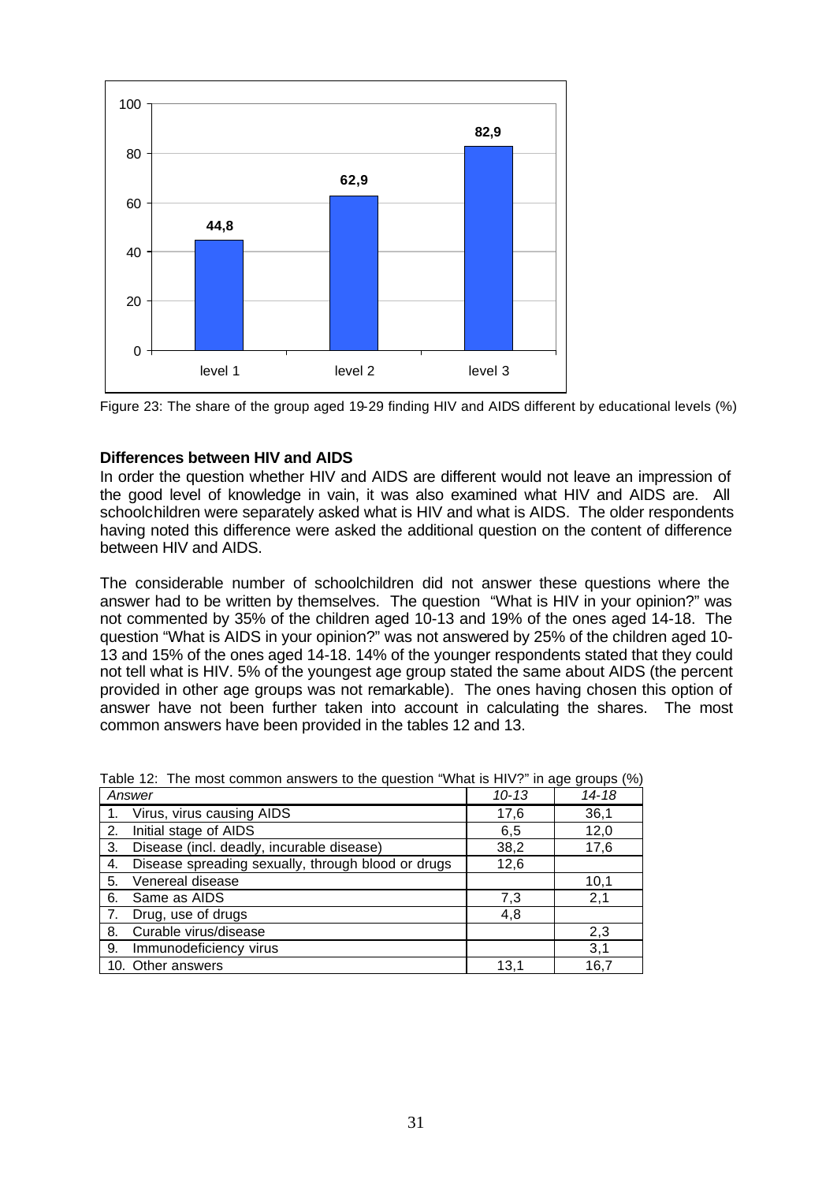Figure 23: The share of the group aged 19-29 finding HIV and AIDS different by educational levels (%)

### Differences between HIV and AIDS

In order the question whether HIV and AIDS are different would not leave an impression of the good level of knowledge in vain, it was also examined what HIV and AIDS are. All schoolchildren were separately asked what is HIV and what is AIDS. The older respondents having noted this difference were asked the additional question on the content of difference between HIV and AIDS.

The considerable number of schoolchildren did not answer these questions where the answer had to be written by themselves. The question "What is HIV in your opinion?" was not commented by 35% of the children aged 10-13 and 19% of the ones aged 14-18. The question "What is AIDS in your opinion?" was not answered by 25% of the children aged 10-13 and 15% of the ones aged 14-18. 14% of the younger respondents stated that they could not tell what is HIV. 5% of the youngest age group stated the same about AIDS (the percent provided in other age groups was not remarkable). The ones having chosen this option of answer have not been further taken into account in calculating the shares. The most common answers have been provided in the tables 12 and 13.

Table 12: The most common answers to the question "What is HIV?" in age groups (%)

| *Answer* | *10-13* | *14-18* |
|---|---|---|
| 1. Virus, virus causing AIDS | 17,6 | 36,1 |
| 2. Initial stage of AIDS | 6,5 | 12,0 |
| 3. Disease (incl. deadly, incurable disease) | 38,2 | 17,6 |
| 4. Disease spreading sexually, through blood or drugs | 12,6 | |
| 5. Venereal disease | | 10,1 |
| 6. Same as AIDS | 7,3 | 2,1 |
| 7. Drug, use of drugs | 4,8 | |
| 8. Curable virus/disease | | 2,3 |
| 9. Immunodeficiency virus | | 3,1 |
| 10. Other answers | 13,1 | 16,7 |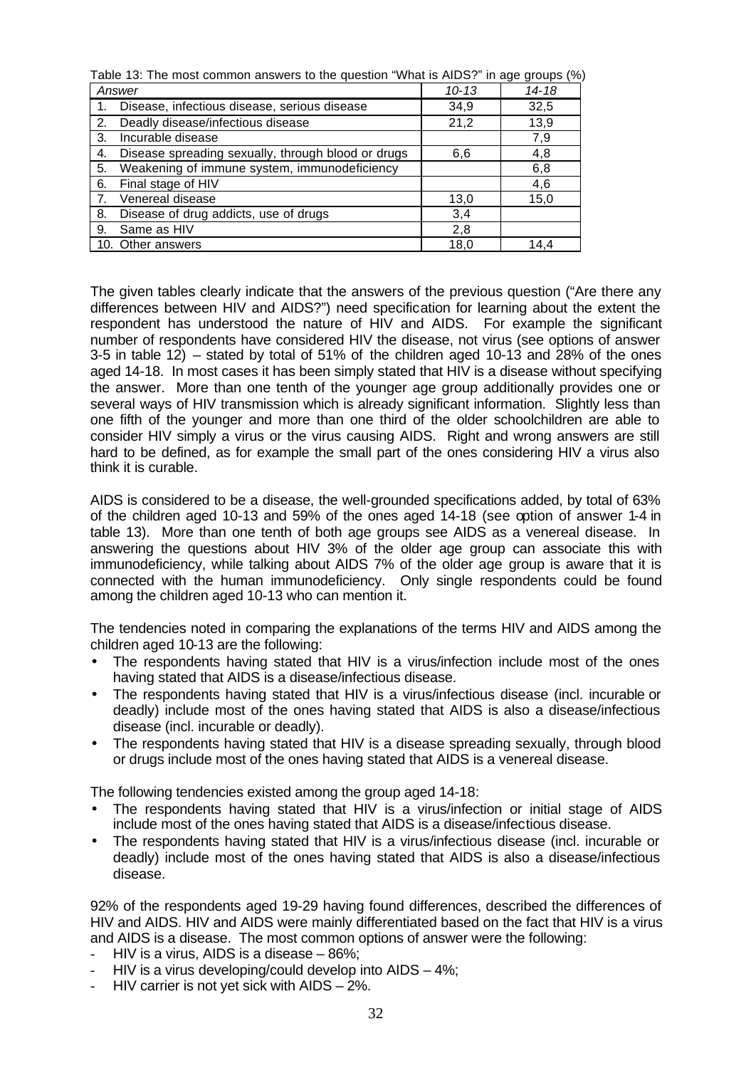Table 13: The most common answers to the question “What is AIDS?” in age groups (%)

| *Answer* | *10-13* | *14-18* |
|---|---|---|
| 1. Disease, infectious disease, serious disease | 34,9 | 32,5 |
| 2. Deadly disease/infectious disease | 21,2 | 13,9 |
| 3. Incurable disease | | 7,9 |
| 4. Disease spreading sexually, through blood or drugs | 6,6 | 4,8 |
| 5. Weakening of immune system, immunodeficiency | | 6,8 |
| 6. Final stage of HIV | | 4,6 |
| 7. Venereal disease | 13,0 | 15,0 |
| 8. Disease of drug addicts, use of drugs | 3,4 | |
| 9. Same as HIV | 2,8 | |
| 10. Other answers | 18,0 | 14,4 |

The given tables clearly indicate that the answers of the previous question (“Are there any differences between HIV and AIDS?”) need specification for learning about the extent the respondent has understood the nature of HIV and AIDS. For example the significant number of respondents have considered HIV the disease, not virus (see options of answer 3-5 in table 12) – stated by total of 51% of the children aged 10-13 and 28% of the ones aged 14-18. In most cases it has been simply stated that HIV is a disease without specifying the answer. More than one tenth of the younger age group additionally provides one or several ways of HIV transmission which is already significant information. Slightly less than one fifth of the younger and more than one third of the older schoolchildren are able to consider HIV simply a virus or the virus causing AIDS. Right and wrong answers are still hard to be defined, as for example the small part of the ones considering HIV a virus also think it is curable.

AIDS is considered to be a disease, the well-grounded specifications added, by total of 63% of the children aged 10-13 and 59% of the ones aged 14-18 (see option of answer 1-4 in table 13). More than one tenth of both age groups see AIDS as a venereal disease. In answering the questions about HIV 3% of the older age group can associate this with immunodeficiency, while talking about AIDS 7% of the older age group is aware that it is connected with the human immunodeficiency. Only single respondents could be found among the children aged 10-13 who can mention it.

The tendencies noted in comparing the explanations of the terms HIV and AIDS among the children aged 10-13 are the following:

- The respondents having stated that HIV is a virus/infection include most of the ones having stated that AIDS is a disease/infectious disease.
- The respondents having stated that HIV is a virus/infectious disease (incl. incurable or deadly) include most of the ones having stated that AIDS is also a disease/infectious disease (incl. incurable or deadly).
- The respondents having stated that HIV is a disease spreading sexually, through blood or drugs include most of the ones having stated that AIDS is a venereal disease.

The following tendencies existed among the group aged 14-18:

- The respondents having stated that HIV is a virus/infection or initial stage of AIDS include most of the ones having stated that AIDS is a disease/infectious disease.
- The respondents having stated that HIV is a virus/infectious disease (incl. incurable or deadly) include most of the ones having stated that AIDS is also a disease/infectious disease.

92% of the respondents aged 19-29 having found differences, described the differences of HIV and AIDS. HIV and AIDS were mainly differentiated based on the fact that HIV is a virus and AIDS is a disease. The most common options of answer were the following:

- HIV is a virus, AIDS is a disease – 86%;
- HIV is a virus developing/could develop into AIDS – 4%;
- HIV carrier is not yet sick with AIDS – 2%.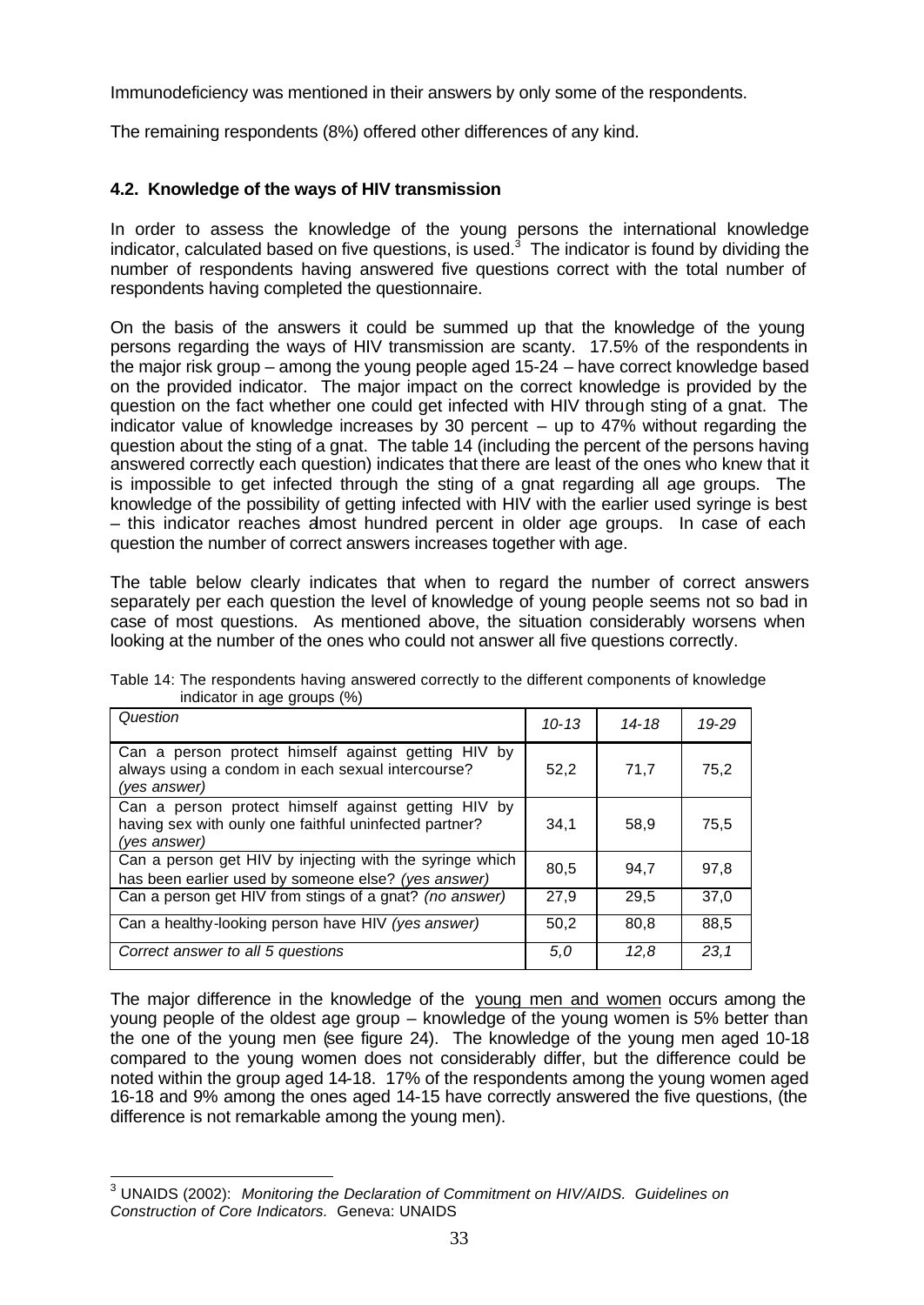Immunodeficiency was mentioned in their answers by only some of the respondents.

The remaining respondents (8%) offered other differences of any kind.

### 4.2. Knowledge of the ways of HIV transmission

In order to assess the knowledge of the young persons the international knowledge indicator, calculated based on five questions, is used.[3] The indicator is found by dividing the number of respondents having answered five questions correct with the total number of respondents having completed the questionnaire.

On the basis of the answers it could be summed up that the knowledge of the young persons regarding the ways of HIV transmission are scanty. 17.5% of the respondents in the major risk group – among the young people aged 15-24 – have correct knowledge based on the provided indicator. The major impact on the correct knowledge is provided by the question on the fact whether one could get infected with HIV through sting of a gnat. The indicator value of knowledge increases by 30 percent – up to 47% without regarding the question about the sting of a gnat. The table 14 (including the percent of the persons having answered correctly each question) indicates that there are least of the ones who knew that it is impossible to get infected through the sting of a gnat regarding all age groups. The knowledge of the possibility of getting infected with HIV with the earlier used syringe is best – this indicator reaches almost hundred percent in older age groups. In case of each question the number of correct answers increases together with age.

The table below clearly indicates that when to regard the number of correct answers separately per each question the level of knowledge of young people seems not so bad in case of most questions. As mentioned above, the situation considerably worsens when looking at the number of the ones who could not answer all five questions correctly.

Table 14: The respondents having answered correctly to the different components of knowledge indicator in age groups (%)

| *Question* | *10-13* | *14-18* | *19-29* |
|---|---|---|---|
| Can a person protect himself against getting HIV by always using a condom in each sexual intercourse? *(yes answer)* | 52,2 | 71,7 | 75,2 |
| Can a person protect himself against getting HIV by having sex with ounly one faithful uninfected partner? *(yes answer)* | 34,1 | 58,9 | 75,5 |
| Can a person get HIV by injecting with the syringe which has been earlier used by someone else? *(yes answer)* | 80,5 | 94,7 | 97,8 |
| Can a person get HIV from stings of a gnat? *(no answer)* | 27,9 | 29,5 | 37,0 |
| Can a healthy-looking person have HIV *(yes answer)* | 50,2 | 80,8 | 88,5 |
| *Correct answer to all 5 questions* | *5,0* | *12,8* | *23,1* |

The major difference in the knowledge of the young men and women occurs among the young people of the oldest age group – knowledge of the young women is 5% better than the one of the young men (see figure 24). The knowledge of the young men aged 10-18 compared to the young women does not considerably differ, but the difference could be noted within the group aged 14-18. 17% of the respondents among the young women aged 16-18 and 9% among the ones aged 14-15 have correctly answered the five questions, (the difference is not remarkable among the young men).

[3] UNAIDS (2002): *Monitoring the Declaration of Commitment on HIV/AIDS. Guidelines on Construction of Core Indicators.* Geneva: UNAIDS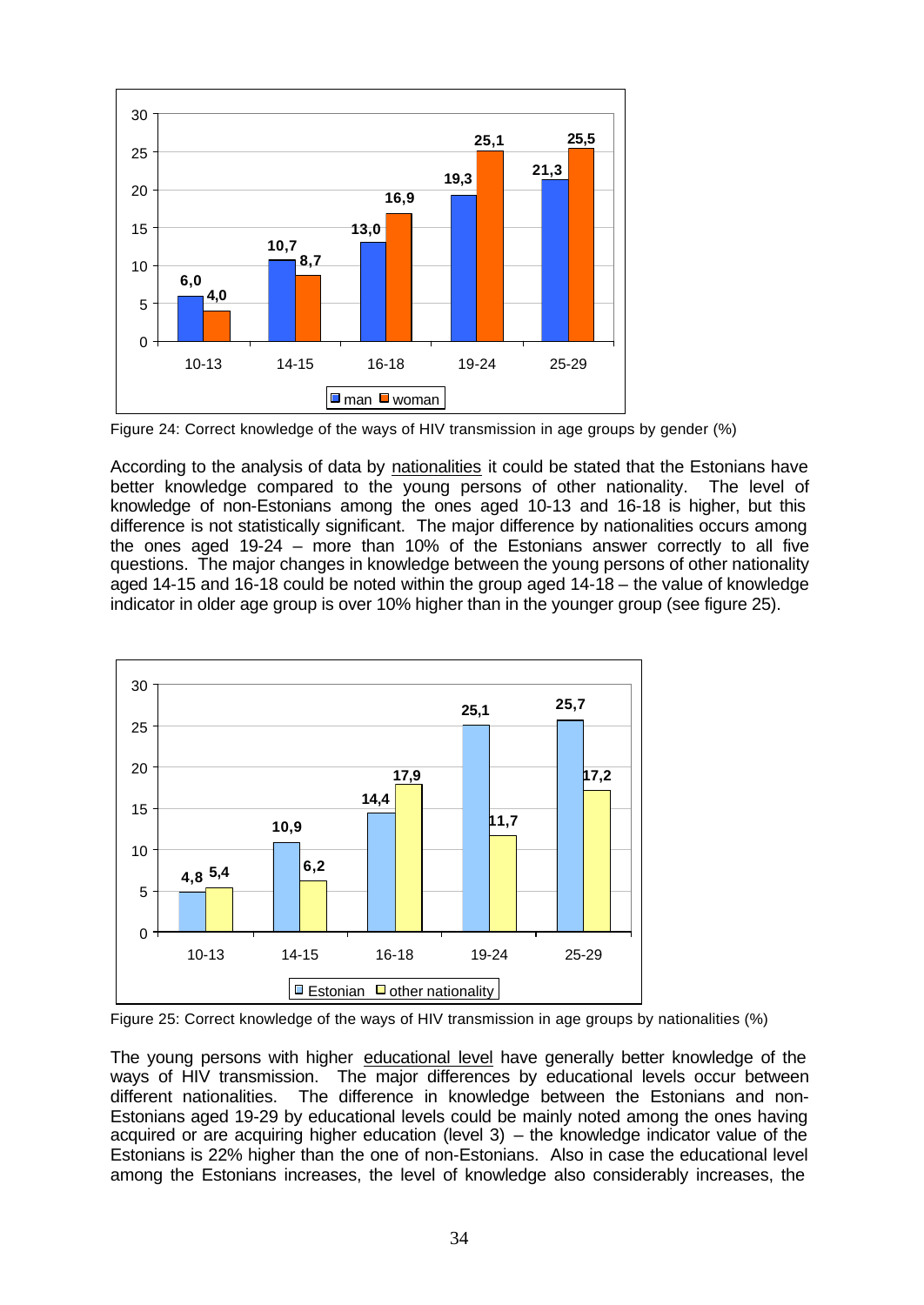| Age group | man | woman |
|---|---|---|
| 10-13 | 6,0 | 4,0 |
| 14-15 | 10,7 | 8,7 |
| 16-18 | 13,0 | 16,9 |
| 19-24 | 19,3 | 25,1 |
| 25-29 | 21,3 | 25,5 |

Figure 24: Correct knowledge of the ways of HIV transmission in age groups by gender (%)

According to the analysis of data by nationalities it could be stated that the Estonians have better knowledge compared to the young persons of other nationality. The level of knowledge of non-Estonians among the ones aged 10-13 and 16-18 is higher, but this difference is not statistically significant. The major difference by nationalities occurs among the ones aged 19-24 – more than 10% of the Estonians answer correctly to all five questions. The major changes in knowledge between the young persons of other nationality aged 14-15 and 16-18 could be noted within the group aged 14-18 – the value of knowledge indicator in older age group is over 10% higher than in the younger group (see figure 25).

| Age group | Estonian | other nationality |
|---|---|---|
| 10-13 | 4,8 | 5,4 |
| 14-15 | 10,9 | 6,2 |
| 16-18 | 14,4 | 17,9 |
| 19-24 | 25,1 | 11,7 |
| 25-29 | 25,7 | 17,2 |

Figure 25: Correct knowledge of the ways of HIV transmission in age groups by nationalities (%)

The young persons with higher educational level have generally better knowledge of the ways of HIV transmission. The major differences by educational levels occur between different nationalities. The difference in knowledge between the Estonians and non-Estonians aged 19-29 by educational levels could be mainly noted among the ones having acquired or are acquiring higher education (level 3) – the knowledge indicator value of the Estonians is 22% higher than the one of non-Estonians. Also in case the educational level among the Estonians increases, the level of knowledge also considerably increases, the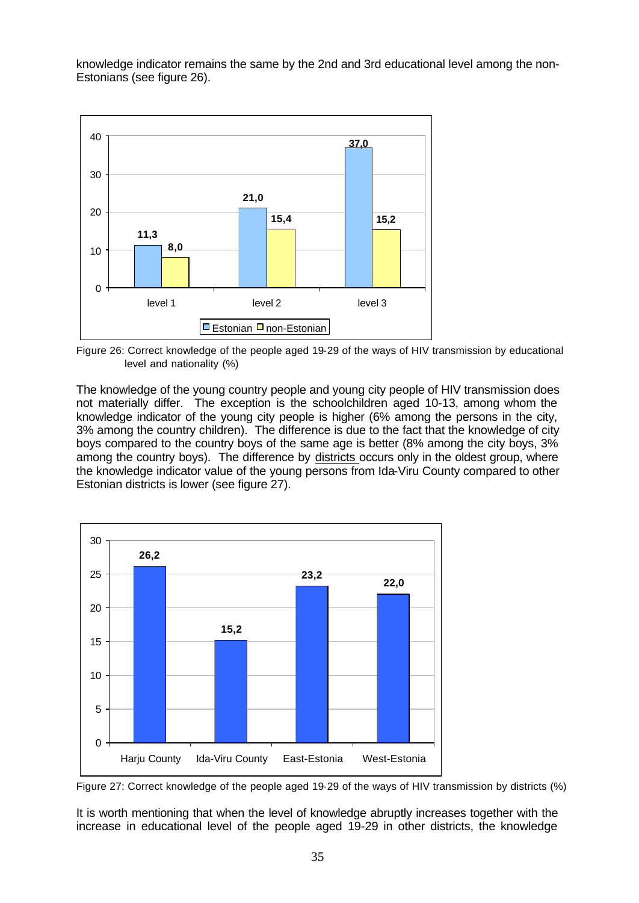knowledge indicator remains the same by the 2nd and 3rd educational level among the non-Estonians (see figure 26).

| | level 1 | level 2 | level 3 |
|---|---|---|---|
| Estonian | 11,3 | 21,0 | 37,0 |
| non-Estonian | 8,0 | 15,4 | 15,2 |

Figure 26: Correct knowledge of the people aged 19-29 of the ways of HIV transmission by educational level and nationality (%)

The knowledge of the young country people and young city people of HIV transmission does not materially differ. The exception is the schoolchildren aged 10-13, among whom the knowledge indicator of the young city people is higher (6% among the persons in the city, 3% among the country children). The difference is due to the fact that the knowledge of city boys compared to the country boys of the same age is better (8% among the city boys, 3% among the country boys). The difference by districts occurs only in the oldest group, where the knowledge indicator value of the young persons from Ida-Viru County compared to other Estonian districts is lower (see figure 27).

| Harju County | Ida-Viru County | East-Estonia | West-Estonia |
|---|---|---|---|
| 26,2 | 15,2 | 23,2 | 22,0 |

Figure 27: Correct knowledge of the people aged 19-29 of the ways of HIV transmission by districts (%)

It is worth mentioning that when the level of knowledge abruptly increases together with the increase in educational level of the people aged 19-29 in other districts, the knowledge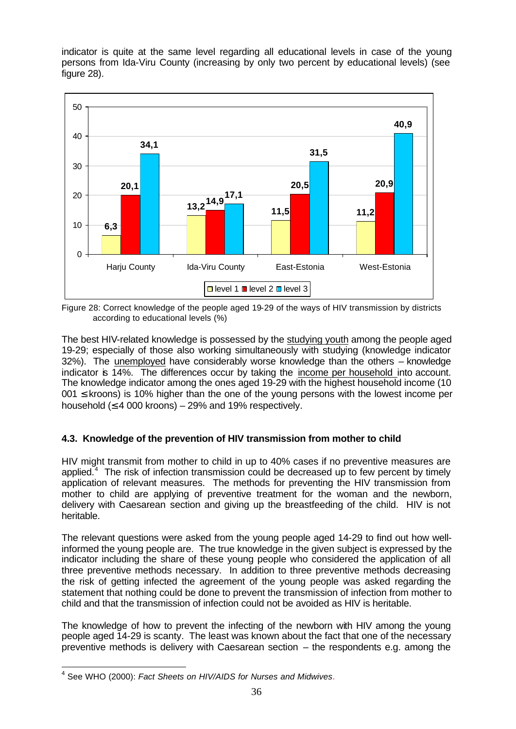indicator is quite at the same level regarding all educational levels in case of the young persons from Ida-Viru County (increasing by only two percent by educational levels) (see figure 28).

| | level 1 | level 2 | level 3 |
|---|---|---|---|
| Harju County | 6,3 | 20,1 | 34,1 |
| Ida-Viru County | 13,2 | 14,9 | 17,1 |
| East-Estonia | 11,5 | 20,5 | 31,5 |
| West-Estonia | 11,2 | 20,9 | 40,9 |

Figure 28: Correct knowledge of the people aged 19-29 of the ways of HIV transmission by districts according to educational levels (%)

The best HIV-related knowledge is possessed by the studying youth among the people aged 19-29; especially of those also working simultaneously with studying (knowledge indicator 32%). The unemployed have considerably worse knowledge than the others – knowledge indicator is 14%. The differences occur by taking the income per household into account. The knowledge indicator among the ones aged 19-29 with the highest household income (10 001 ≤ kroons) is 10% higher than the one of the young persons with the lowest income per household (≤ 4 000 kroons) – 29% and 19% respectively.

### 4.3. Knowledge of the prevention of HIV transmission from mother to child

HIV might transmit from mother to child in up to 40% cases if no preventive measures are applied.[4] The risk of infection transmission could be decreased up to few percent by timely application of relevant measures. The methods for preventing the HIV transmission from mother to child are applying of preventive treatment for the woman and the newborn, delivery with Caesarean section and giving up the breastfeeding of the child. HIV is not heritable.

The relevant questions were asked from the young people aged 14-29 to find out how well-informed the young people are. The true knowledge in the given subject is expressed by the indicator including the share of these young people who considered the application of all three preventive methods necessary. In addition to three preventive methods decreasing the risk of getting infected the agreement of the young people was asked regarding the statement that nothing could be done to prevent the transmission of infection from mother to child and that the transmission of infection could not be avoided as HIV is heritable.

The knowledge of how to prevent the infecting of the newborn with HIV among the young people aged 14-29 is scanty. The least was known about the fact that one of the necessary preventive methods is delivery with Caesarean section – the respondents e.g. among the

[4] See WHO (2000): *Fact Sheets on HIV/AIDS for Nurses and Midwives*.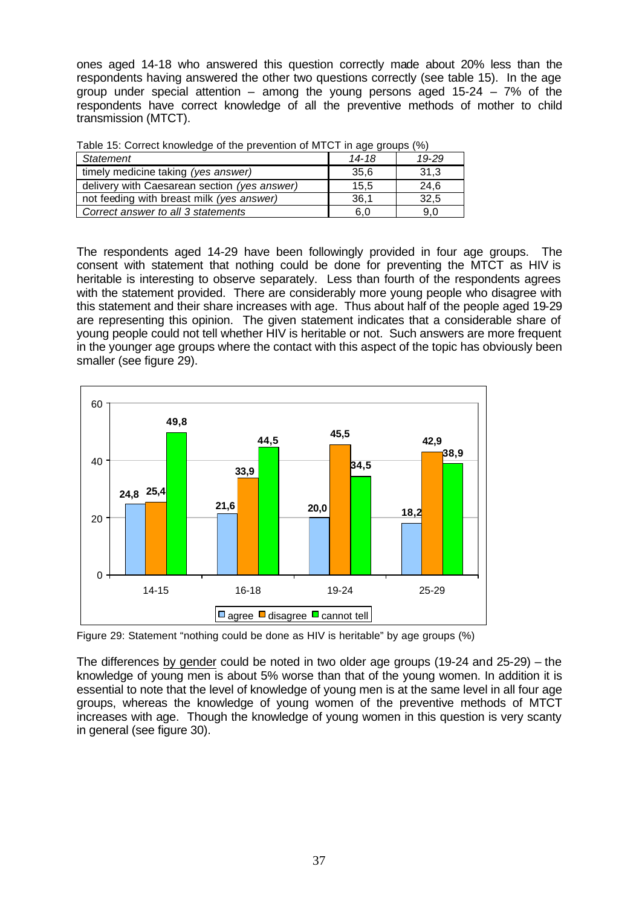ones aged 14-18 who answered this question correctly made about 20% less than the respondents having answered the other two questions correctly (see table 15). In the age group under special attention – among the young persons aged 15-24 – 7% of the respondents have correct knowledge of all the preventive methods of mother to child transmission (MTCT).

Table 15: Correct knowledge of the prevention of MTCT in age groups (%)

| *Statement* | *14-18* | *19-29* |
|---|---|---|
| timely medicine taking *(yes answer)* | 35,6 | 31,3 |
| delivery with Caesarean section *(yes answer)* | 15,5 | 24,6 |
| not feeding with breast milk *(yes answer)* | 36,1 | 32,5 |
| *Correct answer to all 3 statements* | 6,0 | 9,0 |

The respondents aged 14-29 have been followingly provided in four age groups. The consent with statement that nothing could be done for preventing the MTCT as HIV is heritable is interesting to observe separately. Less than fourth of the respondents agrees with the statement provided. There are considerably more young people who disagree with this statement and their share increases with age. Thus about half of the people aged 19-29 are representing this opinion. The given statement indicates that a considerable share of young people could not tell whether HIV is heritable or not. Such answers are more frequent in the younger age groups where the contact with this aspect of the topic has obviously been smaller (see figure 29).

| Age group | agree | disagree | cannot tell |
|---|---|---|---|
| 14-15 | 24,8 | 25,4 | 49,8 |
| 16-18 | 21,6 | 33,9 | 44,5 |
| 19-24 | 20,0 | 45,5 | 34,5 |
| 25-29 | 18,2 | 42,9 | 38,9 |

Figure 29: Statement "nothing could be done as HIV is heritable" by age groups (%)

The differences by gender could be noted in two older age groups (19-24 and 25-29) – the knowledge of young men is about 5% worse than that of the young women. In addition it is essential to note that the level of knowledge of young men is at the same level in all four age groups, whereas the knowledge of young women of the preventive methods of MTCT increases with age. Though the knowledge of young women in this question is very scanty in general (see figure 30).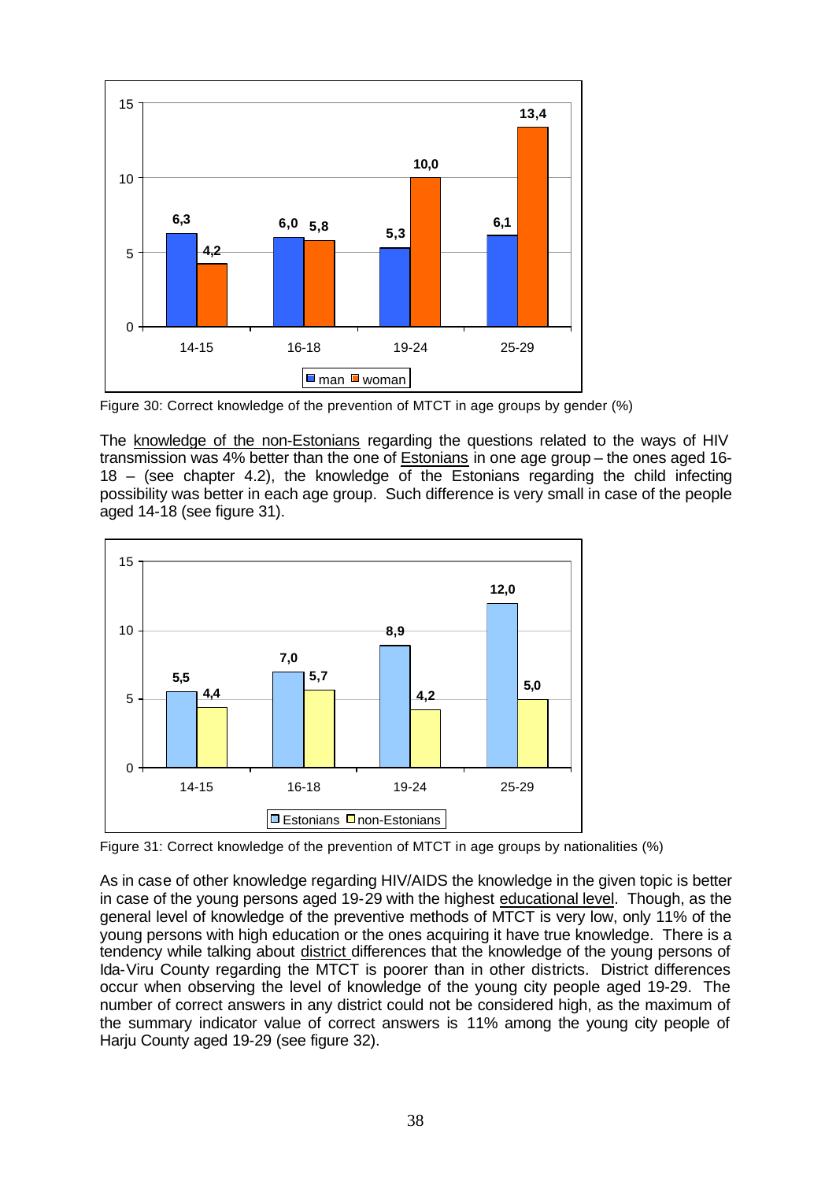Figure 30: Correct knowledge of the prevention of MTCT in age groups by gender (%)

| | man | woman |
|---|---|---|
| 14-15 | 6,3 | 4,2 |
| 16-18 | 6,0 | 5,8 |
| 19-24 | 5,3 | 10,0 |
| 25-29 | 6,1 | 13,4 |

The knowledge of the non-Estonians regarding the questions related to the ways of HIV transmission was 4% better than the one of Estonians in one age group – the ones aged 16-18 – (see chapter 4.2), the knowledge of the Estonians regarding the child infecting possibility was better in each age group. Such difference is very small in case of the people aged 14-18 (see figure 31).

Figure 31: Correct knowledge of the prevention of MTCT in age groups by nationalities (%)

| | Estonians | non-Estonians |
|---|---|---|
| 14-15 | 5,5 | 4,4 |
| 16-18 | 7,0 | 5,7 |
| 19-24 | 8,9 | 4,2 |
| 25-29 | 12,0 | 5,0 |

As in case of other knowledge regarding HIV/AIDS the knowledge in the given topic is better in case of the young persons aged 19-29 with the highest educational level. Though, as the general level of knowledge of the preventive methods of MTCT is very low, only 11% of the young persons with high education or the ones acquiring it have true knowledge. There is a tendency while talking about district differences that the knowledge of the young persons of Ida-Viru County regarding the MTCT is poorer than in other districts. District differences occur when observing the level of knowledge of the young city people aged 19-29. The number of correct answers in any district could not be considered high, as the maximum of the summary indicator value of correct answers is 11% among the young city people of Harju County aged 19-29 (see figure 32).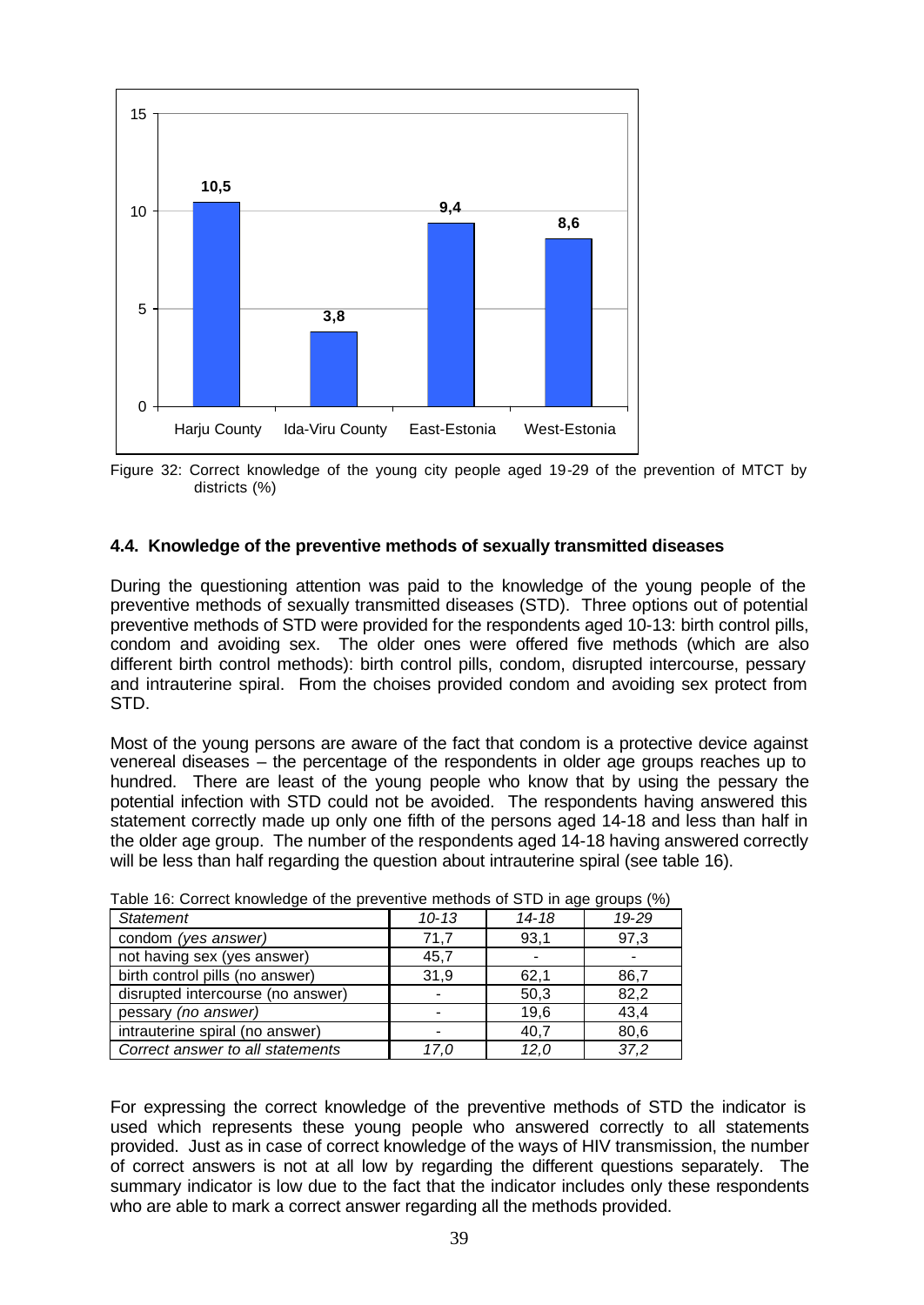Figure 32: Correct knowledge of the young city people aged 19-29 of the prevention of MTCT by districts (%)

### 4.4. Knowledge of the preventive methods of sexually transmitted diseases

During the questioning attention was paid to the knowledge of the young people of the preventive methods of sexually transmitted diseases (STD). Three options out of potential preventive methods of STD were provided for the respondents aged 10-13: birth control pills, condom and avoiding sex. The older ones were offered five methods (which are also different birth control methods): birth control pills, condom, disrupted intercourse, pessary and intrauterine spiral. From the choises provided condom and avoiding sex protect from STD.

Most of the young persons are aware of the fact that condom is a protective device against venereal diseases – the percentage of the respondents in older age groups reaches up to hundred. There are least of the young people who know that by using the pessary the potential infection with STD could not be avoided. The respondents having answered this statement correctly made up only one fifth of the persons aged 14-18 and less than half in the older age group. The number of the respondents aged 14-18 having answered correctly will be less than half regarding the question about intrauterine spiral (see table 16).

Table 16: Correct knowledge of the preventive methods of STD in age groups (%)

| *Statement* | *10-13* | *14-18* | *19-29* |
|---|---|---|---|
| condom *(yes answer)* | 71,7 | 93,1 | 97,3 |
| not having sex (yes answer) | 45,7 | - | - |
| birth control pills (no answer) | 31,9 | 62,1 | 86,7 |
| disrupted intercourse (no answer) | - | 50,3 | 82,2 |
| pessary *(no answer)* | - | 19,6 | 43,4 |
| intrauterine spiral (no answer) | - | 40,7 | 80,6 |
| *Correct answer to all statements* | *17,0* | *12,0* | *37,2* |

For expressing the correct knowledge of the preventive methods of STD the indicator is used which represents these young people who answered correctly to all statements provided. Just as in case of correct knowledge of the ways of HIV transmission, the number of correct answers is not at all low by regarding the different questions separately. The summary indicator is low due to the fact that the indicator includes only these respondents who are able to mark a correct answer regarding all the methods provided.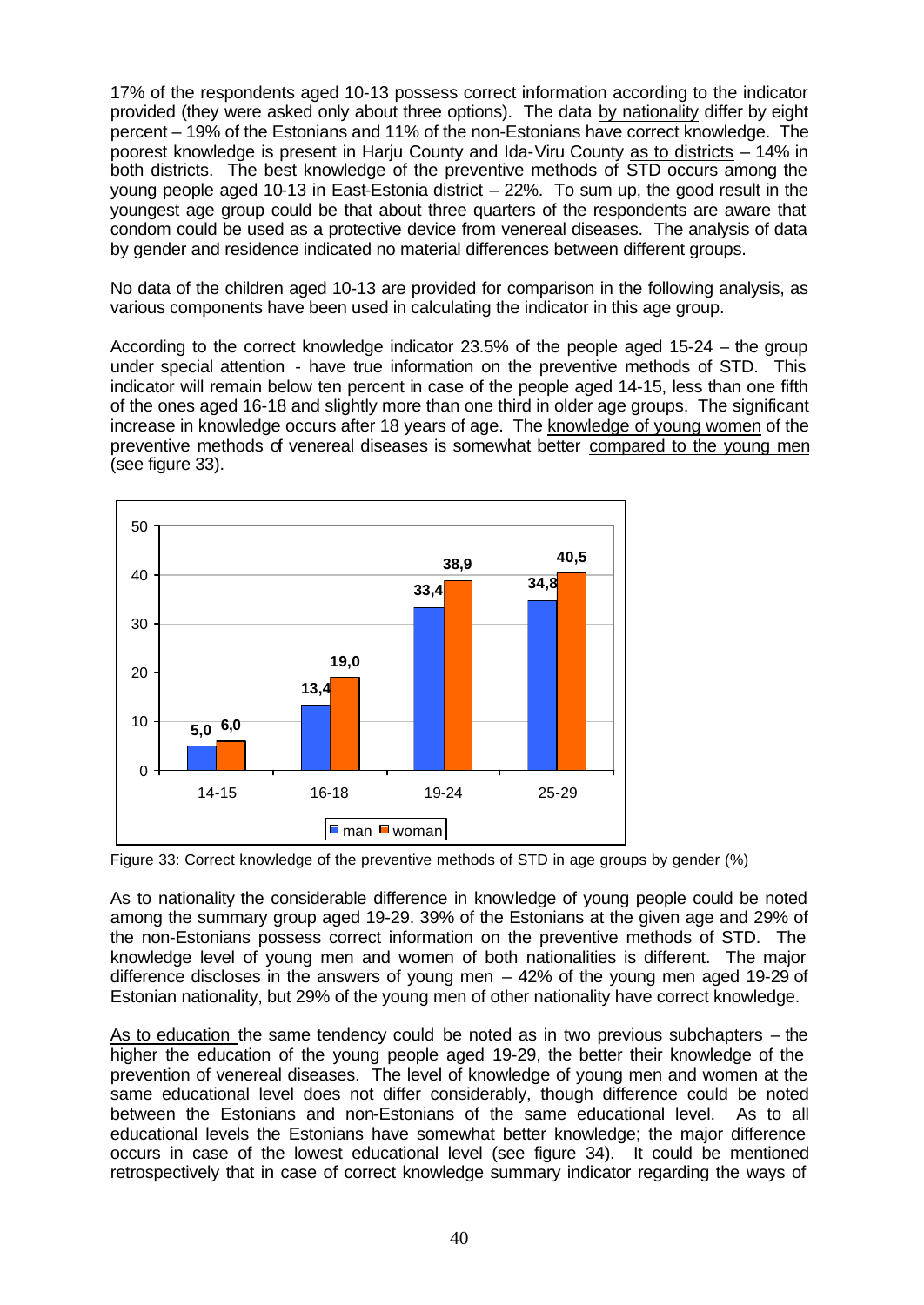17% of the respondents aged 10-13 possess correct information according to the indicator provided (they were asked only about three options). The data by nationality differ by eight percent – 19% of the Estonians and 11% of the non-Estonians have correct knowledge. The poorest knowledge is present in Harju County and Ida-Viru County as to districts – 14% in both districts. The best knowledge of the preventive methods of STD occurs among the young people aged 10-13 in East-Estonia district – 22%. To sum up, the good result in the youngest age group could be that about three quarters of the respondents are aware that condom could be used as a protective device from venereal diseases. The analysis of data by gender and residence indicated no material differences between different groups.

No data of the children aged 10-13 are provided for comparison in the following analysis, as various components have been used in calculating the indicator in this age group.

According to the correct knowledge indicator 23.5% of the people aged 15-24 – the group under special attention - have true information on the preventive methods of STD. This indicator will remain below ten percent in case of the people aged 14-15, less than one fifth of the ones aged 16-18 and slightly more than one third in older age groups. The significant increase in knowledge occurs after 18 years of age. The knowledge of young women of the preventive methods of venereal diseases is somewhat better compared to the young men (see figure 33).

| | 14-15 | 16-18 | 19-24 | 25-29 |
|---|---|---|---|---|
| man | 5,0 | 13,4 | 33,4 | 34,8 |
| woman | 6,0 | 19,0 | 38,9 | 40,5 |

Figure 33: Correct knowledge of the preventive methods of STD in age groups by gender (%)

As to nationality the considerable difference in knowledge of young people could be noted among the summary group aged 19-29. 39% of the Estonians at the given age and 29% of the non-Estonians possess correct information on the preventive methods of STD. The knowledge level of young men and women of both nationalities is different. The major difference discloses in the answers of young men – 42% of the young men aged 19-29 of Estonian nationality, but 29% of the young men of other nationality have correct knowledge.

As to education the same tendency could be noted as in two previous subchapters – the higher the education of the young people aged 19-29, the better their knowledge of the prevention of venereal diseases. The level of knowledge of young men and women at the same educational level does not differ considerably, though difference could be noted between the Estonians and non-Estonians of the same educational level. As to all educational levels the Estonians have somewhat better knowledge; the major difference occurs in case of the lowest educational level (see figure 34). It could be mentioned retrospectively that in case of correct knowledge summary indicator regarding the ways of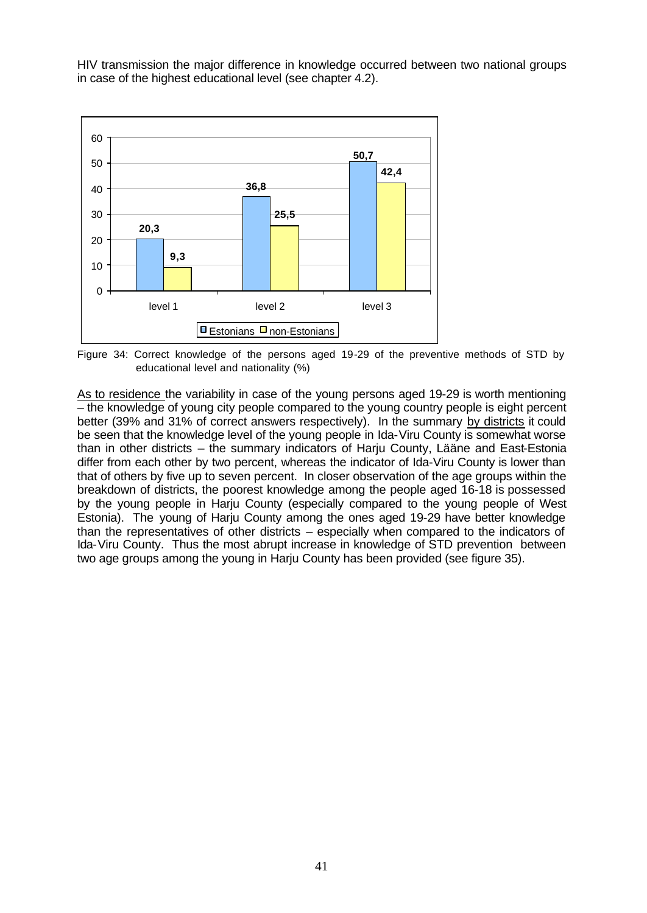HIV transmission the major difference in knowledge occurred between two national groups in case of the highest educational level (see chapter 4.2).

| | Estonians | non-Estonians |
|---|---|---|
| level 1 | 20,3 | 9,3 |
| level 2 | 36,8 | 25,5 |
| level 3 | 50,7 | 42,4 |

Figure 34: Correct knowledge of the persons aged 19-29 of the preventive methods of STD by educational level and nationality (%)

As to residence the variability in case of the young persons aged 19-29 is worth mentioning – the knowledge of young city people compared to the young country people is eight percent better (39% and 31% of correct answers respectively). In the summary by districts it could be seen that the knowledge level of the young people in Ida-Viru County is somewhat worse than in other districts – the summary indicators of Harju County, Lääne and East-Estonia differ from each other by two percent, whereas the indicator of Ida-Viru County is lower than that of others by five up to seven percent. In closer observation of the age groups within the breakdown of districts, the poorest knowledge among the people aged 16-18 is possessed by the young people in Harju County (especially compared to the young people of West Estonia). The young of Harju County among the ones aged 19-29 have better knowledge than the representatives of other districts – especially when compared to the indicators of Ida-Viru County. Thus the most abrupt increase in knowledge of STD prevention between two age groups among the young in Harju County has been provided (see figure 35).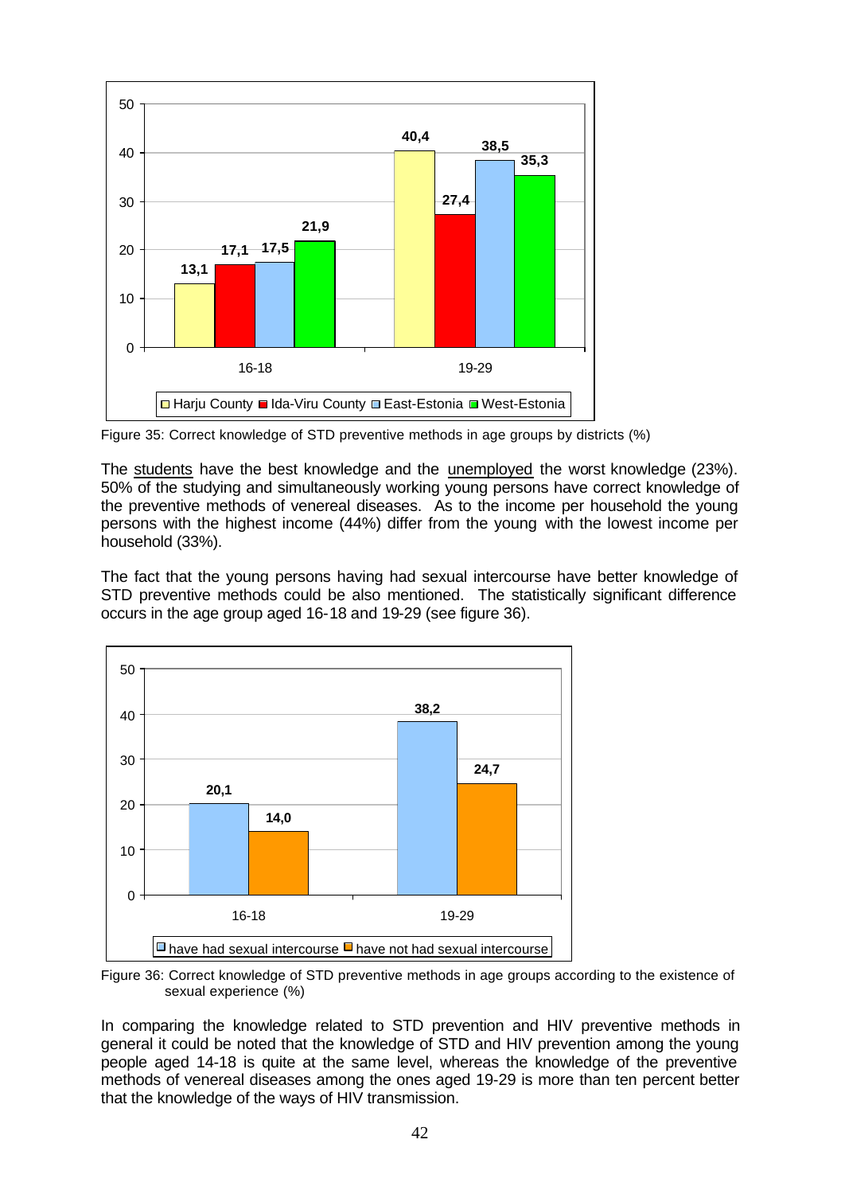Figure 35: Correct knowledge of STD preventive methods in age groups by districts (%)

The students have the best knowledge and the unemployed the worst knowledge (23%). 50% of the studying and simultaneously working young persons have correct knowledge of the preventive methods of venereal diseases. As to the income per household the young persons with the highest income (44%) differ from the young with the lowest income per household (33%).

The fact that the young persons having had sexual intercourse have better knowledge of STD preventive methods could be also mentioned. The statistically significant difference occurs in the age group aged 16-18 and 19-29 (see figure 36).

Figure 36: Correct knowledge of STD preventive methods in age groups according to the existence of sexual experience (%)

In comparing the knowledge related to STD prevention and HIV preventive methods in general it could be noted that the knowledge of STD and HIV prevention among the young people aged 14-18 is quite at the same level, whereas the knowledge of the preventive methods of venereal diseases among the ones aged 19-29 is more than ten percent better that the knowledge of the ways of HIV transmission.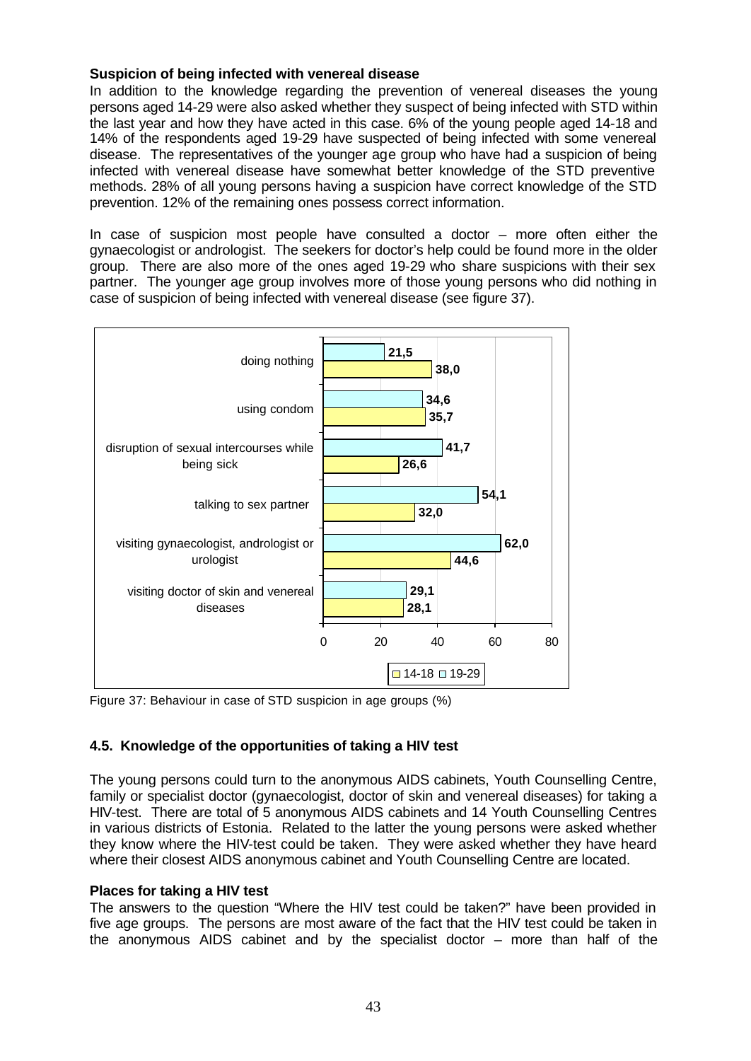**Suspicion of being infected with venereal disease**

In addition to the knowledge regarding the prevention of venereal diseases the young persons aged 14-29 were also asked whether they suspect of being infected with STD within the last year and how they have acted in this case. 6% of the young people aged 14-18 and 14% of the respondents aged 19-29 have suspected of being infected with some venereal disease. The representatives of the younger age group who have had a suspicion of being infected with venereal disease have somewhat better knowledge of the STD preventive methods. 28% of all young persons having a suspicion have correct knowledge of the STD prevention. 12% of the remaining ones possess correct information.

In case of suspicion most people have consulted a doctor – more often either the gynaecologist or andrologist. The seekers for doctor's help could be found more in the older group. There are also more of the ones aged 19-29 who share suspicions with their sex partner. The younger age group involves more of those young persons who did nothing in case of suspicion of being infected with venereal disease (see figure 37).

| | 14-18 | 19-29 |
|---|---|---|
| doing nothing | 38,0 | 21,5 |
| using condom | 35,7 | 34,6 |
| disruption of sexual intercourses while being sick | 26,6 | 41,7 |
| talking to sex partner | 32,0 | 54,1 |
| visiting gynaecologist, andrologist or urologist | 44,6 | 62,0 |
| visiting doctor of skin and venereal diseases | 28,1 | 29,1 |

Figure 37: Behaviour in case of STD suspicion in age groups (%)

## 4.5. Knowledge of the opportunities of taking a HIV test

The young persons could turn to the anonymous AIDS cabinets, Youth Counselling Centre, family or specialist doctor (gynaecologist, doctor of skin and venereal diseases) for taking a HIV-test. There are total of 5 anonymous AIDS cabinets and 14 Youth Counselling Centres in various districts of Estonia. Related to the latter the young persons were asked whether they know where the HIV-test could be taken. They were asked whether they have heard where their closest AIDS anonymous cabinet and Youth Counselling Centre are located.

**Places for taking a HIV test**

The answers to the question "Where the HIV test could be taken?" have been provided in five age groups. The persons are most aware of the fact that the HIV test could be taken in the anonymous AIDS cabinet and by the specialist doctor – more than half of the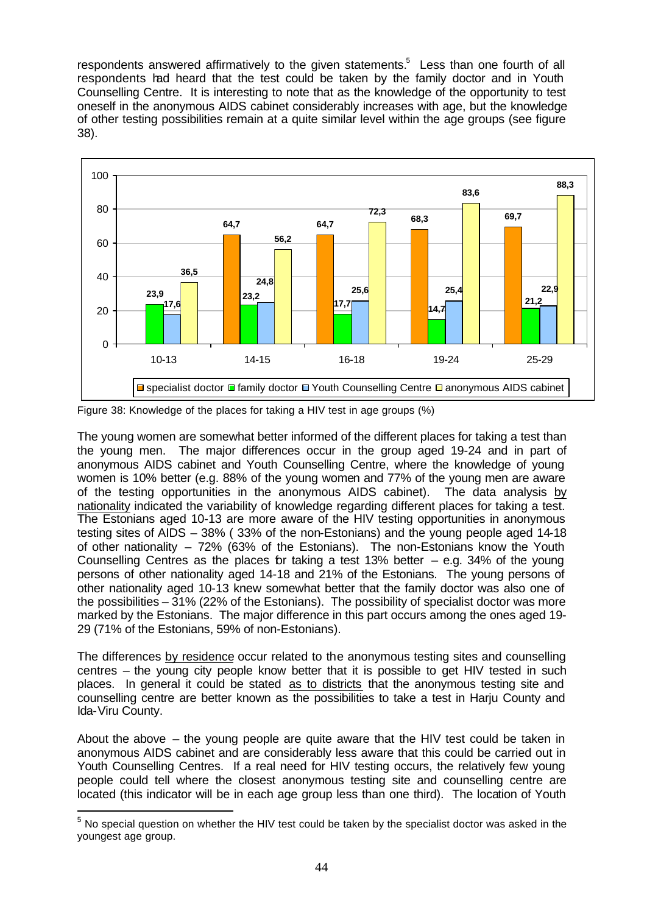respondents answered affirmatively to the given statements.[5] Less than one fourth of all respondents had heard that the test could be taken by the family doctor and in Youth Counselling Centre. It is interesting to note that as the knowledge of the opportunity to test oneself in the anonymous AIDS cabinet considerably increases with age, but the knowledge of other testing possibilities remain at a quite similar level within the age groups (see figure 38).

| Age group | specialist doctor | family doctor | Youth Counselling Centre | anonymous AIDS cabinet |
|---|---|---|---|---|
| 10-13 | | 23,9 | 17,6 | 36,5 |
| 14-15 | 64,7 | 23,2 | 24,8 | 56,2 |
| 16-18 | 64,7 | 17,7 | 25,6 | 72,3 |
| 19-24 | 68,3 | 14,7 | 25,4 | 83,6 |
| 25-29 | 69,7 | 21,2 | 22,9 | 88,3 |

Figure 38: Knowledge of the places for taking a HIV test in age groups (%)

The young women are somewhat better informed of the different places for taking a test than the young men. The major differences occur in the group aged 19-24 and in part of anonymous AIDS cabinet and Youth Counselling Centre, where the knowledge of young women is 10% better (e.g. 88% of the young women and 77% of the young men are aware of the testing opportunities in the anonymous AIDS cabinet). The data analysis by nationality indicated the variability of knowledge regarding different places for taking a test. The Estonians aged 10-13 are more aware of the HIV testing opportunities in anonymous testing sites of AIDS – 38% ( 33% of the non-Estonians) and the young people aged 14-18 of other nationality – 72% (63% of the Estonians). The non-Estonians know the Youth Counselling Centres as the places for taking a test 13% better – e.g. 34% of the young persons of other nationality aged 14-18 and 21% of the Estonians. The young persons of other nationality aged 10-13 knew somewhat better that the family doctor was also one of the possibilities – 31% (22% of the Estonians). The possibility of specialist doctor was more marked by the Estonians. The major difference in this part occurs among the ones aged 19-29 (71% of the Estonians, 59% of non-Estonians).

The differences by residence occur related to the anonymous testing sites and counselling centres – the young city people know better that it is possible to get HIV tested in such places. In general it could be stated as to districts that the anonymous testing site and counselling centre are better known as the possibilities to take a test in Harju County and Ida-Viru County.

About the above – the young people are quite aware that the HIV test could be taken in anonymous AIDS cabinet and are considerably less aware that this could be carried out in Youth Counselling Centres. If a real need for HIV testing occurs, the relatively few young people could tell where the closest anonymous testing site and counselling centre are located (this indicator will be in each age group less than one third). The location of Youth

[5] No special question on whether the HIV test could be taken by the specialist doctor was asked in the youngest age group.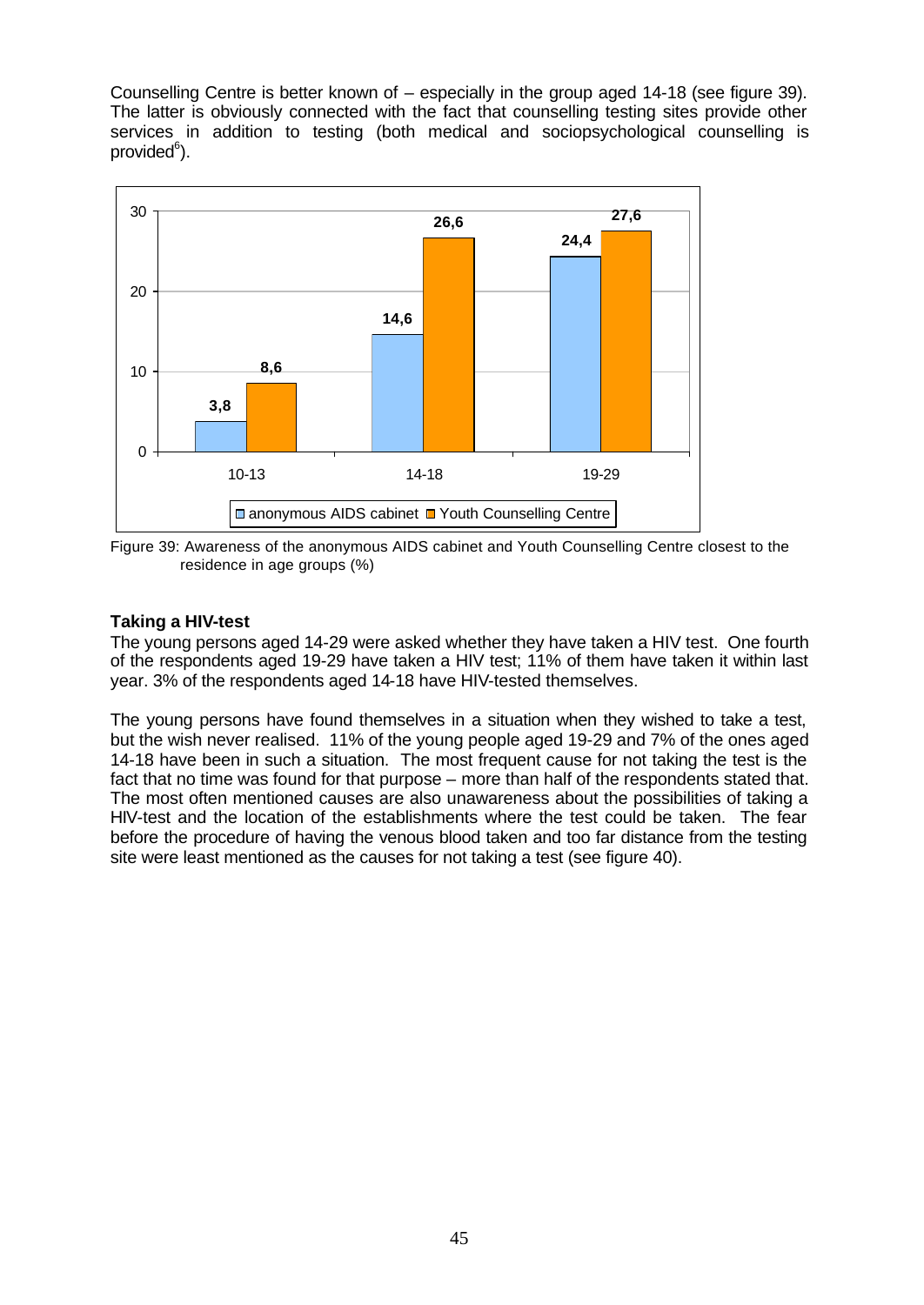Counselling Centre is better known of – especially in the group aged 14-18 (see figure 39). The latter is obviously connected with the fact that counselling testing sites provide other services in addition to testing (both medical and sociopsychological counselling is provided[6]).

| Age group | anonymous AIDS cabinet | Youth Counselling Centre |
|---|---|---|
| 10-13 | 3,8 | 8,6 |
| 14-18 | 14,6 | 26,6 |
| 19-29 | 24,4 | 27,6 |

Figure 39: Awareness of the anonymous AIDS cabinet and Youth Counselling Centre closest to the residence in age groups (%)

**Taking a HIV-test**

The young persons aged 14-29 were asked whether they have taken a HIV test. One fourth of the respondents aged 19-29 have taken a HIV test; 11% of them have taken it within last year. 3% of the respondents aged 14-18 have HIV-tested themselves.

The young persons have found themselves in a situation when they wished to take a test, but the wish never realised. 11% of the young people aged 19-29 and 7% of the ones aged 14-18 have been in such a situation. The most frequent cause for not taking the test is the fact that no time was found for that purpose – more than half of the respondents stated that. The most often mentioned causes are also unawareness about the possibilities of taking a HIV-test and the location of the establishments where the test could be taken. The fear before the procedure of having the venous blood taken and too far distance from the testing site were least mentioned as the causes for not taking a test (see figure 40).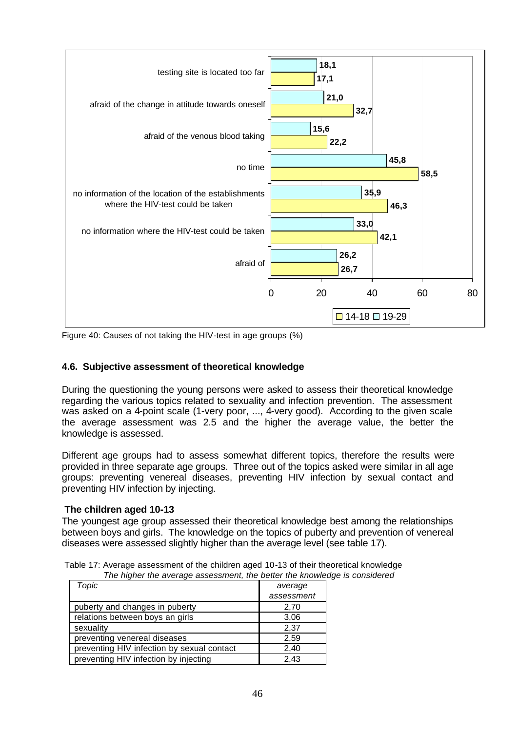| Cause | 19-29 | 14-18 |
|---|---|---|
| testing site is located too far | 18,1 | 17,1 |
| afraid of the change in attitude towards oneself | 21,0 | 32,7 |
| afraid of the venous blood taking | 15,6 | 22,2 |
| no time | 45,8 | 58,5 |
| no information of the location of the establishments where the HIV-test could be taken | 35,9 | 46,3 |
| no information where the HIV-test could be taken | 33,0 | 42,1 |
| afraid of | 26,2 | 26,7 |

Figure 40: Causes of not taking the HIV-test in age groups (%)

### 4.6. Subjective assessment of theoretical knowledge

During the questioning the young persons were asked to assess their theoretical knowledge regarding the various topics related to sexuality and infection prevention. The assessment was asked on a 4-point scale (1-very poor, ..., 4-very good). According to the given scale the average assessment was 2.5 and the higher the average value, the better the knowledge is assessed.

Different age groups had to assess somewhat different topics, therefore the results were provided in three separate age groups. Three out of the topics asked were similar in all age groups: preventing venereal diseases, preventing HIV infection by sexual contact and preventing HIV infection by injecting.

**The children aged 10-13**

The youngest age group assessed their theoretical knowledge best among the relationships between boys and girls. The knowledge on the topics of puberty and prevention of venereal diseases were assessed slightly higher than the average level (see table 17).

Table 17: Average assessment of the children aged 10-13 of their theoretical knowledge
*The higher the average assessment, the better the knowledge is considered*

| *Topic* | *average assessment* |
|---|---|
| puberty and changes in puberty | 2,70 |
| relations between boys an girls | 3,06 |
| sexuality | 2,37 |
| preventing venereal diseases | 2,59 |
| preventing HIV infection by sexual contact | 2,40 |
| preventing HIV infection by injecting | 2,43 |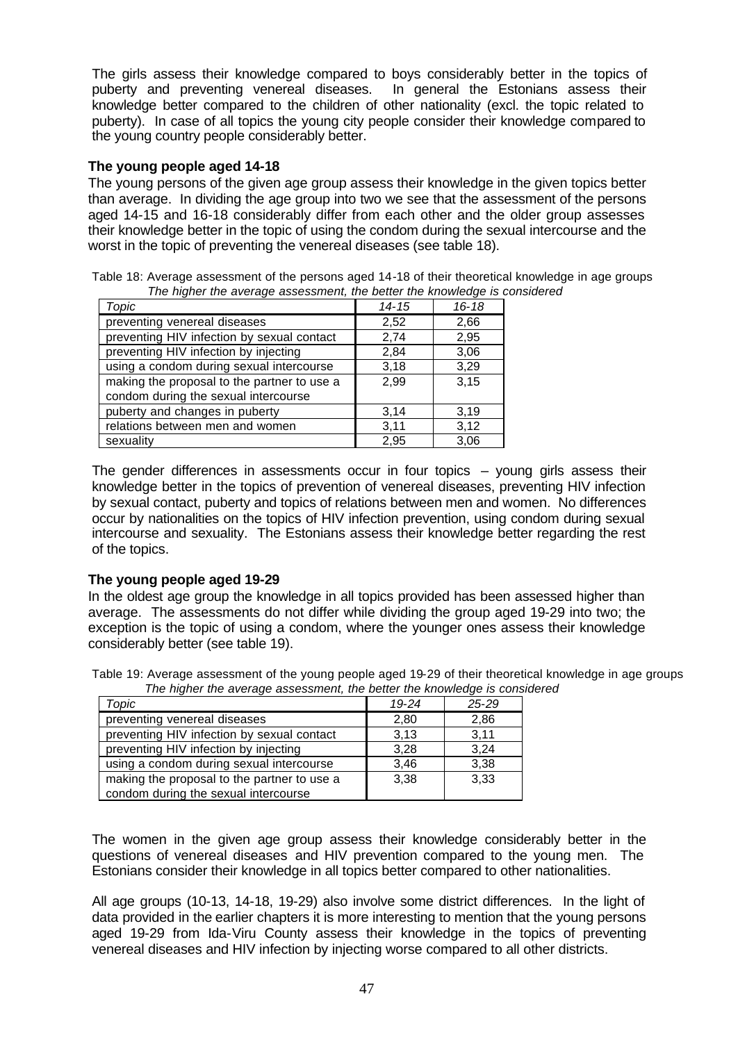The girls assess their knowledge compared to boys considerably better in the topics of puberty and preventing venereal diseases. In general the Estonians assess their knowledge better compared to the children of other nationality (excl. the topic related to puberty). In case of all topics the young city people consider their knowledge compared to the young country people considerably better.

### The young people aged 14-18

The young persons of the given age group assess their knowledge in the given topics better than average. In dividing the age group into two we see that the assessment of the persons aged 14-15 and 16-18 considerably differ from each other and the older group assesses their knowledge better in the topic of using the condom during the sexual intercourse and the worst in the topic of preventing the venereal diseases (see table 18).

Table 18: Average assessment of the persons aged 14-18 of their theoretical knowledge in age groups
*The higher the average assessment, the better the knowledge is considered*

| *Topic* | *14-15* | *16-18* |
|---|---|---|
| preventing venereal diseases | 2,52 | 2,66 |
| preventing HIV infection by sexual contact | 2,74 | 2,95 |
| preventing HIV infection by injecting | 2,84 | 3,06 |
| using a condom during sexual intercourse | 3,18 | 3,29 |
| making the proposal to the partner to use a condom during the sexual intercourse | 2,99 | 3,15 |
| puberty and changes in puberty | 3,14 | 3,19 |
| relations between men and women | 3,11 | 3,12 |
| sexuality | 2,95 | 3,06 |

The gender differences in assessments occur in four topics – young girls assess their knowledge better in the topics of prevention of venereal diseases, preventing HIV infection by sexual contact, puberty and topics of relations between men and women. No differences occur by nationalities on the topics of HIV infection prevention, using condom during sexual intercourse and sexuality. The Estonians assess their knowledge better regarding the rest of the topics.

### The young people aged 19-29

In the oldest age group the knowledge in all topics provided has been assessed higher than average. The assessments do not differ while dividing the group aged 19-29 into two; the exception is the topic of using a condom, where the younger ones assess their knowledge considerably better (see table 19).

Table 19: Average assessment of the young people aged 19-29 of their theoretical knowledge in age groups
*The higher the average assessment, the better the knowledge is considered*

| *Topic* | *19-24* | *25-29* |
|---|---|---|
| preventing venereal diseases | 2,80 | 2,86 |
| preventing HIV infection by sexual contact | 3,13 | 3,11 |
| preventing HIV infection by injecting | 3,28 | 3,24 |
| using a condom during sexual intercourse | 3,46 | 3,38 |
| making the proposal to the partner to use a condom during the sexual intercourse | 3,38 | 3,33 |

The women in the given age group assess their knowledge considerably better in the questions of venereal diseases and HIV prevention compared to the young men. The Estonians consider their knowledge in all topics better compared to other nationalities.

All age groups (10-13, 14-18, 19-29) also involve some district differences. In the light of data provided in the earlier chapters it is more interesting to mention that the young persons aged 19-29 from Ida-Viru County assess their knowledge in the topics of preventing venereal diseases and HIV infection by injecting worse compared to all other districts.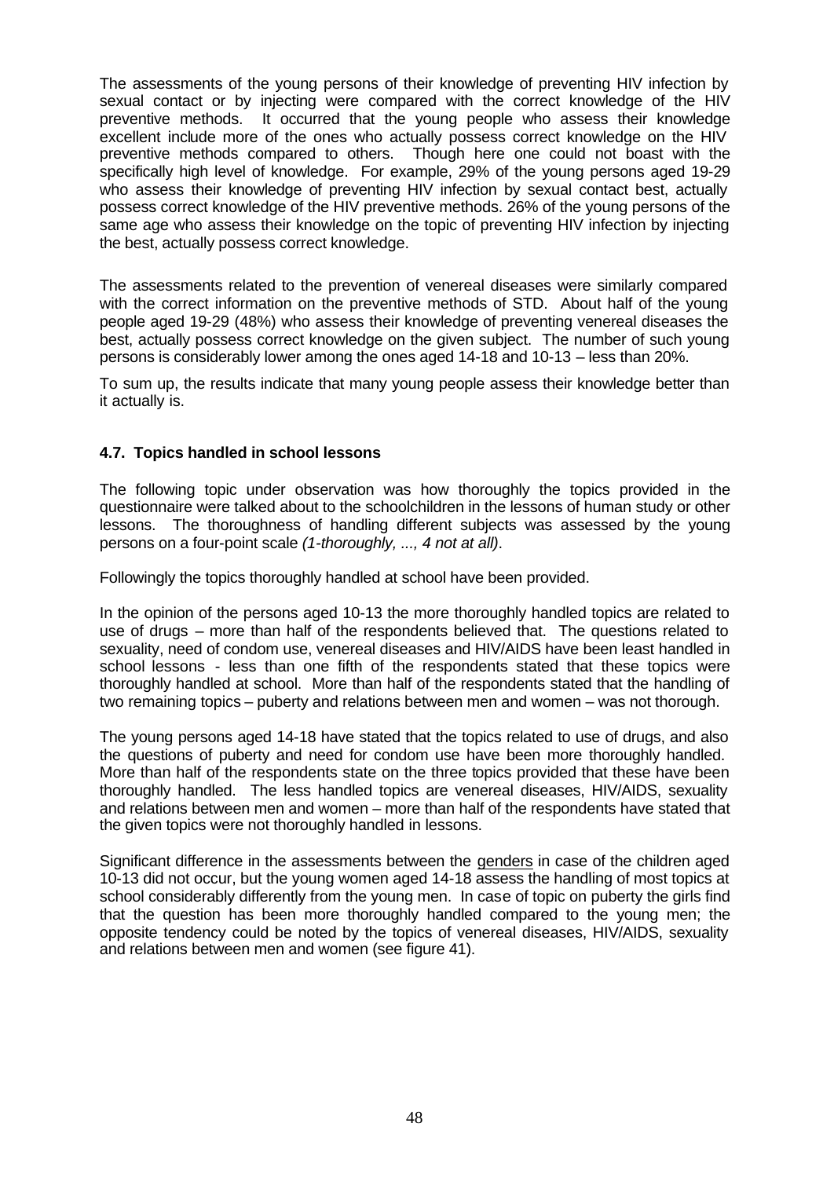The assessments of the young persons of their knowledge of preventing HIV infection by sexual contact or by injecting were compared with the correct knowledge of the HIV preventive methods. It occurred that the young people who assess their knowledge excellent include more of the ones who actually possess correct knowledge on the HIV preventive methods compared to others. Though here one could not boast with the specifically high level of knowledge. For example, 29% of the young persons aged 19-29 who assess their knowledge of preventing HIV infection by sexual contact best, actually possess correct knowledge of the HIV preventive methods. 26% of the young persons of the same age who assess their knowledge on the topic of preventing HIV infection by injecting the best, actually possess correct knowledge.

The assessments related to the prevention of venereal diseases were similarly compared with the correct information on the preventive methods of STD. About half of the young people aged 19-29 (48%) who assess their knowledge of preventing venereal diseases the best, actually possess correct knowledge on the given subject. The number of such young persons is considerably lower among the ones aged 14-18 and 10-13 – less than 20%.

To sum up, the results indicate that many young people assess their knowledge better than it actually is.

### 4.7. Topics handled in school lessons

The following topic under observation was how thoroughly the topics provided in the questionnaire were talked about to the schoolchildren in the lessons of human study or other lessons. The thoroughness of handling different subjects was assessed by the young persons on a four-point scale *(1-thoroughly, ..., 4 not at all)*.

Followingly the topics thoroughly handled at school have been provided.

In the opinion of the persons aged 10-13 the more thoroughly handled topics are related to use of drugs – more than half of the respondents believed that. The questions related to sexuality, need of condom use, venereal diseases and HIV/AIDS have been least handled in school lessons - less than one fifth of the respondents stated that these topics were thoroughly handled at school. More than half of the respondents stated that the handling of two remaining topics – puberty and relations between men and women – was not thorough.

The young persons aged 14-18 have stated that the topics related to use of drugs, and also the questions of puberty and need for condom use have been more thoroughly handled. More than half of the respondents state on the three topics provided that these have been thoroughly handled. The less handled topics are venereal diseases, HIV/AIDS, sexuality and relations between men and women – more than half of the respondents have stated that the given topics were not thoroughly handled in lessons.

Significant difference in the assessments between the genders in case of the children aged 10-13 did not occur, but the young women aged 14-18 assess the handling of most topics at school considerably differently from the young men. In case of topic on puberty the girls find that the question has been more thoroughly handled compared to the young men; the opposite tendency could be noted by the topics of venereal diseases, HIV/AIDS, sexuality and relations between men and women (see figure 41).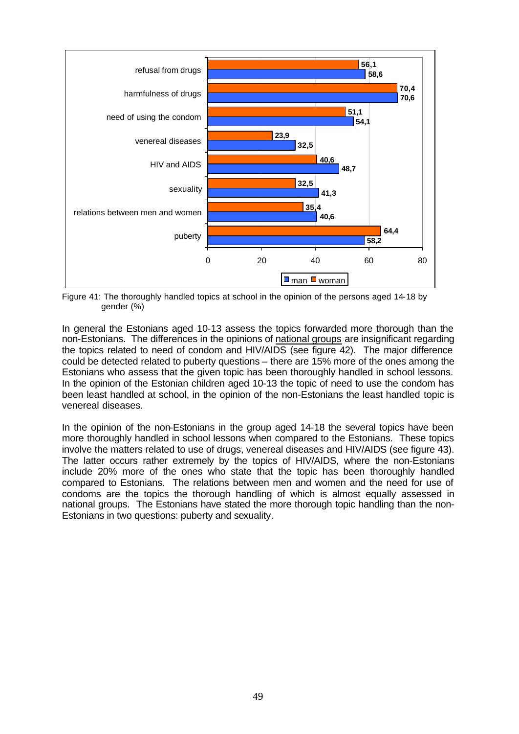| | man | woman |
|---|---|---|
| refusal from drugs | 58,6 | 56,1 |
| harmfulness of drugs | 70,6 | 70,4 |
| need of using the condom | 54,1 | 51,1 |
| venereal diseases | 32,5 | 23,9 |
| HIV and AIDS | 48,7 | 40,6 |
| sexuality | 41,3 | 32,5 |
| relations between men and women | 40,6 | 35,4 |
| puberty | 58,2 | 64,4 |

Figure 41: The thoroughly handled topics at school in the opinion of the persons aged 14-18 by gender (%)

In general the Estonians aged 10-13 assess the topics forwarded more thorough than the non-Estonians. The differences in the opinions of national groups are insignificant regarding the topics related to need of condom and HIV/AIDS (see figure 42). The major difference could be detected related to puberty questions – there are 15% more of the ones among the Estonians who assess that the given topic has been thoroughly handled in school lessons. In the opinion of the Estonian children aged 10-13 the topic of need to use the condom has been least handled at school, in the opinion of the non-Estonians the least handled topic is venereal diseases.

In the opinion of the non-Estonians in the group aged 14-18 the several topics have been more thoroughly handled in school lessons when compared to the Estonians. These topics involve the matters related to use of drugs, venereal diseases and HIV/AIDS (see figure 43). The latter occurs rather extremely by the topics of HIV/AIDS, where the non-Estonians include 20% more of the ones who state that the topic has been thoroughly handled compared to Estonians. The relations between men and women and the need for use of condoms are the topics the thorough handling of which is almost equally assessed in national groups. The Estonians have stated the more thorough topic handling than the non-Estonians in two questions: puberty and sexuality.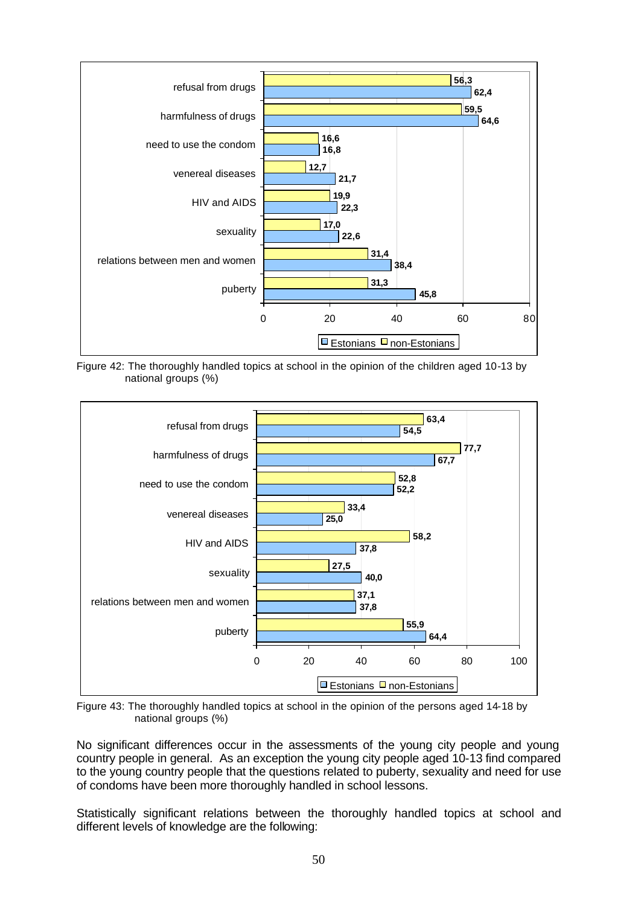| | Estonians | non-Estonians |
|---|---|---|
| refusal from drugs | 62,4 | 56,3 |
| harmfulness of drugs | 64,6 | 59,5 |
| need to use the condom | 16,8 | 16,6 |
| venereal diseases | 21,7 | 12,7 |
| HIV and AIDS | 22,3 | 19,9 |
| sexuality | 22,6 | 17,0 |
| relations between men and women | 38,4 | 31,4 |
| puberty | 45,8 | 31,3 |

Figure 42: The thoroughly handled topics at school in the opinion of the children aged 10-13 by national groups (%)

| | Estonians | non-Estonians |
|---|---|---|
| refusal from drugs | 54,5 | 63,4 |
| harmfulness of drugs | 67,7 | 77,7 |
| need to use the condom | 52,2 | 52,8 |
| venereal diseases | 25,0 | 33,4 |
| HIV and AIDS | 37,8 | 58,2 |
| sexuality | 40,0 | 27,5 |
| relations between men and women | 37,8 | 37,1 |
| puberty | 64,4 | 55,9 |

Figure 43: The thoroughly handled topics at school in the opinion of the persons aged 14-18 by national groups (%)

No significant differences occur in the assessments of the young city people and young country people in general. As an exception the young city people aged 10-13 find compared to the young country people that the questions related to puberty, sexuality and need for use of condoms have been more thoroughly handled in school lessons.

Statistically significant relations between the thoroughly handled topics at school and different levels of knowledge are the following: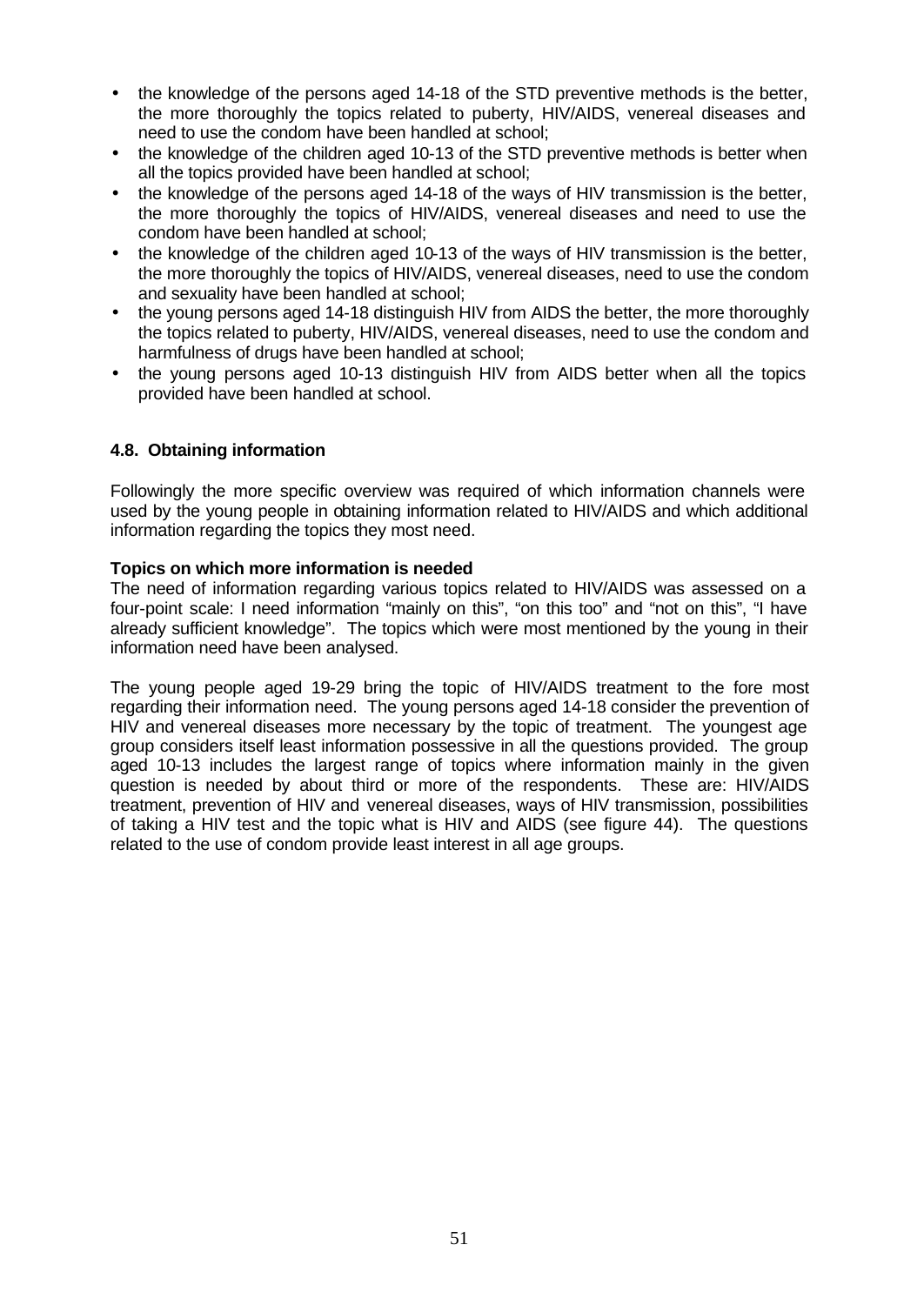- the knowledge of the persons aged 14-18 of the STD preventive methods is the better, the more thoroughly the topics related to puberty, HIV/AIDS, venereal diseases and need to use the condom have been handled at school;
- the knowledge of the children aged 10-13 of the STD preventive methods is better when all the topics provided have been handled at school;
- the knowledge of the persons aged 14-18 of the ways of HIV transmission is the better, the more thoroughly the topics of HIV/AIDS, venereal diseases and need to use the condom have been handled at school;
- the knowledge of the children aged 10-13 of the ways of HIV transmission is the better, the more thoroughly the topics of HIV/AIDS, venereal diseases, need to use the condom and sexuality have been handled at school;
- the young persons aged 14-18 distinguish HIV from AIDS the better, the more thoroughly the topics related to puberty, HIV/AIDS, venereal diseases, need to use the condom and harmfulness of drugs have been handled at school;
- the young persons aged 10-13 distinguish HIV from AIDS better when all the topics provided have been handled at school.

### 4.8. Obtaining information

Followingly the more specific overview was required of which information channels were used by the young people in obtaining information related to HIV/AIDS and which additional information regarding the topics they most need.

**Topics on which more information is needed**

The need of information regarding various topics related to HIV/AIDS was assessed on a four-point scale: I need information "mainly on this", "on this too" and "not on this", "I have already sufficient knowledge". The topics which were most mentioned by the young in their information need have been analysed.

The young people aged 19-29 bring the topic of HIV/AIDS treatment to the fore most regarding their information need. The young persons aged 14-18 consider the prevention of HIV and venereal diseases more necessary by the topic of treatment. The youngest age group considers itself least information possessive in all the questions provided. The group aged 10-13 includes the largest range of topics where information mainly in the given question is needed by about third or more of the respondents. These are: HIV/AIDS treatment, prevention of HIV and venereal diseases, ways of HIV transmission, possibilities of taking a HIV test and the topic what is HIV and AIDS (see figure 44). The questions related to the use of condom provide least interest in all age groups.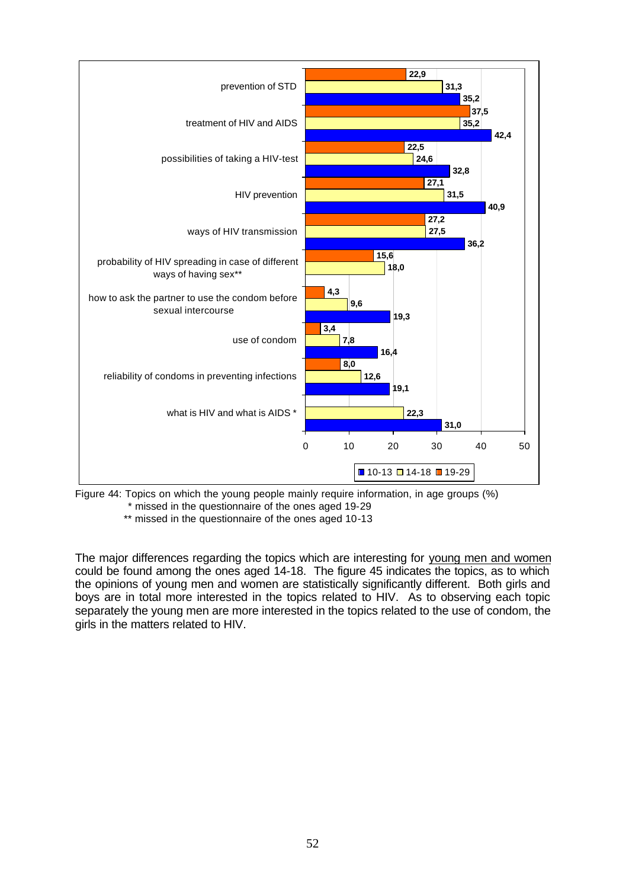| Topic | 10-13 | 14-18 | 19-29 |
|---|---|---|---|
| prevention of STD | 35,2 | 31,3 | 22,9 |
| treatment of HIV and AIDS | 42,4 | 35,2 | 37,5 |
| possibilities of taking a HIV-test | 32,8 | 24,6 | 22,5 |
| HIV prevention | 40,9 | 31,5 | 27,1 |
| ways of HIV transmission | 36,2 | 27,5 | 27,2 |
| probability of HIV spreading in case of different ways of having sex** | | 18,0 | 15,6 |
| how to ask the partner to use the condom before sexual intercourse | 19,3 | 9,6 | 4,3 |
| use of condom | 16,4 | 7,8 | 3,4 |
| reliability of condoms in preventing infections | 19,1 | 12,6 | 8,0 |
| what is HIV and what is AIDS * | 31,0 | 22,3 | |

Figure 44: Topics on which the young people mainly require information, in age groups (%)
\* missed in the questionnaire of the ones aged 19-29
\*\* missed in the questionnaire of the ones aged 10-13

The major differences regarding the topics which are interesting for young men and women could be found among the ones aged 14-18. The figure 45 indicates the topics, as to which the opinions of young men and women are statistically significantly different. Both girls and boys are in total more interested in the topics related to HIV. As to observing each topic separately the young men are more interested in the topics related to the use of condom, the girls in the matters related to HIV.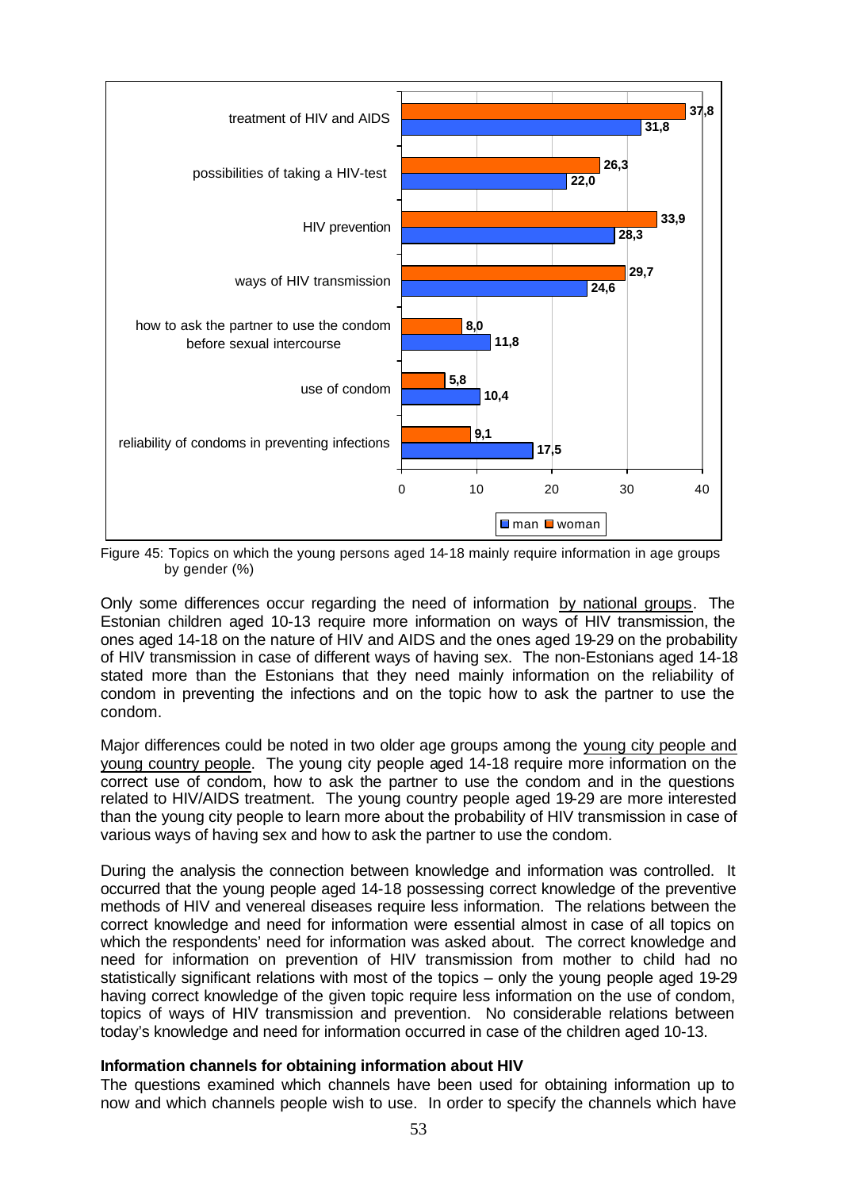| Topic | man | woman |
|---|---|---|
| treatment of HIV and AIDS | 31,8 | 37,8 |
| possibilities of taking a HIV-test | 22,0 | 26,3 |
| HIV prevention | 28,3 | 33,9 |
| ways of HIV transmission | 24,6 | 29,7 |
| how to ask the partner to use the condom before sexual intercourse | 11,8 | 8,0 |
| use of condom | 10,4 | 5,8 |
| reliability of condoms in preventing infections | 17,5 | 9,1 |

Figure 45: Topics on which the young persons aged 14-18 mainly require information in age groups by gender (%)

Only some differences occur regarding the need of information by national groups. The Estonian children aged 10-13 require more information on ways of HIV transmission, the ones aged 14-18 on the nature of HIV and AIDS and the ones aged 19-29 on the probability of HIV transmission in case of different ways of having sex. The non-Estonians aged 14-18 stated more than the Estonians that they need mainly information on the reliability of condom in preventing the infections and on the topic how to ask the partner to use the condom.

Major differences could be noted in two older age groups among the young city people and young country people. The young city people aged 14-18 require more information on the correct use of condom, how to ask the partner to use the condom and in the questions related to HIV/AIDS treatment. The young country people aged 19-29 are more interested than the young city people to learn more about the probability of HIV transmission in case of various ways of having sex and how to ask the partner to use the condom.

During the analysis the connection between knowledge and information was controlled. It occurred that the young people aged 14-18 possessing correct knowledge of the preventive methods of HIV and venereal diseases require less information. The relations between the correct knowledge and need for information were essential almost in case of all topics on which the respondents' need for information was asked about. The correct knowledge and need for information on prevention of HIV transmission from mother to child had no statistically significant relations with most of the topics – only the young people aged 19-29 having correct knowledge of the given topic require less information on the use of condom, topics of ways of HIV transmission and prevention. No considerable relations between today's knowledge and need for information occurred in case of the children aged 10-13.

**Information channels for obtaining information about HIV**

The questions examined which channels have been used for obtaining information up to now and which channels people wish to use. In order to specify the channels which have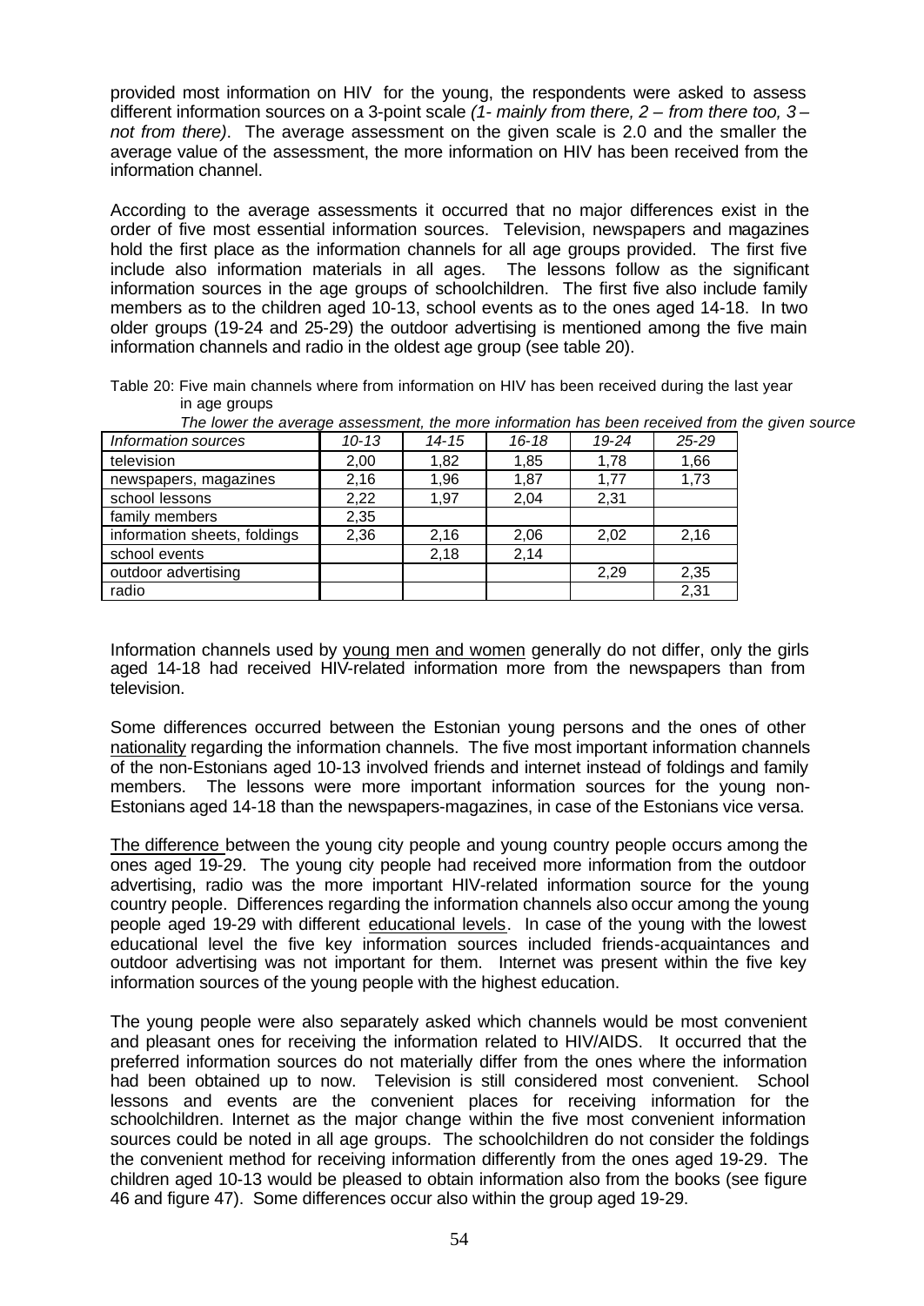provided most information on HIV for the young, the respondents were asked to assess different information sources on a 3-point scale *(1- mainly from there, 2 – from there too, 3 – not from there)*. The average assessment on the given scale is 2.0 and the smaller the average value of the assessment, the more information on HIV has been received from the information channel.

According to the average assessments it occurred that no major differences exist in the order of five most essential information sources. Television, newspapers and magazines hold the first place as the information channels for all age groups provided. The first five include also information materials in all ages. The lessons follow as the significant information sources in the age groups of schoolchildren. The first five also include family members as to the children aged 10-13, school events as to the ones aged 14-18. In two older groups (19-24 and 25-29) the outdoor advertising is mentioned among the five main information channels and radio in the oldest age group (see table 20).

Table 20: Five main channels where from information on HIV has been received during the last year in age groups

*The lower the average assessment, the more information has been received from the given source*

| *Information sources* | *10-13* | *14-15* | *16-18* | *19-24* | *25-29* |
|---|---|---|---|---|---|
| television | 2,00 | 1,82 | 1,85 | 1,78 | 1,66 |
| newspapers, magazines | 2,16 | 1,96 | 1,87 | 1,77 | 1,73 |
| school lessons | 2,22 | 1,97 | 2,04 | 2,31 | |
| family members | 2,35 | | | | |
| information sheets, foldings | 2,36 | 2,16 | 2,06 | 2,02 | 2,16 |
| school events | | 2,18 | 2,14 | | |
| outdoor advertising | | | | 2,29 | 2,35 |
| radio | | | | | 2,31 |

Information channels used by young men and women generally do not differ, only the girls aged 14-18 had received HIV-related information more from the newspapers than from television.

Some differences occurred between the Estonian young persons and the ones of other nationality regarding the information channels. The five most important information channels of the non-Estonians aged 10-13 involved friends and internet instead of foldings and family members. The lessons were more important information sources for the young non-Estonians aged 14-18 than the newspapers-magazines, in case of the Estonians vice versa.

The difference between the young city people and young country people occurs among the ones aged 19-29. The young city people had received more information from the outdoor advertising, radio was the more important HIV-related information source for the young country people. Differences regarding the information channels also occur among the young people aged 19-29 with different educational levels. In case of the young with the lowest educational level the five key information sources included friends-acquaintances and outdoor advertising was not important for them. Internet was present within the five key information sources of the young people with the highest education.

The young people were also separately asked which channels would be most convenient and pleasant ones for receiving the information related to HIV/AIDS. It occurred that the preferred information sources do not materially differ from the ones where the information had been obtained up to now. Television is still considered most convenient. School lessons and events are the convenient places for receiving information for the schoolchildren. Internet as the major change within the five most convenient information sources could be noted in all age groups. The schoolchildren do not consider the foldings the convenient method for receiving information differently from the ones aged 19-29. The children aged 10-13 would be pleased to obtain information also from the books (see figure 46 and figure 47). Some differences occur also within the group aged 19-29.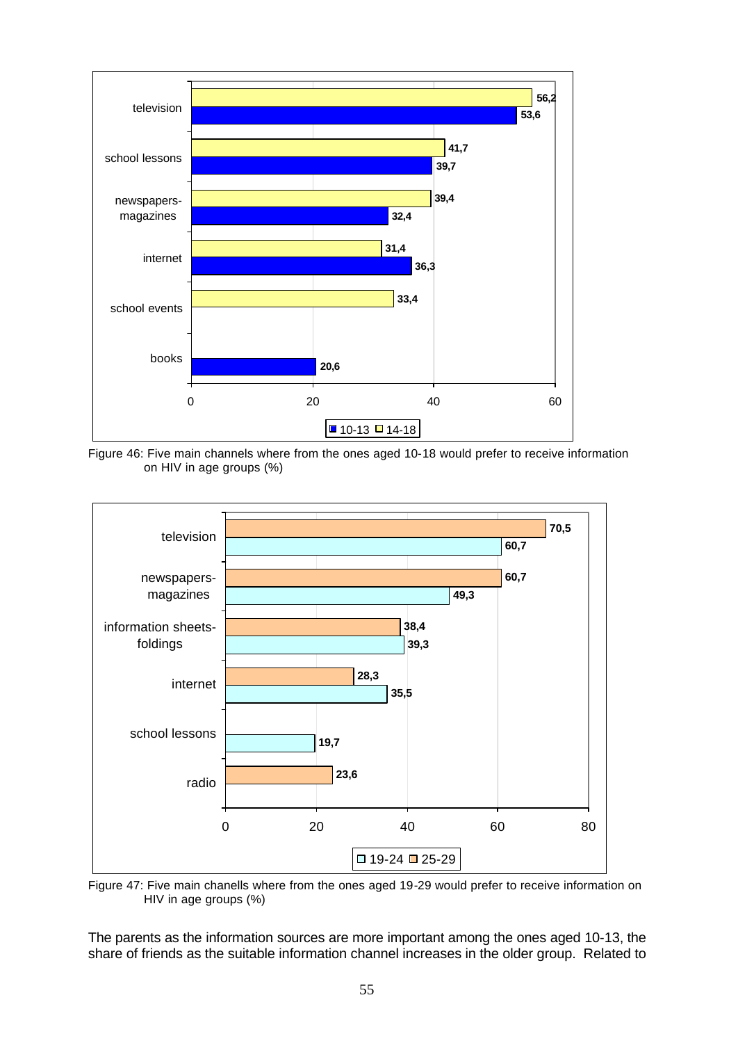| | 10-13 | 14-18 |
|---|---|---|
| television | 53,6 | 56,2 |
| school lessons | 39,7 | 41,7 |
| newspapers-magazines | 32,4 | 39,4 |
| internet | 36,3 | 31,4 |
| school events | | 33,4 |
| books | 20,6 | |

Figure 46: Five main channels where from the ones aged 10-18 would prefer to receive information on HIV in age groups (%)

| | 19-24 | 25-29 |
|---|---|---|
| television | 60,7 | 70,5 |
| newspapers-magazines | 49,3 | 60,7 |
| information sheets-foldings | 39,3 | 38,4 |
| internet | 35,5 | 28,3 |
| school lessons | 19,7 | |
| radio | | 23,6 |

Figure 47: Five main chanells where from the ones aged 19-29 would prefer to receive information on HIV in age groups (%)

The parents as the information sources are more important among the ones aged 10-13, the share of friends as the suitable information channel increases in the older group. Related to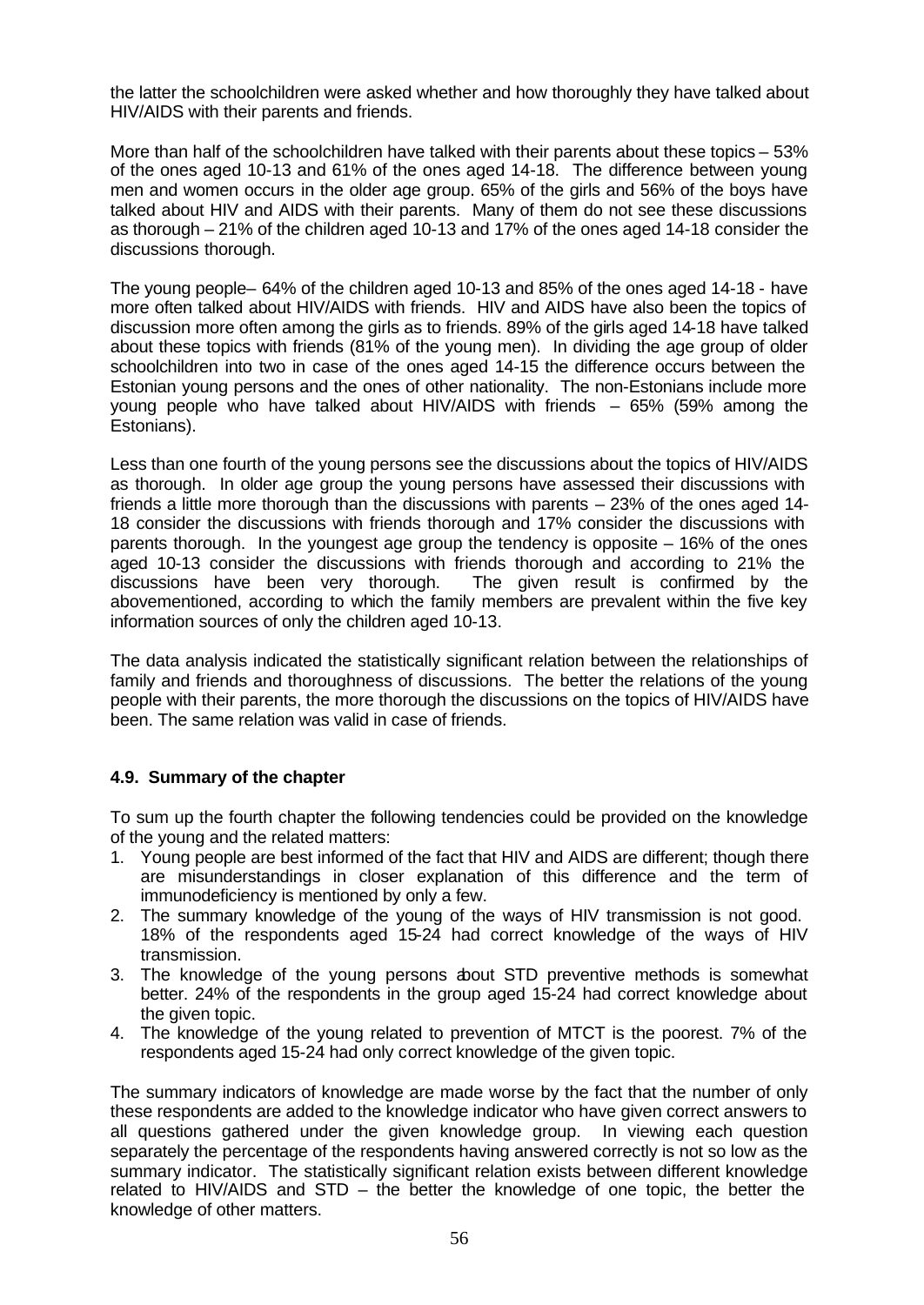the latter the schoolchildren were asked whether and how thoroughly they have talked about HIV/AIDS with their parents and friends.

More than half of the schoolchildren have talked with their parents about these topics – 53% of the ones aged 10-13 and 61% of the ones aged 14-18. The difference between young men and women occurs in the older age group. 65% of the girls and 56% of the boys have talked about HIV and AIDS with their parents. Many of them do not see these discussions as thorough – 21% of the children aged 10-13 and 17% of the ones aged 14-18 consider the discussions thorough.

The young people– 64% of the children aged 10-13 and 85% of the ones aged 14-18 - have more often talked about HIV/AIDS with friends. HIV and AIDS have also been the topics of discussion more often among the girls as to friends. 89% of the girls aged 14-18 have talked about these topics with friends (81% of the young men). In dividing the age group of older schoolchildren into two in case of the ones aged 14-15 the difference occurs between the Estonian young persons and the ones of other nationality. The non-Estonians include more young people who have talked about HIV/AIDS with friends – 65% (59% among the Estonians).

Less than one fourth of the young persons see the discussions about the topics of HIV/AIDS as thorough. In older age group the young persons have assessed their discussions with friends a little more thorough than the discussions with parents – 23% of the ones aged 14-18 consider the discussions with friends thorough and 17% consider the discussions with parents thorough. In the youngest age group the tendency is opposite – 16% of the ones aged 10-13 consider the discussions with friends thorough and according to 21% the discussions have been very thorough. The given result is confirmed by the abovementioned, according to which the family members are prevalent within the five key information sources of only the children aged 10-13.

The data analysis indicated the statistically significant relation between the relationships of family and friends and thoroughness of discussions. The better the relations of the young people with their parents, the more thorough the discussions on the topics of HIV/AIDS have been. The same relation was valid in case of friends.

### 4.9. Summary of the chapter

To sum up the fourth chapter the following tendencies could be provided on the knowledge of the young and the related matters:

1. Young people are best informed of the fact that HIV and AIDS are different; though there are misunderstandings in closer explanation of this difference and the term of immunodeficiency is mentioned by only a few.
2. The summary knowledge of the young of the ways of HIV transmission is not good. 18% of the respondents aged 15-24 had correct knowledge of the ways of HIV transmission.
3. The knowledge of the young persons about STD preventive methods is somewhat better. 24% of the respondents in the group aged 15-24 had correct knowledge about the given topic.
4. The knowledge of the young related to prevention of MTCT is the poorest. 7% of the respondents aged 15-24 had only correct knowledge of the given topic.

The summary indicators of knowledge are made worse by the fact that the number of only these respondents are added to the knowledge indicator who have given correct answers to all questions gathered under the given knowledge group. In viewing each question separately the percentage of the respondents having answered correctly is not so low as the summary indicator. The statistically significant relation exists between different knowledge related to HIV/AIDS and STD – the better the knowledge of one topic, the better the knowledge of other matters.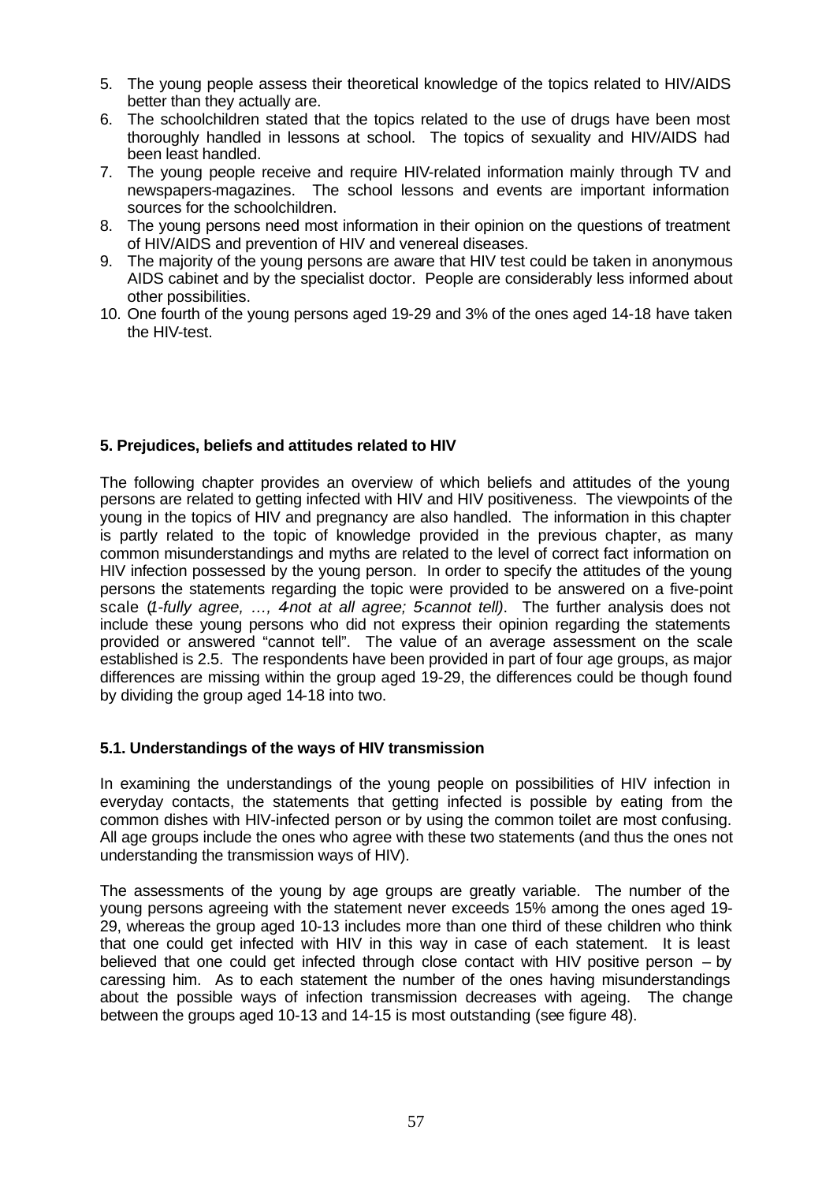5. The young people assess their theoretical knowledge of the topics related to HIV/AIDS better than they actually are.
6. The schoolchildren stated that the topics related to the use of drugs have been most thoroughly handled in lessons at school. The topics of sexuality and HIV/AIDS had been least handled.
7. The young people receive and require HIV-related information mainly through TV and newspapers-magazines. The school lessons and events are important information sources for the schoolchildren.
8. The young persons need most information in their opinion on the questions of treatment of HIV/AIDS and prevention of HIV and venereal diseases.
9. The majority of the young persons are aware that HIV test could be taken in anonymous AIDS cabinet and by the specialist doctor. People are considerably less informed about other possibilities.
10. One fourth of the young persons aged 19-29 and 3% of the ones aged 14-18 have taken the HIV-test.

## 5. Prejudices, beliefs and attitudes related to HIV

The following chapter provides an overview of which beliefs and attitudes of the young persons are related to getting infected with HIV and HIV positiveness. The viewpoints of the young in the topics of HIV and pregnancy are also handled. The information in this chapter is partly related to the topic of knowledge provided in the previous chapter, as many common misunderstandings and myths are related to the level of correct fact information on HIV infection possessed by the young person. In order to specify the attitudes of the young persons the statements regarding the topic were provided to be answered on a five-point scale (*1-fully agree, …, 4-not at all agree; 5-cannot tell)*. The further analysis does not include these young persons who did not express their opinion regarding the statements provided or answered "cannot tell". The value of an average assessment on the scale established is 2.5. The respondents have been provided in part of four age groups, as major differences are missing within the group aged 19-29, the differences could be though found by dividing the group aged 14-18 into two.

### 5.1. Understandings of the ways of HIV transmission

In examining the understandings of the young people on possibilities of HIV infection in everyday contacts, the statements that getting infected is possible by eating from the common dishes with HIV-infected person or by using the common toilet are most confusing. All age groups include the ones who agree with these two statements (and thus the ones not understanding the transmission ways of HIV).

The assessments of the young by age groups are greatly variable. The number of the young persons agreeing with the statement never exceeds 15% among the ones aged 19-29, whereas the group aged 10-13 includes more than one third of these children who think that one could get infected with HIV in this way in case of each statement. It is least believed that one could get infected through close contact with HIV positive person – by caressing him. As to each statement the number of the ones having misunderstandings about the possible ways of infection transmission decreases with ageing. The change between the groups aged 10-13 and 14-15 is most outstanding (see figure 48).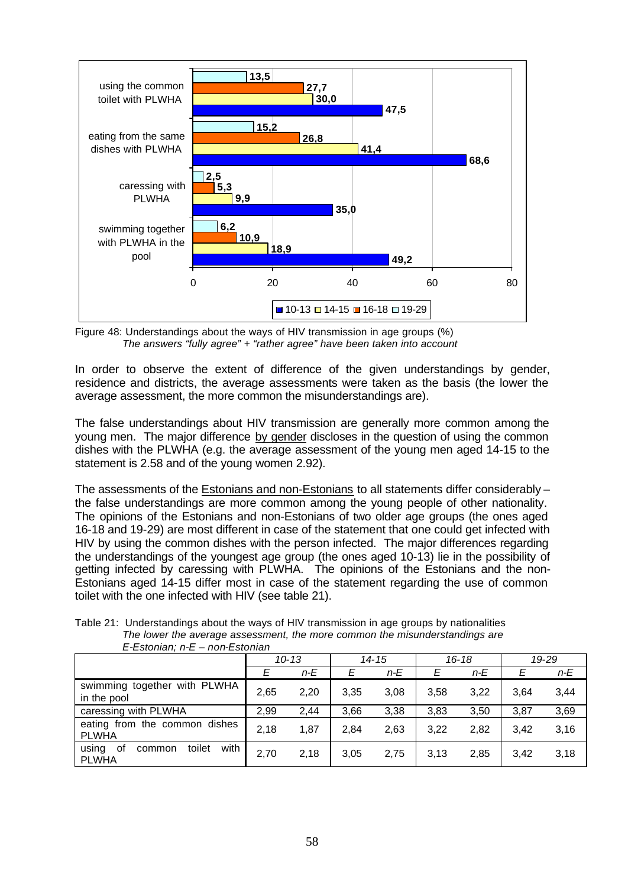Figure 48: Understandings about the ways of HIV transmission in age groups (%)
*The answers "fully agree" + "rather agree" have been taken into account*

In order to observe the extent of difference of the given understandings by gender, residence and districts, the average assessments were taken as the basis (the lower the average assessment, the more common the misunderstandings are).

The false understandings about HIV transmission are generally more common among the young men. The major difference by gender discloses in the question of using the common dishes with the PLWHA (e.g. the average assessment of the young men aged 14-15 to the statement is 2.58 and of the young women 2.92).

The assessments of the Estonians and non-Estonians to all statements differ considerably – the false understandings are more common among the young people of other nationality. The opinions of the Estonians and non-Estonians of two older age groups (the ones aged 16-18 and 19-29) are most different in case of the statement that one could get infected with HIV by using the common dishes with the person infected. The major differences regarding the understandings of the youngest age group (the ones aged 10-13) lie in the possibility of getting infected by caressing with PLWHA. The opinions of the Estonians and the non-Estonians aged 14-15 differ most in case of the statement regarding the use of common toilet with the one infected with HIV (see table 21).

Table 21: Understandings about the ways of HIV transmission in age groups by nationalities
*The lower the average assessment, the more common the misunderstandings are*
*E-Estonian; n-E – non-Estonian*

| | *10-13* | | *14-15* | | *16-18* | | *19-29* | |
|---|---|---|---|---|---|---|---|---|
| | *E* | *n-E* | *E* | *n-E* | *E* | *n-E* | *E* | *n-E* |
| swimming together with PLWHA in the pool | 2,65 | 2,20 | 3,35 | 3,08 | 3,58 | 3,22 | 3,64 | 3,44 |
| caressing with PLWHA | 2,99 | 2,44 | 3,66 | 3,38 | 3,83 | 3,50 | 3,87 | 3,69 |
| eating from the common dishes PLWHA | 2,18 | 1,87 | 2,84 | 2,63 | 3,22 | 2,82 | 3,42 | 3,16 |
| using of common toilet with PLWHA | 2,70 | 2,18 | 3,05 | 2,75 | 3,13 | 2,85 | 3,42 | 3,18 |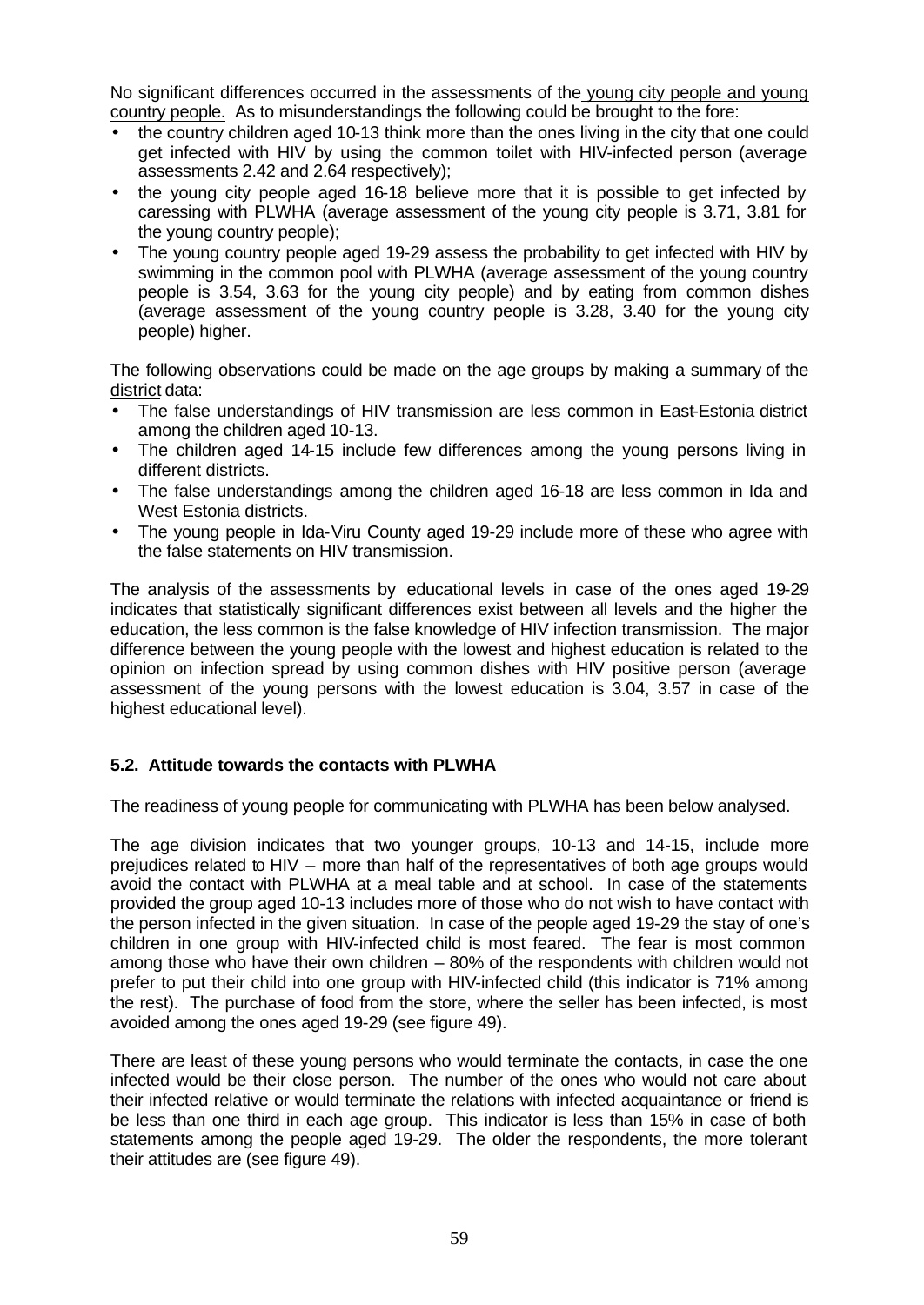No significant differences occurred in the assessments of the young city people and young country people. As to misunderstandings the following could be brought to the fore:

- the country children aged 10-13 think more than the ones living in the city that one could get infected with HIV by using the common toilet with HIV-infected person (average assessments 2.42 and 2.64 respectively);
- the young city people aged 16-18 believe more that it is possible to get infected by caressing with PLWHA (average assessment of the young city people is 3.71, 3.81 for the young country people);
- The young country people aged 19-29 assess the probability to get infected with HIV by swimming in the common pool with PLWHA (average assessment of the young country people is 3.54, 3.63 for the young city people) and by eating from common dishes (average assessment of the young country people is 3.28, 3.40 for the young city people) higher.

The following observations could be made on the age groups by making a summary of the district data:

- The false understandings of HIV transmission are less common in East-Estonia district among the children aged 10-13.
- The children aged 14-15 include few differences among the young persons living in different districts.
- The false understandings among the children aged 16-18 are less common in Ida and West Estonia districts.
- The young people in Ida-Viru County aged 19-29 include more of these who agree with the false statements on HIV transmission.

The analysis of the assessments by educational levels in case of the ones aged 19-29 indicates that statistically significant differences exist between all levels and the higher the education, the less common is the false knowledge of HIV infection transmission. The major difference between the young people with the lowest and highest education is related to the opinion on infection spread by using common dishes with HIV positive person (average assessment of the young persons with the lowest education is 3.04, 3.57 in case of the highest educational level).

### 5.2. Attitude towards the contacts with PLWHA

The readiness of young people for communicating with PLWHA has been below analysed.

The age division indicates that two younger groups, 10-13 and 14-15, include more prejudices related to HIV – more than half of the representatives of both age groups would avoid the contact with PLWHA at a meal table and at school. In case of the statements provided the group aged 10-13 includes more of those who do not wish to have contact with the person infected in the given situation. In case of the people aged 19-29 the stay of one's children in one group with HIV-infected child is most feared. The fear is most common among those who have their own children – 80% of the respondents with children would not prefer to put their child into one group with HIV-infected child (this indicator is 71% among the rest). The purchase of food from the store, where the seller has been infected, is most avoided among the ones aged 19-29 (see figure 49).

There are least of these young persons who would terminate the contacts, in case the one infected would be their close person. The number of the ones who would not care about their infected relative or would terminate the relations with infected acquaintance or friend is be less than one third in each age group. This indicator is less than 15% in case of both statements among the people aged 19-29. The older the respondents, the more tolerant their attitudes are (see figure 49).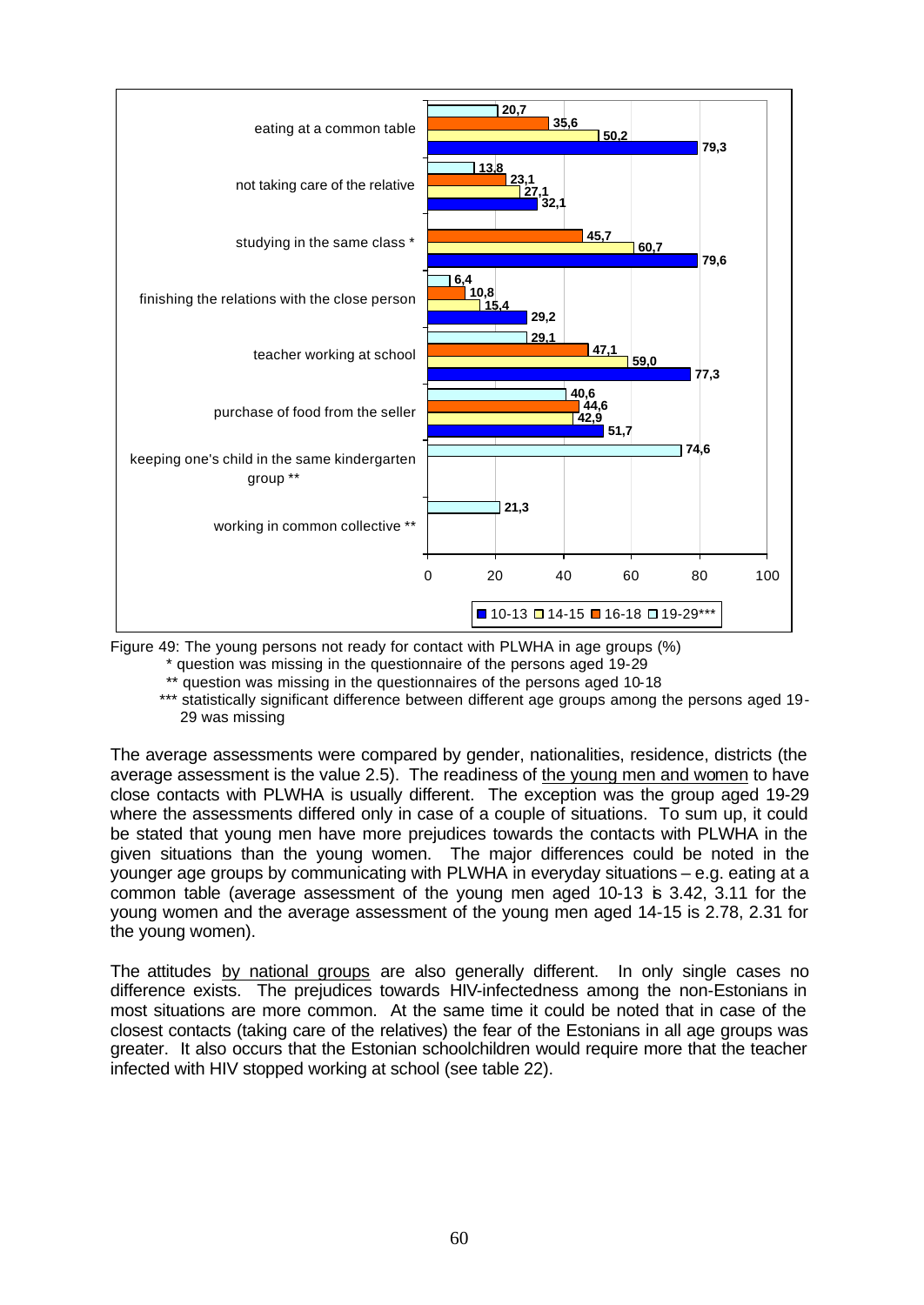| | 10-13 | 14-15 | 16-18 | 19-29*** |
|---|---|---|---|---|
| eating at a common table | 79,3 | 50,2 | 35,6 | 20,7 |
| not taking care of the relative | 32,1 | 27,1 | 23,1 | 13,8 |
| studying in the same class * | 79,6 | 60,7 | 45,7 | |
| finishing the relations with the close person | 29,2 | 15,4 | 10,8 | 6,4 |
| teacher working at school | 77,3 | 59,0 | 47,1 | 29,1 |
| purchase of food from the seller | 51,7 | 42,9 | 44,6 | 40,6 |
| keeping one's child in the same kindergarten group ** | | | | 74,6 |
| working in common collective ** | | | | 21,3 |

Figure 49: The young persons not ready for contact with PLWHA in age groups (%)

\* question was missing in the questionnaire of the persons aged 19-29

\*\* question was missing in the questionnaires of the persons aged 10-18

\*\*\* statistically significant difference between different age groups among the persons aged 19-29 was missing

The average assessments were compared by gender, nationalities, residence, districts (the average assessment is the value 2.5). The readiness of the young men and women to have close contacts with PLWHA is usually different. The exception was the group aged 19-29 where the assessments differed only in case of a couple of situations. To sum up, it could be stated that young men have more prejudices towards the contacts with PLWHA in the given situations than the young women. The major differences could be noted in the younger age groups by communicating with PLWHA in everyday situations – e.g. eating at a common table (average assessment of the young men aged 10-13 is 3.42, 3.11 for the young women and the average assessment of the young men aged 14-15 is 2.78, 2.31 for the young women).

The attitudes by national groups are also generally different. In only single cases no difference exists. The prejudices towards HIV-infectedness among the non-Estonians in most situations are more common. At the same time it could be noted that in case of the closest contacts (taking care of the relatives) the fear of the Estonians in all age groups was greater. It also occurs that the Estonian schoolchildren would require more that the teacher infected with HIV stopped working at school (see table 22).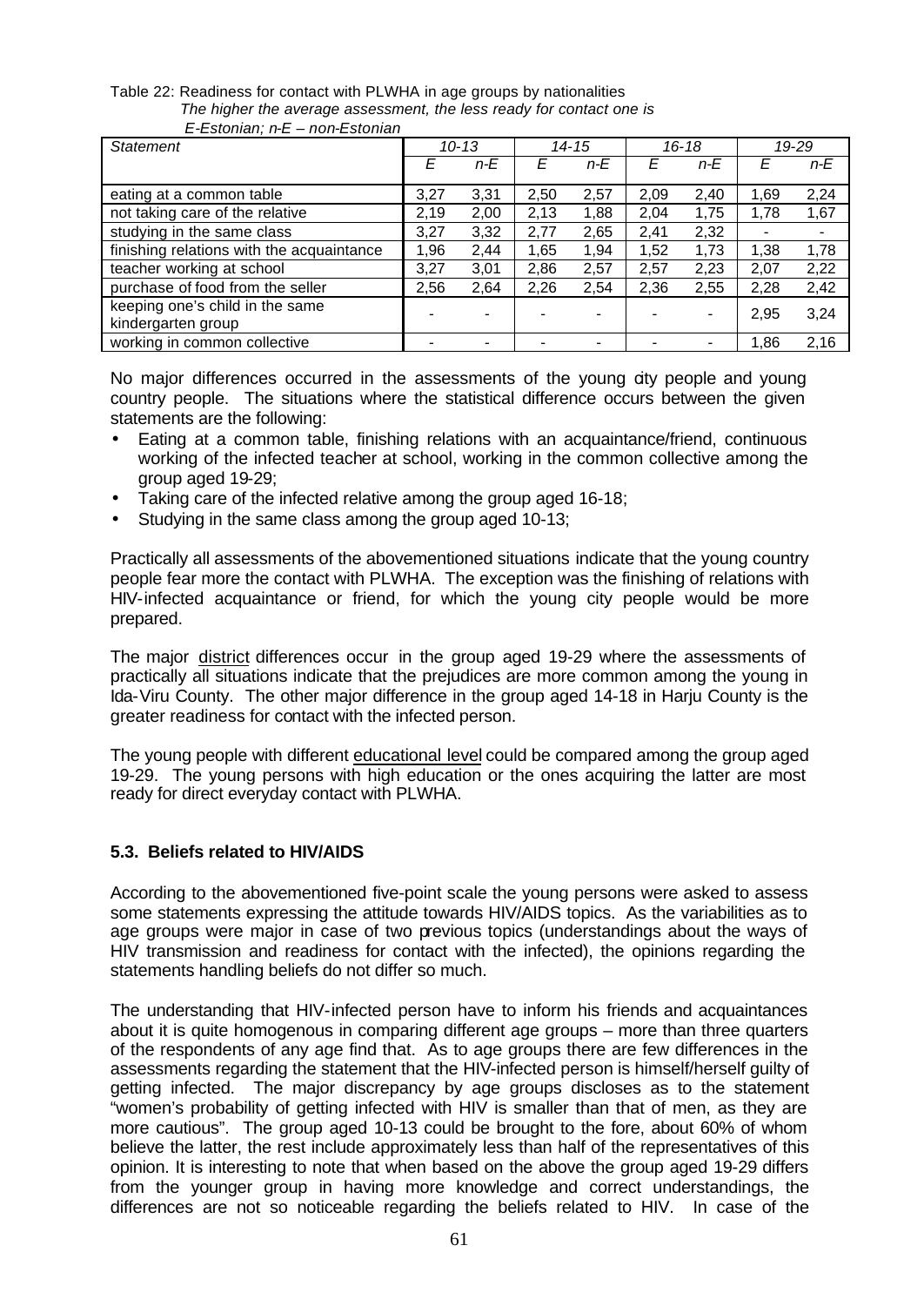Table 22: Readiness for contact with PLWHA in age groups by nationalities

*The higher the average assessment, the less ready for contact one is*

*E-Estonian; n-E – non-Estonian*

| *Statement* | *10-13* | | *14-15* | | *16-18* | | *19-29* | |
|---|---|---|---|---|---|---|---|---|
| | *E* | *n-E* | *E* | *n-E* | *E* | *n-E* | *E* | *n-E* |
| eating at a common table | 3,27 | 3,31 | 2,50 | 2,57 | 2,09 | 2,40 | 1,69 | 2,24 |
| not taking care of the relative | 2,19 | 2,00 | 2,13 | 1,88 | 2,04 | 1,75 | 1,78 | 1,67 |
| studying in the same class | 3,27 | 3,32 | 2,77 | 2,65 | 2,41 | 2,32 | - | - |
| finishing relations with the acquaintance | 1,96 | 2,44 | 1,65 | 1,94 | 1,52 | 1,73 | 1,38 | 1,78 |
| teacher working at school | 3,27 | 3,01 | 2,86 | 2,57 | 2,57 | 2,23 | 2,07 | 2,22 |
| purchase of food from the seller | 2,56 | 2,64 | 2,26 | 2,54 | 2,36 | 2,55 | 2,28 | 2,42 |
| keeping one's child in the same kindergarten group | - | - | - | - | - | - | 2,95 | 3,24 |
| working in common collective | - | - | - | - | - | - | 1,86 | 2,16 |

No major differences occurred in the assessments of the young city people and young country people. The situations where the statistical difference occurs between the given statements are the following:

- Eating at a common table, finishing relations with an acquaintance/friend, continuous working of the infected teacher at school, working in the common collective among the group aged 19-29;
- Taking care of the infected relative among the group aged 16-18;
- Studying in the same class among the group aged 10-13;

Practically all assessments of the abovementioned situations indicate that the young country people fear more the contact with PLWHA. The exception was the finishing of relations with HIV-infected acquaintance or friend, for which the young city people would be more prepared.

The major district differences occur in the group aged 19-29 where the assessments of practically all situations indicate that the prejudices are more common among the young in Ida-Viru County. The other major difference in the group aged 14-18 in Harju County is the greater readiness for contact with the infected person.

The young people with different educational level could be compared among the group aged 19-29. The young persons with high education or the ones acquiring the latter are most ready for direct everyday contact with PLWHA.

### 5.3. Beliefs related to HIV/AIDS

According to the abovementioned five-point scale the young persons were asked to assess some statements expressing the attitude towards HIV/AIDS topics. As the variabilities as to age groups were major in case of two previous topics (understandings about the ways of HIV transmission and readiness for contact with the infected), the opinions regarding the statements handling beliefs do not differ so much.

The understanding that HIV-infected person have to inform his friends and acquaintances about it is quite homogenous in comparing different age groups – more than three quarters of the respondents of any age find that. As to age groups there are few differences in the assessments regarding the statement that the HIV-infected person is himself/herself guilty of getting infected. The major discrepancy by age groups discloses as to the statement "women's probability of getting infected with HIV is smaller than that of men, as they are more cautious". The group aged 10-13 could be brought to the fore, about 60% of whom believe the latter, the rest include approximately less than half of the representatives of this opinion. It is interesting to note that when based on the above the group aged 19-29 differs from the younger group in having more knowledge and correct understandings, the differences are not so noticeable regarding the beliefs related to HIV. In case of the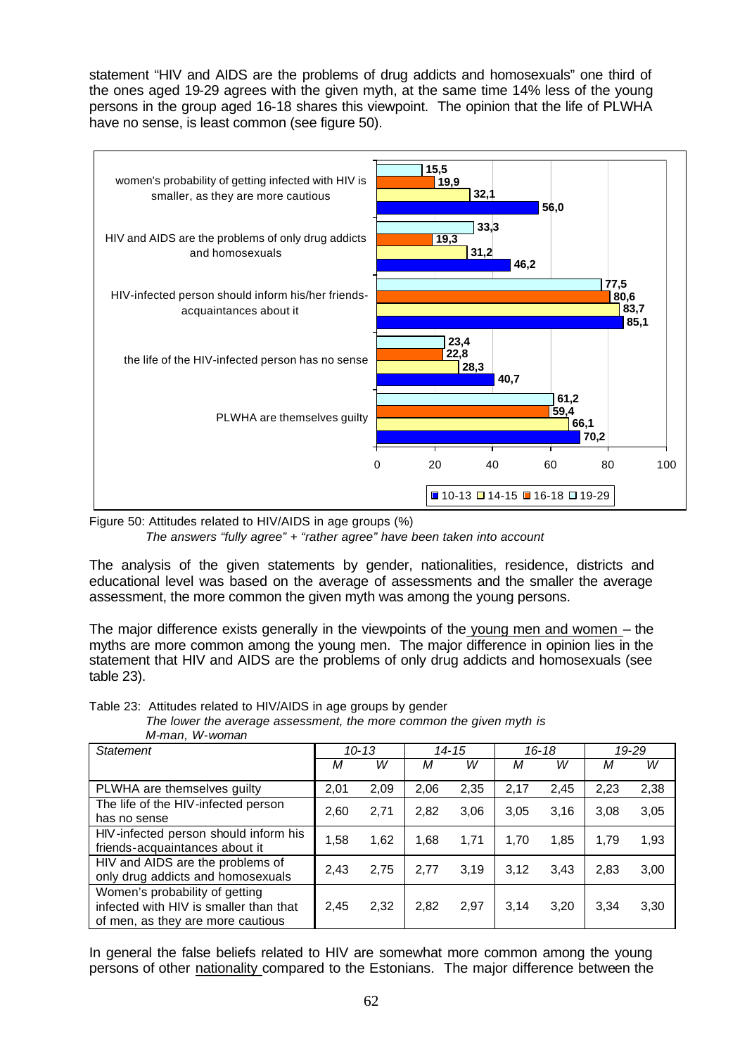statement "HIV and AIDS are the problems of drug addicts and homosexuals" one third of the ones aged 19-29 agrees with the given myth, at the same time 14% less of the young persons in the group aged 16-18 shares this viewpoint. The opinion that the life of PLWHA have no sense, is least common (see figure 50).

| Statement | 10-13 | 14-15 | 16-18 | 19-29 |
|---|---|---|---|---|
| women's probability of getting infected with HIV is smaller, as they are more cautious | 56,0 | 32,1 | 19,9 | 15,5 |
| HIV and AIDS are the problems of only drug addicts and homosexuals | 46,2 | 31,2 | 19,3 | 33,3 |
| HIV-infected person should inform his/her friends-acquaintances about it | 85,1 | 83,7 | 80,6 | 77,5 |
| the life of the HIV-infected person has no sense | 40,7 | 28,3 | 22,8 | 23,4 |
| PLWHA are themselves guilty | 70,2 | 66,1 | 59,4 | 61,2 |

Figure 50: Attitudes related to HIV/AIDS in age groups (%)
*The answers "fully agree" + "rather agree" have been taken into account*

The analysis of the given statements by gender, nationalities, residence, districts and educational level was based on the average of assessments and the smaller the average assessment, the more common the given myth was among the young persons.

The major difference exists generally in the viewpoints of the young men and women – the myths are more common among the young men. The major difference in opinion lies in the statement that HIV and AIDS are the problems of only drug addicts and homosexuals (see table 23).

Table 23: Attitudes related to HIV/AIDS in age groups by gender
*The lower the average assessment, the more common the given myth is*
*M-man, W-woman*

| *Statement* | *10-13* | | *14-15* | | *16-18* | | *19-29* | |
|---|---|---|---|---|---|---|---|---|
| | *M* | *W* | *M* | *W* | *M* | *W* | *M* | *W* |
| PLWHA are themselves guilty | 2,01 | 2,09 | 2,06 | 2,35 | 2,17 | 2,45 | 2,23 | 2,38 |
| The life of the HIV-infected person has no sense | 2,60 | 2,71 | 2,82 | 3,06 | 3,05 | 3,16 | 3,08 | 3,05 |
| HIV-infected person should inform his friends-acquaintances about it | 1,58 | 1,62 | 1,68 | 1,71 | 1,70 | 1,85 | 1,79 | 1,93 |
| HIV and AIDS are the problems of only drug addicts and homosexuals | 2,43 | 2,75 | 2,77 | 3,19 | 3,12 | 3,43 | 2,83 | 3,00 |
| Women's probability of getting infected with HIV is smaller than that of men, as they are more cautious | 2,45 | 2,32 | 2,82 | 2,97 | 3,14 | 3,20 | 3,34 | 3,30 |

In general the false beliefs related to HIV are somewhat more common among the young persons of other nationality compared to the Estonians. The major difference between the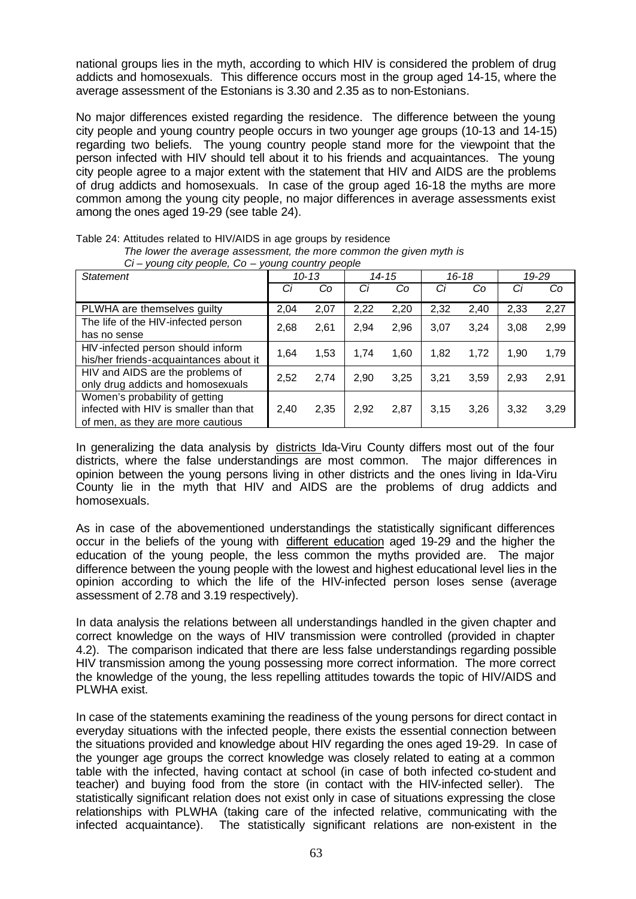national groups lies in the myth, according to which HIV is considered the problem of drug addicts and homosexuals. This difference occurs most in the group aged 14-15, where the average assessment of the Estonians is 3.30 and 2.35 as to non-Estonians.

No major differences existed regarding the residence. The difference between the young city people and young country people occurs in two younger age groups (10-13 and 14-15) regarding two beliefs. The young country people stand more for the viewpoint that the person infected with HIV should tell about it to his friends and acquaintances. The young city people agree to a major extent with the statement that HIV and AIDS are the problems of drug addicts and homosexuals. In case of the group aged 16-18 the myths are more common among the young city people, no major differences in average assessments exist among the ones aged 19-29 (see table 24).

Table 24: Attitudes related to HIV/AIDS in age groups by residence
*The lower the average assessment, the more common the given myth is*
*Ci – young city people, Co – young country people*

| *Statement* | *10-13* | | *14-15* | | *16-18* | | *19-29* | |
|---|---|---|---|---|---|---|---|---|
| | *Ci* | *Co* | *Ci* | *Co* | *Ci* | *Co* | *Ci* | *Co* |
| PLWHA are themselves guilty | 2,04 | 2,07 | 2,22 | 2,20 | 2,32 | 2,40 | 2,33 | 2,27 |
| The life of the HIV-infected person has no sense | 2,68 | 2,61 | 2,94 | 2,96 | 3,07 | 3,24 | 3,08 | 2,99 |
| HIV-infected person should inform his/her friends-acquaintances about it | 1,64 | 1,53 | 1,74 | 1,60 | 1,82 | 1,72 | 1,90 | 1,79 |
| HIV and AIDS are the problems of only drug addicts and homosexuals | 2,52 | 2,74 | 2,90 | 3,25 | 3,21 | 3,59 | 2,93 | 2,91 |
| Women's probability of getting infected with HIV is smaller than that of men, as they are more cautious | 2,40 | 2,35 | 2,92 | 2,87 | 3,15 | 3,26 | 3,32 | 3,29 |

In generalizing the data analysis by districts Ida-Viru County differs most out of the four districts, where the false understandings are most common. The major differences in opinion between the young persons living in other districts and the ones living in Ida-Viru County lie in the myth that HIV and AIDS are the problems of drug addicts and homosexuals.

As in case of the abovementioned understandings the statistically significant differences occur in the beliefs of the young with different education aged 19-29 and the higher the education of the young people, the less common the myths provided are. The major difference between the young people with the lowest and highest educational level lies in the opinion according to which the life of the HIV-infected person loses sense (average assessment of 2.78 and 3.19 respectively).

In data analysis the relations between all understandings handled in the given chapter and correct knowledge on the ways of HIV transmission were controlled (provided in chapter 4.2). The comparison indicated that there are less false understandings regarding possible HIV transmission among the young possessing more correct information. The more correct the knowledge of the young, the less repelling attitudes towards the topic of HIV/AIDS and PLWHA exist.

In case of the statements examining the readiness of the young persons for direct contact in everyday situations with the infected people, there exists the essential connection between the situations provided and knowledge about HIV regarding the ones aged 19-29. In case of the younger age groups the correct knowledge was closely related to eating at a common table with the infected, having contact at school (in case of both infected co-student and teacher) and buying food from the store (in contact with the HIV-infected seller). The statistically significant relation does not exist only in case of situations expressing the close relationships with PLWHA (taking care of the infected relative, communicating with the infected acquaintance). The statistically significant relations are non-existent in the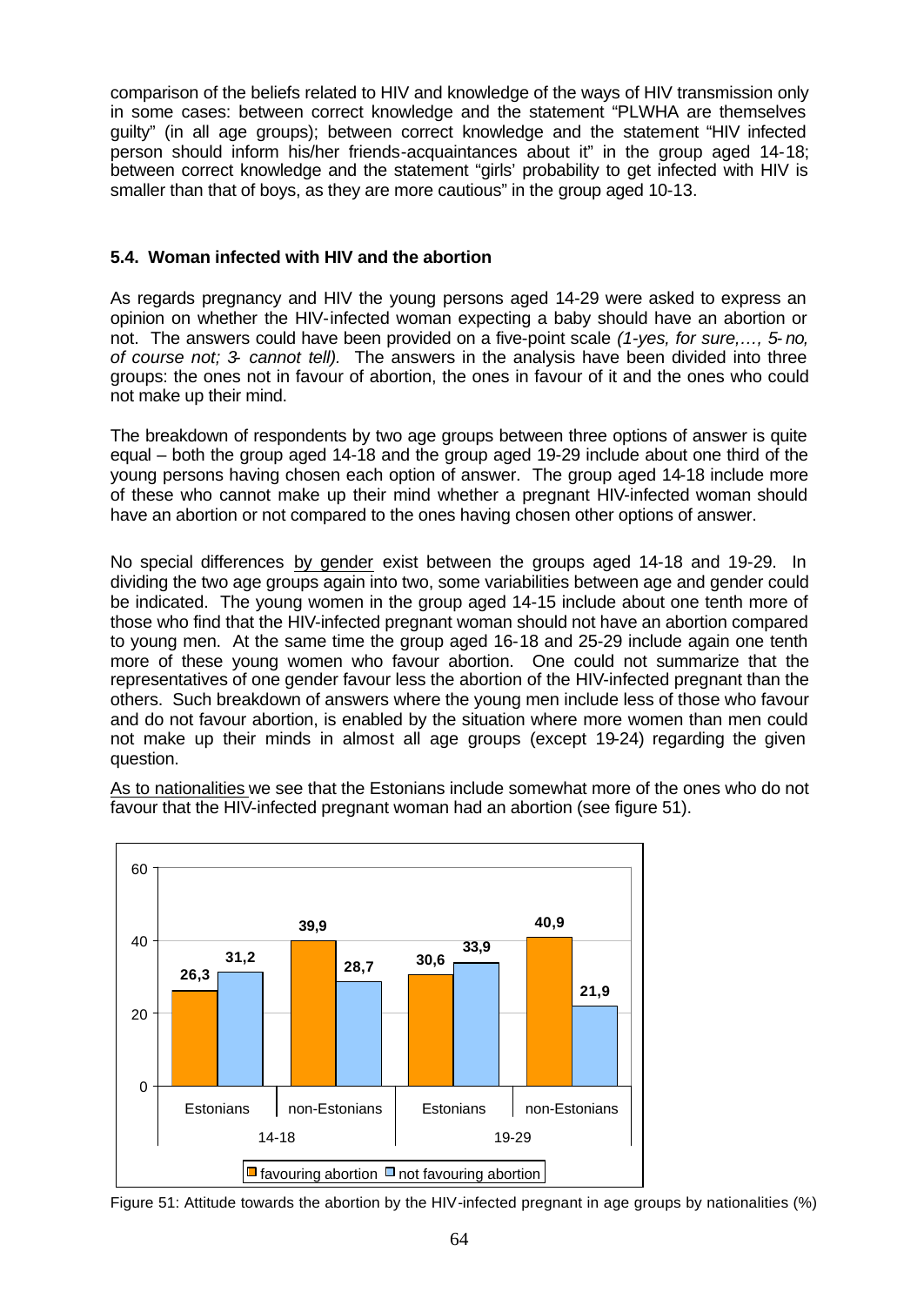comparison of the beliefs related to HIV and knowledge of the ways of HIV transmission only in some cases: between correct knowledge and the statement "PLWHA are themselves guilty" (in all age groups); between correct knowledge and the statement "HIV infected person should inform his/her friends-acquaintances about it" in the group aged 14-18; between correct knowledge and the statement "girls' probability to get infected with HIV is smaller than that of boys, as they are more cautious" in the group aged 10-13.

### 5.4. Woman infected with HIV and the abortion

As regards pregnancy and HIV the young persons aged 14-29 were asked to express an opinion on whether the HIV-infected woman expecting a baby should have an abortion or not. The answers could have been provided on a five-point scale *(1-yes, for sure,…, 5- no, of course not; 3- cannot tell).* The answers in the analysis have been divided into three groups: the ones not in favour of abortion, the ones in favour of it and the ones who could not make up their mind.

The breakdown of respondents by two age groups between three options of answer is quite equal – both the group aged 14-18 and the group aged 19-29 include about one third of the young persons having chosen each option of answer. The group aged 14-18 include more of these who cannot make up their mind whether a pregnant HIV-infected woman should have an abortion or not compared to the ones having chosen other options of answer.

No special differences by gender exist between the groups aged 14-18 and 19-29. In dividing the two age groups again into two, some variabilities between age and gender could be indicated. The young women in the group aged 14-15 include about one tenth more of those who find that the HIV-infected pregnant woman should not have an abortion compared to young men. At the same time the group aged 16-18 and 25-29 include again one tenth more of these young women who favour abortion. One could not summarize that the representatives of one gender favour less the abortion of the HIV-infected pregnant than the others. Such breakdown of answers where the young men include less of those who favour and do not favour abortion, is enabled by the situation where more women than men could not make up their minds in almost all age groups (except 19-24) regarding the given question.

As to nationalities we see that the Estonians include somewhat more of the ones who do not favour that the HIV-infected pregnant woman had an abortion (see figure 51).

| Age group | Nationality | favouring abortion | not favouring abortion |
|---|---|---|---|
| 14-18 | Estonians | 26,3 | 31,2 |
| 14-18 | non-Estonians | 39,9 | 28,7 |
| 19-29 | Estonians | 30,6 | 33,9 |
| 19-29 | non-Estonians | 40,9 | 21,9 |

Figure 51: Attitude towards the abortion by the HIV-infected pregnant in age groups by nationalities (%)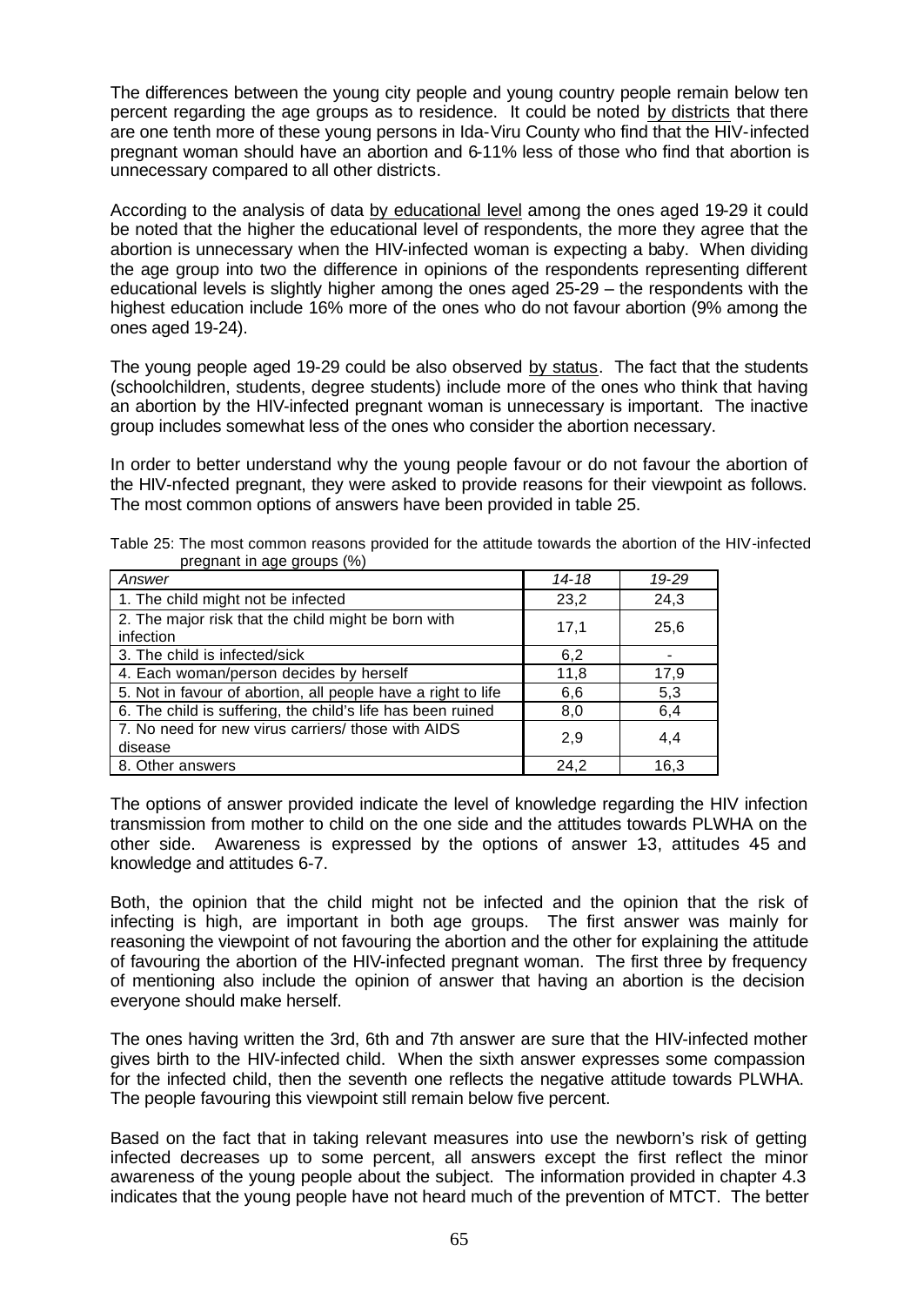The differences between the young city people and young country people remain below ten percent regarding the age groups as to residence. It could be noted by districts that there are one tenth more of these young persons in Ida-Viru County who find that the HIV-infected pregnant woman should have an abortion and 6-11% less of those who find that abortion is unnecessary compared to all other districts.

According to the analysis of data by educational level among the ones aged 19-29 it could be noted that the higher the educational level of respondents, the more they agree that the abortion is unnecessary when the HIV-infected woman is expecting a baby. When dividing the age group into two the difference in opinions of the respondents representing different educational levels is slightly higher among the ones aged 25-29 – the respondents with the highest education include 16% more of the ones who do not favour abortion (9% among the ones aged 19-24).

The young people aged 19-29 could be also observed by status. The fact that the students (schoolchildren, students, degree students) include more of the ones who think that having an abortion by the HIV-infected pregnant woman is unnecessary is important. The inactive group includes somewhat less of the ones who consider the abortion necessary.

In order to better understand why the young people favour or do not favour the abortion of the HIV-nfected pregnant, they were asked to provide reasons for their viewpoint as follows. The most common options of answers have been provided in table 25.

Table 25: The most common reasons provided for the attitude towards the abortion of the HIV-infected pregnant in age groups (%)

| *Answer* | *14-18* | *19-29* |
|---|---|---|
| 1. The child might not be infected | 23,2 | 24,3 |
| 2. The major risk that the child might be born with infection | 17,1 | 25,6 |
| 3. The child is infected/sick | 6,2 | - |
| 4. Each woman/person decides by herself | 11,8 | 17,9 |
| 5. Not in favour of abortion, all people have a right to life | 6,6 | 5,3 |
| 6. The child is suffering, the child's life has been ruined | 8,0 | 6,4 |
| 7. No need for new virus carriers/ those with AIDS disease | 2,9 | 4,4 |
| 8. Other answers | 24,2 | 16,3 |

The options of answer provided indicate the level of knowledge regarding the HIV infection transmission from mother to child on the one side and the attitudes towards PLWHA on the other side. Awareness is expressed by the options of answer 1-3, attitudes 4-5 and knowledge and attitudes 6-7.

Both, the opinion that the child might not be infected and the opinion that the risk of infecting is high, are important in both age groups. The first answer was mainly for reasoning the viewpoint of not favouring the abortion and the other for explaining the attitude of favouring the abortion of the HIV-infected pregnant woman. The first three by frequency of mentioning also include the opinion of answer that having an abortion is the decision everyone should make herself.

The ones having written the 3rd, 6th and 7th answer are sure that the HIV-infected mother gives birth to the HIV-infected child. When the sixth answer expresses some compassion for the infected child, then the seventh one reflects the negative attitude towards PLWHA. The people favouring this viewpoint still remain below five percent.

Based on the fact that in taking relevant measures into use the newborn's risk of getting infected decreases up to some percent, all answers except the first reflect the minor awareness of the young people about the subject. The information provided in chapter 4.3 indicates that the young people have not heard much of the prevention of MTCT. The better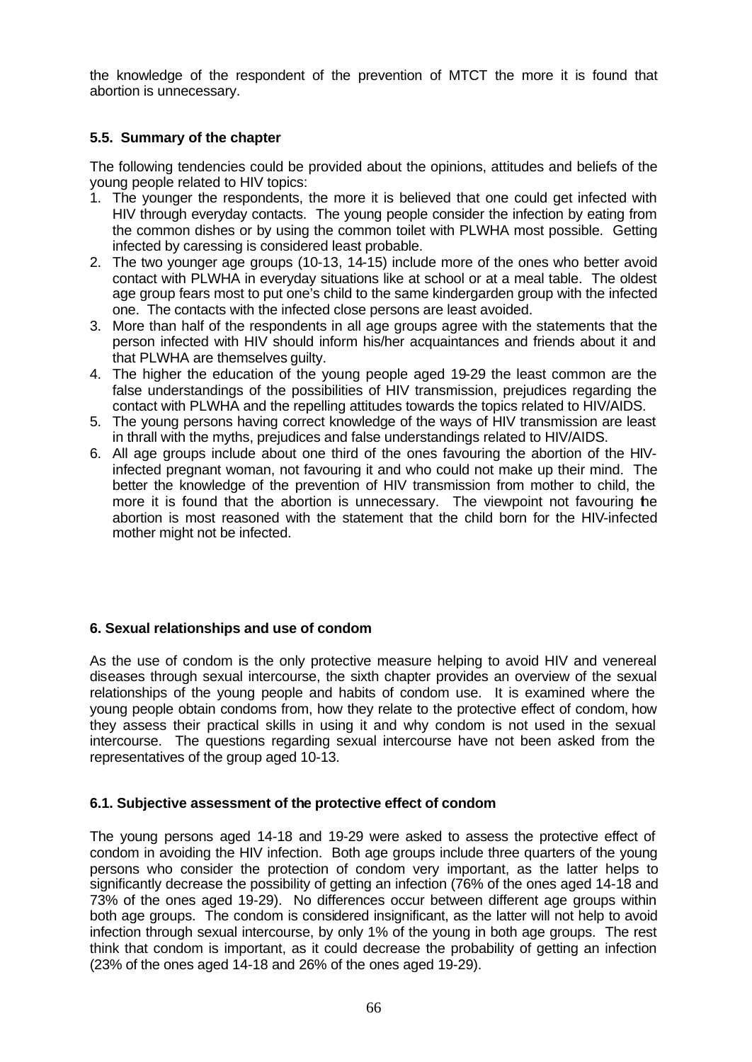the knowledge of the respondent of the prevention of MTCT the more it is found that abortion is unnecessary.

### 5.5. Summary of the chapter

The following tendencies could be provided about the opinions, attitudes and beliefs of the young people related to HIV topics:

1. The younger the respondents, the more it is believed that one could get infected with HIV through everyday contacts. The young people consider the infection by eating from the common dishes or by using the common toilet with PLWHA most possible. Getting infected by caressing is considered least probable.
2. The two younger age groups (10-13, 14-15) include more of the ones who better avoid contact with PLWHA in everyday situations like at school or at a meal table. The oldest age group fears most to put one's child to the same kindergarden group with the infected one. The contacts with the infected close persons are least avoided.
3. More than half of the respondents in all age groups agree with the statements that the person infected with HIV should inform his/her acquaintances and friends about it and that PLWHA are themselves guilty.
4. The higher the education of the young people aged 19-29 the least common are the false understandings of the possibilities of HIV transmission, prejudices regarding the contact with PLWHA and the repelling attitudes towards the topics related to HIV/AIDS.
5. The young persons having correct knowledge of the ways of HIV transmission are least in thrall with the myths, prejudices and false understandings related to HIV/AIDS.
6. All age groups include about one third of the ones favouring the abortion of the HIV-infected pregnant woman, not favouring it and who could not make up their mind. The better the knowledge of the prevention of HIV transmission from mother to child, the more it is found that the abortion is unnecessary. The viewpoint not favouring the abortion is most reasoned with the statement that the child born for the HIV-infected mother might not be infected.

## 6. Sexual relationships and use of condom

As the use of condom is the only protective measure helping to avoid HIV and venereal diseases through sexual intercourse, the sixth chapter provides an overview of the sexual relationships of the young people and habits of condom use. It is examined where the young people obtain condoms from, how they relate to the protective effect of condom, how they assess their practical skills in using it and why condom is not used in the sexual intercourse. The questions regarding sexual intercourse have not been asked from the representatives of the group aged 10-13.

### 6.1. Subjective assessment of the protective effect of condom

The young persons aged 14-18 and 19-29 were asked to assess the protective effect of condom in avoiding the HIV infection. Both age groups include three quarters of the young persons who consider the protection of condom very important, as the latter helps to significantly decrease the possibility of getting an infection (76% of the ones aged 14-18 and 73% of the ones aged 19-29). No differences occur between different age groups within both age groups. The condom is considered insignificant, as the latter will not help to avoid infection through sexual intercourse, by only 1% of the young in both age groups. The rest think that condom is important, as it could decrease the probability of getting an infection (23% of the ones aged 14-18 and 26% of the ones aged 19-29).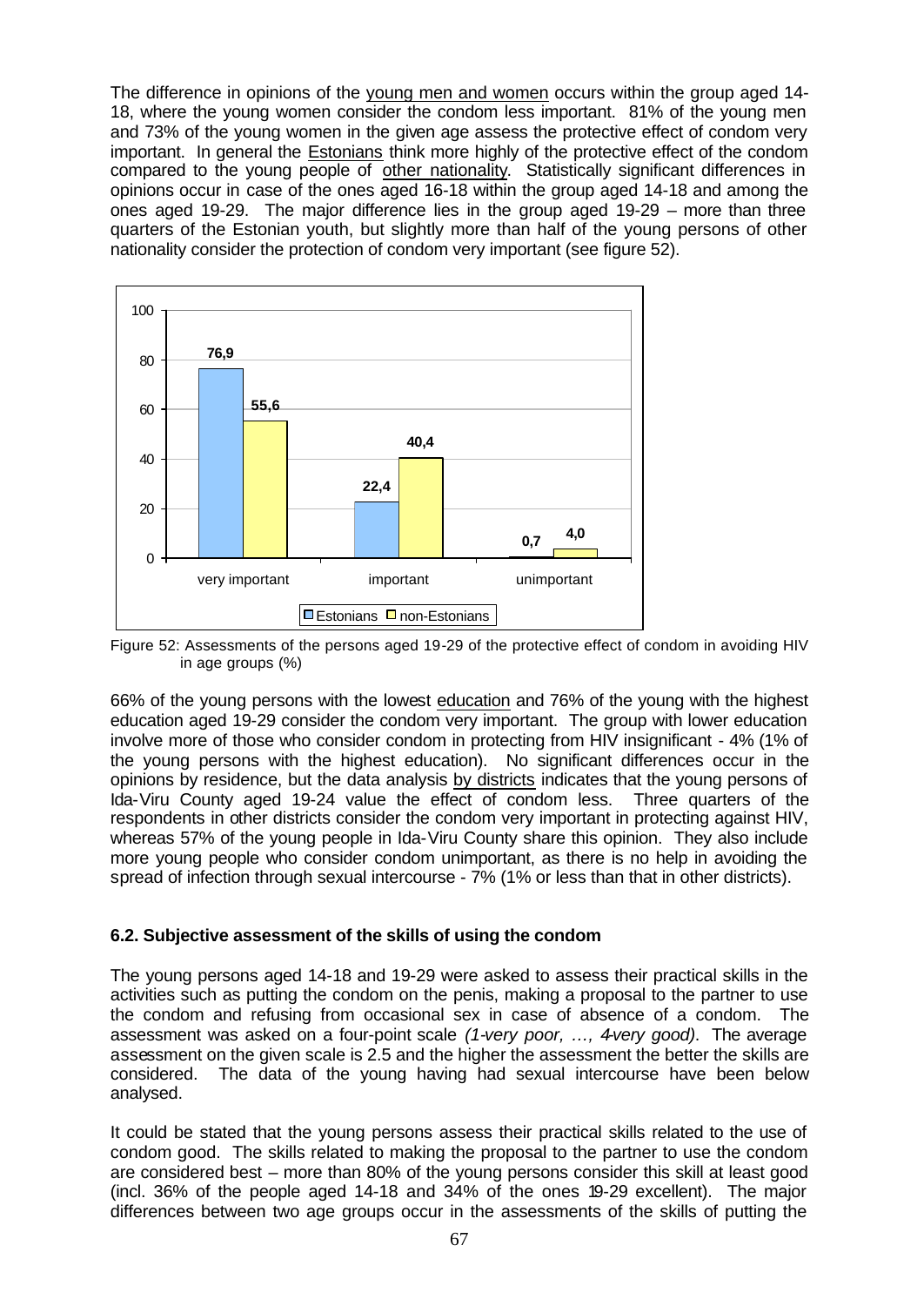The difference in opinions of the young men and women occurs within the group aged 14-18, where the young women consider the condom less important. 81% of the young men and 73% of the young women in the given age assess the protective effect of condom very important. In general the Estonians think more highly of the protective effect of the condom compared to the young people of other nationality. Statistically significant differences in opinions occur in case of the ones aged 16-18 within the group aged 14-18 and among the ones aged 19-29. The major difference lies in the group aged 19-29 – more than three quarters of the Estonian youth, but slightly more than half of the young persons of other nationality consider the protection of condom very important (see figure 52).

| | very important | important | unimportant |
|---|---|---|---|
| Estonians | 76,9 | 22,4 | 0,7 |
| non-Estonians | 55,6 | 40,4 | 4,0 |

Figure 52: Assessments of the persons aged 19-29 of the protective effect of condom in avoiding HIV in age groups (%)

66% of the young persons with the lowest education and 76% of the young with the highest education aged 19-29 consider the condom very important. The group with lower education involve more of those who consider condom in protecting from HIV insignificant - 4% (1% of the young persons with the highest education). No significant differences occur in the opinions by residence, but the data analysis by districts indicates that the young persons of Ida-Viru County aged 19-24 value the effect of condom less. Three quarters of the respondents in other districts consider the condom very important in protecting against HIV, whereas 57% of the young people in Ida-Viru County share this opinion. They also include more young people who consider condom unimportant, as there is no help in avoiding the spread of infection through sexual intercourse - 7% (1% or less than that in other districts).

### 6.2. Subjective assessment of the skills of using the condom

The young persons aged 14-18 and 19-29 were asked to assess their practical skills in the activities such as putting the condom on the penis, making a proposal to the partner to use the condom and refusing from occasional sex in case of absence of a condom. The assessment was asked on a four-point scale *(1-very poor, …, 4-very good)*. The average assessment on the given scale is 2.5 and the higher the assessment the better the skills are considered. The data of the young having had sexual intercourse have been below analysed.

It could be stated that the young persons assess their practical skills related to the use of condom good. The skills related to making the proposal to the partner to use the condom are considered best – more than 80% of the young persons consider this skill at least good (incl. 36% of the people aged 14-18 and 34% of the ones 19-29 excellent). The major differences between two age groups occur in the assessments of the skills of putting the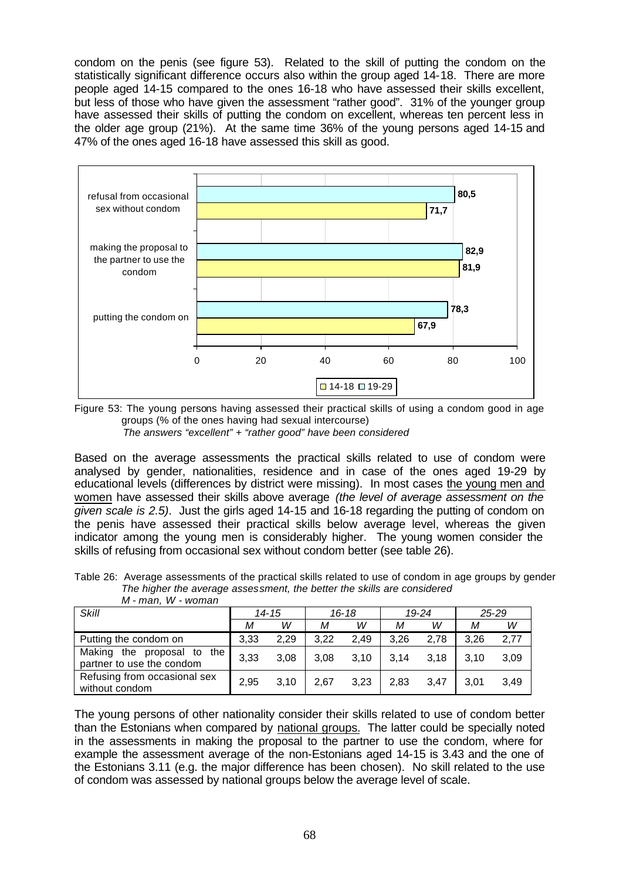condom on the penis (see figure 53). Related to the skill of putting the condom on the statistically significant difference occurs also within the group aged 14-18. There are more people aged 14-15 compared to the ones 16-18 who have assessed their skills excellent, but less of those who have given the assessment "rather good". 31% of the younger group have assessed their skills of putting the condom on excellent, whereas ten percent less in the older age group (21%). At the same time 36% of the young persons aged 14-15 and 47% of the ones aged 16-18 have assessed this skill as good.

| | 14-18 | 19-29 |
|---|---|---|
| refusal from occasional sex without condom | 71,7 | 80,5 |
| making the proposal to the partner to use the condom | 81,9 | 82,9 |
| putting the condom on | 67,9 | 78,3 |

Figure 53: The young persons having assessed their practical skills of using a condom good in age groups (% of the ones having had sexual intercourse)
*The answers "excellent" + "rather good" have been considered*

Based on the average assessments the practical skills related to use of condom were analysed by gender, nationalities, residence and in case of the ones aged 19-29 by educational levels (differences by district were missing). In most cases the young men and women have assessed their skills above average *(the level of average assessment on the given scale is 2.5)*. Just the girls aged 14-15 and 16-18 regarding the putting of condom on the penis have assessed their practical skills below average level, whereas the given indicator among the young men is considerably higher. The young women consider the skills of refusing from occasional sex without condom better (see table 26).

Table 26: Average assessments of the practical skills related to use of condom in age groups by gender
*The higher the average assessment, the better the skills are considered*
*M - man, W - woman*

| *Skill* | *14-15* | | *16-18* | | *19-24* | | *25-29* | |
|---|---|---|---|---|---|---|---|---|
| | *M* | *W* | *M* | *W* | *M* | *W* | *M* | *W* |
| Putting the condom on | 3,33 | 2,29 | 3,22 | 2,49 | 3,26 | 2,78 | 3,26 | 2,77 |
| Making the proposal to the partner to use the condom | 3,33 | 3,08 | 3,08 | 3,10 | 3,14 | 3,18 | 3,10 | 3,09 |
| Refusing from occasional sex without condom | 2,95 | 3,10 | 2,67 | 3,23 | 2,83 | 3,47 | 3,01 | 3,49 |

The young persons of other nationality consider their skills related to use of condom better than the Estonians when compared by national groups. The latter could be specially noted in the assessments in making the proposal to the partner to use the condom, where for example the assessment average of the non-Estonians aged 14-15 is 3.43 and the one of the Estonians 3.11 (e.g. the major difference has been chosen). No skill related to the use of condom was assessed by national groups below the average level of scale.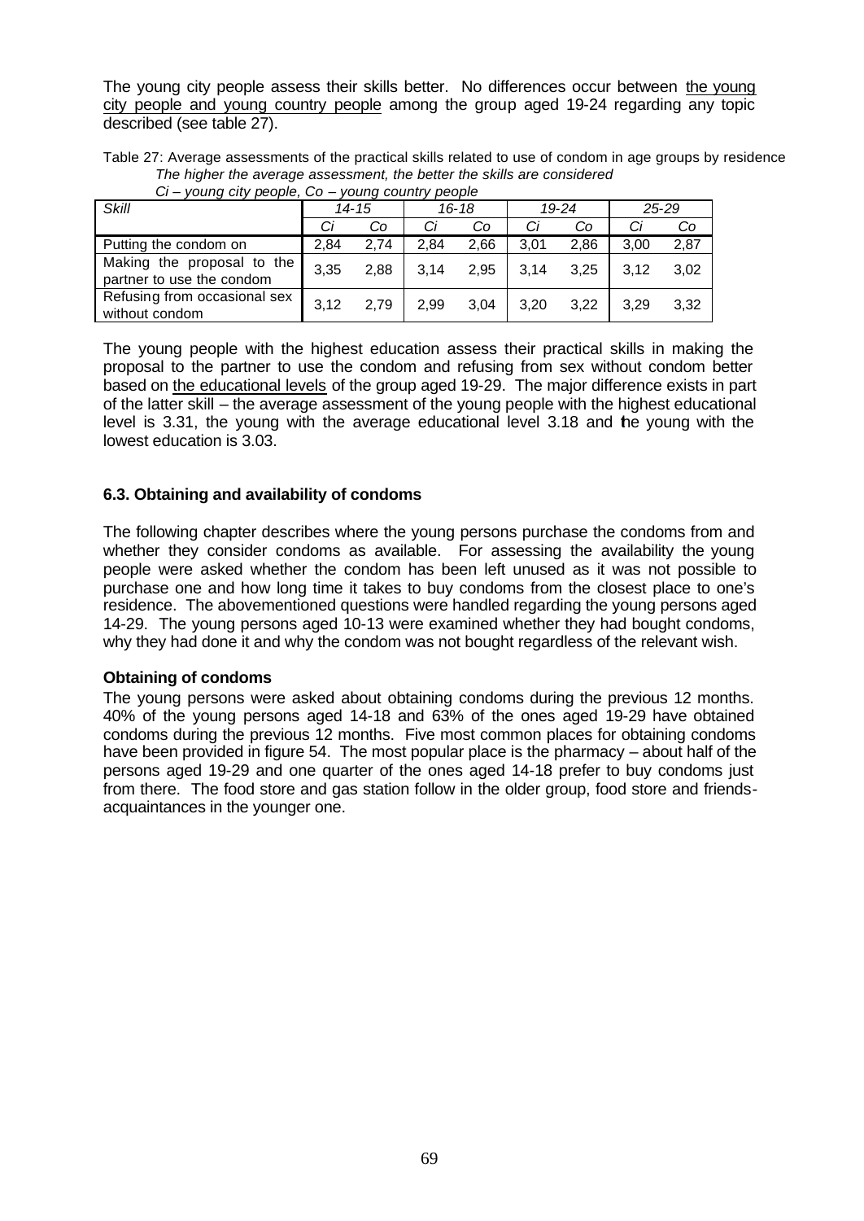The young city people assess their skills better. No differences occur between the young city people and young country people among the group aged 19-24 regarding any topic described (see table 27).

Table 27: Average assessments of the practical skills related to use of condom in age groups by residence
*The higher the average assessment, the better the skills are considered*
*Ci – young city people, Co – young country people*

| *Skill* | *14-15* | | *16-18* | | *19-24* | | *25-29* | |
|---|---|---|---|---|---|---|---|---|
| | *Ci* | *Co* | *Ci* | *Co* | *Ci* | *Co* | *Ci* | *Co* |
| Putting the condom on | 2,84 | 2,74 | 2,84 | 2,66 | 3,01 | 2,86 | 3,00 | 2,87 |
| Making the proposal to the partner to use the condom | 3,35 | 2,88 | 3,14 | 2,95 | 3,14 | 3,25 | 3,12 | 3,02 |
| Refusing from occasional sex without condom | 3,12 | 2,79 | 2,99 | 3,04 | 3,20 | 3,22 | 3,29 | 3,32 |

The young people with the highest education assess their practical skills in making the proposal to the partner to use the condom and refusing from sex without condom better based on the educational levels of the group aged 19-29. The major difference exists in part of the latter skill – the average assessment of the young people with the highest educational level is 3.31, the young with the average educational level 3.18 and the young with the lowest education is 3.03.

### 6.3. Obtaining and availability of condoms

The following chapter describes where the young persons purchase the condoms from and whether they consider condoms as available. For assessing the availability the young people were asked whether the condom has been left unused as it was not possible to purchase one and how long time it takes to buy condoms from the closest place to one's residence. The abovementioned questions were handled regarding the young persons aged 14-29. The young persons aged 10-13 were examined whether they had bought condoms, why they had done it and why the condom was not bought regardless of the relevant wish.

#### Obtaining of condoms

The young persons were asked about obtaining condoms during the previous 12 months. 40% of the young persons aged 14-18 and 63% of the ones aged 19-29 have obtained condoms during the previous 12 months. Five most common places for obtaining condoms have been provided in figure 54. The most popular place is the pharmacy – about half of the persons aged 19-29 and one quarter of the ones aged 14-18 prefer to buy condoms just from there. The food store and gas station follow in the older group, food store and friends-acquaintances in the younger one.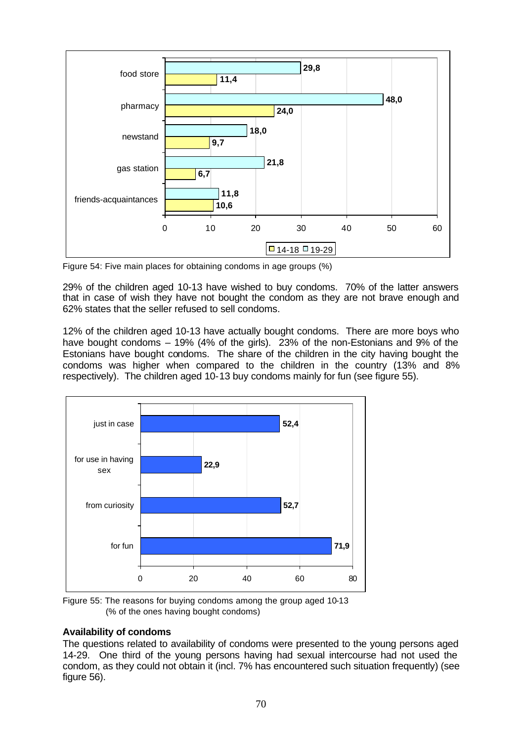| | 14-18 | 19-29 |
| --- | --- | --- |
| food store | 11,4 | 29,8 |
| pharmacy | 24,0 | 48,0 |
| newstand | 9,7 | 18,0 |
| gas station | 6,7 | 21,8 |
| friends-acquaintances | 10,6 | 11,8 |

Figure 54: Five main places for obtaining condoms in age groups (%)

29% of the children aged 10-13 have wished to buy condoms. 70% of the latter answers that in case of wish they have not bought the condom as they are not brave enough and 62% states that the seller refused to sell condoms.

12% of the children aged 10-13 have actually bought condoms. There are more boys who have bought condoms – 19% (4% of the girls). 23% of the non-Estonians and 9% of the Estonians have bought condoms. The share of the children in the city having bought the condoms was higher when compared to the children in the country (13% and 8% respectively). The children aged 10-13 buy condoms mainly for fun (see figure 55).

| Reason | % |
| --- | --- |
| just in case | 52,4 |
| for use in having sex | 22,9 |
| from curiosity | 52,7 |
| for fun | 71,9 |

Figure 55: The reasons for buying condoms among the group aged 10-13 (% of the ones having bought condoms)

**Availability of condoms**

The questions related to availability of condoms were presented to the young persons aged 14-29. One third of the young persons having had sexual intercourse had not used the condom, as they could not obtain it (incl. 7% has encountered such situation frequently) (see figure 56).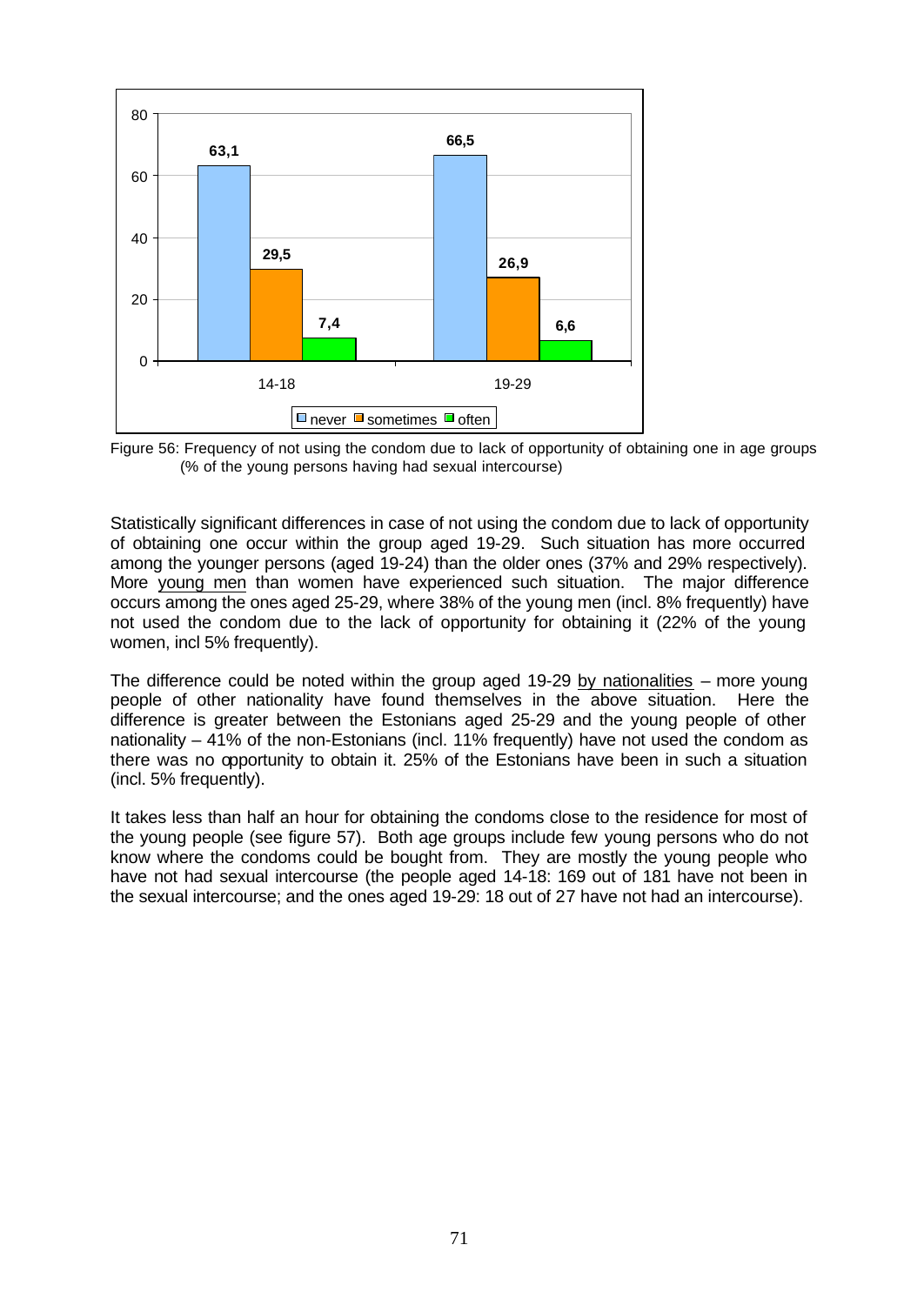Figure 56: Frequency of not using the condom due to lack of opportunity of obtaining one in age groups (% of the young persons having had sexual intercourse)

| | never | sometimes | often |
|---|---|---|---|
| 14-18 | 63,1 | 29,5 | 7,4 |
| 19-29 | 66,5 | 26,9 | 6,6 |

Statistically significant differences in case of not using the condom due to lack of opportunity of obtaining one occur within the group aged 19-29. Such situation has more occurred among the younger persons (aged 19-24) than the older ones (37% and 29% respectively). More young men than women have experienced such situation. The major difference occurs among the ones aged 25-29, where 38% of the young men (incl. 8% frequently) have not used the condom due to the lack of opportunity for obtaining it (22% of the young women, incl 5% frequently).

The difference could be noted within the group aged 19-29 by nationalities – more young people of other nationality have found themselves in the above situation. Here the difference is greater between the Estonians aged 25-29 and the young people of other nationality – 41% of the non-Estonians (incl. 11% frequently) have not used the condom as there was no opportunity to obtain it. 25% of the Estonians have been in such a situation (incl. 5% frequently).

It takes less than half an hour for obtaining the condoms close to the residence for most of the young people (see figure 57). Both age groups include few young persons who do not know where the condoms could be bought from. They are mostly the young people who have not had sexual intercourse (the people aged 14-18: 169 out of 181 have not been in the sexual intercourse; and the ones aged 19-29: 18 out of 27 have not had an intercourse).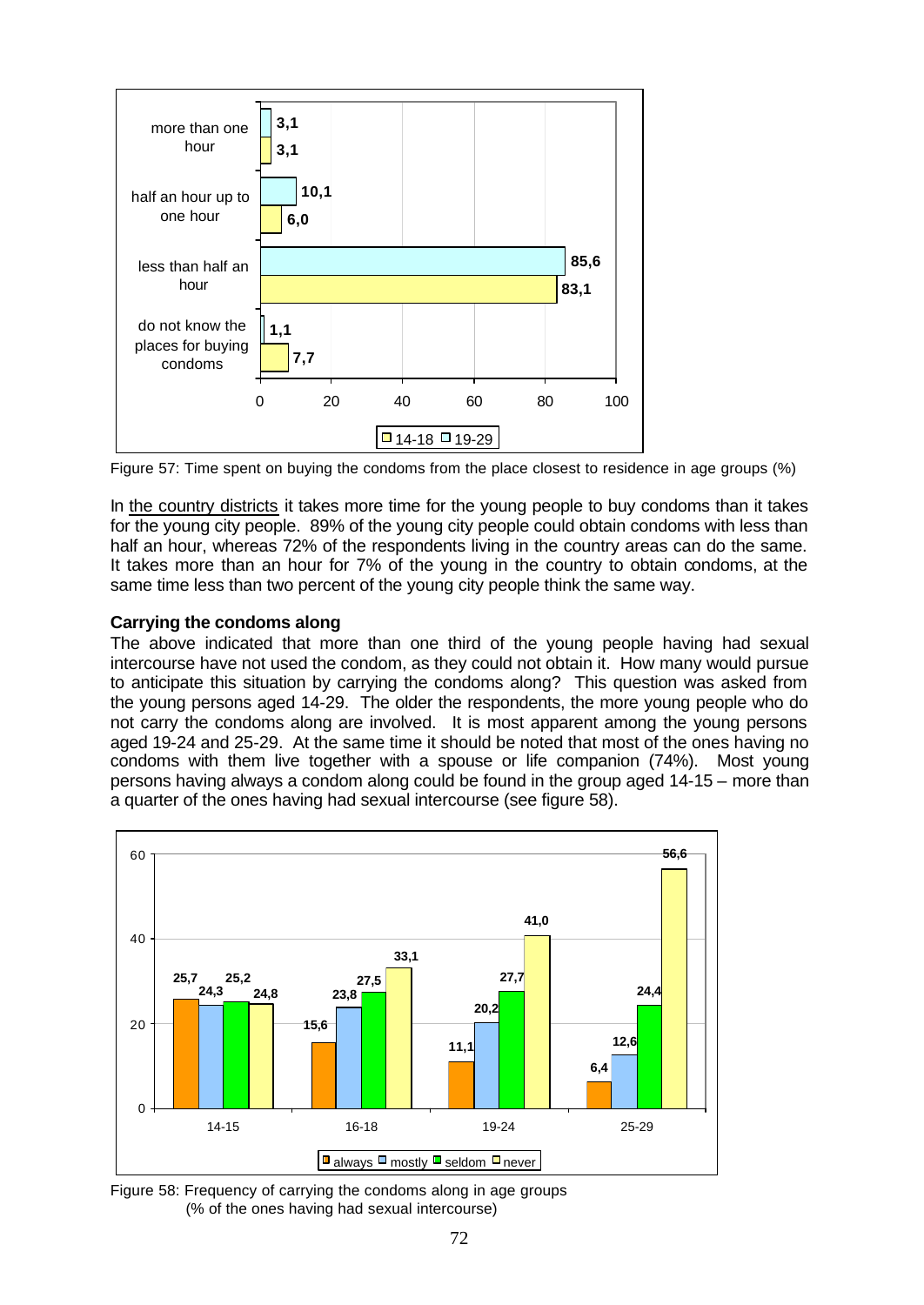Figure 57: Time spent on buying the condoms from the place closest to residence in age groups (%)

| | 14-18 | 19-29 |
|---|---|---|
| more than one hour | 3,1 | 3,1 |
| half an hour up to one hour | 6,0 | 10,1 |
| less than half an hour | 83,1 | 85,6 |
| do not know the places for buying condoms | 7,7 | 1,1 |

In the country districts it takes more time for the young people to buy condoms than it takes for the young city people. 89% of the young city people could obtain condoms with less than half an hour, whereas 72% of the respondents living in the country areas can do the same. It takes more than an hour for 7% of the young in the country to obtain condoms, at the same time less than two percent of the young city people think the same way.

**Carrying the condoms along**

The above indicated that more than one third of the young people having had sexual intercourse have not used the condom, as they could not obtain it. How many would pursue to anticipate this situation by carrying the condoms along? This question was asked from the young persons aged 14-29. The older the respondents, the more young people who do not carry the condoms along are involved. It is most apparent among the young persons aged 19-24 and 25-29. At the same time it should be noted that most of the ones having no condoms with them live together with a spouse or life companion (74%). Most young persons having always a condom along could be found in the group aged 14-15 – more than a quarter of the ones having had sexual intercourse (see figure 58).

| | always | mostly | seldom | never |
|---|---|---|---|---|
| 14-15 | 25,7 | 24,3 | 25,2 | 24,8 |
| 16-18 | 15,6 | 23,8 | 27,5 | 33,1 |
| 19-24 | 11,1 | 20,2 | 27,7 | 41,0 |
| 25-29 | 6,4 | 12,6 | 24,4 | 56,6 |

Figure 58: Frequency of carrying the condoms along in age groups
(% of the ones having had sexual intercourse)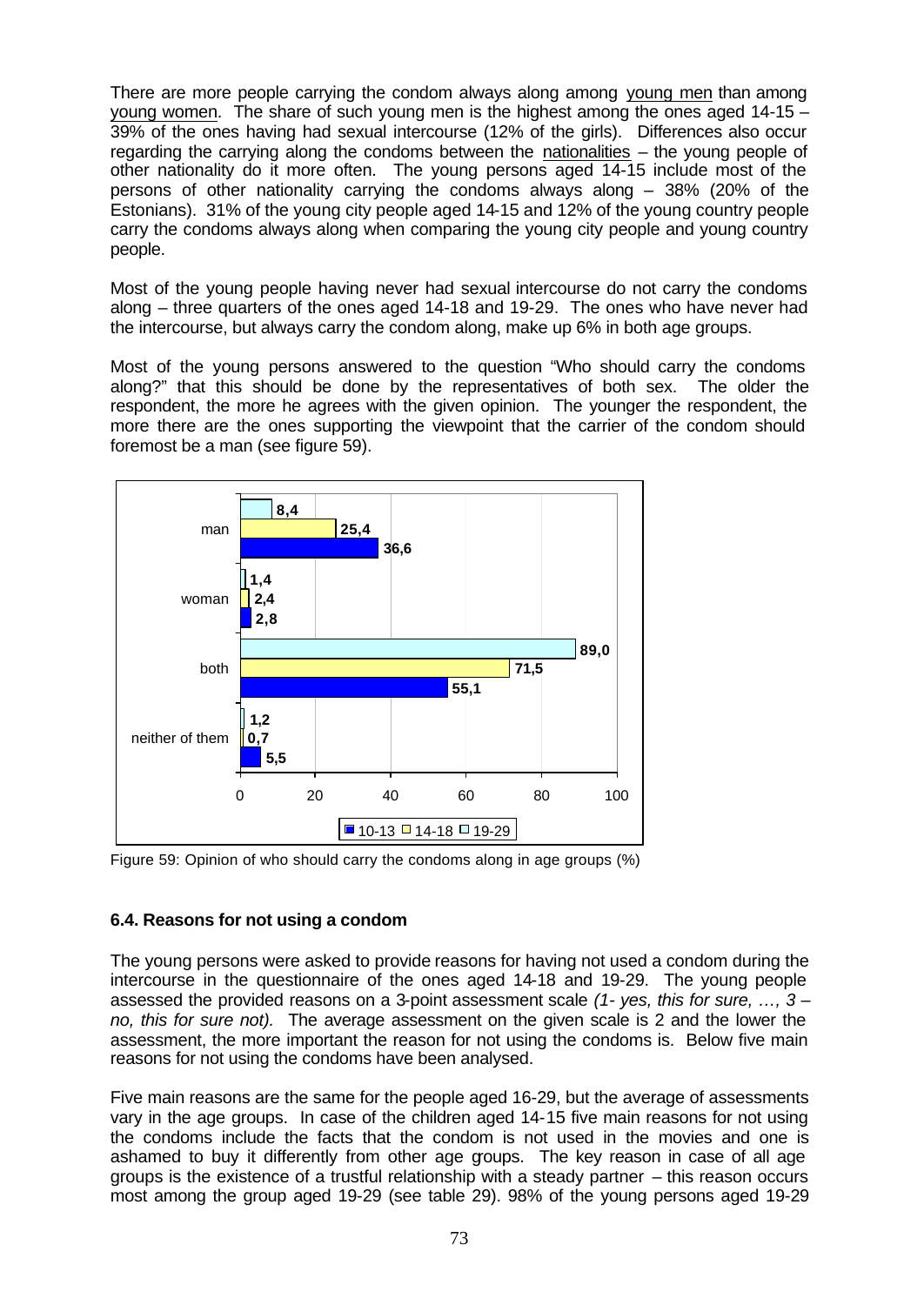There are more people carrying the condom always along among young men than among young women. The share of such young men is the highest among the ones aged 14-15 – 39% of the ones having had sexual intercourse (12% of the girls). Differences also occur regarding the carrying along the condoms between the nationalities – the young people of other nationality do it more often. The young persons aged 14-15 include most of the persons of other nationality carrying the condoms always along – 38% (20% of the Estonians). 31% of the young city people aged 14-15 and 12% of the young country people carry the condoms always along when comparing the young city people and young country people.

Most of the young people having never had sexual intercourse do not carry the condoms along – three quarters of the ones aged 14-18 and 19-29. The ones who have never had the intercourse, but always carry the condom along, make up 6% in both age groups.

Most of the young persons answered to the question "Who should carry the condoms along?" that this should be done by the representatives of both sex. The older the respondent, the more he agrees with the given opinion. The younger the respondent, the more there are the ones supporting the viewpoint that the carrier of the condom should foremost be a man (see figure 59).

| | 10-13 | 14-18 | 19-29 |
|---|---|---|---|
| man | 36,6 | 25,4 | 8,4 |
| woman | 2,8 | 2,4 | 1,4 |
| both | 55,1 | 71,5 | 89,0 |
| neither of them | 5,5 | 0,7 | 1,2 |

Figure 59: Opinion of who should carry the condoms along in age groups (%)

### 6.4. Reasons for not using a condom

The young persons were asked to provide reasons for having not used a condom during the intercourse in the questionnaire of the ones aged 14-18 and 19-29. The young people assessed the provided reasons on a 3-point assessment scale *(1- yes, this for sure, …, 3 – no, this for sure not).* The average assessment on the given scale is 2 and the lower the assessment, the more important the reason for not using the condoms is. Below five main reasons for not using the condoms have been analysed.

Five main reasons are the same for the people aged 16-29, but the average of assessments vary in the age groups. In case of the children aged 14-15 five main reasons for not using the condoms include the facts that the condom is not used in the movies and one is ashamed to buy it differently from other age groups. The key reason in case of all age groups is the existence of a trustful relationship with a steady partner – this reason occurs most among the group aged 19-29 (see table 29). 98% of the young persons aged 19-29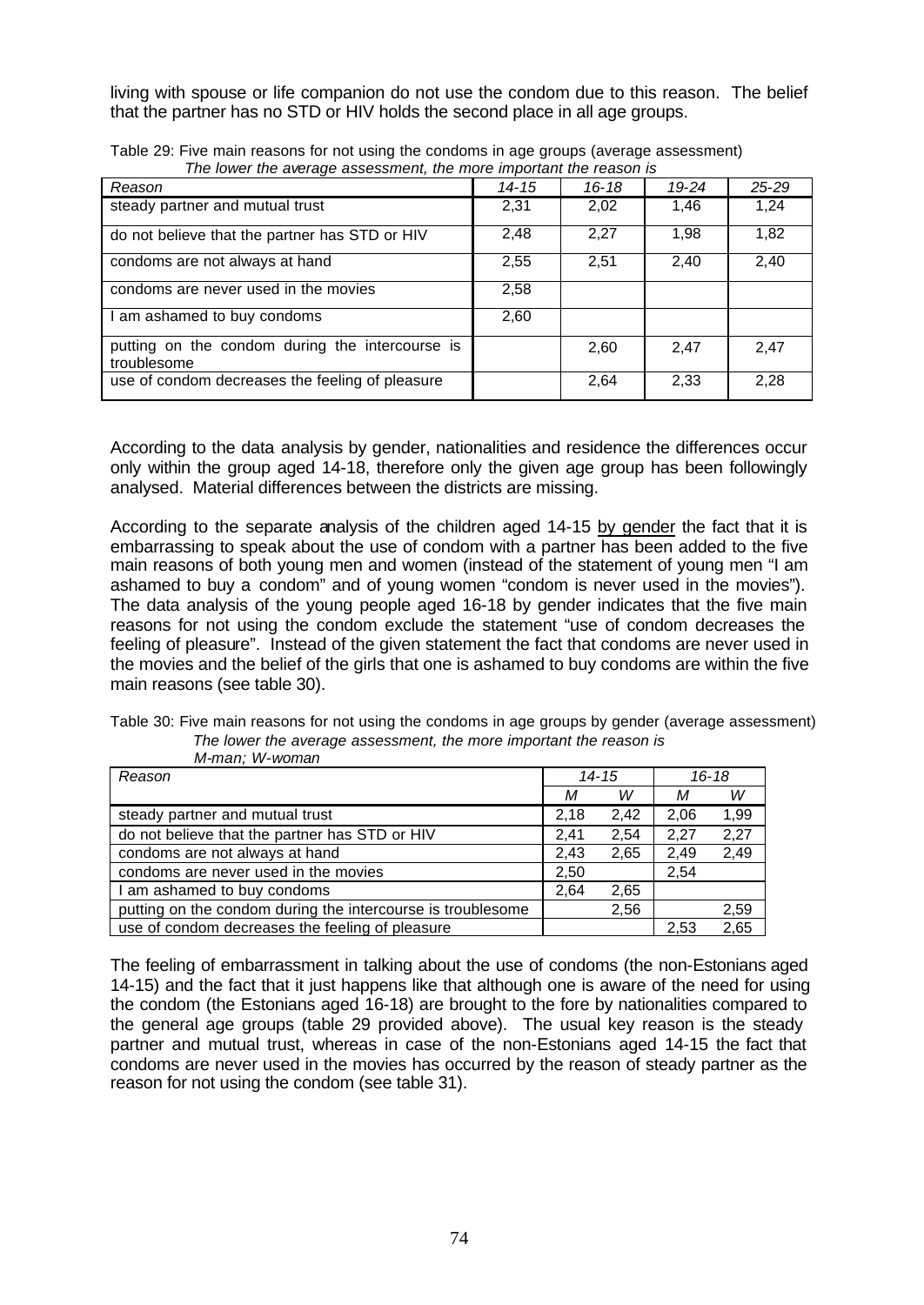living with spouse or life companion do not use the condom due to this reason. The belief that the partner has no STD or HIV holds the second place in all age groups.

Table 29: Five main reasons for not using the condoms in age groups (average assessment)
*The lower the average assessment, the more important the reason is*

| *Reason* | *14-15* | *16-18* | *19-24* | *25-29* |
|---|---|---|---|---|
| steady partner and mutual trust | 2,31 | 2,02 | 1,46 | 1,24 |
| do not believe that the partner has STD or HIV | 2,48 | 2,27 | 1,98 | 1,82 |
| condoms are not always at hand | 2,55 | 2,51 | 2,40 | 2,40 |
| condoms are never used in the movies | 2,58 | | | |
| I am ashamed to buy condoms | 2,60 | | | |
| putting on the condom during the intercourse is troublesome | | 2,60 | 2,47 | 2,47 |
| use of condom decreases the feeling of pleasure | | 2,64 | 2,33 | 2,28 |

According to the data analysis by gender, nationalities and residence the differences occur only within the group aged 14-18, therefore only the given age group has been followingly analysed. Material differences between the districts are missing.

According to the separate analysis of the children aged 14-15 by gender the fact that it is embarrassing to speak about the use of condom with a partner has been added to the five main reasons of both young men and women (instead of the statement of young men "I am ashamed to buy a condom" and of young women "condom is never used in the movies"). The data analysis of the young people aged 16-18 by gender indicates that the five main reasons for not using the condom exclude the statement "use of condom decreases the feeling of pleasure". Instead of the given statement the fact that condoms are never used in the movies and the belief of the girls that one is ashamed to buy condoms are within the five main reasons (see table 30).

Table 30: Five main reasons for not using the condoms in age groups by gender (average assessment)
*The lower the average assessment, the more important the reason is*
*M-man; W-woman*

| *Reason* | *14-15* | | *16-18* | |
|---|---|---|---|---|
| | *M* | *W* | *M* | *W* |
| steady partner and mutual trust | 2,18 | 2,42 | 2,06 | 1,99 |
| do not believe that the partner has STD or HIV | 2,41 | 2,54 | 2,27 | 2,27 |
| condoms are not always at hand | 2,43 | 2,65 | 2,49 | 2,49 |
| condoms are never used in the movies | 2,50 | | 2,54 | |
| I am ashamed to buy condoms | 2,64 | 2,65 | | |
| putting on the condom during the intercourse is troublesome | | 2,56 | | 2,59 |
| use of condom decreases the feeling of pleasure | | | 2,53 | 2,65 |

The feeling of embarrassment in talking about the use of condoms (the non-Estonians aged 14-15) and the fact that it just happens like that although one is aware of the need for using the condom (the Estonians aged 16-18) are brought to the fore by nationalities compared to the general age groups (table 29 provided above). The usual key reason is the steady partner and mutual trust, whereas in case of the non-Estonians aged 14-15 the fact that condoms are never used in the movies has occurred by the reason of steady partner as the reason for not using the condom (see table 31).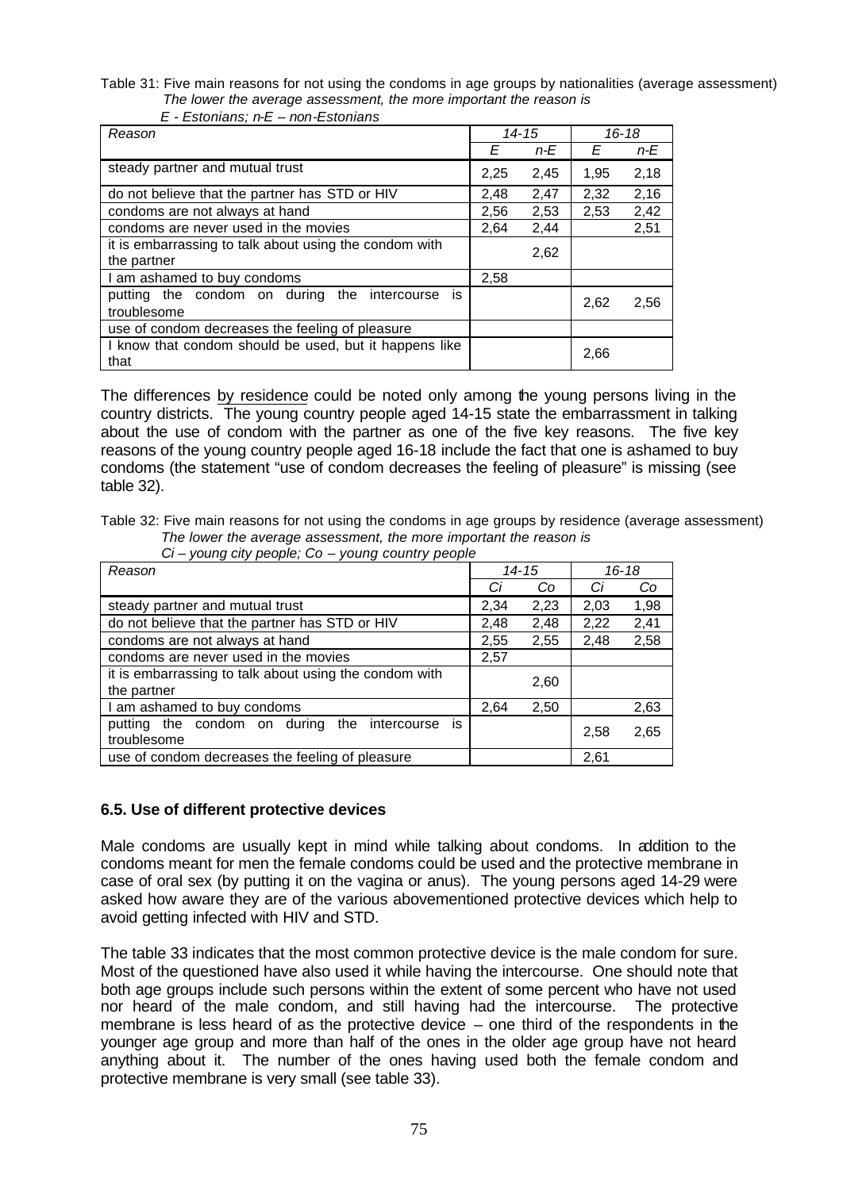Table 31: Five main reasons for not using the condoms in age groups by nationalities (average assessment)
*The lower the average assessment, the more important the reason is*
*E - Estonians; n-E – non-Estonians*

| *Reason* | *14-15* | | *16-18* | |
|---|---|---|---|---|
| | *E* | *n-E* | *E* | *n-E* |
| steady partner and mutual trust | 2,25 | 2,45 | 1,95 | 2,18 |
| do not believe that the partner has STD or HIV | 2,48 | 2,47 | 2,32 | 2,16 |
| condoms are not always at hand | 2,56 | 2,53 | 2,53 | 2,42 |
| condoms are never used in the movies | 2,64 | 2,44 | | 2,51 |
| it is embarrassing to talk about using the condom with the partner | | 2,62 | | |
| I am ashamed to buy condoms | 2,58 | | | |
| putting the condom on during the intercourse is troublesome | | | 2,62 | 2,56 |
| use of condom decreases the feeling of pleasure | | | | |
| I know that condom should be used, but it happens like that | | | 2,66 | |

The differences by residence could be noted only among the young persons living in the country districts. The young country people aged 14-15 state the embarrassment in talking about the use of condom with the partner as one of the five key reasons. The five key reasons of the young country people aged 16-18 include the fact that one is ashamed to buy condoms (the statement "use of condom decreases the feeling of pleasure" is missing (see table 32).

Table 32: Five main reasons for not using the condoms in age groups by residence (average assessment)
*The lower the average assessment, the more important the reason is*
*Ci – young city people; Co – young country people*

| *Reason* | *14-15* | | *16-18* | |
|---|---|---|---|---|
| | *Ci* | *Co* | *Ci* | *Co* |
| steady partner and mutual trust | 2,34 | 2,23 | 2,03 | 1,98 |
| do not believe that the partner has STD or HIV | 2,48 | 2,48 | 2,22 | 2,41 |
| condoms are not always at hand | 2,55 | 2,55 | 2,48 | 2,58 |
| condoms are never used in the movies | 2,57 | | | |
| it is embarrassing to talk about using the condom with the partner | | 2,60 | | |
| I am ashamed to buy condoms | 2,64 | 2,50 | | 2,63 |
| putting the condom on during the intercourse is troublesome | | | 2,58 | 2,65 |
| use of condom decreases the feeling of pleasure | | | 2,61 | |

### 6.5. Use of different protective devices

Male condoms are usually kept in mind while talking about condoms. In addition to the condoms meant for men the female condoms could be used and the protective membrane in case of oral sex (by putting it on the vagina or anus). The young persons aged 14-29 were asked how aware they are of the various abovementioned protective devices which help to avoid getting infected with HIV and STD.

The table 33 indicates that the most common protective device is the male condom for sure. Most of the questioned have also used it while having the intercourse. One should note that both age groups include such persons within the extent of some percent who have not used nor heard of the male condom, and still having had the intercourse. The protective membrane is less heard of as the protective device – one third of the respondents in the younger age group and more than half of the ones in the older age group have not heard anything about it. The number of the ones having used both the female condom and protective membrane is very small (see table 33).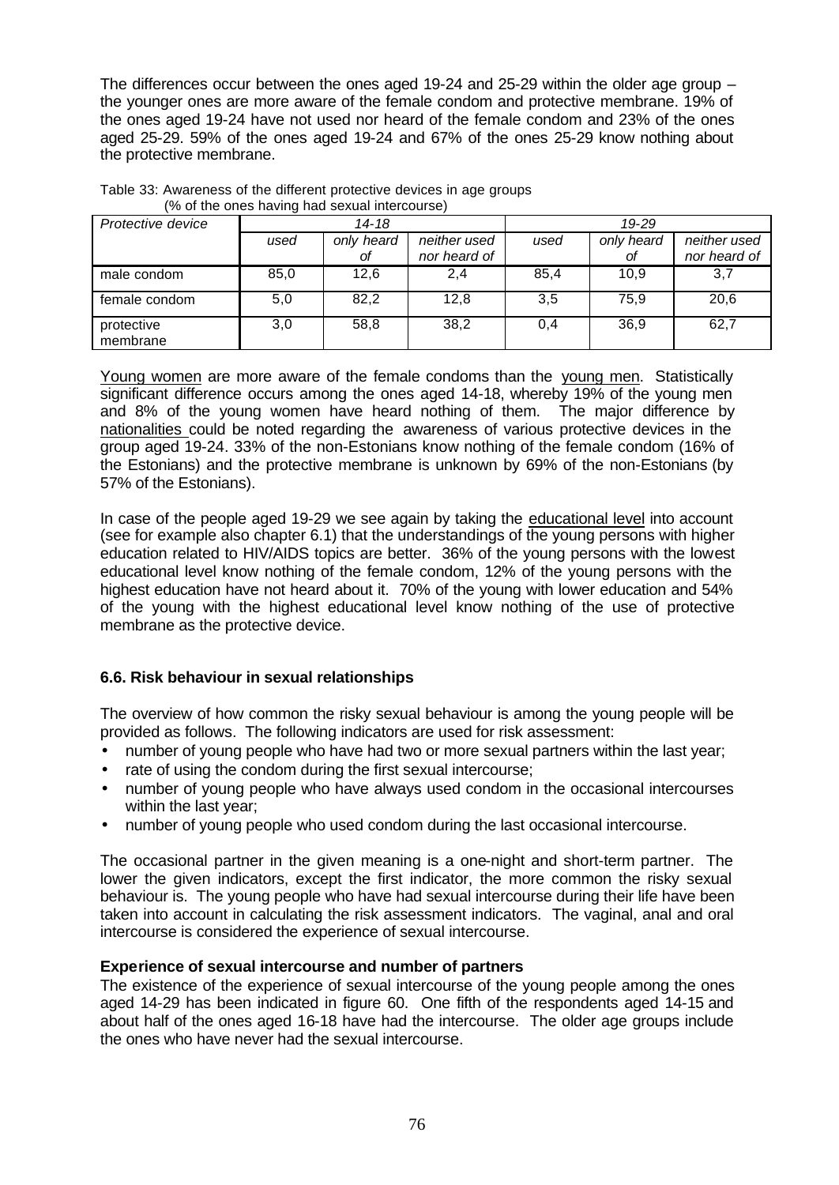The differences occur between the ones aged 19-24 and 25-29 within the older age group – the younger ones are more aware of the female condom and protective membrane. 19% of the ones aged 19-24 have not used nor heard of the female condom and 23% of the ones aged 25-29. 59% of the ones aged 19-24 and 67% of the ones 25-29 know nothing about the protective membrane.

Table 33: Awareness of the different protective devices in age groups
(% of the ones having had sexual intercourse)

| *Protective device* | *14-18* | | | *19-29* | | |
|---|---|---|---|---|---|---|
| | *used* | *only heard of* | *neither used nor heard of* | *used* | *only heard of* | *neither used nor heard of* |
| male condom | 85,0 | 12,6 | 2,4 | 85,4 | 10,9 | 3,7 |
| female condom | 5,0 | 82,2 | 12,8 | 3,5 | 75,9 | 20,6 |
| protective membrane | 3,0 | 58,8 | 38,2 | 0,4 | 36,9 | 62,7 |

Young women are more aware of the female condoms than the young men. Statistically significant difference occurs among the ones aged 14-18, whereby 19% of the young men and 8% of the young women have heard nothing of them. The major difference by nationalities could be noted regarding the awareness of various protective devices in the group aged 19-24. 33% of the non-Estonians know nothing of the female condom (16% of the Estonians) and the protective membrane is unknown by 69% of the non-Estonians (by 57% of the Estonians).

In case of the people aged 19-29 we see again by taking the educational level into account (see for example also chapter 6.1) that the understandings of the young persons with higher education related to HIV/AIDS topics are better. 36% of the young persons with the lowest educational level know nothing of the female condom, 12% of the young persons with the highest education have not heard about it. 70% of the young with lower education and 54% of the young with the highest educational level know nothing of the use of protective membrane as the protective device.

## 6.6. Risk behaviour in sexual relationships

The overview of how common the risky sexual behaviour is among the young people will be provided as follows. The following indicators are used for risk assessment:

- number of young people who have had two or more sexual partners within the last year;
- rate of using the condom during the first sexual intercourse;
- number of young people who have always used condom in the occasional intercourses within the last year;
- number of young people who used condom during the last occasional intercourse.

The occasional partner in the given meaning is a one-night and short-term partner. The lower the given indicators, except the first indicator, the more common the risky sexual behaviour is. The young people who have had sexual intercourse during their life have been taken into account in calculating the risk assessment indicators. The vaginal, anal and oral intercourse is considered the experience of sexual intercourse.

**Experience of sexual intercourse and number of partners**

The existence of the experience of sexual intercourse of the young people among the ones aged 14-29 has been indicated in figure 60. One fifth of the respondents aged 14-15 and about half of the ones aged 16-18 have had the intercourse. The older age groups include the ones who have never had the sexual intercourse.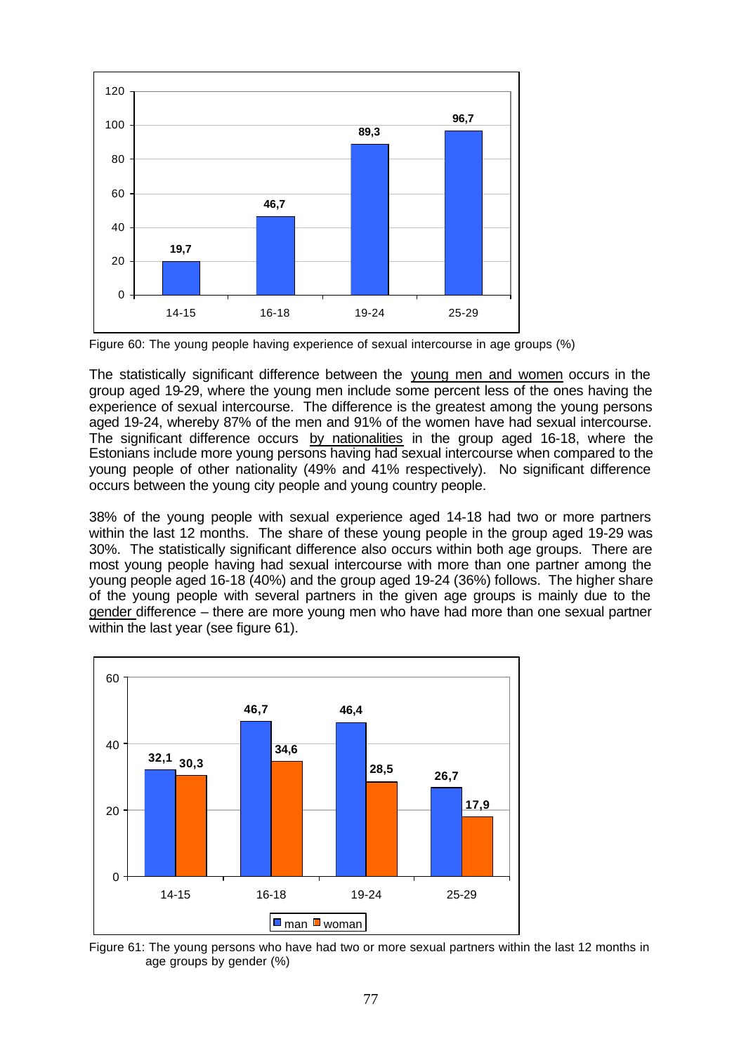| Age group | % |
|---|---|
| 14-15 | 19,7 |
| 16-18 | 46,7 |
| 19-24 | 89,3 |
| 25-29 | 96,7 |

Figure 60: The young people having experience of sexual intercourse in age groups (%)

The statistically significant difference between the young men and women occurs in the group aged 19-29, where the young men include some percent less of the ones having the experience of sexual intercourse. The difference is the greatest among the young persons aged 19-24, whereby 87% of the men and 91% of the women have had sexual intercourse. The significant difference occurs by nationalities in the group aged 16-18, where the Estonians include more young persons having had sexual intercourse when compared to the young people of other nationality (49% and 41% respectively). No significant difference occurs between the young city people and young country people.

38% of the young people with sexual experience aged 14-18 had two or more partners within the last 12 months. The share of these young people in the group aged 19-29 was 30%. The statistically significant difference also occurs within both age groups. There are most young people having had sexual intercourse with more than one partner among the young people aged 16-18 (40%) and the group aged 19-24 (36%) follows. The higher share of the young people with several partners in the given age groups is mainly due to the gender difference – there are more young men who have had more than one sexual partner within the last year (see figure 61).

| Age group | man | woman |
|---|---|---|
| 14-15 | 32,1 | 30,3 |
| 16-18 | 46,7 | 34,6 |
| 19-24 | 46,4 | 28,5 |
| 25-29 | 26,7 | 17,9 |

Figure 61: The young persons who have had two or more sexual partners within the last 12 months in age groups by gender (%)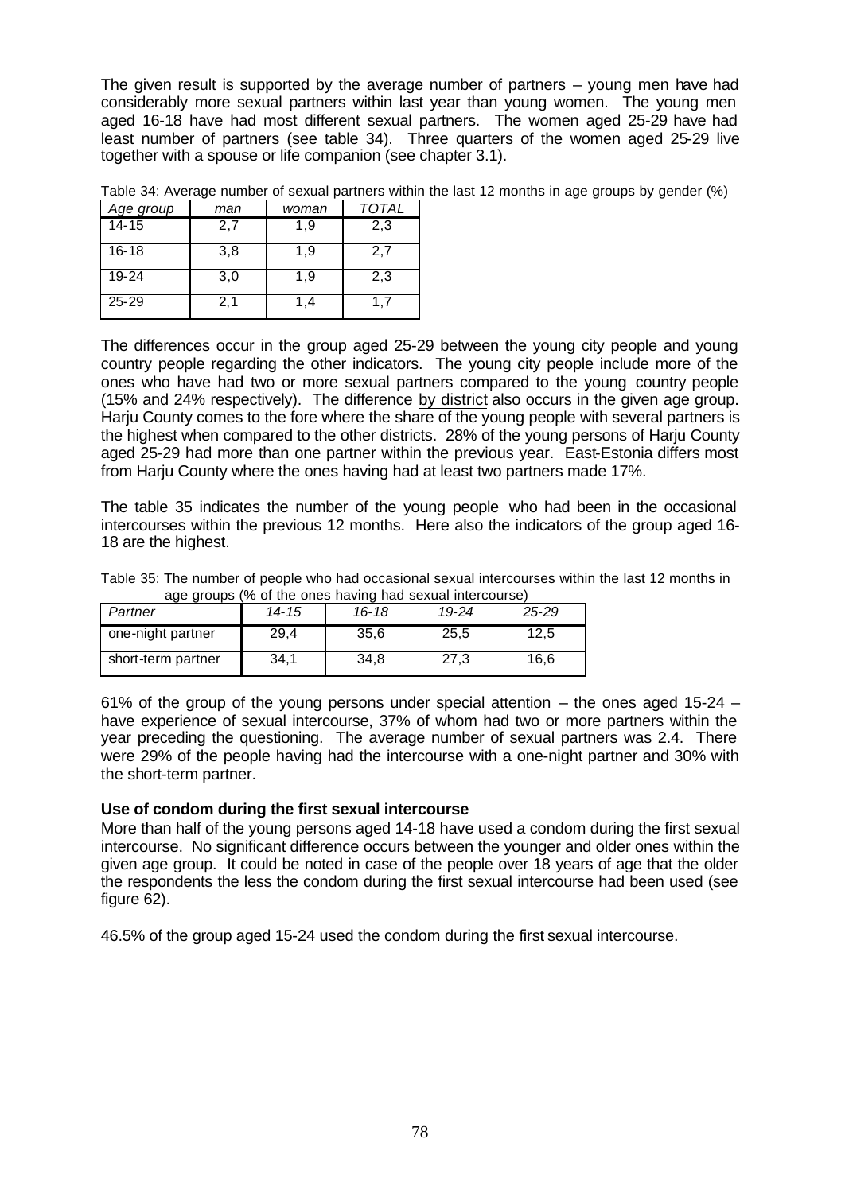The given result is supported by the average number of partners – young men have had considerably more sexual partners within last year than young women. The young men aged 16-18 have had most different sexual partners. The women aged 25-29 have had least number of partners (see table 34). Three quarters of the women aged 25-29 live together with a spouse or life companion (see chapter 3.1).

Table 34: Average number of sexual partners within the last 12 months in age groups by gender (%)

| *Age group* | *man* | *woman* | *TOTAL* |
|---|---|---|---|
| 14-15 | 2,7 | 1,9 | 2,3 |
| 16-18 | 3,8 | 1,9 | 2,7 |
| 19-24 | 3,0 | 1,9 | 2,3 |
| 25-29 | 2,1 | 1,4 | 1,7 |

The differences occur in the group aged 25-29 between the young city people and young country people regarding the other indicators. The young city people include more of the ones who have had two or more sexual partners compared to the young country people (15% and 24% respectively). The difference by district also occurs in the given age group. Harju County comes to the fore where the share of the young people with several partners is the highest when compared to the other districts. 28% of the young persons of Harju County aged 25-29 had more than one partner within the previous year. East-Estonia differs most from Harju County where the ones having had at least two partners made 17%.

The table 35 indicates the number of the young people who had been in the occasional intercourses within the previous 12 months. Here also the indicators of the group aged 16-18 are the highest.

Table 35: The number of people who had occasional sexual intercourses within the last 12 months in age groups (% of the ones having had sexual intercourse)

| *Partner* | *14-15* | *16-18* | *19-24* | *25-29* |
|---|---|---|---|---|
| one-night partner | 29,4 | 35,6 | 25,5 | 12,5 |
| short-term partner | 34,1 | 34,8 | 27,3 | 16,6 |

61% of the group of the young persons under special attention – the ones aged 15-24 – have experience of sexual intercourse, 37% of whom had two or more partners within the year preceding the questioning. The average number of sexual partners was 2.4. There were 29% of the people having had the intercourse with a one-night partner and 30% with the short-term partner.

**Use of condom during the first sexual intercourse**

More than half of the young persons aged 14-18 have used a condom during the first sexual intercourse. No significant difference occurs between the younger and older ones within the given age group. It could be noted in case of the people over 18 years of age that the older the respondents the less the condom during the first sexual intercourse had been used (see figure 62).

46.5% of the group aged 15-24 used the condom during the first sexual intercourse.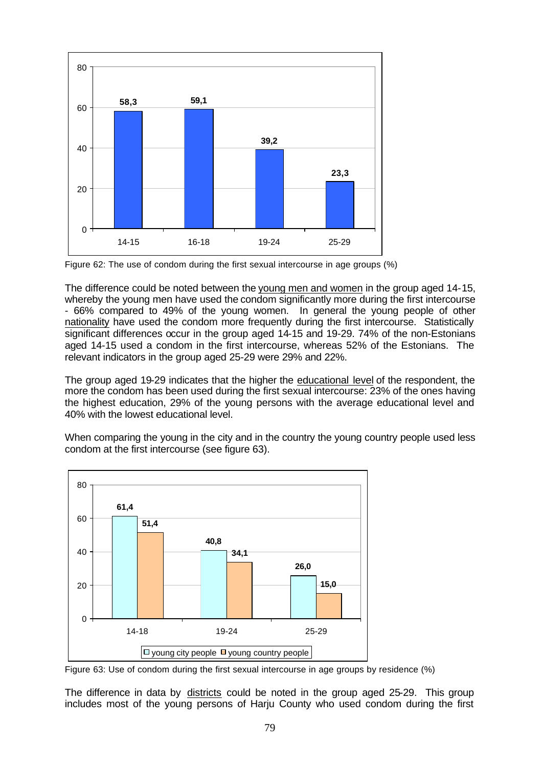| Age group | % |
|---|---|
| 14-15 | 58,3 |
| 16-18 | 59,1 |
| 19-24 | 39,2 |
| 25-29 | 23,3 |

Figure 62: The use of condom during the first sexual intercourse in age groups (%)

The difference could be noted between the young men and women in the group aged 14-15, whereby the young men have used the condom significantly more during the first intercourse - 66% compared to 49% of the young women. In general the young people of other nationality have used the condom more frequently during the first intercourse. Statistically significant differences occur in the group aged 14-15 and 19-29. 74% of the non-Estonians aged 14-15 used a condom in the first intercourse, whereas 52% of the Estonians. The relevant indicators in the group aged 25-29 were 29% and 22%.

The group aged 19-29 indicates that the higher the educational level of the respondent, the more the condom has been used during the first sexual intercourse: 23% of the ones having the highest education, 29% of the young persons with the average educational level and 40% with the lowest educational level.

When comparing the young in the city and in the country the young country people used less condom at the first intercourse (see figure 63).

| Age group | young city people | young country people |
|---|---|---|
| 14-18 | 61,4 | 51,4 |
| 19-24 | 40,8 | 34,1 |
| 25-29 | 26,0 | 15,0 |

Figure 63: Use of condom during the first sexual intercourse in age groups by residence (%)

The difference in data by districts could be noted in the group aged 25-29. This group includes most of the young persons of Harju County who used condom during the first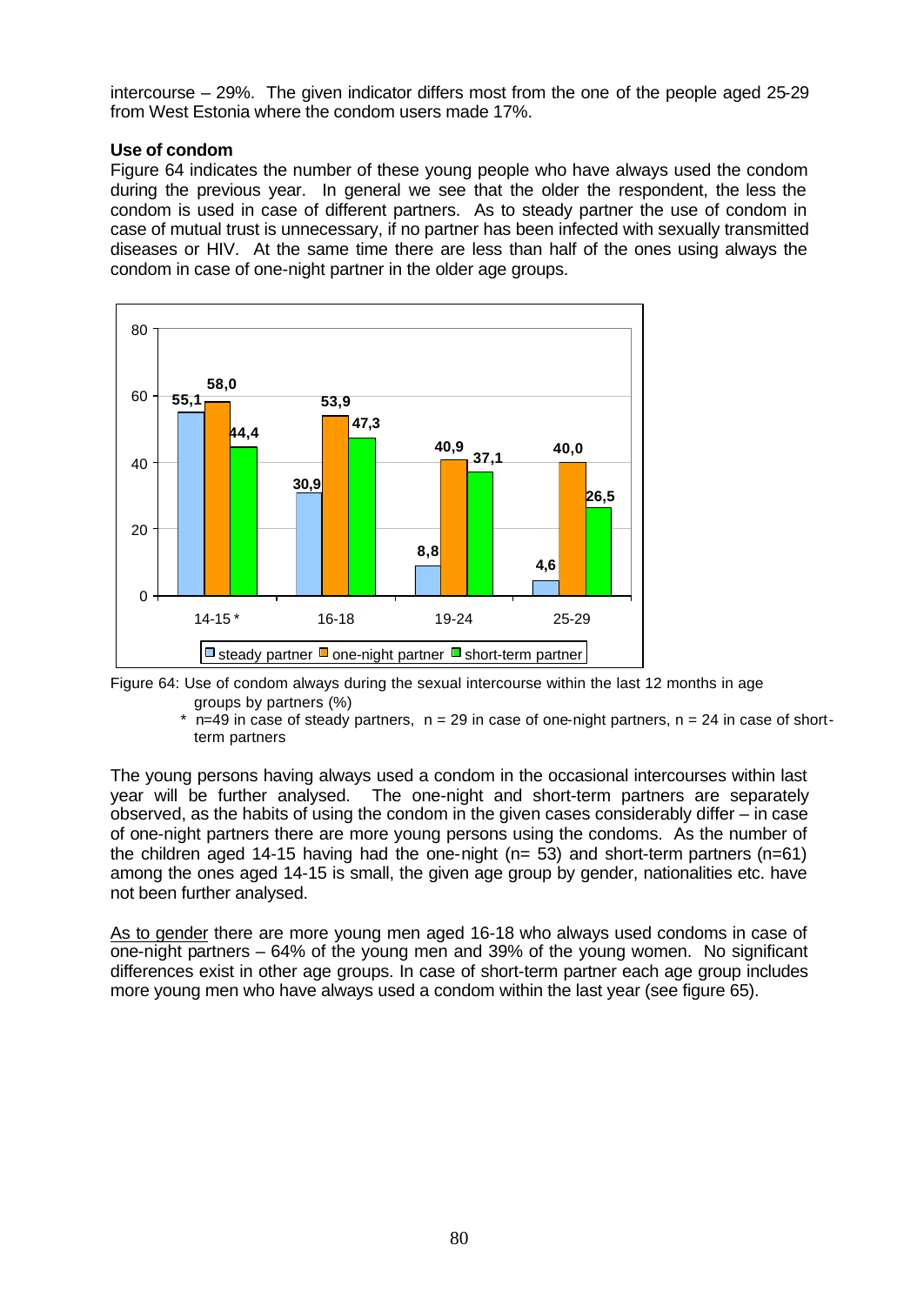intercourse – 29%. The given indicator differs most from the one of the people aged 25-29 from West Estonia where the condom users made 17%.

**Use of condom**

Figure 64 indicates the number of these young people who have always used the condom during the previous year. In general we see that the older the respondent, the less the condom is used in case of different partners. As to steady partner the use of condom in case of mutual trust is unnecessary, if no partner has been infected with sexually transmitted diseases or HIV. At the same time there are less than half of the ones using always the condom in case of one-night partner in the older age groups.

| | steady partner | one-night partner | short-term partner |
|---|---|---|---|
| 14-15 * | 55,1 | 58,0 | 44,4 |
| 16-18 | 30,9 | 53,9 | 47,3 |
| 19-24 | 8,8 | 40,9 | 37,1 |
| 25-29 | 4,6 | 40,0 | 26,5 |

Figure 64: Use of condom always during the sexual intercourse within the last 12 months in age groups by partners (%)

\* n=49 in case of steady partners, n = 29 in case of one-night partners, n = 24 in case of short-term partners

The young persons having always used a condom in the occasional intercourses within last year will be further analysed. The one-night and short-term partners are separately observed, as the habits of using the condom in the given cases considerably differ – in case of one-night partners there are more young persons using the condoms. As the number of the children aged 14-15 having had the one-night (n= 53) and short-term partners (n=61) among the ones aged 14-15 is small, the given age group by gender, nationalities etc. have not been further analysed.

As to gender there are more young men aged 16-18 who always used condoms in case of one-night partners – 64% of the young men and 39% of the young women. No significant differences exist in other age groups. In case of short-term partner each age group includes more young men who have always used a condom within the last year (see figure 65).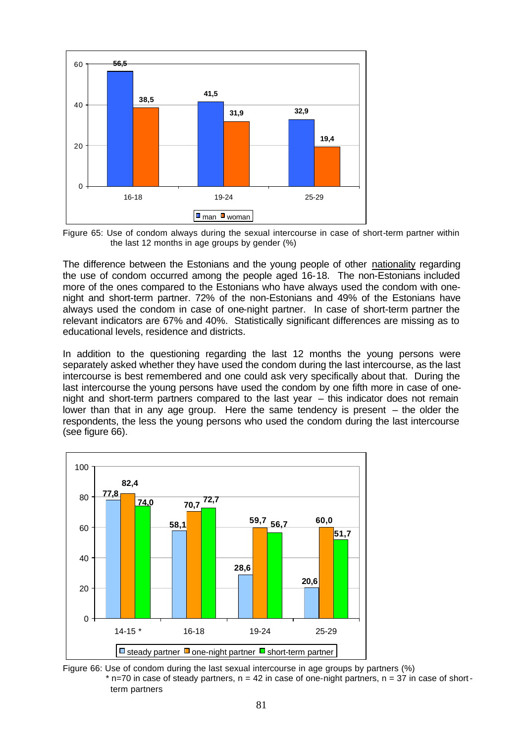Figure 65: Use of condom always during the sexual intercourse in case of short-term partner within the last 12 months in age groups by gender (%)

The difference between the Estonians and the young people of other nationality regarding the use of condom occurred among the people aged 16-18. The non-Estonians included more of the ones compared to the Estonians who have always used the condom with one-night and short-term partner. 72% of the non-Estonians and 49% of the Estonians have always used the condom in case of one-night partner. In case of short-term partner the relevant indicators are 67% and 40%. Statistically significant differences are missing as to educational levels, residence and districts.

In addition to the questioning regarding the last 12 months the young persons were separately asked whether they have used the condom during the last intercourse, as the last intercourse is best remembered and one could ask very specifically about that. During the last intercourse the young persons have used the condom by one fifth more in case of one-night and short-term partners compared to the last year – this indicator does not remain lower than that in any age group. Here the same tendency is present – the older the respondents, the less the young persons who used the condom during the last intercourse (see figure 66).

Figure 66: Use of condom during the last sexual intercourse in age groups by partners (%)
\* n=70 in case of steady partners, n = 42 in case of one-night partners, n = 37 in case of short-term partners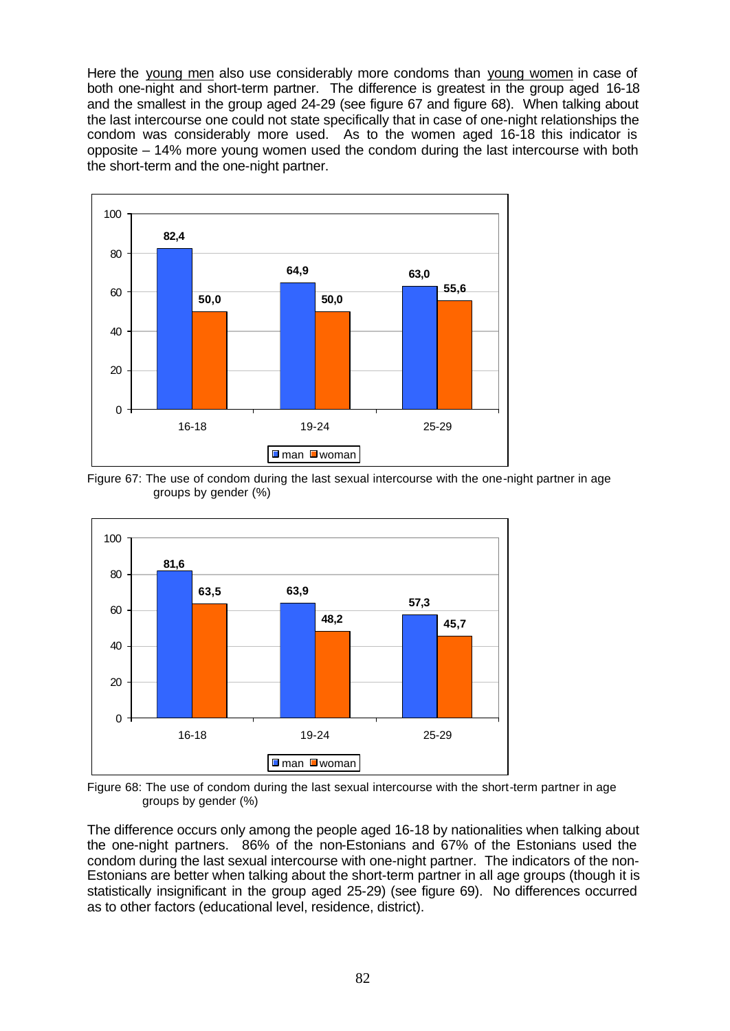Here the young men also use considerably more condoms than young women in case of both one-night and short-term partner. The difference is greatest in the group aged 16-18 and the smallest in the group aged 24-29 (see figure 67 and figure 68). When talking about the last intercourse one could not state specifically that in case of one-night relationships the condom was considerably more used. As to the women aged 16-18 this indicator is opposite – 14% more young women used the condom during the last intercourse with both the short-term and the one-night partner.

| Age group | man | woman |
|---|---|---|
| 16-18 | 82,4 | 50,0 |
| 19-24 | 64,9 | 50,0 |
| 25-29 | 63,0 | 55,6 |

Figure 67: The use of condom during the last sexual intercourse with the one-night partner in age groups by gender (%)

| Age group | man | woman |
|---|---|---|
| 16-18 | 81,6 | 63,5 |
| 19-24 | 63,9 | 48,2 |
| 25-29 | 57,3 | 45,7 |

Figure 68: The use of condom during the last sexual intercourse with the short-term partner in age groups by gender (%)

The difference occurs only among the people aged 16-18 by nationalities when talking about the one-night partners. 86% of the non-Estonians and 67% of the Estonians used the condom during the last sexual intercourse with one-night partner. The indicators of the non-Estonians are better when talking about the short-term partner in all age groups (though it is statistically insignificant in the group aged 25-29) (see figure 69). No differences occurred as to other factors (educational level, residence, district).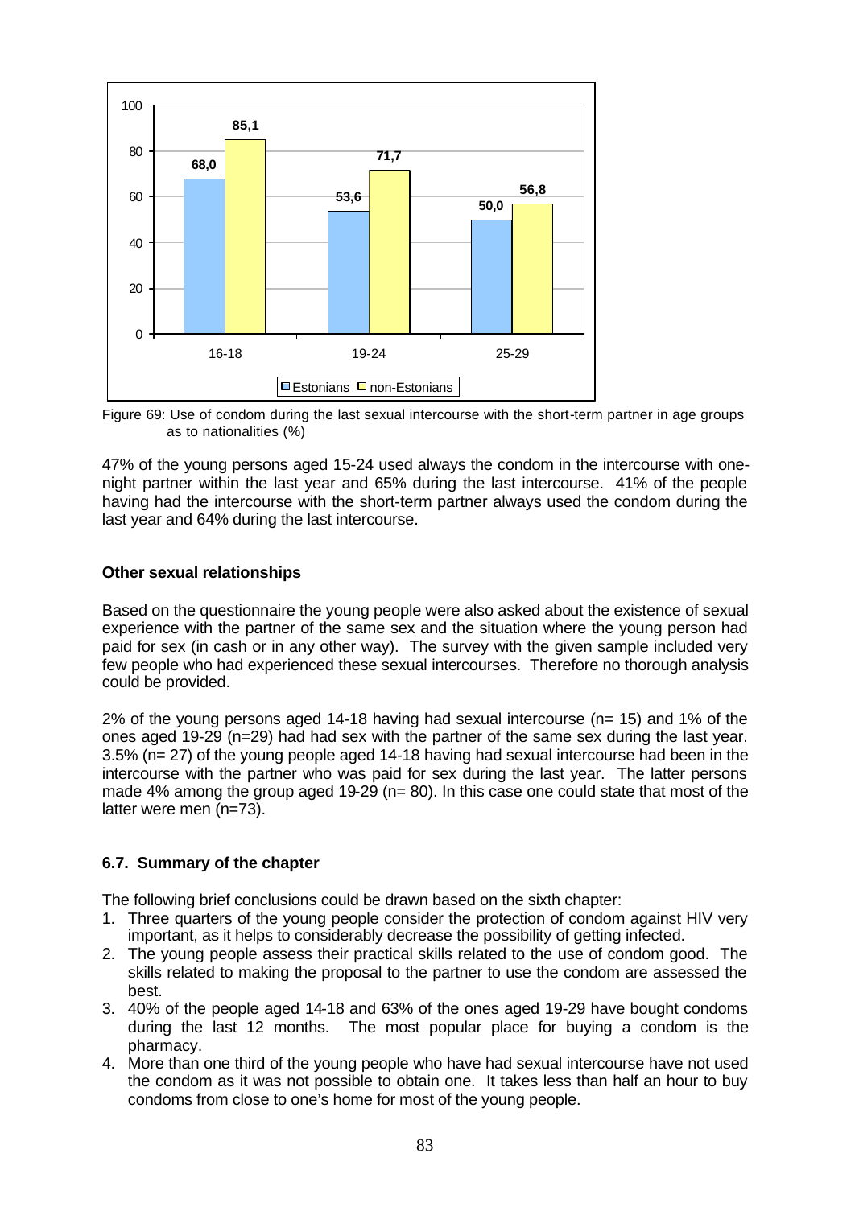Figure 69: Use of condom during the last sexual intercourse with the short-term partner in age groups as to nationalities (%)

| | 16-18 | 19-24 | 25-29 |
|---|---|---|---|
| Estonians | 68,0 | 53,6 | 50,0 |
| non-Estonians | 85,1 | 71,7 | 56,8 |

47% of the young persons aged 15-24 used always the condom in the intercourse with one-night partner within the last year and 65% during the last intercourse. 41% of the people having had the intercourse with the short-term partner always used the condom during the last year and 64% during the last intercourse.

### Other sexual relationships

Based on the questionnaire the young people were also asked about the existence of sexual experience with the partner of the same sex and the situation where the young person had paid for sex (in cash or in any other way). The survey with the given sample included very few people who had experienced these sexual intercourses. Therefore no thorough analysis could be provided.

2% of the young persons aged 14-18 having had sexual intercourse (n= 15) and 1% of the ones aged 19-29 (n=29) had had sex with the partner of the same sex during the last year. 3.5% (n= 27) of the young people aged 14-18 having had sexual intercourse had been in the intercourse with the partner who was paid for sex during the last year. The latter persons made 4% among the group aged 19-29 (n= 80). In this case one could state that most of the latter were men (n=73).

## 6.7. Summary of the chapter

The following brief conclusions could be drawn based on the sixth chapter:

1. Three quarters of the young people consider the protection of condom against HIV very important, as it helps to considerably decrease the possibility of getting infected.
2. The young people assess their practical skills related to the use of condom good. The skills related to making the proposal to the partner to use the condom are assessed the best.
3. 40% of the people aged 14-18 and 63% of the ones aged 19-29 have bought condoms during the last 12 months. The most popular place for buying a condom is the pharmacy.
4. More than one third of the young people who have had sexual intercourse have not used the condom as it was not possible to obtain one. It takes less than half an hour to buy condoms from close to one's home for most of the young people.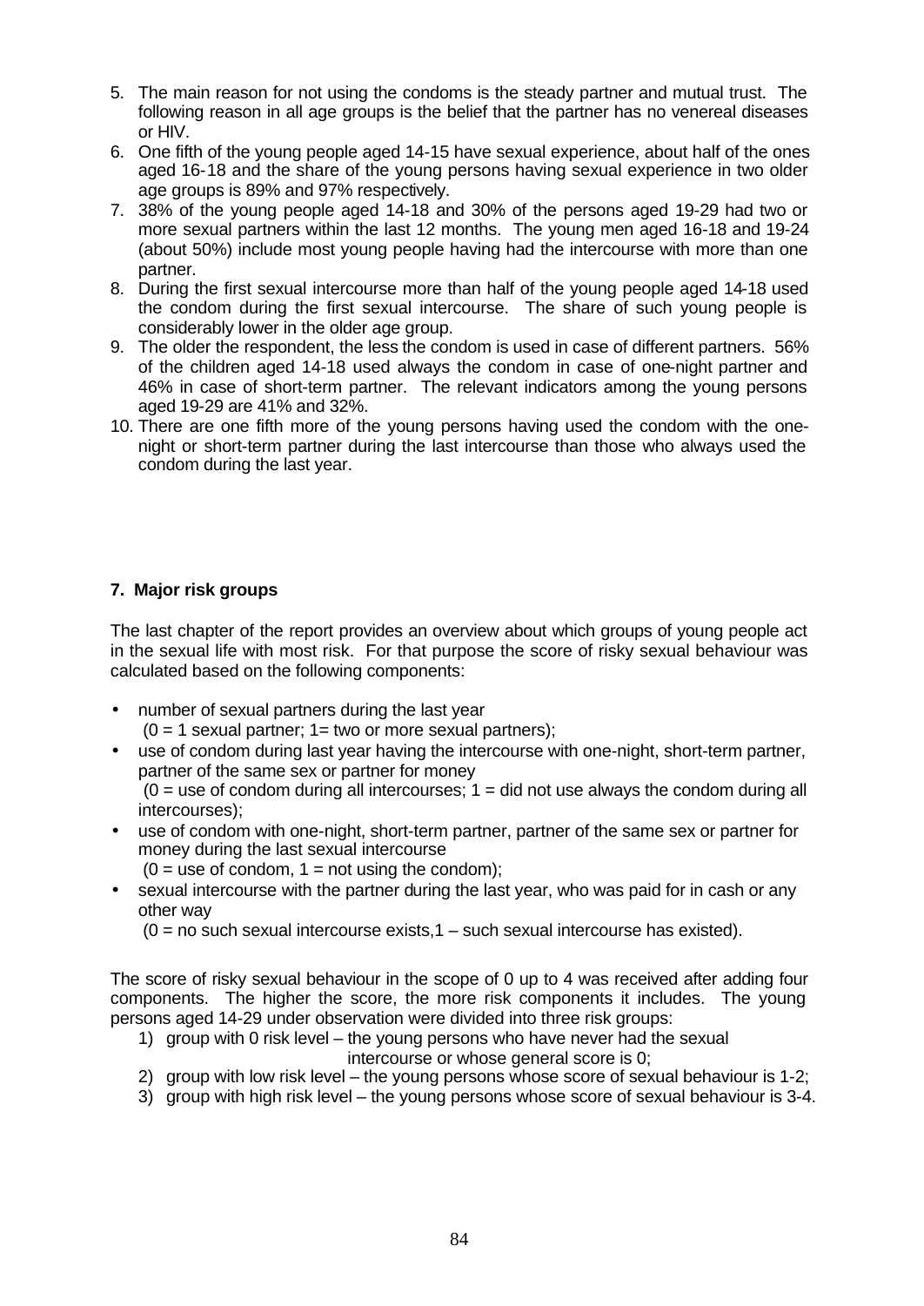5. The main reason for not using the condoms is the steady partner and mutual trust. The following reason in all age groups is the belief that the partner has no venereal diseases or HIV.
6. One fifth of the young people aged 14-15 have sexual experience, about half of the ones aged 16-18 and the share of the young persons having sexual experience in two older age groups is 89% and 97% respectively.
7. 38% of the young people aged 14-18 and 30% of the persons aged 19-29 had two or more sexual partners within the last 12 months. The young men aged 16-18 and 19-24 (about 50%) include most young people having had the intercourse with more than one partner.
8. During the first sexual intercourse more than half of the young people aged 14-18 used the condom during the first sexual intercourse. The share of such young people is considerably lower in the older age group.
9. The older the respondent, the less the condom is used in case of different partners. 56% of the children aged 14-18 used always the condom in case of one-night partner and 46% in case of short-term partner. The relevant indicators among the young persons aged 19-29 are 41% and 32%.
10. There are one fifth more of the young persons having used the condom with the one-night or short-term partner during the last intercourse than those who always used the condom during the last year.

## 7. Major risk groups

The last chapter of the report provides an overview about which groups of young people act in the sexual life with most risk. For that purpose the score of risky sexual behaviour was calculated based on the following components:

- number of sexual partners during the last year
  (0 = 1 sexual partner; 1= two or more sexual partners);
- use of condom during last year having the intercourse with one-night, short-term partner, partner of the same sex or partner for money
  (0 = use of condom during all intercourses; 1 = did not use always the condom during all intercourses);
- use of condom with one-night, short-term partner, partner of the same sex or partner for money during the last sexual intercourse
  (0 = use of condom, 1 = not using the condom);
- sexual intercourse with the partner during the last year, who was paid for in cash or any other way
  (0 = no such sexual intercourse exists,1 – such sexual intercourse has existed).

The score of risky sexual behaviour in the scope of 0 up to 4 was received after adding four components. The higher the score, the more risk components it includes. The young persons aged 14-29 under observation were divided into three risk groups:

1) group with 0 risk level – the young persons who have never had the sexual intercourse or whose general score is 0;
2) group with low risk level – the young persons whose score of sexual behaviour is 1-2;
3) group with high risk level – the young persons whose score of sexual behaviour is 3-4.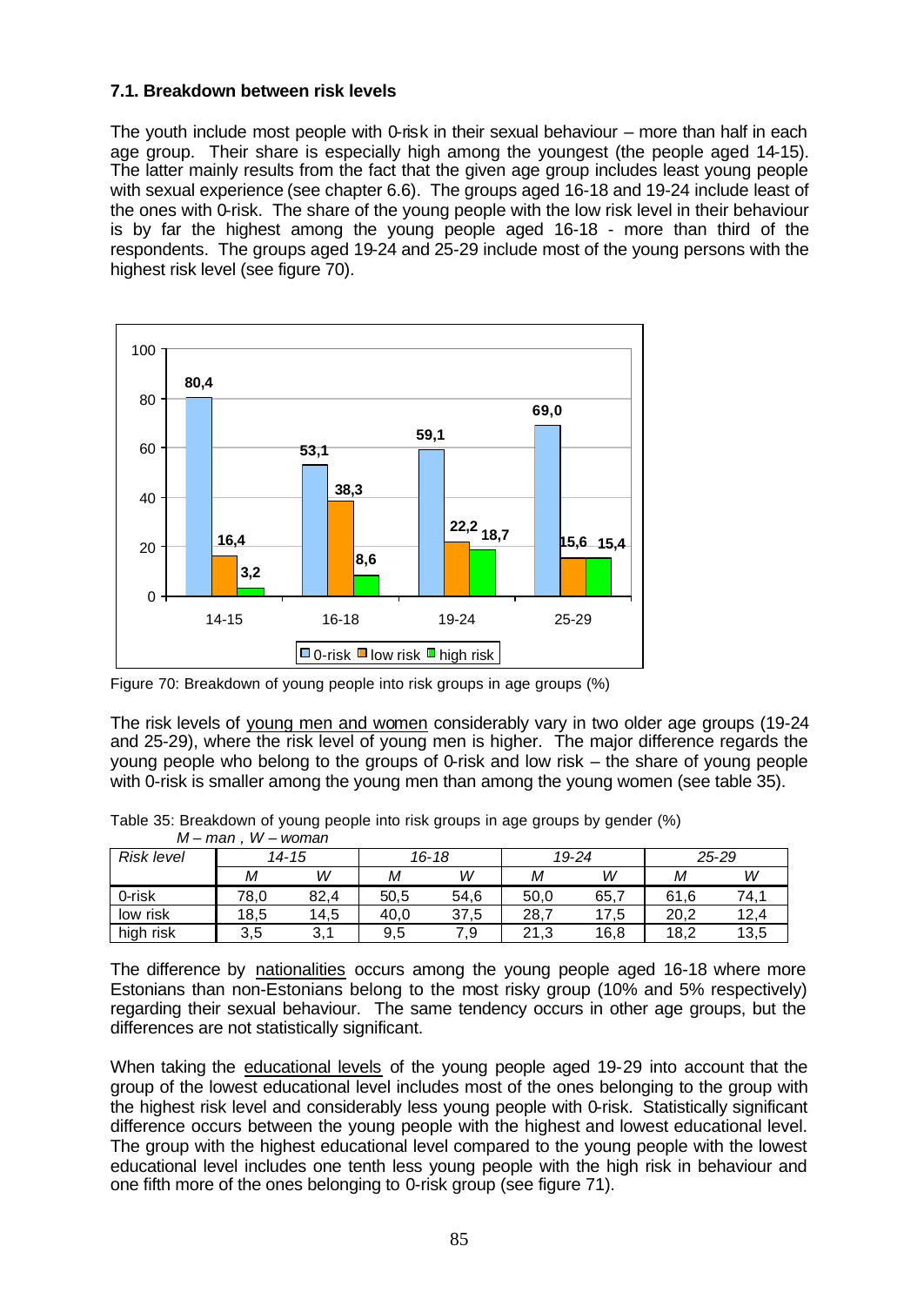### 7.1. Breakdown between risk levels

The youth include most people with 0-risk in their sexual behaviour – more than half in each age group. Their share is especially high among the youngest (the people aged 14-15). The latter mainly results from the fact that the given age group includes least young people with sexual experience (see chapter 6.6). The groups aged 16-18 and 19-24 include least of the ones with 0-risk. The share of the young people with the low risk level in their behaviour is by far the highest among the young people aged 16-18 - more than third of the respondents. The groups aged 19-24 and 25-29 include most of the young persons with the highest risk level (see figure 70).

Figure 70: Breakdown of young people into risk groups in age groups (%)

The risk levels of young men and women considerably vary in two older age groups (19-24 and 25-29), where the risk level of young men is higher. The major difference regards the young people who belong to the groups of 0-risk and low risk – the share of young people with 0-risk is smaller among the young men than among the young women (see table 35).

Table 35: Breakdown of young people into risk groups in age groups by gender (%)
*M – man , W – woman*

| *Risk level* | *14-15* | | *16-18* | | *19-24* | | *25-29* | |
|---|---|---|---|---|---|---|---|---|
| | *M* | *W* | *M* | *W* | *M* | *W* | *M* | *W* |
| 0-risk | 78,0 | 82,4 | 50,5 | 54,6 | 50,0 | 65,7 | 61,6 | 74,1 |
| low risk | 18,5 | 14,5 | 40,0 | 37,5 | 28,7 | 17,5 | 20,2 | 12,4 |
| high risk | 3,5 | 3,1 | 9,5 | 7,9 | 21,3 | 16,8 | 18,2 | 13,5 |

The difference by nationalities occurs among the young people aged 16-18 where more Estonians than non-Estonians belong to the most risky group (10% and 5% respectively) regarding their sexual behaviour. The same tendency occurs in other age groups, but the differences are not statistically significant.

When taking the educational levels of the young people aged 19-29 into account that the group of the lowest educational level includes most of the ones belonging to the group with the highest risk level and considerably less young people with 0-risk. Statistically significant difference occurs between the young people with the highest and lowest educational level. The group with the highest educational level compared to the young people with the lowest educational level includes one tenth less young people with the high risk in behaviour and one fifth more of the ones belonging to 0-risk group (see figure 71).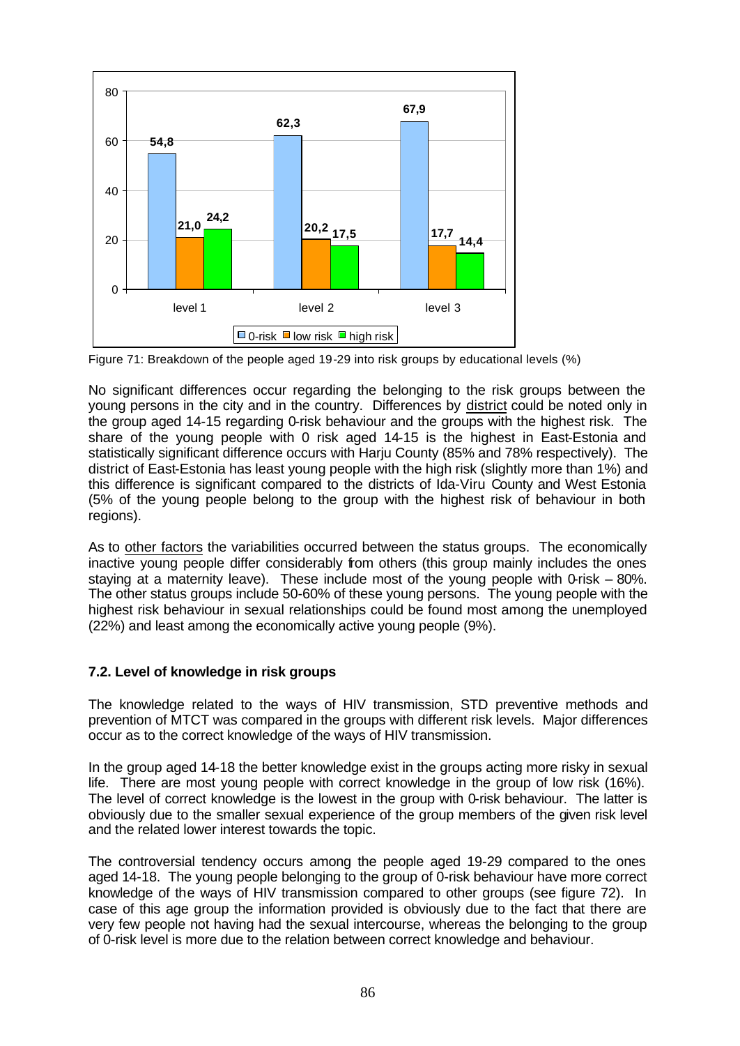| | 0-risk | low risk | high risk |
|---|---|---|---|
| level 1 | 54,8 | 21,0 | 24,2 |
| level 2 | 62,3 | 20,2 | 17,5 |
| level 3 | 67,9 | 17,7 | 14,4 |

Figure 71: Breakdown of the people aged 19-29 into risk groups by educational levels (%)

No significant differences occur regarding the belonging to the risk groups between the young persons in the city and in the country. Differences by district could be noted only in the group aged 14-15 regarding 0-risk behaviour and the groups with the highest risk. The share of the young people with 0 risk aged 14-15 is the highest in East-Estonia and statistically significant difference occurs with Harju County (85% and 78% respectively). The district of East-Estonia has least young people with the high risk (slightly more than 1%) and this difference is significant compared to the districts of Ida-Viru County and West Estonia (5% of the young people belong to the group with the highest risk of behaviour in both regions).

As to other factors the variabilities occurred between the status groups. The economically inactive young people differ considerably from others (this group mainly includes the ones staying at a maternity leave). These include most of the young people with 0-risk – 80%. The other status groups include 50-60% of these young persons. The young people with the highest risk behaviour in sexual relationships could be found most among the unemployed (22%) and least among the economically active young people (9%).

### 7.2. Level of knowledge in risk groups

The knowledge related to the ways of HIV transmission, STD preventive methods and prevention of MTCT was compared in the groups with different risk levels. Major differences occur as to the correct knowledge of the ways of HIV transmission.

In the group aged 14-18 the better knowledge exist in the groups acting more risky in sexual life. There are most young people with correct knowledge in the group of low risk (16%). The level of correct knowledge is the lowest in the group with 0-risk behaviour. The latter is obviously due to the smaller sexual experience of the group members of the given risk level and the related lower interest towards the topic.

The controversial tendency occurs among the people aged 19-29 compared to the ones aged 14-18. The young people belonging to the group of 0-risk behaviour have more correct knowledge of the ways of HIV transmission compared to other groups (see figure 72). In case of this age group the information provided is obviously due to the fact that there are very few people not having had the sexual intercourse, whereas the belonging to the group of 0-risk level is more due to the relation between correct knowledge and behaviour.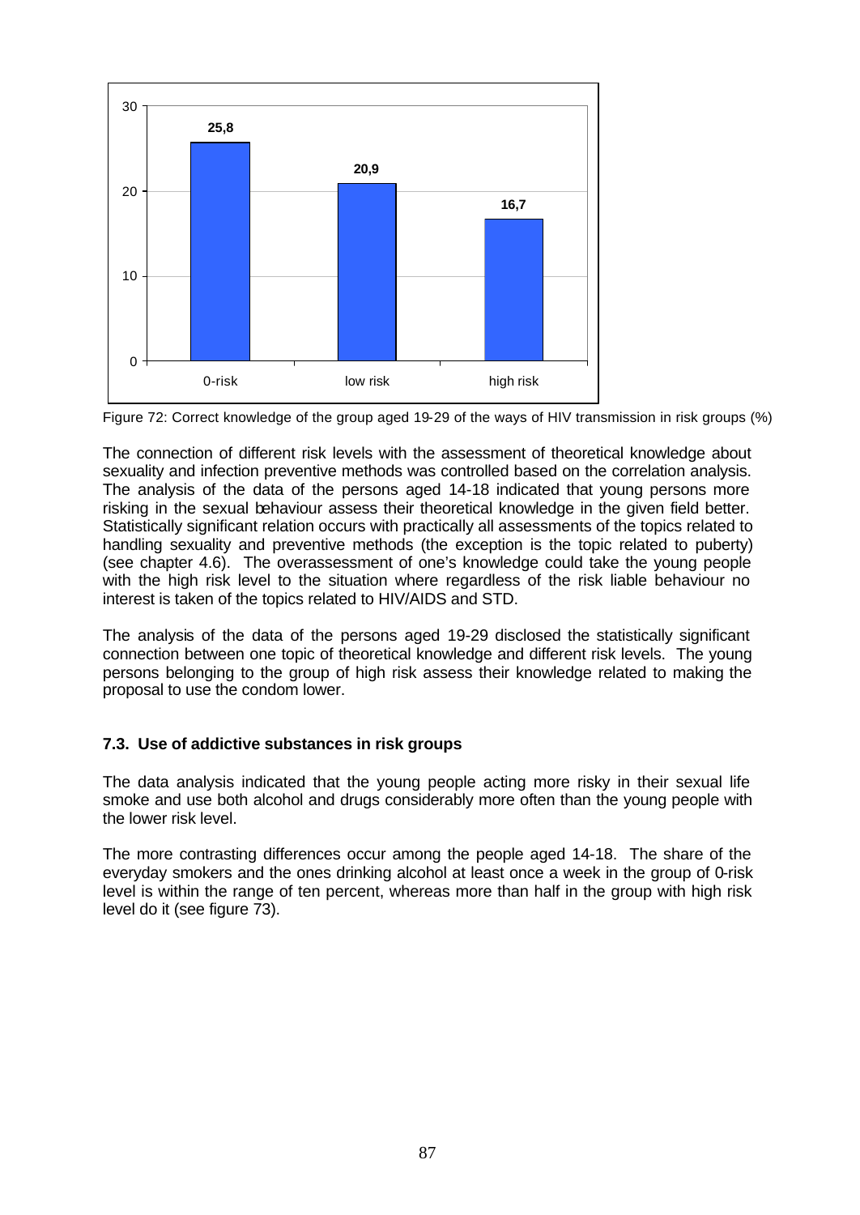Figure 72: Correct knowledge of the group aged 19-29 of the ways of HIV transmission in risk groups (%)

The connection of different risk levels with the assessment of theoretical knowledge about sexuality and infection preventive methods was controlled based on the correlation analysis. The analysis of the data of the persons aged 14-18 indicated that young persons more risking in the sexual behaviour assess their theoretical knowledge in the given field better. Statistically significant relation occurs with practically all assessments of the topics related to handling sexuality and preventive methods (the exception is the topic related to puberty) (see chapter 4.6). The overassessment of one's knowledge could take the young people with the high risk level to the situation where regardless of the risk liable behaviour no interest is taken of the topics related to HIV/AIDS and STD.

The analysis of the data of the persons aged 19-29 disclosed the statistically significant connection between one topic of theoretical knowledge and different risk levels. The young persons belonging to the group of high risk assess their knowledge related to making the proposal to use the condom lower.

### 7.3. Use of addictive substances in risk groups

The data analysis indicated that the young people acting more risky in their sexual life smoke and use both alcohol and drugs considerably more often than the young people with the lower risk level.

The more contrasting differences occur among the people aged 14-18. The share of the everyday smokers and the ones drinking alcohol at least once a week in the group of 0-risk level is within the range of ten percent, whereas more than half in the group with high risk level do it (see figure 73).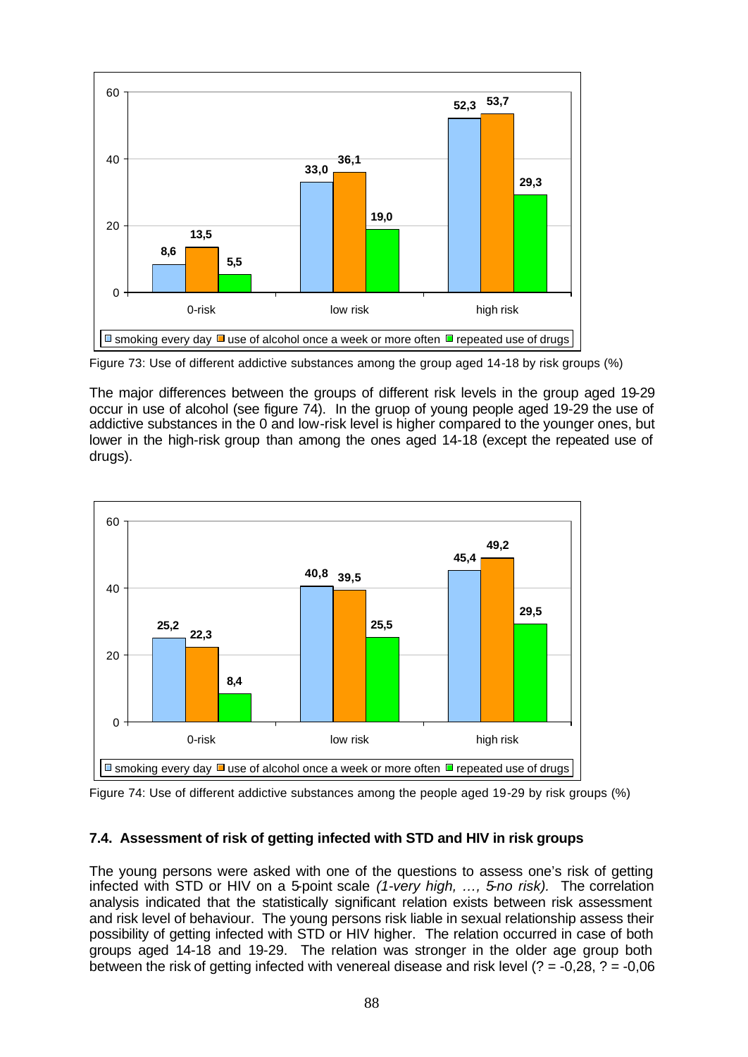Figure 73: Use of different addictive substances among the group aged 14-18 by risk groups (%)

| | 0-risk | low risk | high risk |
|---|---|---|---|
| smoking every day | 8,6 | 33,0 | 52,3 |
| use of alcohol once a week or more often | 13,5 | 36,1 | 53,7 |
| repeated use of drugs | 5,5 | 19,0 | 29,3 |

The major differences between the groups of different risk levels in the group aged 19-29 occur in use of alcohol (see figure 74). In the gruop of young people aged 19-29 the use of addictive substances in the 0 and low-risk level is higher compared to the younger ones, but lower in the high-risk group than among the ones aged 14-18 (except the repeated use of drugs).

Figure 74: Use of different addictive substances among the people aged 19-29 by risk groups (%)

| | 0-risk | low risk | high risk |
|---|---|---|---|
| smoking every day | 25,2 | 40,8 | 45,4 |
| use of alcohol once a week or more often | 22,3 | 39,5 | 49,2 |
| repeated use of drugs | 8,4 | 25,5 | 29,5 |

### 7.4. Assessment of risk of getting infected with STD and HIV in risk groups

The young persons were asked with one of the questions to assess one's risk of getting infected with STD or HIV on a 5-point scale *(1-very high, …, 5-no risk).* The correlation analysis indicated that the statistically significant relation exists between risk assessment and risk level of behaviour. The young persons risk liable in sexual relationship assess their possibility of getting infected with STD or HIV higher. The relation occurred in case of both groups aged 14-18 and 19-29. The relation was stronger in the older age group both between the risk of getting infected with venereal disease and risk level (? = -0,28, ? = -0,06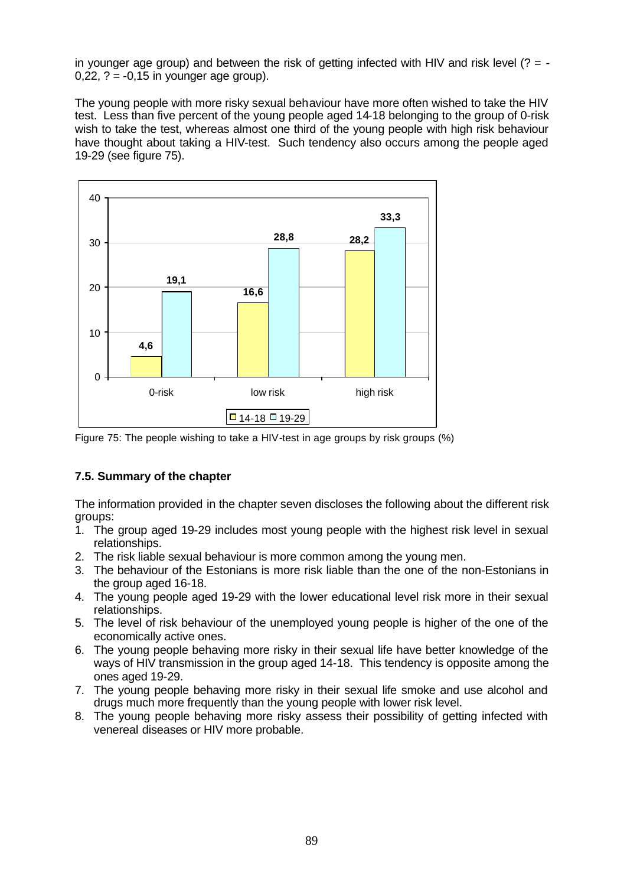in younger age group) and between the risk of getting infected with HIV and risk level (? = -0,22, ? = -0,15 in younger age group).

The young people with more risky sexual behaviour have more often wished to take the HIV test. Less than five percent of the young people aged 14-18 belonging to the group of 0-risk wish to take the test, whereas almost one third of the young people with high risk behaviour have thought about taking a HIV-test. Such tendency also occurs among the people aged 19-29 (see figure 75).

| | 14-18 | 19-29 |
|---|---|---|
| 0-risk | 4,6 | 19,1 |
| low risk | 16,6 | 28,8 |
| high risk | 28,2 | 33,3 |

Figure 75: The people wishing to take a HIV-test in age groups by risk groups (%)

### 7.5. Summary of the chapter

The information provided in the chapter seven discloses the following about the different risk groups:

1. The group aged 19-29 includes most young people with the highest risk level in sexual relationships.
2. The risk liable sexual behaviour is more common among the young men.
3. The behaviour of the Estonians is more risk liable than the one of the non-Estonians in the group aged 16-18.
4. The young people aged 19-29 with the lower educational level risk more in their sexual relationships.
5. The level of risk behaviour of the unemployed young people is higher of the one of the economically active ones.
6. The young people behaving more risky in their sexual life have better knowledge of the ways of HIV transmission in the group aged 14-18. This tendency is opposite among the ones aged 19-29.
7. The young people behaving more risky in their sexual life smoke and use alcohol and drugs much more frequently than the young people with lower risk level.
8. The young people behaving more risky assess their possibility of getting infected with venereal diseases or HIV more probable.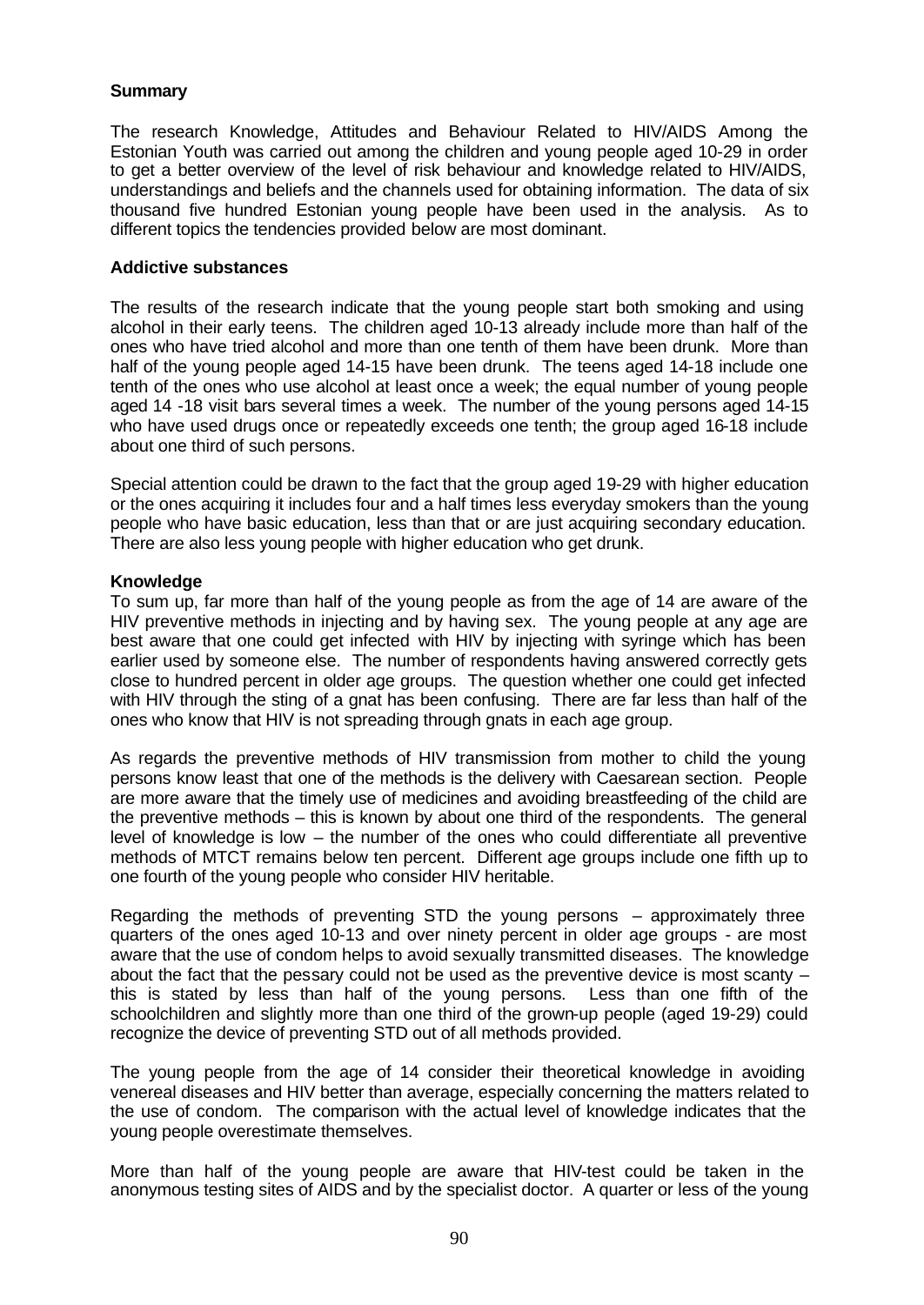**Summary**

The research Knowledge, Attitudes and Behaviour Related to HIV/AIDS Among the Estonian Youth was carried out among the children and young people aged 10-29 in order to get a better overview of the level of risk behaviour and knowledge related to HIV/AIDS, understandings and beliefs and the channels used for obtaining information. The data of six thousand five hundred Estonian young people have been used in the analysis. As to different topics the tendencies provided below are most dominant.

**Addictive substances**

The results of the research indicate that the young people start both smoking and using alcohol in their early teens. The children aged 10-13 already include more than half of the ones who have tried alcohol and more than one tenth of them have been drunk. More than half of the young people aged 14-15 have been drunk. The teens aged 14-18 include one tenth of the ones who use alcohol at least once a week; the equal number of young people aged 14 -18 visit bars several times a week. The number of the young persons aged 14-15 who have used drugs once or repeatedly exceeds one tenth; the group aged 16-18 include about one third of such persons.

Special attention could be drawn to the fact that the group aged 19-29 with higher education or the ones acquiring it includes four and a half times less everyday smokers than the young people who have basic education, less than that or are just acquiring secondary education. There are also less young people with higher education who get drunk.

**Knowledge**

To sum up, far more than half of the young people as from the age of 14 are aware of the HIV preventive methods in injecting and by having sex. The young people at any age are best aware that one could get infected with HIV by injecting with syringe which has been earlier used by someone else. The number of respondents having answered correctly gets close to hundred percent in older age groups. The question whether one could get infected with HIV through the sting of a gnat has been confusing. There are far less than half of the ones who know that HIV is not spreading through gnats in each age group.

As regards the preventive methods of HIV transmission from mother to child the young persons know least that one of the methods is the delivery with Caesarean section. People are more aware that the timely use of medicines and avoiding breastfeeding of the child are the preventive methods – this is known by about one third of the respondents. The general level of knowledge is low – the number of the ones who could differentiate all preventive methods of MTCT remains below ten percent. Different age groups include one fifth up to one fourth of the young people who consider HIV heritable.

Regarding the methods of preventing STD the young persons – approximately three quarters of the ones aged 10-13 and over ninety percent in older age groups - are most aware that the use of condom helps to avoid sexually transmitted diseases. The knowledge about the fact that the pessary could not be used as the preventive device is most scanty – this is stated by less than half of the young persons. Less than one fifth of the schoolchildren and slightly more than one third of the grown-up people (aged 19-29) could recognize the device of preventing STD out of all methods provided.

The young people from the age of 14 consider their theoretical knowledge in avoiding venereal diseases and HIV better than average, especially concerning the matters related to the use of condom. The comparison with the actual level of knowledge indicates that the young people overestimate themselves.

More than half of the young people are aware that HIV-test could be taken in the anonymous testing sites of AIDS and by the specialist doctor. A quarter or less of the young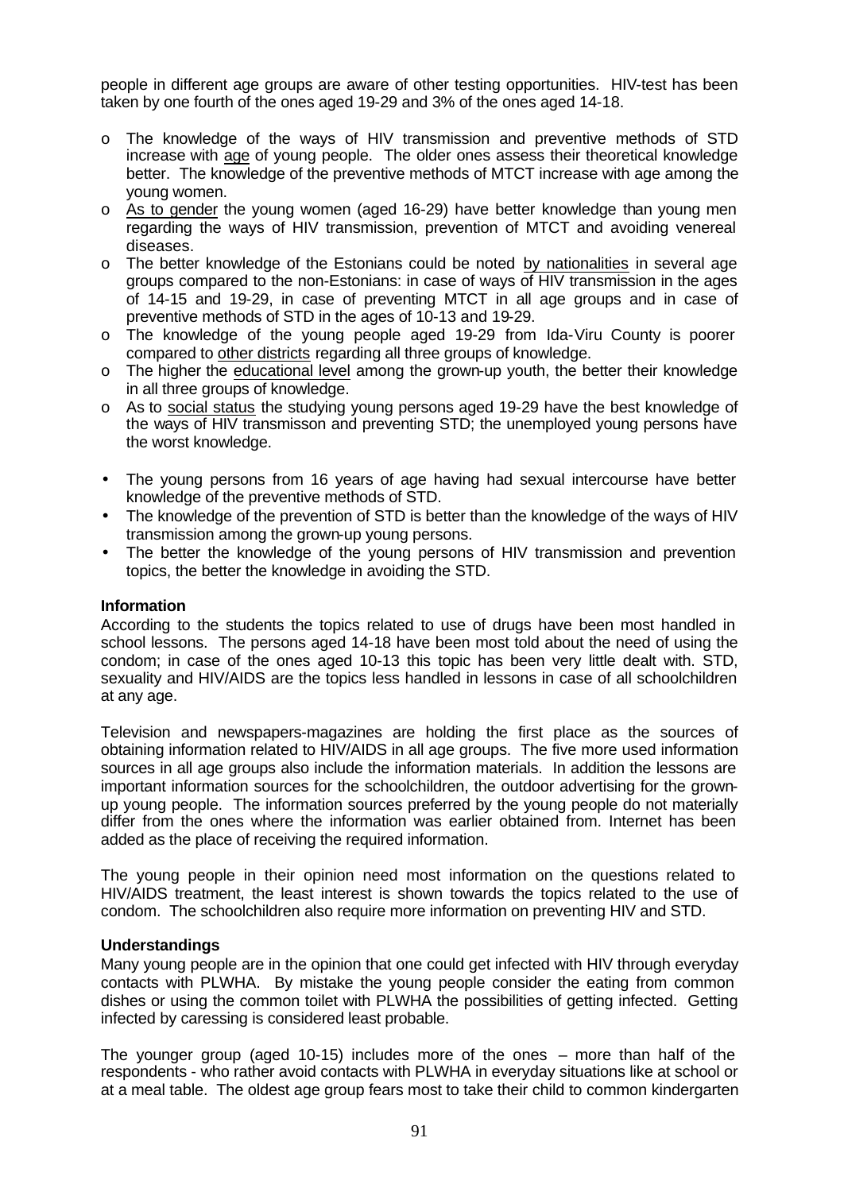people in different age groups are aware of other testing opportunities. HIV-test has been taken by one fourth of the ones aged 19-29 and 3% of the ones aged 14-18.

- The knowledge of the ways of HIV transmission and preventive methods of STD increase with age of young people. The older ones assess their theoretical knowledge better. The knowledge of the preventive methods of MTCT increase with age among the young women.
- As to gender the young women (aged 16-29) have better knowledge than young men regarding the ways of HIV transmission, prevention of MTCT and avoiding venereal diseases.
- The better knowledge of the Estonians could be noted by nationalities in several age groups compared to the non-Estonians: in case of ways of HIV transmission in the ages of 14-15 and 19-29, in case of preventing MTCT in all age groups and in case of preventive methods of STD in the ages of 10-13 and 19-29.
- The knowledge of the young people aged 19-29 from Ida-Viru County is poorer compared to other districts regarding all three groups of knowledge.
- The higher the educational level among the grown-up youth, the better their knowledge in all three groups of knowledge.
- As to social status the studying young persons aged 19-29 have the best knowledge of the ways of HIV transmisson and preventing STD; the unemployed young persons have the worst knowledge.

- The young persons from 16 years of age having had sexual intercourse have better knowledge of the preventive methods of STD.
- The knowledge of the prevention of STD is better than the knowledge of the ways of HIV transmission among the grown-up young persons.
- The better the knowledge of the young persons of HIV transmission and prevention topics, the better the knowledge in avoiding the STD.

**Information**

According to the students the topics related to use of drugs have been most handled in school lessons. The persons aged 14-18 have been most told about the need of using the condom; in case of the ones aged 10-13 this topic has been very little dealt with. STD, sexuality and HIV/AIDS are the topics less handled in lessons in case of all schoolchildren at any age.

Television and newspapers-magazines are holding the first place as the sources of obtaining information related to HIV/AIDS in all age groups. The five more used information sources in all age groups also include the information materials. In addition the lessons are important information sources for the schoolchildren, the outdoor advertising for the grown-up young people. The information sources preferred by the young people do not materially differ from the ones where the information was earlier obtained from. Internet has been added as the place of receiving the required information.

The young people in their opinion need most information on the questions related to HIV/AIDS treatment, the least interest is shown towards the topics related to the use of condom. The schoolchildren also require more information on preventing HIV and STD.

**Understandings**

Many young people are in the opinion that one could get infected with HIV through everyday contacts with PLWHA. By mistake the young people consider the eating from common dishes or using the common toilet with PLWHA the possibilities of getting infected. Getting infected by caressing is considered least probable.

The younger group (aged 10-15) includes more of the ones – more than half of the respondents - who rather avoid contacts with PLWHA in everyday situations like at school or at a meal table. The oldest age group fears most to take their child to common kindergarten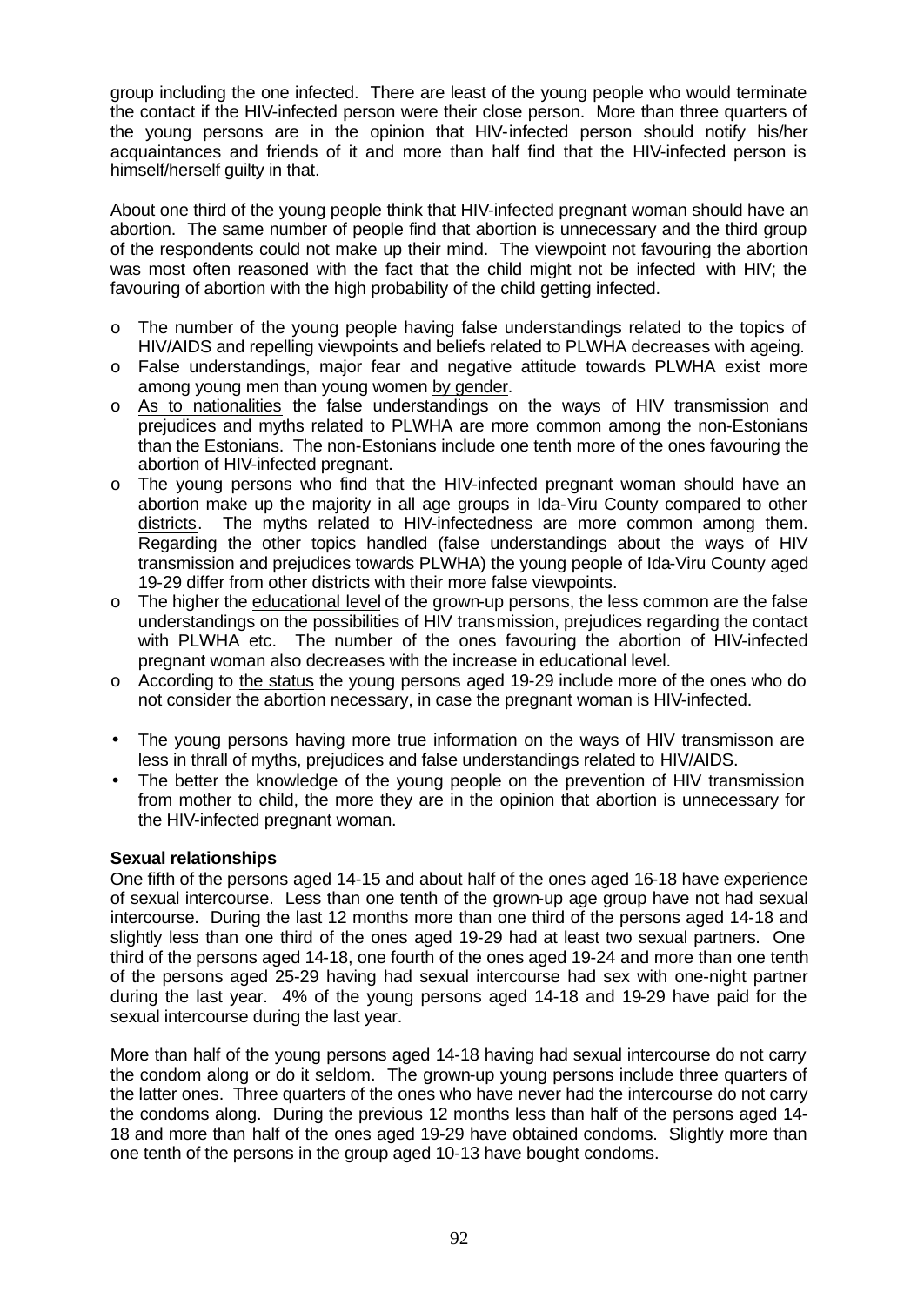group including the one infected. There are least of the young people who would terminate the contact if the HIV-infected person were their close person. More than three quarters of the young persons are in the opinion that HIV-infected person should notify his/her acquaintances and friends of it and more than half find that the HIV-infected person is himself/herself guilty in that.

About one third of the young people think that HIV-infected pregnant woman should have an abortion. The same number of people find that abortion is unnecessary and the third group of the respondents could not make up their mind. The viewpoint not favouring the abortion was most often reasoned with the fact that the child might not be infected with HIV; the favouring of abortion with the high probability of the child getting infected.

- The number of the young people having false understandings related to the topics of HIV/AIDS and repelling viewpoints and beliefs related to PLWHA decreases with ageing.
- False understandings, major fear and negative attitude towards PLWHA exist more among young men than young women <u>by gender</u>.
- <u>As to nationalities</u> the false understandings on the ways of HIV transmission and prejudices and myths related to PLWHA are more common among the non-Estonians than the Estonians. The non-Estonians include one tenth more of the ones favouring the abortion of HIV-infected pregnant.
- The young persons who find that the HIV-infected pregnant woman should have an abortion make up the majority in all age groups in Ida-Viru County compared to other <u>districts</u>. The myths related to HIV-infectedness are more common among them. Regarding the other topics handled (false understandings about the ways of HIV transmission and prejudices towards PLWHA) the young people of Ida-Viru County aged 19-29 differ from other districts with their more false viewpoints.
- The higher the <u>educational level</u> of the grown-up persons, the less common are the false understandings on the possibilities of HIV transmission, prejudices regarding the contact with PLWHA etc. The number of the ones favouring the abortion of HIV-infected pregnant woman also decreases with the increase in educational level.
- According to <u>the status</u> the young persons aged 19-29 include more of the ones who do not consider the abortion necessary, in case the pregnant woman is HIV-infected.

- The young persons having more true information on the ways of HIV transmisson are less in thrall of myths, prejudices and false understandings related to HIV/AIDS.
- The better the knowledge of the young people on the prevention of HIV transmission from mother to child, the more they are in the opinion that abortion is unnecessary for the HIV-infected pregnant woman.

**Sexual relationships**

One fifth of the persons aged 14-15 and about half of the ones aged 16-18 have experience of sexual intercourse. Less than one tenth of the grown-up age group have not had sexual intercourse. During the last 12 months more than one third of the persons aged 14-18 and slightly less than one third of the ones aged 19-29 had at least two sexual partners. One third of the persons aged 14-18, one fourth of the ones aged 19-24 and more than one tenth of the persons aged 25-29 having had sexual intercourse had sex with one-night partner during the last year. 4% of the young persons aged 14-18 and 19-29 have paid for the sexual intercourse during the last year.

More than half of the young persons aged 14-18 having had sexual intercourse do not carry the condom along or do it seldom. The grown-up young persons include three quarters of the latter ones. Three quarters of the ones who have never had the intercourse do not carry the condoms along. During the previous 12 months less than half of the persons aged 14-18 and more than half of the ones aged 19-29 have obtained condoms. Slightly more than one tenth of the persons in the group aged 10-13 have bought condoms.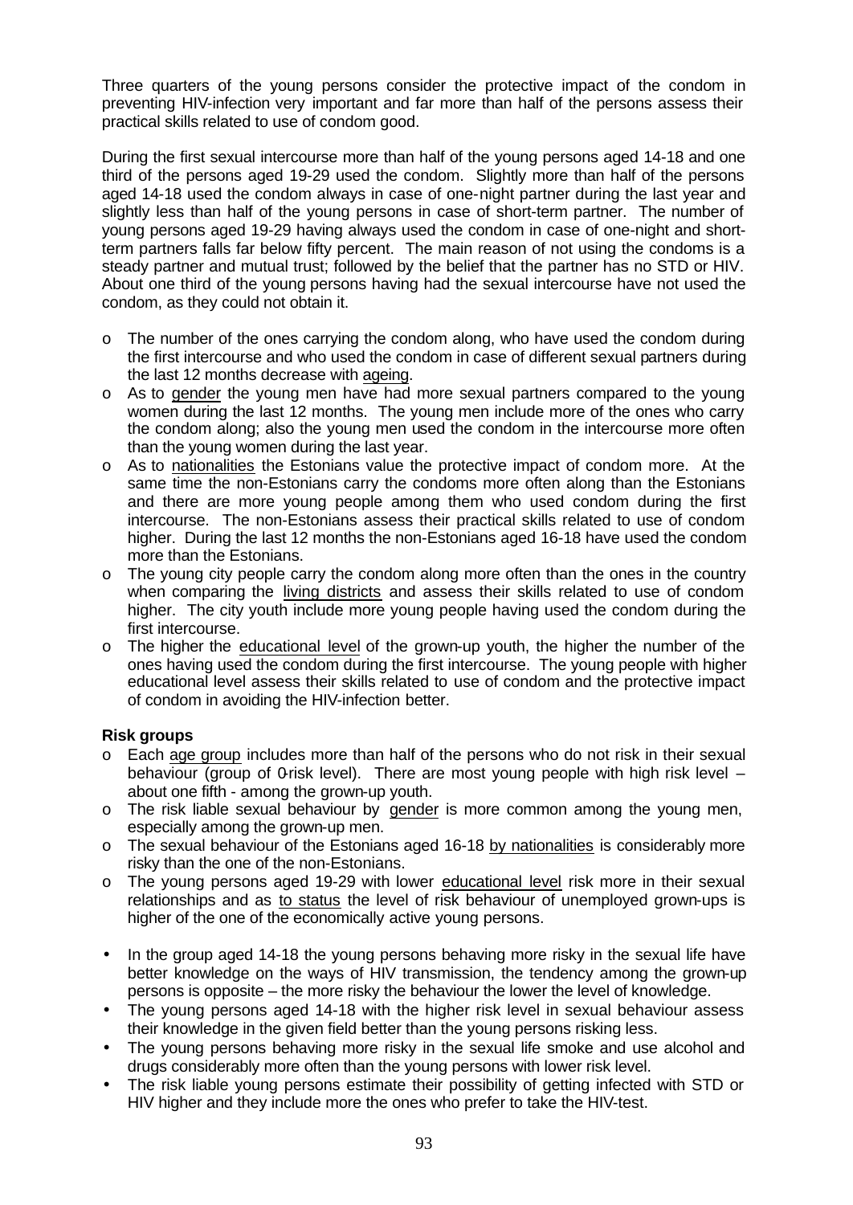Three quarters of the young persons consider the protective impact of the condom in preventing HIV-infection very important and far more than half of the persons assess their practical skills related to use of condom good.

During the first sexual intercourse more than half of the young persons aged 14-18 and one third of the persons aged 19-29 used the condom. Slightly more than half of the persons aged 14-18 used the condom always in case of one-night partner during the last year and slightly less than half of the young persons in case of short-term partner. The number of young persons aged 19-29 having always used the condom in case of one-night and short-term partners falls far below fifty percent. The main reason of not using the condoms is a steady partner and mutual trust; followed by the belief that the partner has no STD or HIV. About one third of the young persons having had the sexual intercourse have not used the condom, as they could not obtain it.

- The number of the ones carrying the condom along, who have used the condom during the first intercourse and who used the condom in case of different sexual partners during the last 12 months decrease with <u>ageing</u>.
- As to <u>gender</u> the young men have had more sexual partners compared to the young women during the last 12 months. The young men include more of the ones who carry the condom along; also the young men used the condom in the intercourse more often than the young women during the last year.
- As to <u>nationalities</u> the Estonians value the protective impact of condom more. At the same time the non-Estonians carry the condoms more often along than the Estonians and there are more young people among them who used condom during the first intercourse. The non-Estonians assess their practical skills related to use of condom higher. During the last 12 months the non-Estonians aged 16-18 have used the condom more than the Estonians.
- The young city people carry the condom along more often than the ones in the country when comparing the <u>living districts</u> and assess their skills related to use of condom higher. The city youth include more young people having used the condom during the first intercourse.
- The higher the <u>educational level</u> of the grown-up youth, the higher the number of the ones having used the condom during the first intercourse. The young people with higher educational level assess their skills related to use of condom and the protective impact of condom in avoiding the HIV-infection better.

**Risk groups**

- Each <u>age group</u> includes more than half of the persons who do not risk in their sexual behaviour (group of 0-risk level). There are most young people with high risk level – about one fifth - among the grown-up youth.
- The risk liable sexual behaviour by <u>gender</u> is more common among the young men, especially among the grown-up men.
- The sexual behaviour of the Estonians aged 16-18 <u>by nationalities</u> is considerably more risky than the one of the non-Estonians.
- The young persons aged 19-29 with lower <u>educational level</u> risk more in their sexual relationships and as <u>to status</u> the level of risk behaviour of unemployed grown-ups is higher of the one of the economically active young persons.

- In the group aged 14-18 the young persons behaving more risky in the sexual life have better knowledge on the ways of HIV transmission, the tendency among the grown-up persons is opposite – the more risky the behaviour the lower the level of knowledge.
- The young persons aged 14-18 with the higher risk level in sexual behaviour assess their knowledge in the given field better than the young persons risking less.
- The young persons behaving more risky in the sexual life smoke and use alcohol and drugs considerably more often than the young persons with lower risk level.
- The risk liable young persons estimate their possibility of getting infected with STD or HIV higher and they include more the ones who prefer to take the HIV-test.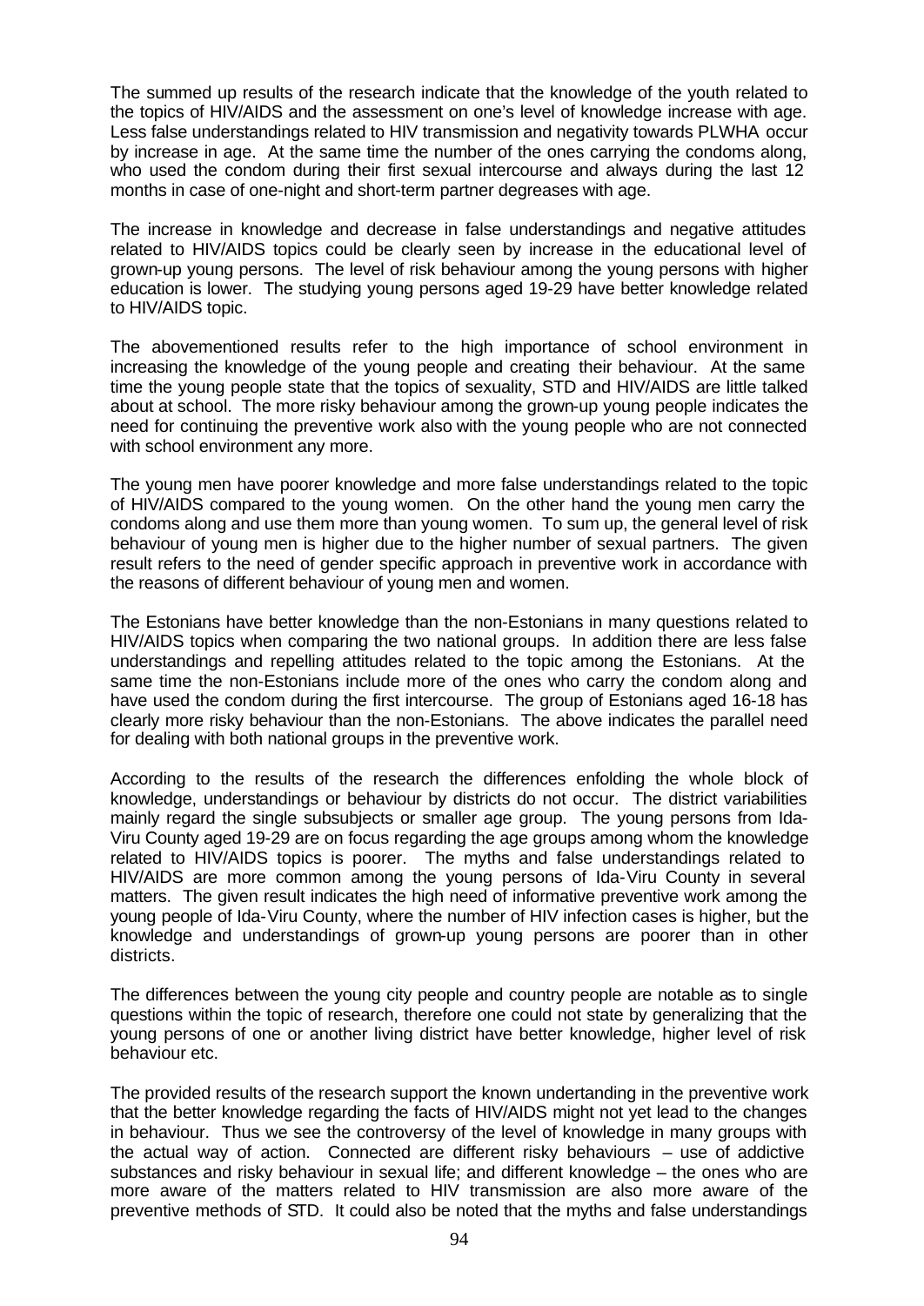The summed up results of the research indicate that the knowledge of the youth related to the topics of HIV/AIDS and the assessment on one's level of knowledge increase with age. Less false understandings related to HIV transmission and negativity towards PLWHA occur by increase in age. At the same time the number of the ones carrying the condoms along, who used the condom during their first sexual intercourse and always during the last 12 months in case of one-night and short-term partner degreases with age.

The increase in knowledge and decrease in false understandings and negative attitudes related to HIV/AIDS topics could be clearly seen by increase in the educational level of grown-up young persons. The level of risk behaviour among the young persons with higher education is lower. The studying young persons aged 19-29 have better knowledge related to HIV/AIDS topic.

The abovementioned results refer to the high importance of school environment in increasing the knowledge of the young people and creating their behaviour. At the same time the young people state that the topics of sexuality, STD and HIV/AIDS are little talked about at school. The more risky behaviour among the grown-up young people indicates the need for continuing the preventive work also with the young people who are not connected with school environment any more.

The young men have poorer knowledge and more false understandings related to the topic of HIV/AIDS compared to the young women. On the other hand the young men carry the condoms along and use them more than young women. To sum up, the general level of risk behaviour of young men is higher due to the higher number of sexual partners. The given result refers to the need of gender specific approach in preventive work in accordance with the reasons of different behaviour of young men and women.

The Estonians have better knowledge than the non-Estonians in many questions related to HIV/AIDS topics when comparing the two national groups. In addition there are less false understandings and repelling attitudes related to the topic among the Estonians. At the same time the non-Estonians include more of the ones who carry the condom along and have used the condom during the first intercourse. The group of Estonians aged 16-18 has clearly more risky behaviour than the non-Estonians. The above indicates the parallel need for dealing with both national groups in the preventive work.

According to the results of the research the differences enfolding the whole block of knowledge, understandings or behaviour by districts do not occur. The district variabilities mainly regard the single subsubjects or smaller age group. The young persons from Ida-Viru County aged 19-29 are on focus regarding the age groups among whom the knowledge related to HIV/AIDS topics is poorer. The myths and false understandings related to HIV/AIDS are more common among the young persons of Ida-Viru County in several matters. The given result indicates the high need of informative preventive work among the young people of Ida-Viru County, where the number of HIV infection cases is higher, but the knowledge and understandings of grown-up young persons are poorer than in other districts.

The differences between the young city people and country people are notable as to single questions within the topic of research, therefore one could not state by generalizing that the young persons of one or another living district have better knowledge, higher level of risk behaviour etc.

The provided results of the research support the known undertanding in the preventive work that the better knowledge regarding the facts of HIV/AIDS might not yet lead to the changes in behaviour. Thus we see the controversy of the level of knowledge in many groups with the actual way of action. Connected are different risky behaviours – use of addictive substances and risky behaviour in sexual life; and different knowledge – the ones who are more aware of the matters related to HIV transmission are also more aware of the preventive methods of STD. It could also be noted that the myths and false understandings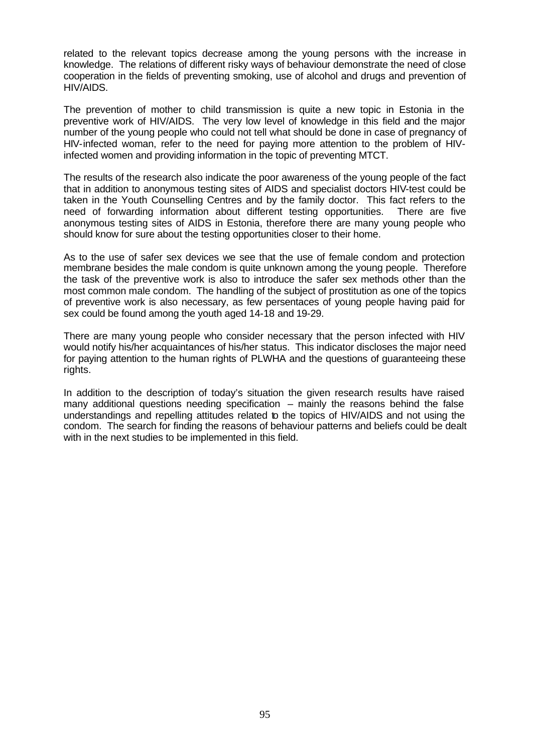related to the relevant topics decrease among the young persons with the increase in knowledge. The relations of different risky ways of behaviour demonstrate the need of close cooperation in the fields of preventing smoking, use of alcohol and drugs and prevention of HIV/AIDS.

The prevention of mother to child transmission is quite a new topic in Estonia in the preventive work of HIV/AIDS. The very low level of knowledge in this field and the major number of the young people who could not tell what should be done in case of pregnancy of HIV-infected woman, refer to the need for paying more attention to the problem of HIV-infected women and providing information in the topic of preventing MTCT.

The results of the research also indicate the poor awareness of the young people of the fact that in addition to anonymous testing sites of AIDS and specialist doctors HIV-test could be taken in the Youth Counselling Centres and by the family doctor. This fact refers to the need of forwarding information about different testing opportunities. There are five anonymous testing sites of AIDS in Estonia, therefore there are many young people who should know for sure about the testing opportunities closer to their home.

As to the use of safer sex devices we see that the use of female condom and protection membrane besides the male condom is quite unknown among the young people. Therefore the task of the preventive work is also to introduce the safer sex methods other than the most common male condom. The handling of the subject of prostitution as one of the topics of preventive work is also necessary, as few persentaces of young people having paid for sex could be found among the youth aged 14-18 and 19-29.

There are many young people who consider necessary that the person infected with HIV would notify his/her acquaintances of his/her status. This indicator discloses the major need for paying attention to the human rights of PLWHA and the questions of guaranteeing these rights.

In addition to the description of today's situation the given research results have raised many additional questions needing specification – mainly the reasons behind the false understandings and repelling attitudes related to the topics of HIV/AIDS and not using the condom. The search for finding the reasons of behaviour patterns and beliefs could be dealt with in the next studies to be implemented in this field.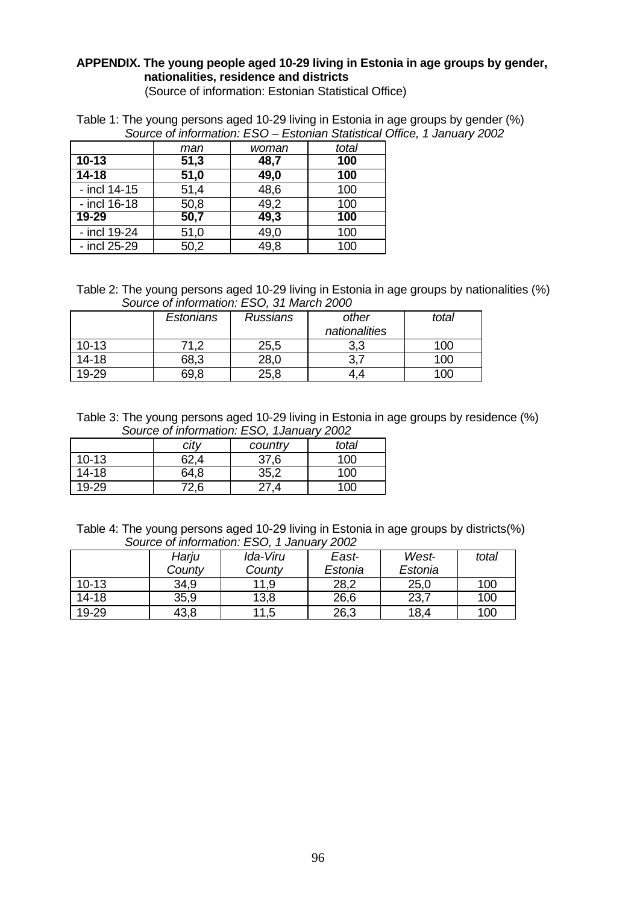**APPENDIX. The young people aged 10-29 living in Estonia in age groups by gender, nationalities, residence and districts**
(Source of information: Estonian Statistical Office)

Table 1: The young persons aged 10-29 living in Estonia in age groups by gender (%)
*Source of information: ESO – Estonian Statistical Office, 1 January 2002*

| | *man* | *woman* | *total* |
|---|---|---|---|
| **10-13** | **51,3** | **48,7** | **100** |
| **14-18** | **51,0** | **49,0** | **100** |
| - incl 14-15 | 51,4 | 48,6 | 100 |
| - incl 16-18 | 50,8 | 49,2 | 100 |
| **19-29** | **50,7** | **49,3** | **100** |
| - incl 19-24 | 51,0 | 49,0 | 100 |
| - incl 25-29 | 50,2 | 49,8 | 100 |

Table 2: The young persons aged 10-29 living in Estonia in age groups by nationalities (%)
*Source of information: ESO, 31 March 2000*

| | *Estonians* | *Russians* | *other nationalities* | *total* |
|---|---|---|---|---|
| 10-13 | 71,2 | 25,5 | 3,3 | 100 |
| 14-18 | 68,3 | 28,0 | 3,7 | 100 |
| 19-29 | 69,8 | 25,8 | 4,4 | 100 |

Table 3: The young persons aged 10-29 living in Estonia in age groups by residence (%)
*Source of information: ESO, 1January 2002*

| | *city* | *country* | *total* |
|---|---|---|---|
| 10-13 | 62,4 | 37,6 | 100 |
| 14-18 | 64,8 | 35,2 | 100 |
| 19-29 | 72,6 | 27,4 | 100 |

Table 4: The young persons aged 10-29 living in Estonia in age groups by districts(%)
*Source of information: ESO, 1 January 2002*

| | *Harju County* | *Ida-Viru County* | *East-Estonia* | *West-Estonia* | *total* |
|---|---|---|---|---|---|
| 10-13 | 34,9 | 11,9 | 28,2 | 25,0 | 100 |
| 14-18 | 35,9 | 13,8 | 26,6 | 23,7 | 100 |
| 19-29 | 43,8 | 11,5 | 26,3 | 18,4 | 100 |